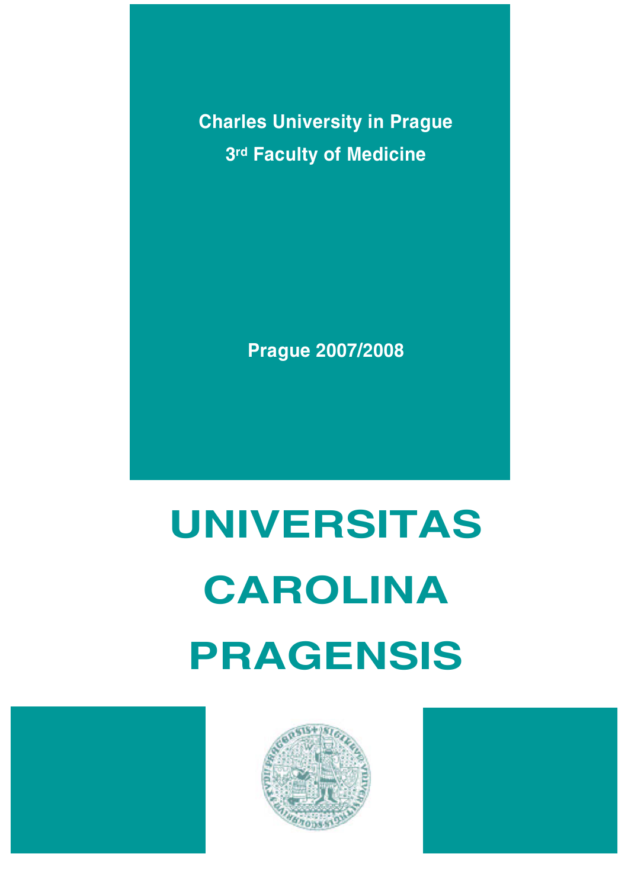**Charles University in Prague**

**3rd Faculty of Medicine**

**Prague 2007/2008**

# UNIVERSITAS

# CAROLINA

# PRAGENSIS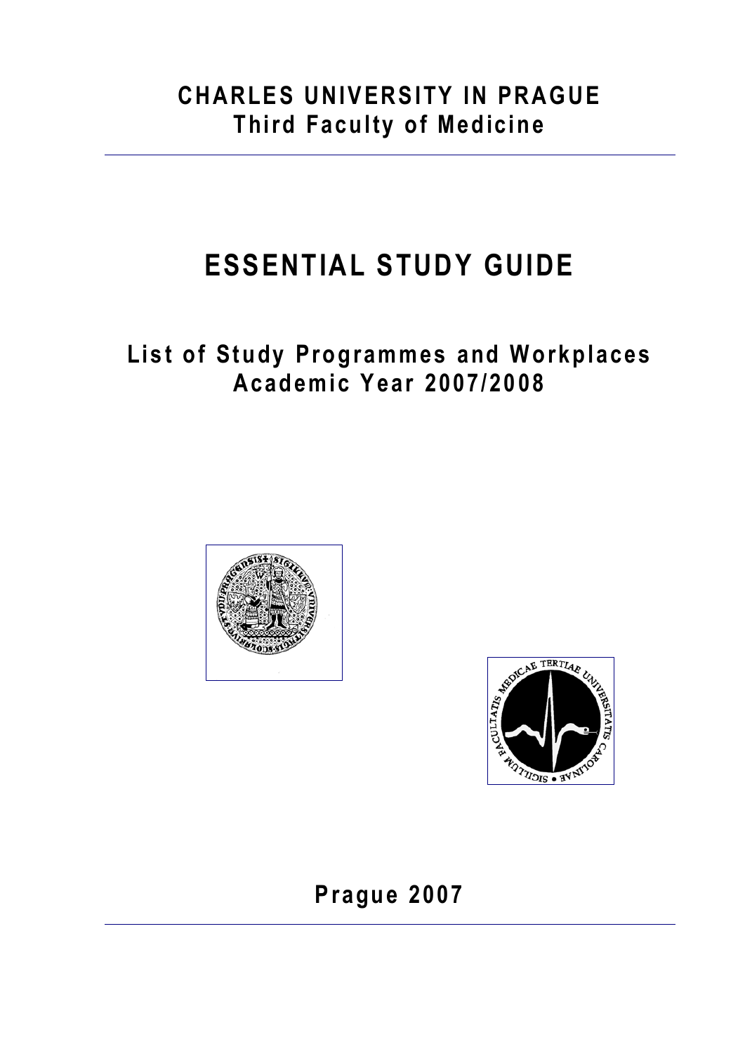# CHARLES UNIVERSITY IN PRAGUE
## Third Faculty of Medicine

# ESSENTIAL STUDY GUIDE

## List of Study Programmes and Workplaces
## Academic Year 2007/2008

**Prague 2007**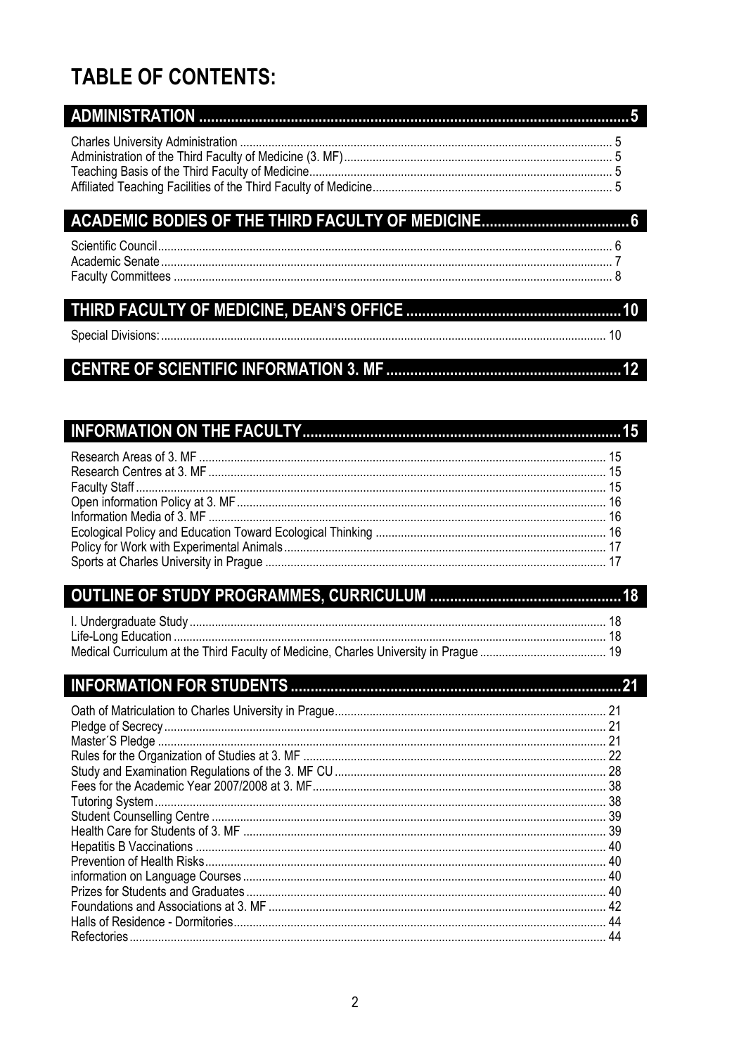# TABLE OF CONTENTS:

## ADMINISTRATION ............................................................................................................5

Charles University Administration .................................................................................................... 5
Administration of the Third Faculty of Medicine (3. MF) .................................................................... 5
Teaching Basis of the Third Faculty of Medicine ............................................................................... 5
Affiliated Teaching Facilities of the Third Faculty of Medicine ........................................................... 5

## ACADEMIC BODIES OF THE THIRD FACULTY OF MEDICINE ....................................6

Scientific Council ............................................................................................................................. 6
Academic Senate ............................................................................................................................ 7
Faculty Committees ........................................................................................................................ 8

## THIRD FACULTY OF MEDICINE, DEAN'S OFFICE ......................................................10

Special Divisions: ........................................................................................................................... 10

## CENTRE OF SCIENTIFIC INFORMATION 3. MF ...........................................................12

## INFORMATION ON THE FACULTY ...............................................................................15

Research Areas of 3. MF ............................................................................................................... 15
Research Centres at 3. MF ........................................................................................................... 15
Faculty Staff ................................................................................................................................... 15
Open information Policy at 3. MF ................................................................................................... 16
Information Media of 3. MF ............................................................................................................ 16
Ecological Policy and Education Toward Ecological Thinking ........................................................ 16
Policy for Work with Experimental Animals ..................................................................................... 17
Sports at Charles University in Prague ........................................................................................... 17

## OUTLINE OF STUDY PROGRAMMES, CURRICULUM ................................................18

I. Undergraduate Study .................................................................................................................. 18
Life-Long Education ....................................................................................................................... 18
Medical Curriculum at the Third Faculty of Medicine, Charles University in Prague ........................ 19

## INFORMATION FOR STUDENTS ...................................................................................21

Oath of Matriculation to Charles University in Prague ..................................................................... 21
Pledge of Secrecy .......................................................................................................................... 21
Master´S Pledge ............................................................................................................................ 21
Rules for the Organization of Studies at 3. MF ............................................................................... 22
Study and Examination Regulations of the 3. MF CU ...................................................................... 28
Fees for the Academic Year 2007/2008 at 3. MF ............................................................................ 38
Tutoring System ............................................................................................................................. 38
Student Counselling Centre ........................................................................................................... 39
Health Care for Students of 3. MF ................................................................................................. 39
Hepatitis B Vaccinations ................................................................................................................ 40
Prevention of Health Risks ............................................................................................................. 40
information on Language Courses ................................................................................................. 40
Prizes for Students and Graduates ................................................................................................ 40
Foundations and Associations at 3. MF ......................................................................................... 42
Halls of Residence - Dormitories .................................................................................................... 44
Refectories ..................................................................................................................................... 44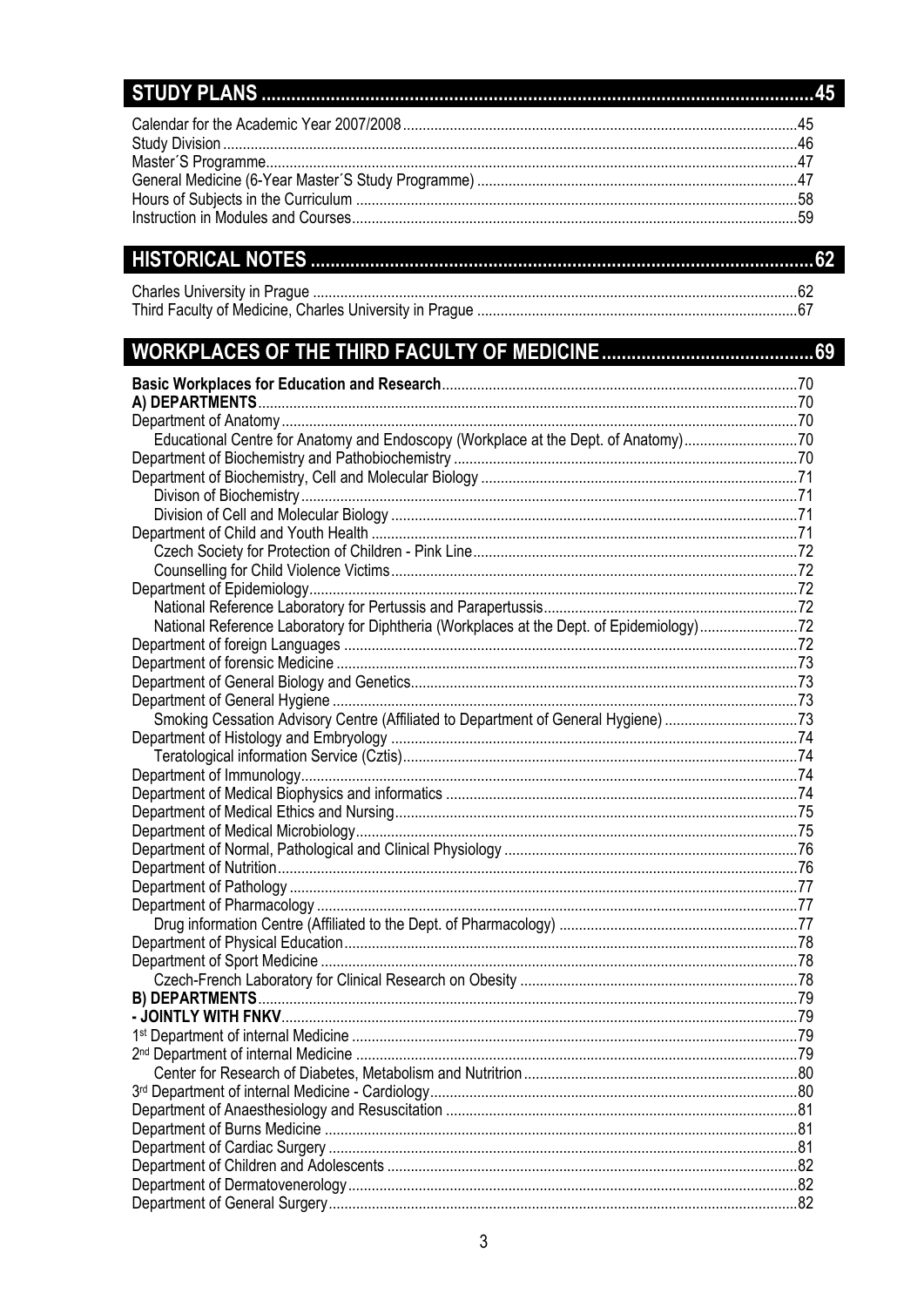## STUDY PLANS ...... 45

Calendar for the Academic Year 2007/2008 ...... 45
Study Division ...... 46
Master´S Programme ...... 47
General Medicine (6-Year Master´S Study Programme) ...... 47
Hours of Subjects in the Curriculum ...... 58
Instruction in Modules and Courses ...... 59

## HISTORICAL NOTES ...... 62

Charles University in Prague ...... 62
Third Faculty of Medicine, Charles University in Prague ...... 67

## WORKPLACES OF THE THIRD FACULTY OF MEDICINE ...... 69

**Basic Workplaces for Education and Research** ...... 70
**A) DEPARTMENTS** ...... 70
Department of Anatomy ...... 70
  Educational Centre for Anatomy and Endoscopy (Workplace at the Dept. of Anatomy) ...... 70
Department of Biochemistry and Pathobiochemistry ...... 70
Department of Biochemistry, Cell and Molecular Biology ...... 71
  Divison of Biochemistry ...... 71
  Division of Cell and Molecular Biology ...... 71
Department of Child and Youth Health ...... 71
  Czech Society for Protection of Children - Pink Line ...... 72
  Counselling for Child Violence Victims ...... 72
Department of Epidemiology ...... 72
  National Reference Laboratory for Pertussis and Parapertussis ...... 72
  National Reference Laboratory for Diphtheria (Workplaces at the Dept. of Epidemiology) ...... 72
Department of foreign Languages ...... 72
Department of forensic Medicine ...... 73
Department of General Biology and Genetics ...... 73
Department of General Hygiene ...... 73
  Smoking Cessation Advisory Centre (Affiliated to Department of General Hygiene) ...... 73
Department of Histology and Embryology ...... 74
  Teratological information Service (Cztis) ...... 74
Department of Immunology ...... 74
Department of Medical Biophysics and informatics ...... 74
Department of Medical Ethics and Nursing ...... 75
Department of Medical Microbiology ...... 75
Department of Normal, Pathological and Clinical Physiology ...... 76
Department of Nutrition ...... 76
Department of Pathology ...... 77
Department of Pharmacology ...... 77
  Drug information Centre (Affiliated to the Dept. of Pharmacology) ...... 77
Department of Physical Education ...... 78
Department of Sport Medicine ...... 78
  Czech-French Laboratory for Clinical Research on Obesity ...... 78
**B) DEPARTMENTS** ...... 79
**- JOINTLY WITH FNKV** ...... 79
1st Department of internal Medicine ...... 79
2nd Department of internal Medicine ...... 79
  Center for Research of Diabetes, Metabolism and Nutritrion ...... 80
3rd Department of internal Medicine - Cardiology ...... 80
Department of Anaesthesiology and Resuscitation ...... 81
Department of Burns Medicine ...... 81
Department of Cardiac Surgery ...... 81
Department of Children and Adolescents ...... 82
Department of Dermatovenerology ...... 82
Department of General Surgery ...... 82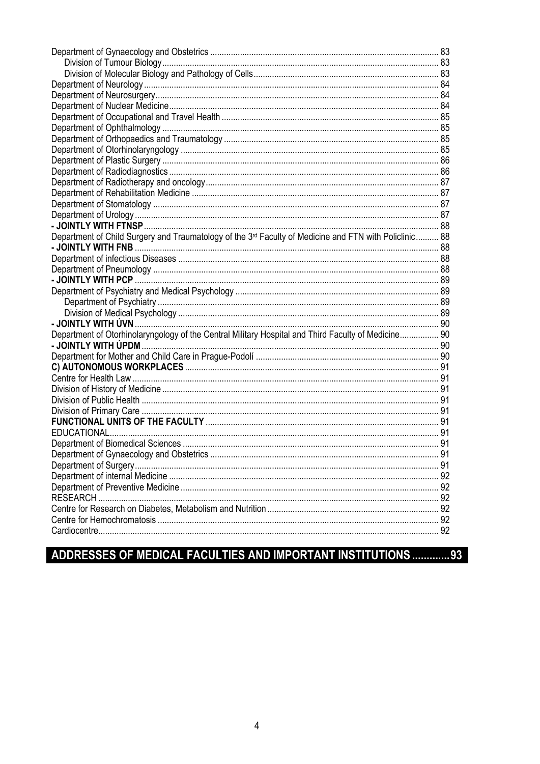Department of Gynaecology and Obstetrics ... 83
  Division of Tumour Biology ... 83
  Division of Molecular Biology and Pathology of Cells ... 83
Department of Neurology ... 84
Department of Neurosurgery ... 84
Department of Nuclear Medicine ... 84
Department of Occupational and Travel Health ... 85
Department of Ophthalmology ... 85
Department of Orthopaedics and Traumatology ... 85
Department of Otorhinolaryngology ... 85
Department of Plastic Surgery ... 86
Department of Radiodiagnostics ... 86
Department of Radiotherapy and oncology ... 87
Department of Rehabilitation Medicine ... 87
Department of Stomatology ... 87
Department of Urology ... 87
**- JOINTLY WITH FTNSP** ... 88
Department of Child Surgery and Traumatology of the 3rd Faculty of Medicine and FTN with Policlinic ... 88
**- JOINTLY WITH FNB** ... 88
Department of infectious Diseases ... 88
Department of Pneumology ... 88
**- JOINTLY WITH PCP** ... 89
Department of Psychiatry and Medical Psychology ... 89
  Department of Psychiatry ... 89
  Division of Medical Psychology ... 89
**- JOINTLY WITH ÚVN** ... 90
Department of Otorhinolaryngology of the Central Military Hospital and Third Faculty of Medicine ... 90
**- JOINTLY WITH ÚPDM** ... 90
Department for Mother and Child Care in Prague-Podolí ... 90
**C) AUTONOMOUS WORKPLACES** ... 91
Centre for Health Law ... 91
Division of History of Medicine ... 91
Division of Public Health ... 91
Division of Primary Care ... 91
**FUNCTIONAL UNITS OF THE FACULTY** ... 91
EDUCATIONAL ... 91
Department of Biomedical Sciences ... 91
Department of Gynaecology and Obstetrics ... 91
Department of Surgery ... 91
Department of internal Medicine ... 92
Department of Preventive Medicine ... 92
RESEARCH ... 92
Centre for Research on Diabetes, Metabolism and Nutrition ... 92
Centre for Hemochromatosis ... 92
Cardiocentre ... 92

## ADDRESSES OF MEDICAL FACULTIES AND IMPORTANT INSTITUTIONS ... 93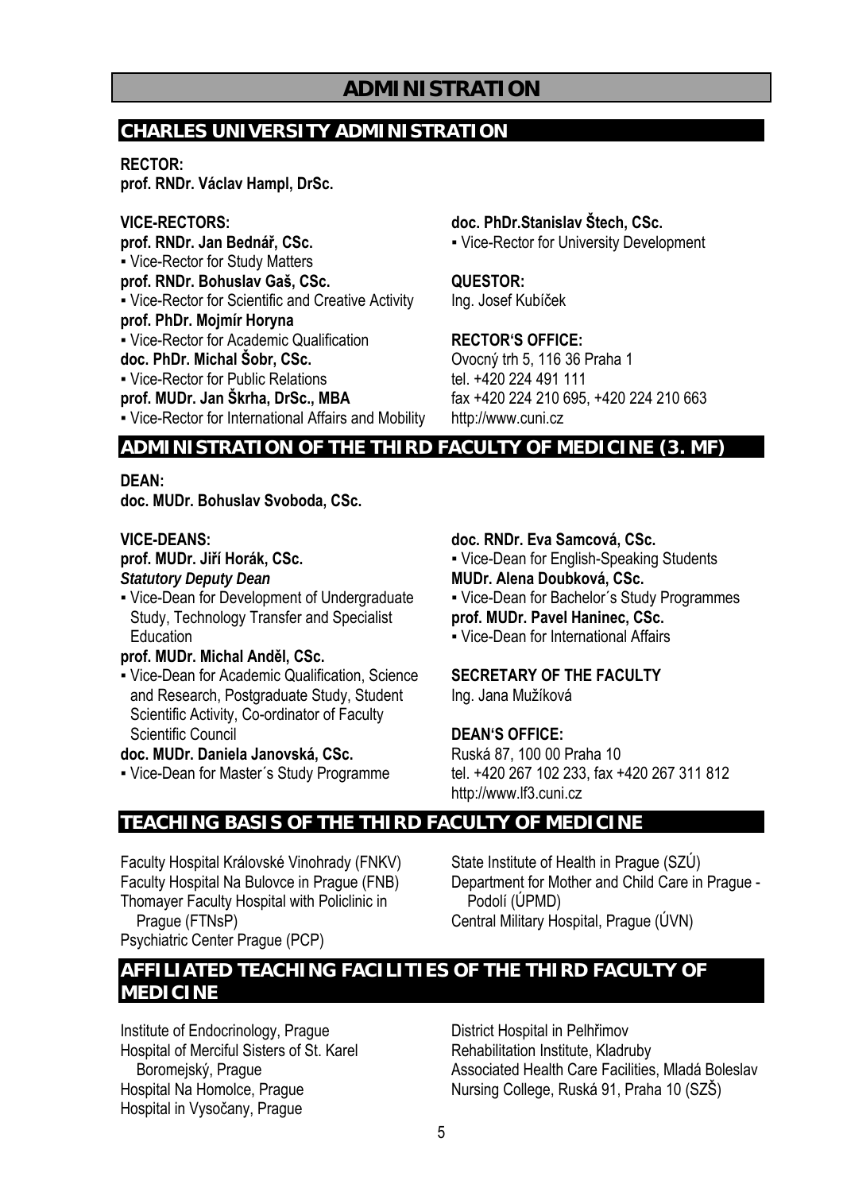# ADMINISTRATION

## CHARLES UNIVERSITY ADMINISTRATION

**RECTOR:**
**prof. RNDr. Václav Hampl, DrSc.**

**VICE-RECTORS:**

**prof. RNDr. Jan Bednář, CSc.**
- Vice-Rector for Study Matters

**prof. RNDr. Bohuslav Gaš, CSc.**
- Vice-Rector for Scientific and Creative Activity

**prof. PhDr. Mojmír Horyna**
- Vice-Rector for Academic Qualification

**doc. PhDr. Michal Šobr, CSc.**
- Vice-Rector for Public Relations

**prof. MUDr. Jan Škrha, DrSc., MBA**
- Vice-Rector for International Affairs and Mobility

**doc. PhDr.Stanislav Štech, CSc.**
- Vice-Rector for University Development

**QUESTOR:**
Ing. Josef Kubíček

**RECTOR'S OFFICE:**
Ovocný trh 5, 116 36 Praha 1
tel. +420 224 491 111
fax +420 224 210 695, +420 224 210 663
http://www.cuni.cz

## ADMINISTRATION OF THE THIRD FACULTY OF MEDICINE (3. MF)

**DEAN:**
**doc. MUDr. Bohuslav Svoboda, CSc.**

**VICE-DEANS:**

**prof. MUDr. Jiří Horák, CSc.**
***Statutory Deputy Dean***
- Vice-Dean for Development of Undergraduate Study, Technology Transfer and Specialist Education

**prof. MUDr. Michal Anděl, CSc.**
- Vice-Dean for Academic Qualification, Science and Research, Postgraduate Study, Student Scientific Activity, Co-ordinator of Faculty Scientific Council

**doc. MUDr. Daniela Janovská, CSc.**
- Vice-Dean for Master´s Study Programme

**doc. RNDr. Eva Samcová, CSc.**
- Vice-Dean for English-Speaking Students

**MUDr. Alena Doubková, CSc.**
- Vice-Dean for Bachelor´s Study Programmes

**prof. MUDr. Pavel Haninec, CSc.**
- Vice-Dean for International Affairs

**SECRETARY OF THE FACULTY**
Ing. Jana Mužíková

**DEAN'S OFFICE:**
Ruská 87, 100 00 Praha 10
tel. +420 267 102 233, fax +420 267 311 812
http://www.lf3.cuni.cz

## TEACHING BASIS OF THE THIRD FACULTY OF MEDICINE

Faculty Hospital Královské Vinohrady (FNKV)
Faculty Hospital Na Bulovce in Prague (FNB)
Thomayer Faculty Hospital with Policlinic in Prague (FTNsP)
Psychiatric Center Prague (PCP)
State Institute of Health in Prague (SZÚ)
Department for Mother and Child Care in Prague - Podolí (ÚPMD)
Central Military Hospital, Prague (ÚVN)

## AFFILIATED TEACHING FACILITIES OF THE THIRD FACULTY OF MEDICINE

Institute of Endocrinology, Prague
Hospital of Merciful Sisters of St. Karel Boromejský, Prague
Hospital Na Homolce, Prague
Hospital in Vysočany, Prague
District Hospital in Pelhřimov
Rehabilitation Institute, Kladruby
Associated Health Care Facilities, Mladá Boleslav
Nursing College, Ruská 91, Praha 10 (SZŠ)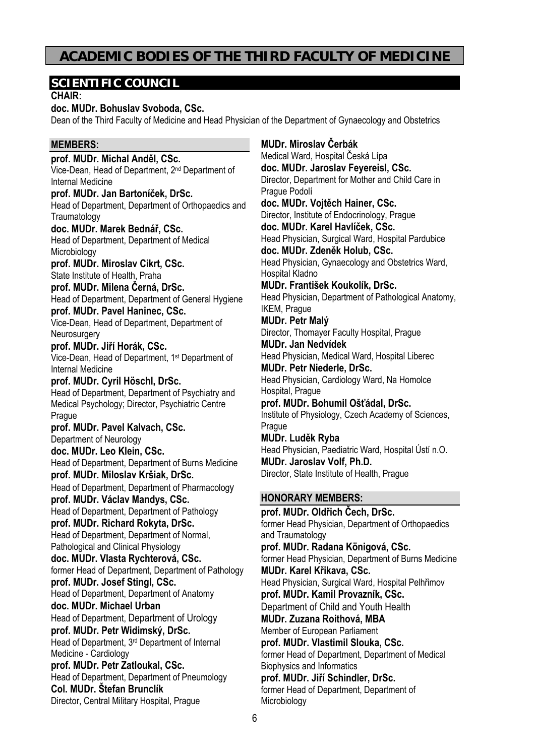# ACADEMIC BODIES OF THE THIRD FACULTY OF MEDICINE

## SCIENTIFIC COUNCIL

**CHAIR:**

**doc. MUDr. Bohuslav Svoboda, CSc.**
Dean of the Third Faculty of Medicine and Head Physician of the Department of Gynaecology and Obstetrics

### MEMBERS:

**prof. MUDr. Michal Anděl, CSc.**
Vice-Dean, Head of Department, 2nd Department of Internal Medicine

**prof. MUDr. Jan Bartoníček, DrSc.**
Head of Department, Department of Orthopaedics and Traumatology

**doc. MUDr. Marek Bednář, CSc.**
Head of Department, Department of Medical Microbiology

**prof. MUDr. Miroslav Cikrt, CSc.**
State Institute of Health, Praha

**prof. MUDr. Milena Černá, DrSc.**
Head of Department, Department of General Hygiene

**prof. MUDr. Pavel Haninec, CSc.**
Vice-Dean, Head of Department, Department of Neurosurgery

**prof. MUDr. Jiří Horák, CSc.**
Vice-Dean, Head of Department, 1st Department of Internal Medicine

**prof. MUDr. Cyril Höschl, DrSc.**
Head of Department, Department of Psychiatry and Medical Psychology; Director, Psychiatric Centre Prague

**prof. MUDr. Pavel Kalvach, CSc.**
Department of Neurology

**doc. MUDr. Leo Klein, CSc.**
Head of Department, Department of Burns Medicine

**prof. MUDr. Miloslav Kršiak, DrSc.**
Head of Department, Department of Pharmacology

**prof. MUDr. Václav Mandys, CSc.**
Head of Department, Department of Pathology

**prof. MUDr. Richard Rokyta, DrSc.**
Head of Department, Department of Normal, Pathological and Clinical Physiology

**doc. MUDr. Vlasta Rychterová, CSc.**
former Head of Department, Department of Pathology

**prof. MUDr. Josef Stingl, CSc.**
Head of Department, Department of Anatomy

**doc. MUDr. Michael Urban**
Head of Department, Department of Urology

**prof. MUDr. Petr Widimský, DrSc.**
Head of Department, 3rd Department of Internal Medicine - Cardiology

**prof. MUDr. Petr Zatloukal, CSc.**
Head of Department, Department of Pneumology

**Col. MUDr. Štefan Brunclík**
Director, Central Military Hospital, Prague

**MUDr. Miroslav Čerbák**
Medical Ward, Hospital Česká Lípa

**doc. MUDr. Jaroslav Feyereisl, CSc.**
Director, Department for Mother and Child Care in Prague Podolí

**doc. MUDr. Vojtěch Hainer, CSc.**
Director, Institute of Endocrinology, Prague

**doc. MUDr. Karel Havlíček, CSc.**
Head Physician, Surgical Ward, Hospital Pardubice

**doc. MUDr. Zdeněk Holub, CSc.**
Head Physician, Gynaecology and Obstetrics Ward, Hospital Kladno

**MUDr. František Koukolík, DrSc.**
Head Physician, Department of Pathological Anatomy, IKEM, Prague

**MUDr. Petr Malý**
Director, Thomayer Faculty Hospital, Prague

**MUDr. Jan Nedvídek**
Head Physician, Medical Ward, Hospital Liberec

**MUDr. Petr Niederle, DrSc.**
Head Physician, Cardiology Ward, Na Homolce Hospital, Prague

**prof. MUDr. Bohumil Ošťádal, DrSc.**
Institute of Physiology, Czech Academy of Sciences, Prague

**MUDr. Luděk Ryba**
Head Physician, Paediatric Ward, Hospital Ústí n.O.

**MUDr. Jaroslav Volf, Ph.D.**
Director, State Institute of Health, Prague

### HONORARY MEMBERS:

**prof. MUDr. Oldřich Čech, DrSc.**
former Head Physician, Department of Orthopaedics and Traumatology

**prof. MUDr. Radana Königová, CSc.**
former Head Physician, Department of Burns Medicine

**MUDr. Karel Křikava, CSc.**
Head Physician, Surgical Ward, Hospital Pelhřimov

**prof. MUDr. Kamil Provazník, CSc.**
Department of Child and Youth Health

**MUDr. Zuzana Roithová, MBA**
Member of European Parliament

**prof. MUDr. Vlastimil Slouka, CSc.**
former Head of Department, Department of Medical Biophysics and Informatics

**prof. MUDr. Jiří Schindler, DrSc.**
former Head of Department, Department of Microbiology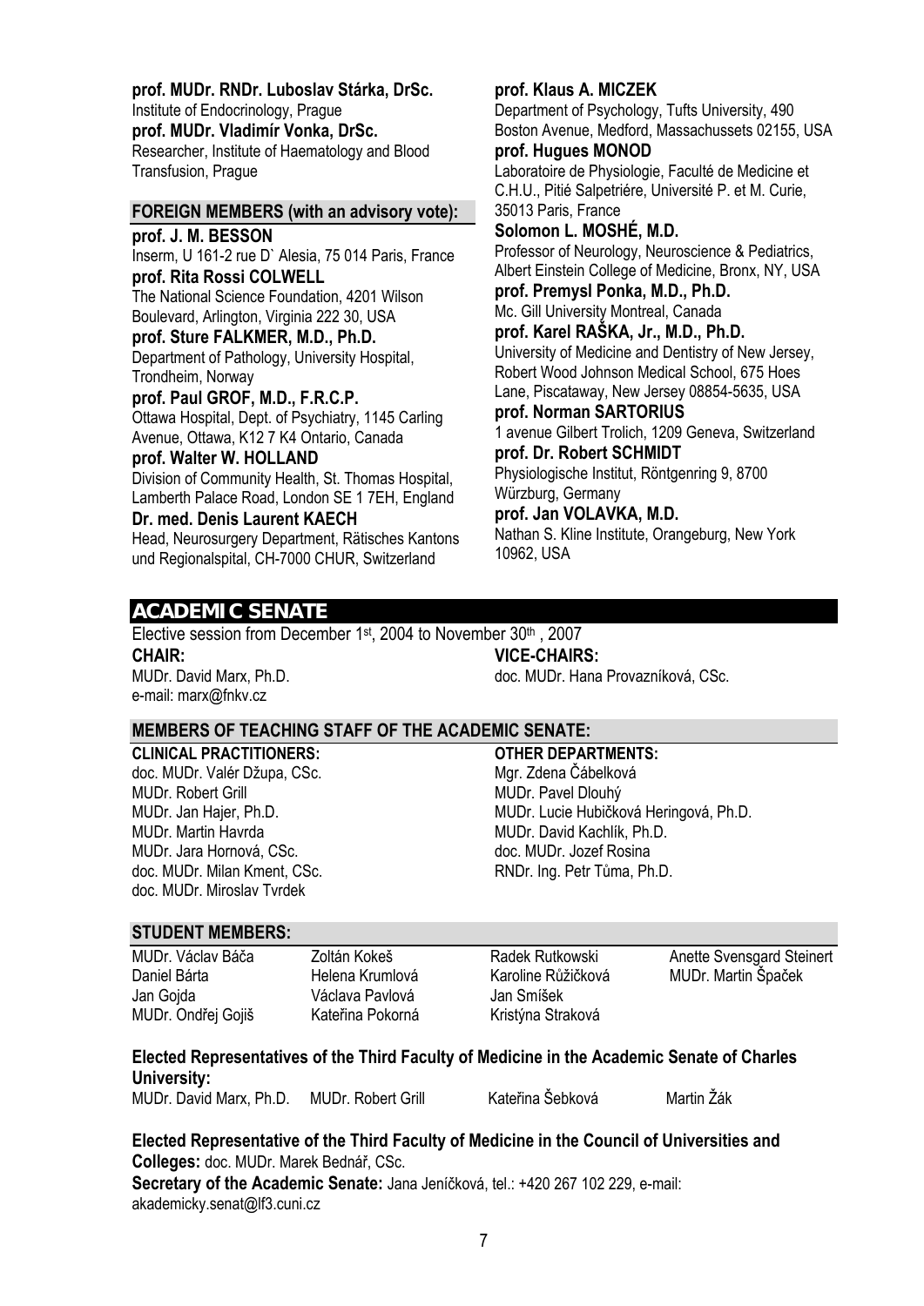**prof. MUDr. RNDr. Luboslav Stárka, DrSc.**
Institute of Endocrinology, Prague

**prof. MUDr. Vladimír Vonka, DrSc.**
Researcher, Institute of Haematology and Blood Transfusion, Prague

### FOREIGN MEMBERS (with an advisory vote):

**prof. J. M. BESSON**
Inserm, U 161-2 rue D` Alesia, 75 014 Paris, France

**prof. Rita Rossi COLWELL**
The National Science Foundation, 4201 Wilson Boulevard, Arlington, Virginia 222 30, USA

**prof. Sture FALKMER, M.D., Ph.D.**
Department of Pathology, University Hospital, Trondheim, Norway

**prof. Paul GROF, M.D., F.R.C.P.**
Ottawa Hospital, Dept. of Psychiatry, 1145 Carling Avenue, Ottawa, K12 7 K4 Ontario, Canada

**prof. Walter W. HOLLAND**
Division of Community Health, St. Thomas Hospital, Lamberth Palace Road, London SE 1 7EH, England

**Dr. med. Denis Laurent KAECH**
Head, Neurosurgery Department, Rätisches Kantons und Regionalspital, CH-7000 CHUR, Switzerland

**prof. Klaus A. MICZEK**
Department of Psychology, Tufts University, 490 Boston Avenue, Medford, Massachussets 02155, USA

**prof. Hugues MONOD**
Laboratoire de Physiologie, Faculté de Medicine et C.H.U., Pitié Salpetriére, Université P. et M. Curie, 35013 Paris, France

**Solomon L. MOSHÉ, M.D.**
Professor of Neurology, Neuroscience & Pediatrics, Albert Einstein College of Medicine, Bronx, NY, USA

**prof. Premysl Ponka, M.D., Ph.D.**
Mc. Gill University Montreal, Canada

**prof. Karel RAŠKA, Jr., M.D., Ph.D.**
University of Medicine and Dentistry of New Jersey, Robert Wood Johnson Medical School, 675 Hoes Lane, Piscataway, New Jersey 08854-5635, USA

**prof. Norman SARTORIUS**
1 avenue Gilbert Trolich, 1209 Geneva, Switzerland

**prof. Dr. Robert SCHMIDT**
Physiologische Institut, Röntgenring 9, 8700 Würzburg, Germany

**prof. Jan VOLAVKA, M.D.**
Nathan S. Kline Institute, Orangeburg, New York 10962, USA

## ACADEMIC SENATE

Elective session from December 1st, 2004 to November 30th, 2007

**CHAIR:**
MUDr. David Marx, Ph.D.
e-mail: marx@fnkv.cz

**VICE-CHAIRS:**
doc. MUDr. Hana Provazníková, CSc.

### MEMBERS OF TEACHING STAFF OF THE ACADEMIC SENATE:

**CLINICAL PRACTITIONERS:**
doc. MUDr. Valér Džupa, CSc.
MUDr. Robert Grill
MUDr. Jan Hajer, Ph.D.
MUDr. Martin Havrda
MUDr. Jara Hornová, CSc.
doc. MUDr. Milan Kment, CSc.
doc. MUDr. Miroslav Tvrdek

**OTHER DEPARTMENTS:**
Mgr. Zdena Čábelková
MUDr. Pavel Dlouhý
MUDr. Lucie Hubičková Heringová, Ph.D.
MUDr. David Kachlík, Ph.D.
doc. MUDr. Jozef Rosina
RNDr. Ing. Petr Tůma, Ph.D.

### STUDENT MEMBERS:

MUDr. Václav Báča
Daniel Bárta
Jan Gojda
MUDr. Ondřej Gojiš
Zoltán Kokeš
Helena Krumlová
Václava Pavlová
Kateřina Pokorná
Radek Rutkowski
Karoline Růžičková
Jan Smíšek
Kristýna Straková
Anette Svensgard Steinert
MUDr. Martin Špaček

**Elected Representatives of the Third Faculty of Medicine in the Academic Senate of Charles University:**
MUDr. David Marx, Ph.D. MUDr. Robert Grill Kateřina Šebková Martin Žák

**Elected Representative of the Third Faculty of Medicine in the Council of Universities and Colleges:** doc. MUDr. Marek Bednář, CSc.

**Secretary of the Academic Senate:** Jana Jeníčková, tel.: +420 267 102 229, e-mail: akademicky.senat@lf3.cuni.cz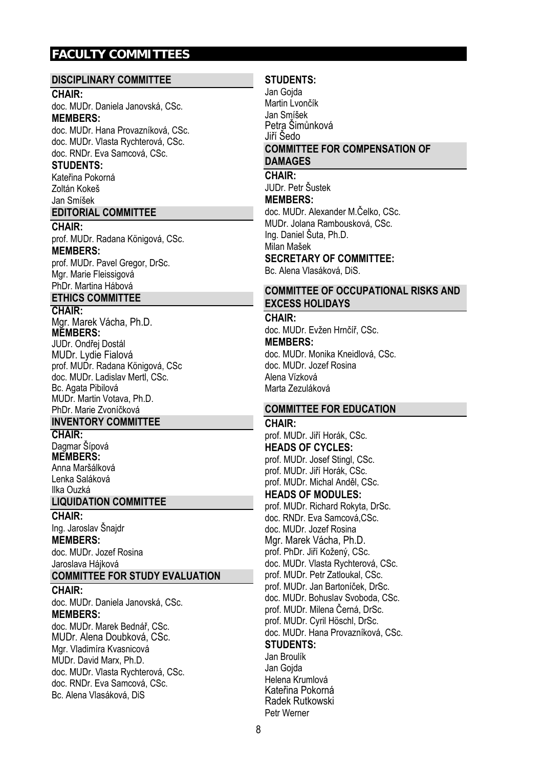# FACULTY COMMITTEES

## DISCIPLINARY COMMITTEE

**CHAIR:**
doc. MUDr. Daniela Janovská, CSc.

**MEMBERS:**
doc. MUDr. Hana Provazníková, CSc.
doc. MUDr. Vlasta Rychterová, CSc.
doc. RNDr. Eva Samcová, CSc.

**STUDENTS:**
Kateřina Pokorná
Zoltán Kokeš
Jan Smíšek

## EDITORIAL COMMITTEE

**CHAIR:**
prof. MUDr. Radana Königová, CSc.

**MEMBERS:**
prof. MUDr. Pavel Gregor, DrSc.
Mgr. Marie Fleissigová
PhDr. Martina Hábová

## ETHICS COMMITTEE

**CHAIR:**
Mgr. Marek Vácha, Ph.D.

**MEMBERS:**
JUDr. Ondřej Dostál
MUDr. Lydie Fialová
prof. MUDr. Radana Königová, CSc
doc. MUDr. Ladislav Mertl, CSc.
Bc. Agata Pibilová
MUDr. Martin Votava, Ph.D.
PhDr. Marie Zvoníčková

## INVENTORY COMMITTEE

**CHAIR:**
Dagmar Šípová

**MEMBERS:**
Anna Maršálková
Lenka Saláková
Ilka Ouzká

## LIQUIDATION COMMITTEE

**CHAIR:**
Ing. Jaroslav Šnajdr

**MEMBERS:**
doc. MUDr. Jozef Rosina
Jaroslava Hájková

## COMMITTEE FOR STUDY EVALUATION

**CHAIR:**
doc. MUDr. Daniela Janovská, CSc.

**MEMBERS:**
doc. MUDr. Marek Bednář, CSc.
MUDr. Alena Doubková, CSc.
Mgr. Vladimíra Kvasnicová
MUDr. David Marx, Ph.D.
doc. MUDr. Vlasta Rychterová, CSc.
doc. RNDr. Eva Samcová, CSc.
Bc. Alena Vlasáková, DiS

**STUDENTS:**
Jan Gojda
Martin Lvončík
Jan Smíšek
Petra Šimůnková
Jiří Šedo

## COMMITTEE FOR COMPENSATION OF DAMAGES

**CHAIR:**
JUDr. Petr Šustek

**MEMBERS:**
doc. MUDr. Alexander M.Čelko, CSc.
MUDr. Jolana Rambousková, CSc.
Ing. Daniel Šuta, Ph.D.
Milan Mašek

**SECRETARY OF COMMITTEE:**
Bc. Alena Vlasáková, DiS.

## COMMITTEE OF OCCUPATIONAL RISKS AND EXCESS HOLIDAYS

**CHAIR:**
doc. MUDr. Evžen Hrnčíř, CSc.

**MEMBERS:**
doc. MUDr. Monika Kneidlová, CSc.
doc. MUDr. Jozef Rosina
Alena Vízková
Marta Zezuláková

## COMMITTEE FOR EDUCATION

**CHAIR:**
prof. MUDr. Jiří Horák, CSc.

**HEADS OF CYCLES:**
prof. MUDr. Josef Stingl, CSc.
prof. MUDr. Jiří Horák, CSc.
prof. MUDr. Michal Anděl, CSc.

**HEADS OF MODULES:**
prof. MUDr. Richard Rokyta, DrSc.
doc. RNDr. Eva Samcová,CSc.
doc. MUDr. Jozef Rosina
Mgr. Marek Vácha, Ph.D.
prof. PhDr. Jiří Kožený, CSc.
doc. MUDr. Vlasta Rychterová, CSc.
prof. MUDr. Petr Zatloukal, CSc.
prof. MUDr. Jan Bartoníček, DrSc.
doc. MUDr. Bohuslav Svoboda, CSc.
prof. MUDr. Milena Černá, DrSc.
prof. MUDr. Cyril Höschl, DrSc.
doc. MUDr. Hana Provazníková, CSc.

**STUDENTS:**
Jan Broulík
Jan Gojda
Helena Krumlová
Kateřina Pokorná
Radek Rutkowski
Petr Werner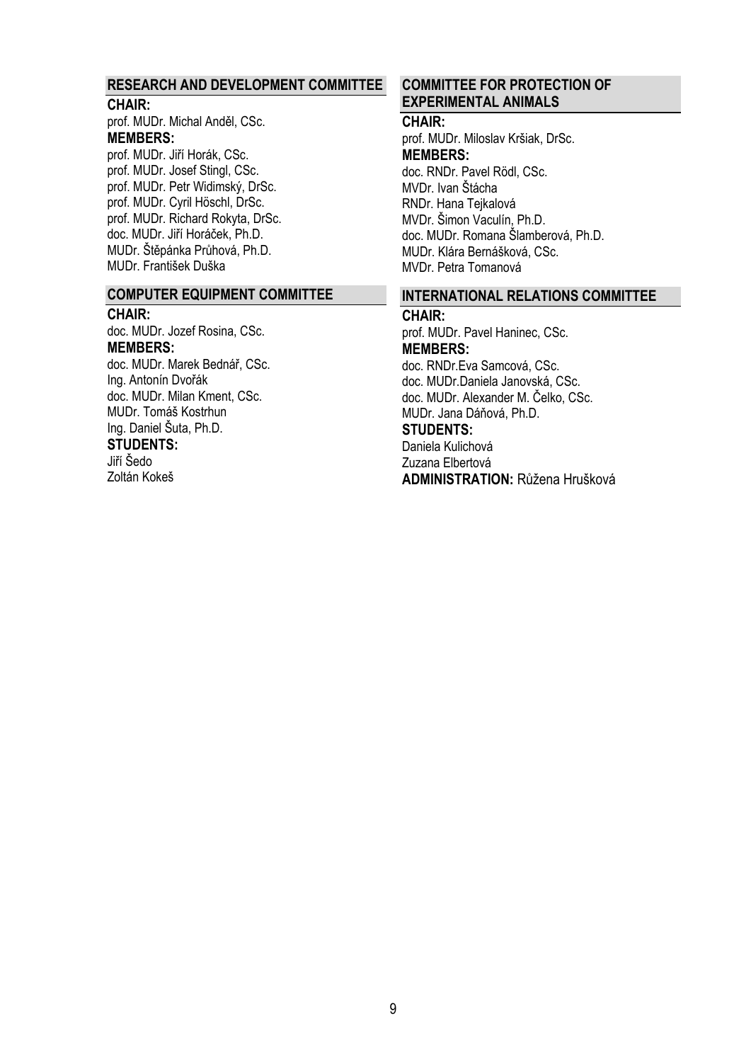## RESEARCH AND DEVELOPMENT COMMITTEE

**CHAIR:**
prof. MUDr. Michal Anděl, CSc.
**MEMBERS:**
prof. MUDr. Jiří Horák, CSc.
prof. MUDr. Josef Stingl, CSc.
prof. MUDr. Petr Widimský, DrSc.
prof. MUDr. Cyril Höschl, DrSc.
prof. MUDr. Richard Rokyta, DrSc.
doc. MUDr. Jiří Horáček, Ph.D.
MUDr. Štěpánka Průhová, Ph.D.
MUDr. František Duška

## COMPUTER EQUIPMENT COMMITTEE

**CHAIR:**
doc. MUDr. Jozef Rosina, CSc.
**MEMBERS:**
doc. MUDr. Marek Bednář, CSc.
Ing. Antonín Dvořák
doc. MUDr. Milan Kment, CSc.
MUDr. Tomáš Kostrhun
Ing. Daniel Šuta, Ph.D.
**STUDENTS:**
Jiří Šedo
Zoltán Kokeš

## COMMITTEE FOR PROTECTION OF EXPERIMENTAL ANIMALS

**CHAIR:**
prof. MUDr. Miloslav Kršiak, DrSc.
**MEMBERS:**
doc. RNDr. Pavel Rödl, CSc.
MVDr. Ivan Štácha
RNDr. Hana Tejkalová
MVDr. Šimon Vaculín, Ph.D.
doc. MUDr. Romana Šlamberová, Ph.D.
MUDr. Klára Bernášková, CSc.
MVDr. Petra Tomanová

## INTERNATIONAL RELATIONS COMMITTEE

**CHAIR:**
prof. MUDr. Pavel Haninec, CSc.
**MEMBERS:**
doc. RNDr.Eva Samcová, CSc.
doc. MUDr.Daniela Janovská, CSc.
doc. MUDr. Alexander M. Čelko, CSc.
MUDr. Jana Dáňová, Ph.D.
**STUDENTS:**
Daniela Kulichová
Zuzana Elbertová
**ADMINISTRATION:** Růžena Hrušková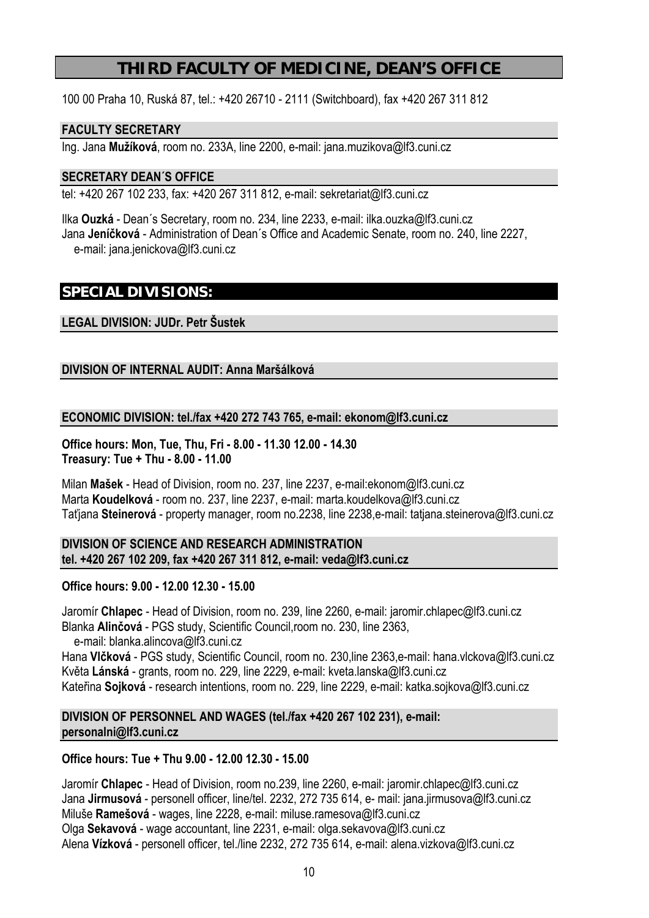# THIRD FACULTY OF MEDICINE, DEAN'S OFFICE

100 00 Praha 10, Ruská 87, tel.: +420 26710 - 2111 (Switchboard), fax +420 267 311 812

### FACULTY SECRETARY

Ing. Jana **Mužíková**, room no. 233A, line 2200, e-mail: jana.muzikova@lf3.cuni.cz

### SECRETARY DEAN´S OFFICE

tel: +420 267 102 233, fax: +420 267 311 812, e-mail: sekretariat@lf3.cuni.cz

Ilka **Ouzká** - Dean´s Secretary, room no. 234, line 2233, e-mail: ilka.ouzka@lf3.cuni.cz
Jana **Jeníčková** - Administration of Dean´s Office and Academic Senate, room no. 240, line 2227, e-mail: jana.jenickova@lf3.cuni.cz

## SPECIAL DIVISIONS:

### LEGAL DIVISION: JUDr. Petr Šustek

### DIVISION OF INTERNAL AUDIT: Anna Maršálková

### ECONOMIC DIVISION: tel./fax +420 272 743 765, e-mail: ekonom@lf3.cuni.cz

**Office hours: Mon, Tue, Thu, Fri - 8.00 - 11.30 12.00 - 14.30**
**Treasury: Tue + Thu - 8.00 - 11.00**

Milan **Mašek** - Head of Division, room no. 237, line 2237, e-mail:ekonom@lf3.cuni.cz
Marta **Koudelková** - room no. 237, line 2237, e-mail: marta.koudelkova@lf3.cuni.cz
Taťjana **Steinerová** - property manager, room no.2238, line 2238,e-mail: tatjana.steinerova@lf3.cuni.cz

### DIVISION OF SCIENCE AND RESEARCH ADMINISTRATION tel. +420 267 102 209, fax +420 267 311 812, e-mail: veda@lf3.cuni.cz

**Office hours: 9.00 - 12.00 12.30 - 15.00**

Jaromír **Chlapec** - Head of Division, room no. 239, line 2260, e-mail: jaromir.chlapec@lf3.cuni.cz
Blanka **Alinčová** - PGS study, Scientific Council,room no. 230, line 2363, e-mail: blanka.alincova@lf3.cuni.cz
Hana **Vlčková** - PGS study, Scientific Council, room no. 230,line 2363,e-mail: hana.vlckova@lf3.cuni.cz
Květa **Lánská** - grants, room no. 229, line 2229, e-mail: kveta.lanska@lf3.cuni.cz
Kateřina **Sojková** - research intentions, room no. 229, line 2229, e-mail: katka.sojkova@lf3.cuni.cz

### DIVISION OF PERSONNEL AND WAGES (tel./fax +420 267 102 231), e-mail: personalni@lf3.cuni.cz

**Office hours: Tue + Thu 9.00 - 12.00 12.30 - 15.00**

Jaromír **Chlapec** - Head of Division, room no.239, line 2260, e-mail: jaromir.chlapec@lf3.cuni.cz
Jana **Jirmusová** - personell officer, line/tel. 2232, 272 735 614, e- mail: jana.jirmusova@lf3.cuni.cz
Miluše **Ramešová** - wages, line 2228, e-mail: miluse.ramesova@lf3.cuni.cz
Olga **Sekavová** - wage accountant, line 2231, e-mail: olga.sekavova@lf3.cuni.cz
Alena **Vízková** - personell officer, tel./line 2232, 272 735 614, e-mail: alena.vizkova@lf3.cuni.cz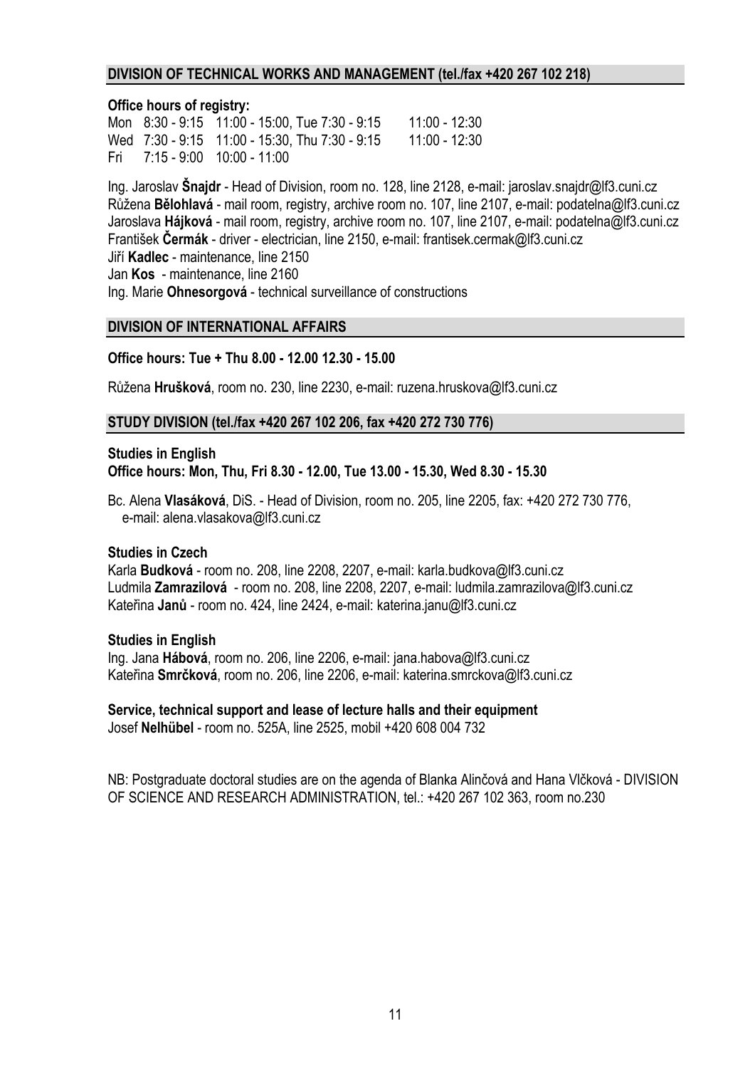## DIVISION OF TECHNICAL WORKS AND MANAGEMENT (tel./fax +420 267 102 218)

**Office hours of registry:**

Mon 8:30 - 9:15 11:00 - 15:00, Tue 7:30 - 9:15 11:00 - 12:30
Wed 7:30 - 9:15 11:00 - 15:30, Thu 7:30 - 9:15 11:00 - 12:30
Fri 7:15 - 9:00 10:00 - 11:00

Ing. Jaroslav **Šnajdr** - Head of Division, room no. 128, line 2128, e-mail: jaroslav.snajdr@lf3.cuni.cz
Růžena **Bělohlavá** - mail room, registry, archive room no. 107, line 2107, e-mail: podatelna@lf3.cuni.cz
Jaroslava **Hájková** - mail room, registry, archive room no. 107, line 2107, e-mail: podatelna@lf3.cuni.cz
František **Čermák** - driver - electrician, line 2150, e-mail: frantisek.cermak@lf3.cuni.cz
Jiří **Kadlec** - maintenance, line 2150
Jan **Kos** - maintenance, line 2160
Ing. Marie **Ohnesorgová** - technical surveillance of constructions

## DIVISION OF INTERNATIONAL AFFAIRS

**Office hours: Tue + Thu 8.00 - 12.00 12.30 - 15.00**

Růžena **Hrušková**, room no. 230, line 2230, e-mail: ruzena.hruskova@lf3.cuni.cz

## STUDY DIVISION (tel./fax +420 267 102 206, fax +420 272 730 776)

**Studies in English**
**Office hours: Mon, Thu, Fri 8.30 - 12.00, Tue 13.00 - 15.30, Wed 8.30 - 15.30**

Bc. Alena **Vlasáková**, DiS. - Head of Division, room no. 205, line 2205, fax: +420 272 730 776, e-mail: alena.vlasakova@lf3.cuni.cz

**Studies in Czech**

Karla **Budková** - room no. 208, line 2208, 2207, e-mail: karla.budkova@lf3.cuni.cz
Ludmila **Zamrazilová** - room no. 208, line 2208, 2207, e-mail: ludmila.zamrazilova@lf3.cuni.cz
Kateřina **Janů** - room no. 424, line 2424, e-mail: katerina.janu@lf3.cuni.cz

**Studies in English**

Ing. Jana **Hábová**, room no. 206, line 2206, e-mail: jana.habova@lf3.cuni.cz
Kateřina **Smrčková**, room no. 206, line 2206, e-mail: katerina.smrckova@lf3.cuni.cz

**Service, technical support and lease of lecture halls and their equipment**

Josef **Nelhübel** - room no. 525A, line 2525, mobil +420 608 004 732

NB: Postgraduate doctoral studies are on the agenda of Blanka Alinčová and Hana Vlčková - DIVISION OF SCIENCE AND RESEARCH ADMINISTRATION, tel.: +420 267 102 363, room no.230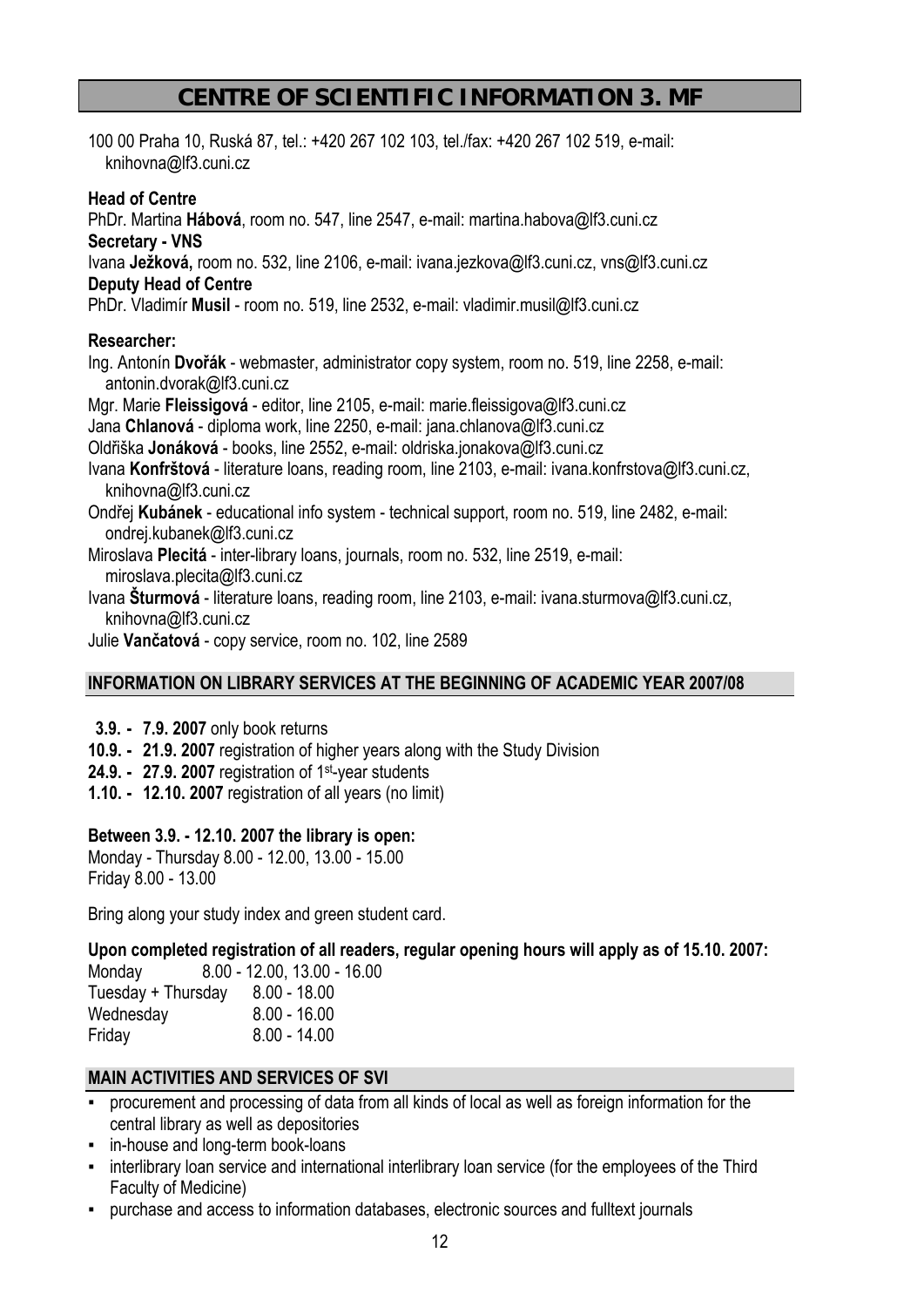# CENTRE OF SCIENTIFIC INFORMATION 3. MF

100 00 Praha 10, Ruská 87, tel.: +420 267 102 103, tel./fax: +420 267 102 519, e-mail: knihovna@lf3.cuni.cz

**Head of Centre**
PhDr. Martina **Hábová**, room no. 547, line 2547, e-mail: martina.habova@lf3.cuni.cz
**Secretary - VNS**
Ivana **Ježková,** room no. 532, line 2106, e-mail: ivana.jezkova@lf3.cuni.cz, vns@lf3.cuni.cz
**Deputy Head of Centre**
PhDr. Vladimír **Musil** - room no. 519, line 2532, e-mail: vladimir.musil@lf3.cuni.cz

**Researcher:**

Ing. Antonín **Dvořák** - webmaster, administrator copy system, room no. 519, line 2258, e-mail: antonin.dvorak@lf3.cuni.cz
Mgr. Marie **Fleissigová** - editor, line 2105, e-mail: marie.fleissigova@lf3.cuni.cz
Jana **Chlanová** - diploma work, line 2250, e-mail: jana.chlanova@lf3.cuni.cz
Oldřiška **Jonáková** - books, line 2552, e-mail: oldriska.jonakova@lf3.cuni.cz
Ivana **Konfrštová** - literature loans, reading room, line 2103, e-mail: ivana.konfrstova@lf3.cuni.cz, knihovna@lf3.cuni.cz
Ondřej **Kubánek** - educational info system - technical support, room no. 519, line 2482, e-mail: ondrej.kubanek@lf3.cuni.cz
Miroslava **Plecitá** - inter-library loans, journals, room no. 532, line 2519, e-mail: miroslava.plecita@lf3.cuni.cz
Ivana **Šturmová** - literature loans, reading room, line 2103, e-mail: ivana.sturmova@lf3.cuni.cz, knihovna@lf3.cuni.cz
Julie **Vančatová** - copy service, room no. 102, line 2589

## INFORMATION ON LIBRARY SERVICES AT THE BEGINNING OF ACADEMIC YEAR 2007/08

**3.9. - 7.9. 2007** only book returns
**10.9. - 21.9. 2007** registration of higher years along with the Study Division
**24.9. - 27.9. 2007** registration of 1st-year students
**1.10. - 12.10. 2007** registration of all years (no limit)

**Between 3.9. - 12.10. 2007 the library is open:**
Monday - Thursday 8.00 - 12.00, 13.00 - 15.00
Friday 8.00 - 13.00

Bring along your study index and green student card.

**Upon completed registration of all readers, regular opening hours will apply as of 15.10. 2007:**

| | |
|---|---|
| Monday | 8.00 - 12.00, 13.00 - 16.00 |
| Tuesday + Thursday | 8.00 - 18.00 |
| Wednesday | 8.00 - 16.00 |
| Friday | 8.00 - 14.00 |

## MAIN ACTIVITIES AND SERVICES OF SVI

- procurement and processing of data from all kinds of local as well as foreign information for the central library as well as depositories
- in-house and long-term book-loans
- interlibrary loan service and international interlibrary loan service (for the employees of the Third Faculty of Medicine)
- purchase and access to information databases, electronic sources and fulltext journals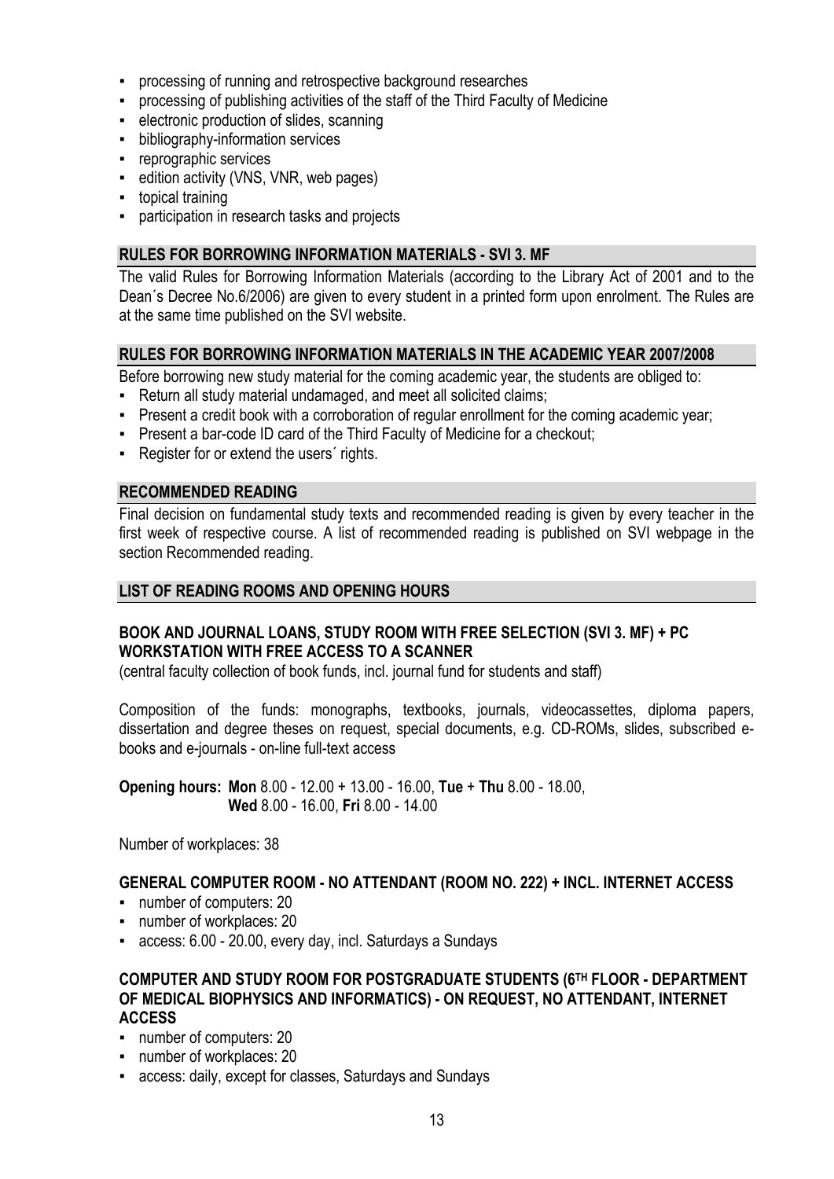- processing of running and retrospective background researches
- processing of publishing activities of the staff of the Third Faculty of Medicine
- electronic production of slides, scanning
- bibliography-information services
- reprographic services
- edition activity (VNS, VNR, web pages)
- topical training
- participation in research tasks and projects

## RULES FOR BORROWING INFORMATION MATERIALS - SVI 3. MF

The valid Rules for Borrowing Information Materials (according to the Library Act of 2001 and to the Dean´s Decree No.6/2006) are given to every student in a printed form upon enrolment. The Rules are at the same time published on the SVI website.

## RULES FOR BORROWING INFORMATION MATERIALS IN THE ACADEMIC YEAR 2007/2008

Before borrowing new study material for the coming academic year, the students are obliged to:

- Return all study material undamaged, and meet all solicited claims;
- Present a credit book with a corroboration of regular enrollment for the coming academic year;
- Present a bar-code ID card of the Third Faculty of Medicine for a checkout;
- Register for or extend the users´ rights.

## RECOMMENDED READING

Final decision on fundamental study texts and recommended reading is given by every teacher in the first week of respective course. A list of recommended reading is published on SVI webpage in the section Recommended reading.

## LIST OF READING ROOMS AND OPENING HOURS

### BOOK AND JOURNAL LOANS, STUDY ROOM WITH FREE SELECTION (SVI 3. MF) + PC WORKSTATION WITH FREE ACCESS TO A SCANNER

(central faculty collection of book funds, incl. journal fund for students and staff)

Composition of the funds: monographs, textbooks, journals, videocassettes, diploma papers, dissertation and degree theses on request, special documents, e.g. CD-ROMs, slides, subscribed e-books and e-journals - on-line full-text access

**Opening hours:** **Mon** 8.00 - 12.00 + 13.00 - 16.00, **Tue** + **Thu** 8.00 - 18.00,
**Wed** 8.00 - 16.00, **Fri** 8.00 - 14.00

Number of workplaces: 38

### GENERAL COMPUTER ROOM - NO ATTENDANT (ROOM NO. 222) + INCL. INTERNET ACCESS

- number of computers: 20
- number of workplaces: 20
- access: 6.00 - 20.00, every day, incl. Saturdays a Sundays

### COMPUTER AND STUDY ROOM FOR POSTGRADUATE STUDENTS (6TH FLOOR - DEPARTMENT OF MEDICAL BIOPHYSICS AND INFORMATICS) - ON REQUEST, NO ATTENDANT, INTERNET ACCESS

- number of computers: 20
- number of workplaces: 20
- access: daily, except for classes, Saturdays and Sundays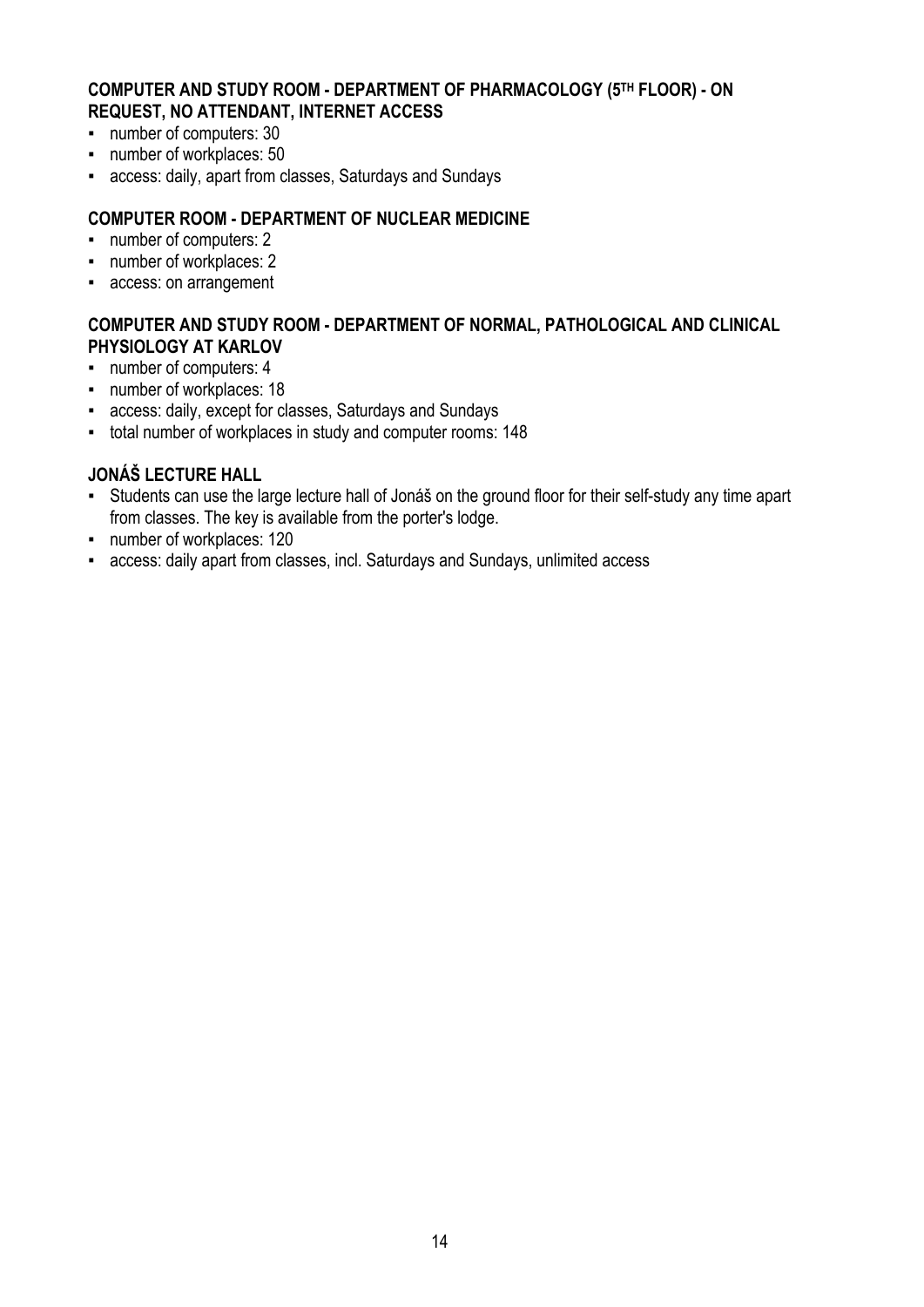### COMPUTER AND STUDY ROOM - DEPARTMENT OF PHARMACOLOGY (5TH FLOOR) - ON REQUEST, NO ATTENDANT, INTERNET ACCESS

- number of computers: 30
- number of workplaces: 50
- access: daily, apart from classes, Saturdays and Sundays

### COMPUTER ROOM - DEPARTMENT OF NUCLEAR MEDICINE

- number of computers: 2
- number of workplaces: 2
- access: on arrangement

### COMPUTER AND STUDY ROOM - DEPARTMENT OF NORMAL, PATHOLOGICAL AND CLINICAL PHYSIOLOGY AT KARLOV

- number of computers: 4
- number of workplaces: 18
- access: daily, except for classes, Saturdays and Sundays
- total number of workplaces in study and computer rooms: 148

### JONÁŠ LECTURE HALL

- Students can use the large lecture hall of Jonáš on the ground floor for their self-study any time apart from classes. The key is available from the porter's lodge.
- number of workplaces: 120
- access: daily apart from classes, incl. Saturdays and Sundays, unlimited access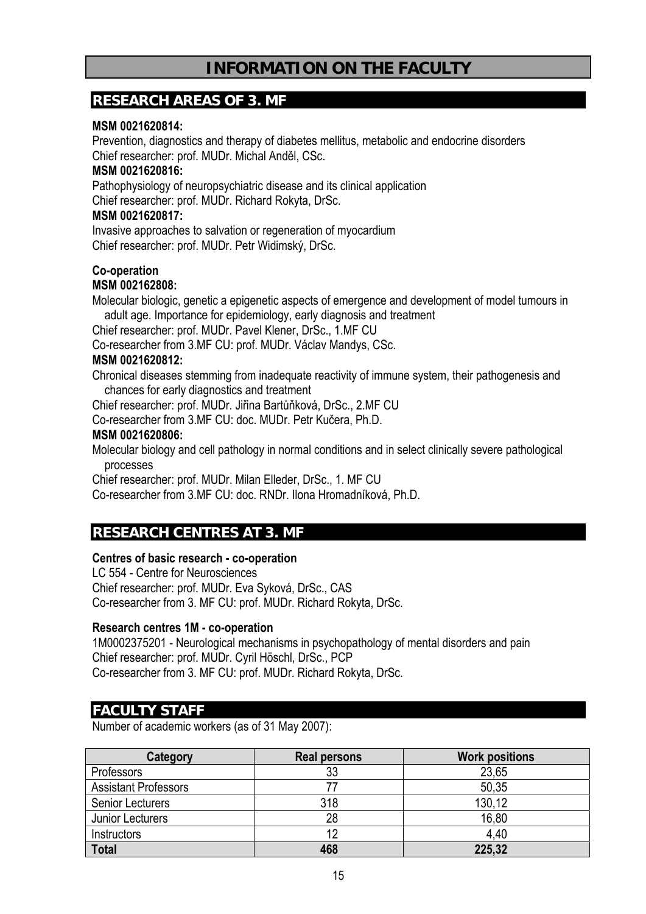# INFORMATION ON THE FACULTY

## RESEARCH AREAS OF 3. MF

**MSM 0021620814:**

Prevention, diagnostics and therapy of diabetes mellitus, metabolic and endocrine disorders
Chief researcher: prof. MUDr. Michal Anděl, CSc.

**MSM 0021620816:**

Pathophysiology of neuropsychiatric disease and its clinical application
Chief researcher: prof. MUDr. Richard Rokyta, DrSc.

**MSM 0021620817:**

Invasive approaches to salvation or regeneration of myocardium
Chief researcher: prof. MUDr. Petr Widimský, DrSc.

**Co-operation**

**MSM 002162808:**

Molecular biologic, genetic a epigenetic aspects of emergence and development of model tumours in adult age. Importance for epidemiology, early diagnosis and treatment
Chief researcher: prof. MUDr. Pavel Klener, DrSc., 1.MF CU
Co-researcher from 3.MF CU: prof. MUDr. Václav Mandys, CSc.

**MSM 0021620812:**

Chronical diseases stemming from inadequate reactivity of immune system, their pathogenesis and chances for early diagnostics and treatment
Chief researcher: prof. MUDr. Jiřina Bartůňková, DrSc., 2.MF CU
Co-researcher from 3.MF CU: doc. MUDr. Petr Kučera, Ph.D.

**MSM 0021620806:**

Molecular biology and cell pathology in normal conditions and in select clinically severe pathological processes
Chief researcher: prof. MUDr. Milan Elleder, DrSc., 1. MF CU
Co-researcher from 3.MF CU: doc. RNDr. Ilona Hromadníková, Ph.D.

## RESEARCH CENTRES AT 3. MF

**Centres of basic research - co-operation**

LC 554 - Centre for Neurosciences
Chief researcher: prof. MUDr. Eva Syková, DrSc., CAS
Co-researcher from 3. MF CU: prof. MUDr. Richard Rokyta, DrSc.

**Research centres 1M - co-operation**

1M0002375201 - Neurological mechanisms in psychopathology of mental disorders and pain
Chief researcher: prof. MUDr. Cyril Höschl, DrSc., PCP
Co-researcher from 3. MF CU: prof. MUDr. Richard Rokyta, DrSc.

## FACULTY STAFF

Number of academic workers (as of 31 May 2007):

| Category | Real persons | Work positions |
|---|---|---|
| Professors | 33 | 23,65 |
| Assistant Professors | 77 | 50,35 |
| Senior Lecturers | 318 | 130,12 |
| Junior Lecturers | 28 | 16,80 |
| Instructors | 12 | 4,40 |
| **Total** | **468** | **225,32** |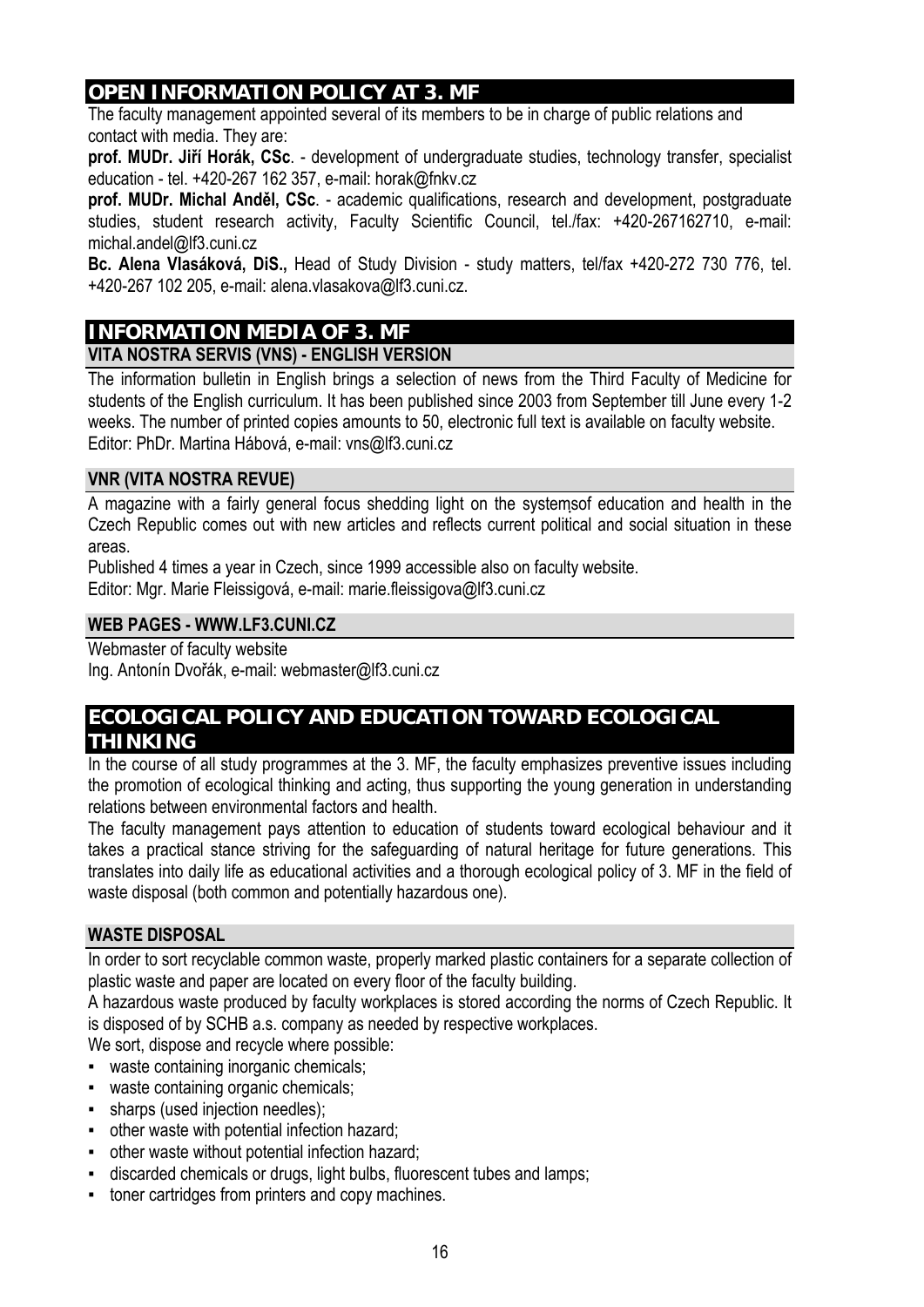## OPEN INFORMATION POLICY AT 3. MF

The faculty management appointed several of its members to be in charge of public relations and contact with media. They are:

**prof. MUDr. Jiří Horák, CSc**. - development of undergraduate studies, technology transfer, specialist education - tel. +420-267 162 357, e-mail: horak@fnkv.cz

**prof. MUDr. Michal Anděl, CSc**. - academic qualifications, research and development, postgraduate studies, student research activity, Faculty Scientific Council, tel./fax: +420-267162710, e-mail: michal.andel@lf3.cuni.cz

**Bc. Alena Vlasáková, DiS.,** Head of Study Division - study matters, tel/fax +420-272 730 776, tel. +420-267 102 205, e-mail: alena.vlasakova@lf3.cuni.cz.

## INFORMATION MEDIA OF 3. MF

### VITA NOSTRA SERVIS (VNS) - ENGLISH VERSION

The information bulletin in English brings a selection of news from the Third Faculty of Medicine for students of the English curriculum. It has been published since 2003 from September till June every 1-2 weeks. The number of printed copies amounts to 50, electronic full text is available on faculty website.
Editor: PhDr. Martina Hábová, e-mail: vns@lf3.cuni.cz

### VNR (VITA NOSTRA REVUE)

A magazine with a fairly general focus shedding light on the systemsof education and health in the Czech Republic comes out with new articles and reflects current political and social situation in these areas.

Published 4 times a year in Czech, since 1999 accessible also on faculty website.
Editor: Mgr. Marie Fleissigová, e-mail: marie.fleissigova@lf3.cuni.cz

### WEB PAGES - WWW.LF3.CUNI.CZ

Webmaster of faculty website
Ing. Antonín Dvořák, e-mail: webmaster@lf3.cuni.cz

## ECOLOGICAL POLICY AND EDUCATION TOWARD ECOLOGICAL THINKING

In the course of all study programmes at the 3. MF, the faculty emphasizes preventive issues including the promotion of ecological thinking and acting, thus supporting the young generation in understanding relations between environmental factors and health.

The faculty management pays attention to education of students toward ecological behaviour and it takes a practical stance striving for the safeguarding of natural heritage for future generations. This translates into daily life as educational activities and a thorough ecological policy of 3. MF in the field of waste disposal (both common and potentially hazardous one).

### WASTE DISPOSAL

In order to sort recyclable common waste, properly marked plastic containers for a separate collection of plastic waste and paper are located on every floor of the faculty building.

A hazardous waste produced by faculty workplaces is stored according the norms of Czech Republic. It is disposed of by SCHB a.s. company as needed by respective workplaces.

We sort, dispose and recycle where possible:

- waste containing inorganic chemicals;
- waste containing organic chemicals;
- sharps (used injection needles);
- other waste with potential infection hazard;
- other waste without potential infection hazard;
- discarded chemicals or drugs, light bulbs, fluorescent tubes and lamps;
- toner cartridges from printers and copy machines.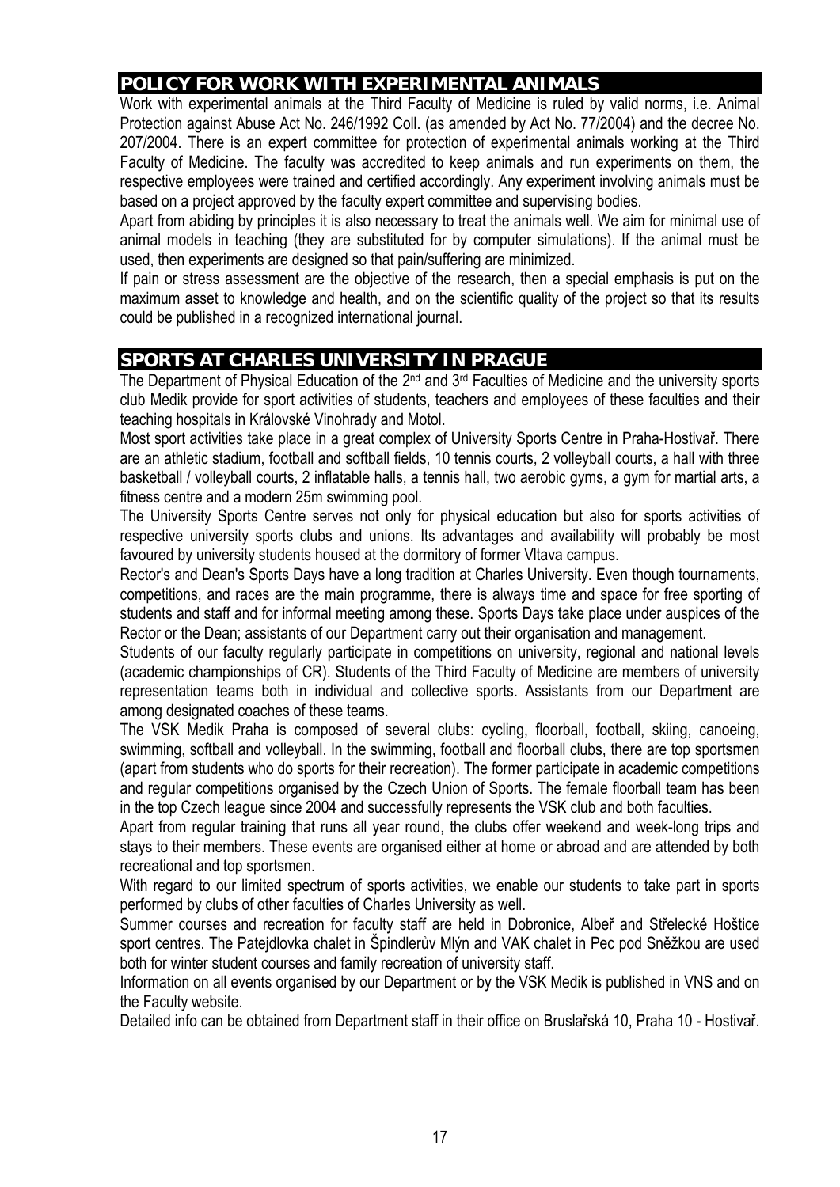## POLICY FOR WORK WITH EXPERIMENTAL ANIMALS

Work with experimental animals at the Third Faculty of Medicine is ruled by valid norms, i.e. Animal Protection against Abuse Act No. 246/1992 Coll. (as amended by Act No. 77/2004) and the decree No. 207/2004. There is an expert committee for protection of experimental animals working at the Third Faculty of Medicine. The faculty was accredited to keep animals and run experiments on them, the respective employees were trained and certified accordingly. Any experiment involving animals must be based on a project approved by the faculty expert committee and supervising bodies.

Apart from abiding by principles it is also necessary to treat the animals well. We aim for minimal use of animal models in teaching (they are substituted for by computer simulations). If the animal must be used, then experiments are designed so that pain/suffering are minimized.

If pain or stress assessment are the objective of the research, then a special emphasis is put on the maximum asset to knowledge and health, and on the scientific quality of the project so that its results could be published in a recognized international journal.

## SPORTS AT CHARLES UNIVERSITY IN PRAGUE

The Department of Physical Education of the 2nd and 3rd Faculties of Medicine and the university sports club Medik provide for sport activities of students, teachers and employees of these faculties and their teaching hospitals in Královské Vinohrady and Motol.

Most sport activities take place in a great complex of University Sports Centre in Praha-Hostivař. There are an athletic stadium, football and softball fields, 10 tennis courts, 2 volleyball courts, a hall with three basketball / volleyball courts, 2 inflatable halls, a tennis hall, two aerobic gyms, a gym for martial arts, a fitness centre and a modern 25m swimming pool.

The University Sports Centre serves not only for physical education but also for sports activities of respective university sports clubs and unions. Its advantages and availability will probably be most favoured by university students housed at the dormitory of former Vltava campus.

Rector's and Dean's Sports Days have a long tradition at Charles University. Even though tournaments, competitions, and races are the main programme, there is always time and space for free sporting of students and staff and for informal meeting among these. Sports Days take place under auspices of the Rector or the Dean; assistants of our Department carry out their organisation and management.

Students of our faculty regularly participate in competitions on university, regional and national levels (academic championships of CR). Students of the Third Faculty of Medicine are members of university representation teams both in individual and collective sports. Assistants from our Department are among designated coaches of these teams.

The VSK Medik Praha is composed of several clubs: cycling, floorball, football, skiing, canoeing, swimming, softball and volleyball. In the swimming, football and floorball clubs, there are top sportsmen (apart from students who do sports for their recreation). The former participate in academic competitions and regular competitions organised by the Czech Union of Sports. The female floorball team has been in the top Czech league since 2004 and successfully represents the VSK club and both faculties.

Apart from regular training that runs all year round, the clubs offer weekend and week-long trips and stays to their members. These events are organised either at home or abroad and are attended by both recreational and top sportsmen.

With regard to our limited spectrum of sports activities, we enable our students to take part in sports performed by clubs of other faculties of Charles University as well.

Summer courses and recreation for faculty staff are held in Dobronice, Albeř and Střelecké Hoštice sport centres. The Patejdlovka chalet in Špindlerův Mlýn and VAK chalet in Pec pod Sněžkou are used both for winter student courses and family recreation of university staff.

Information on all events organised by our Department or by the VSK Medik is published in VNS and on the Faculty website.

Detailed info can be obtained from Department staff in their office on Bruslařská 10, Praha 10 - Hostivař.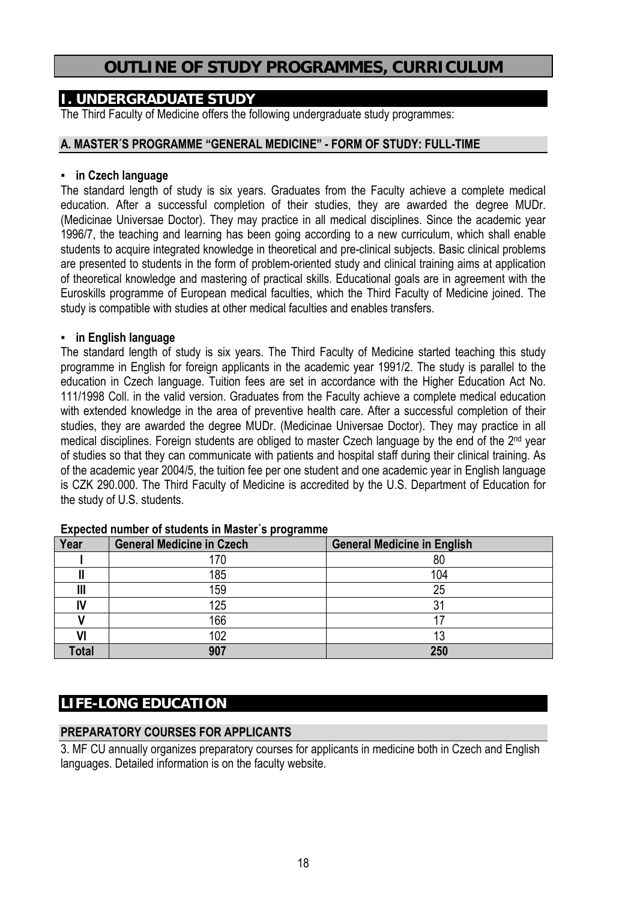# OUTLINE OF STUDY PROGRAMMES, CURRICULUM

## I. UNDERGRADUATE STUDY

The Third Faculty of Medicine offers the following undergraduate study programmes:

### A. MASTER´S PROGRAMME "GENERAL MEDICINE" - FORM OF STUDY: FULL-TIME

- **in Czech language**

The standard length of study is six years. Graduates from the Faculty achieve a complete medical education. After a successful completion of their studies, they are awarded the degree MUDr. (Medicinae Universae Doctor). They may practice in all medical disciplines. Since the academic year 1996/7, the teaching and learning has been going according to a new curriculum, which shall enable students to acquire integrated knowledge in theoretical and pre-clinical subjects. Basic clinical problems are presented to students in the form of problem-oriented study and clinical training aims at application of theoretical knowledge and mastering of practical skills. Educational goals are in agreement with the Euroskills programme of European medical faculties, which the Third Faculty of Medicine joined. The study is compatible with studies at other medical faculties and enables transfers.

- **in English language**

The standard length of study is six years. The Third Faculty of Medicine started teaching this study programme in English for foreign applicants in the academic year 1991/2. The study is parallel to the education in Czech language. Tuition fees are set in accordance with the Higher Education Act No. 111/1998 Coll. in the valid version. Graduates from the Faculty achieve a complete medical education with extended knowledge in the area of preventive health care. After a successful completion of their studies, they are awarded the degree MUDr. (Medicinae Universae Doctor). They may practice in all medical disciplines. Foreign students are obliged to master Czech language by the end of the 2nd year of studies so that they can communicate with patients and hospital staff during their clinical training. As of the academic year 2004/5, the tuition fee per one student and one academic year in English language is CZK 290.000. The Third Faculty of Medicine is accredited by the U.S. Department of Education for the study of U.S. students.

**Expected number of students in Master´s programme**

| Year | General Medicine in Czech | General Medicine in English |
|---|---|---|
| I | 170 | 80 |
| II | 185 | 104 |
| III | 159 | 25 |
| IV | 125 | 31 |
| V | 166 | 17 |
| VI | 102 | 13 |
| **Total** | **907** | **250** |

## LIFE-LONG EDUCATION

### PREPARATORY COURSES FOR APPLICANTS

3. MF CU annually organizes preparatory courses for applicants in medicine both in Czech and English languages. Detailed information is on the faculty website.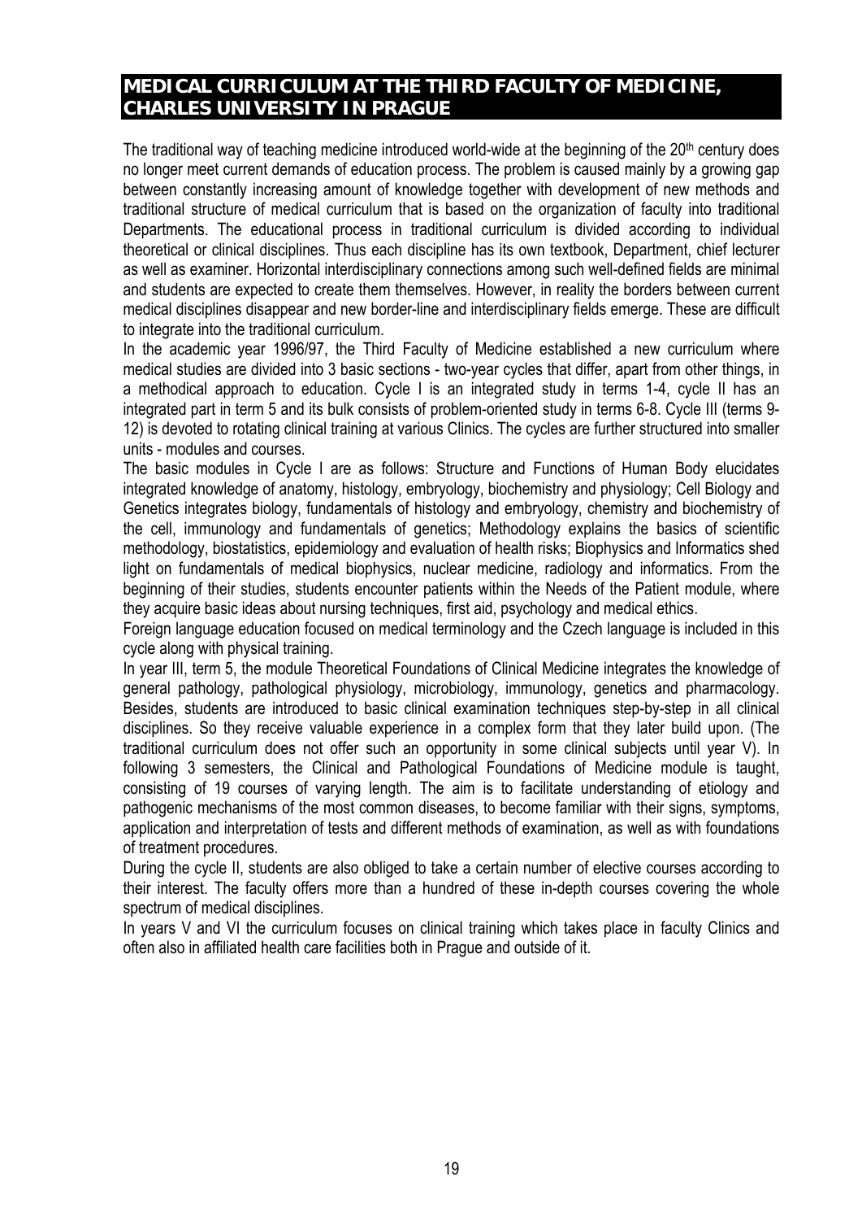## MEDICAL CURRICULUM AT THE THIRD FACULTY OF MEDICINE, CHARLES UNIVERSITY IN PRAGUE

The traditional way of teaching medicine introduced world-wide at the beginning of the 20th century does no longer meet current demands of education process. The problem is caused mainly by a growing gap between constantly increasing amount of knowledge together with development of new methods and traditional structure of medical curriculum that is based on the organization of faculty into traditional Departments. The educational process in traditional curriculum is divided according to individual theoretical or clinical disciplines. Thus each discipline has its own textbook, Department, chief lecturer as well as examiner. Horizontal interdisciplinary connections among such well-defined fields are minimal and students are expected to create them themselves. However, in reality the borders between current medical disciplines disappear and new border-line and interdisciplinary fields emerge. These are difficult to integrate into the traditional curriculum.

In the academic year 1996/97, the Third Faculty of Medicine established a new curriculum where medical studies are divided into 3 basic sections - two-year cycles that differ, apart from other things, in a methodical approach to education. Cycle I is an integrated study in terms 1-4, cycle II has an integrated part in term 5 and its bulk consists of problem-oriented study in terms 6-8. Cycle III (terms 9-12) is devoted to rotating clinical training at various Clinics. The cycles are further structured into smaller units - modules and courses.

The basic modules in Cycle I are as follows: Structure and Functions of Human Body elucidates integrated knowledge of anatomy, histology, embryology, biochemistry and physiology; Cell Biology and Genetics integrates biology, fundamentals of histology and embryology, chemistry and biochemistry of the cell, immunology and fundamentals of genetics; Methodology explains the basics of scientific methodology, biostatistics, epidemiology and evaluation of health risks; Biophysics and Informatics shed light on fundamentals of medical biophysics, nuclear medicine, radiology and informatics. From the beginning of their studies, students encounter patients within the Needs of the Patient module, where they acquire basic ideas about nursing techniques, first aid, psychology and medical ethics.

Foreign language education focused on medical terminology and the Czech language is included in this cycle along with physical training.

In year III, term 5, the module Theoretical Foundations of Clinical Medicine integrates the knowledge of general pathology, pathological physiology, microbiology, immunology, genetics and pharmacology. Besides, students are introduced to basic clinical examination techniques step-by-step in all clinical disciplines. So they receive valuable experience in a complex form that they later build upon. (The traditional curriculum does not offer such an opportunity in some clinical subjects until year V). In following 3 semesters, the Clinical and Pathological Foundations of Medicine module is taught, consisting of 19 courses of varying length. The aim is to facilitate understanding of etiology and pathogenic mechanisms of the most common diseases, to become familiar with their signs, symptoms, application and interpretation of tests and different methods of examination, as well as with foundations of treatment procedures.

During the cycle II, students are also obliged to take a certain number of elective courses according to their interest. The faculty offers more than a hundred of these in-depth courses covering the whole spectrum of medical disciplines.

In years V and VI the curriculum focuses on clinical training which takes place in faculty Clinics and often also in affiliated health care facilities both in Prague and outside of it.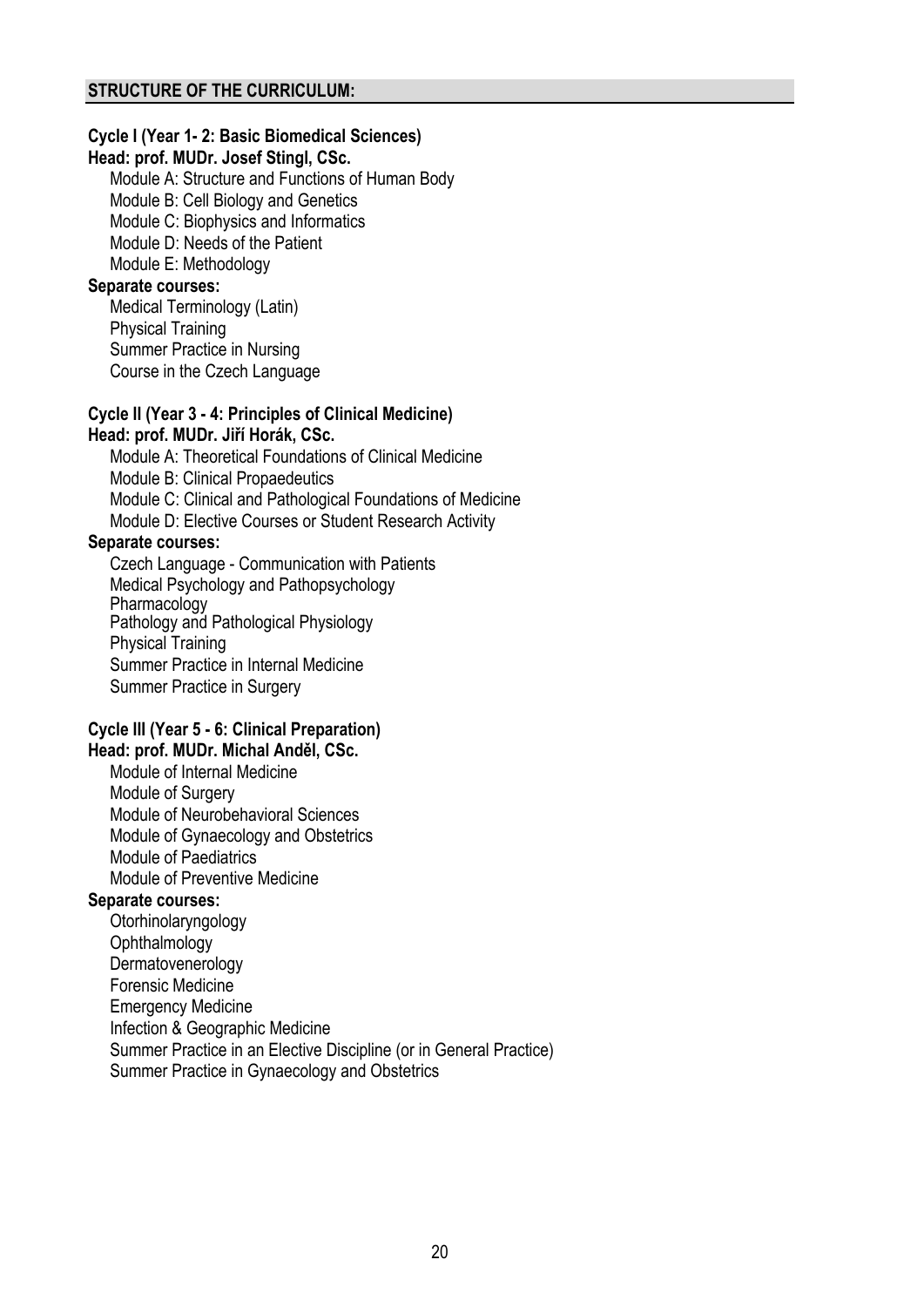## STRUCTURE OF THE CURRICULUM:

### Cycle I (Year 1- 2: Basic Biomedical Sciences)

**Head: prof. MUDr. Josef Stingl, CSc.**

- Module A: Structure and Functions of Human Body
- Module B: Cell Biology and Genetics
- Module C: Biophysics and Informatics
- Module D: Needs of the Patient
- Module E: Methodology

**Separate courses:**

- Medical Terminology (Latin)
- Physical Training
- Summer Practice in Nursing
- Course in the Czech Language

### Cycle II (Year 3 - 4: Principles of Clinical Medicine)

**Head: prof. MUDr. Jiří Horák, CSc.**

- Module A: Theoretical Foundations of Clinical Medicine
- Module B: Clinical Propaedeutics
- Module C: Clinical and Pathological Foundations of Medicine
- Module D: Elective Courses or Student Research Activity

**Separate courses:**

- Czech Language - Communication with Patients
- Medical Psychology and Pathopsychology
- Pharmacology
- Pathology and Pathological Physiology
- Physical Training
- Summer Practice in Internal Medicine
- Summer Practice in Surgery

### Cycle III (Year 5 - 6: Clinical Preparation)

**Head: prof. MUDr. Michal Anděl, CSc.**

- Module of Internal Medicine
- Module of Surgery
- Module of Neurobehavioral Sciences
- Module of Gynaecology and Obstetrics
- Module of Paediatrics
- Module of Preventive Medicine

**Separate courses:**

- Otorhinolaryngology
- Ophthalmology
- Dermatovenerology
- Forensic Medicine
- Emergency Medicine
- Infection & Geographic Medicine
- Summer Practice in an Elective Discipline (or in General Practice)
- Summer Practice in Gynaecology and Obstetrics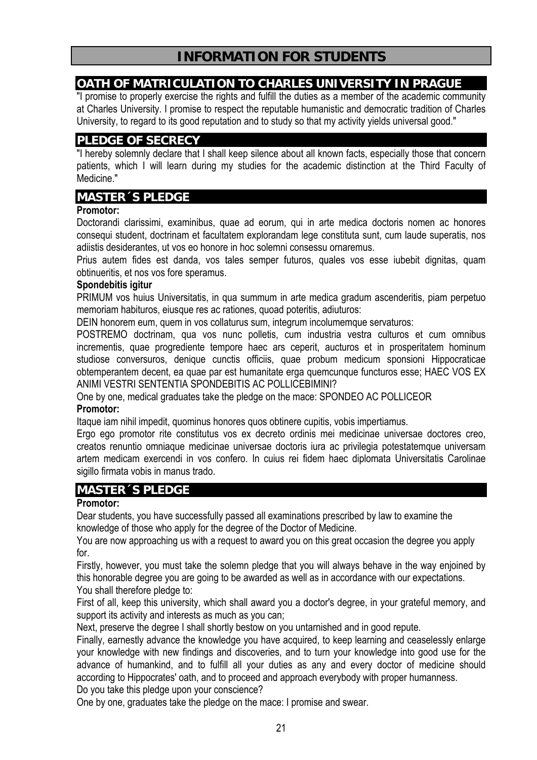# INFORMATION FOR STUDENTS

## OATH OF MATRICULATION TO CHARLES UNIVERSITY IN PRAGUE

"I promise to properly exercise the rights and fulfill the duties as a member of the academic community at Charles University. I promise to respect the reputable humanistic and democratic tradition of Charles University, to regard to its good reputation and to study so that my activity yields universal good."

## PLEDGE OF SECRECY

"I hereby solemnly declare that I shall keep silence about all known facts, especially those that concern patients, which I will learn during my studies for the academic distinction at the Third Faculty of Medicine."

## MASTER´S PLEDGE

**Promotor:**

Doctorandi clarissimi, examinibus, quae ad eorum, qui in arte medica doctoris nomen ac honores consequi student, doctrinam et facultatem explorandam lege constituta sunt, cum laude superatis, nos adiistis desiderantes, ut vos eo honore in hoc solemni consessu ornaremus.

Prius autem fides est danda, vos tales semper futuros, quales vos esse iubebit dignitas, quam obtinueritis, et nos vos fore speramus.

**Spondebitis igitur**

PRIMUM vos huius Universitatis, in qua summum in arte medica gradum ascenderitis, piam perpetuo memoriam habituros, eiusque res ac rationes, quoad poteritis, adiuturos:

DEIN honorem eum, quem in vos collaturus sum, integrum incolumemque servaturos:

POSTREMO doctrinam, qua vos nunc polletis, cum industria vestra culturos et cum omnibus incrementis, quae progrediente tempore haec ars ceperit, aucturos et in prosperitatem hominum studiose conversuros, denique cunctis officiis, quae probum medicum sponsioni Hippocraticae obtemperantem decent, ea quae par est humanitate erga quemcunque functuros esse; HAEC VOS EX ANIMI VESTRI SENTENTIA SPONDEBITIS AC POLLICEBIMINI?

One by one, medical graduates take the pledge on the mace: SPONDEO AC POLLICEOR

**Promotor:**

Itaque iam nihil impedit, quominus honores quos obtinere cupitis, vobis impertiamus.

Ergo ego promotor rite constitutus vos ex decreto ordinis mei medicinae universae doctores creo, creatos renuntio omniaque medicinae universae doctoris iura ac privilegia potestatemque universam artem medicam exercendi in vos confero. In cuius rei fidem haec diplomata Universitatis Carolinae sigillo firmata vobis in manus trado.

## MASTER´S PLEDGE

**Promotor:**

Dear students, you have successfully passed all examinations prescribed by law to examine the knowledge of those who apply for the degree of the Doctor of Medicine.

You are now approaching us with a request to award you on this great occasion the degree you apply for.

Firstly, however, you must take the solemn pledge that you will always behave in the way enjoined by this honorable degree you are going to be awarded as well as in accordance with our expectations.

You shall therefore pledge to:

First of all, keep this university, which shall award you a doctor's degree, in your grateful memory, and support its activity and interests as much as you can;

Next, preserve the degree I shall shortly bestow on you untarnished and in good repute.

Finally, earnestly advance the knowledge you have acquired, to keep learning and ceaselessly enlarge your knowledge with new findings and discoveries, and to turn your knowledge into good use for the advance of humankind, and to fulfill all your duties as any and every doctor of medicine should according to Hippocrates' oath, and to proceed and approach everybody with proper humanness.

Do you take this pledge upon your conscience?

One by one, graduates take the pledge on the mace: I promise and swear.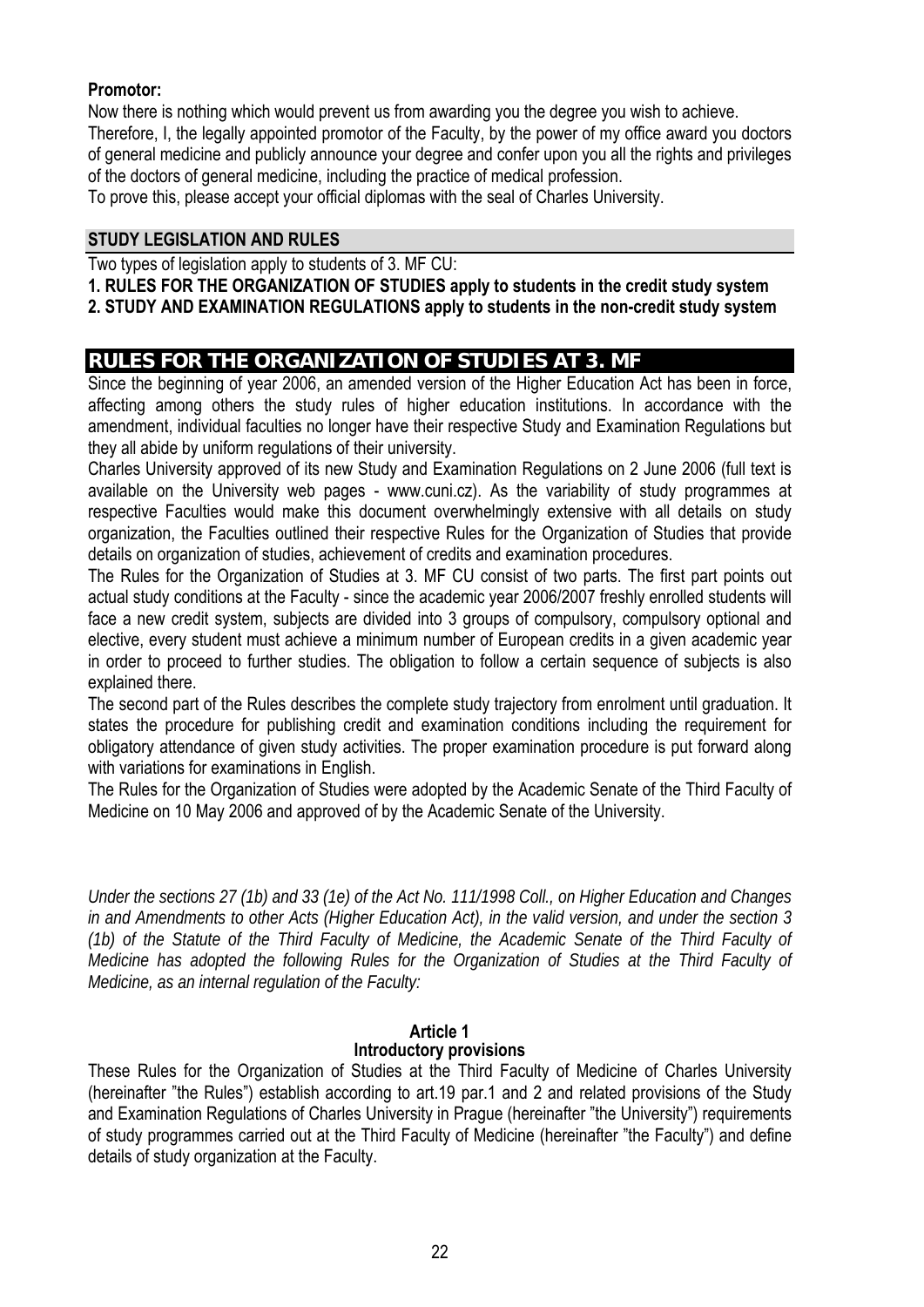**Promotor:**

Now there is nothing which would prevent us from awarding you the degree you wish to achieve.
Therefore, I, the legally appointed promotor of the Faculty, by the power of my office award you doctors of general medicine and publicly announce your degree and confer upon you all the rights and privileges of the doctors of general medicine, including the practice of medical profession.
To prove this, please accept your official diplomas with the seal of Charles University.

## STUDY LEGISLATION AND RULES

Two types of legislation apply to students of 3. MF CU:

**1. RULES FOR THE ORGANIZATION OF STUDIES apply to students in the credit study system**
**2. STUDY AND EXAMINATION REGULATIONS apply to students in the non-credit study system**

# RULES FOR THE ORGANIZATION OF STUDIES AT 3. MF

Since the beginning of year 2006, an amended version of the Higher Education Act has been in force, affecting among others the study rules of higher education institutions. In accordance with the amendment, individual faculties no longer have their respective Study and Examination Regulations but they all abide by uniform regulations of their university.

Charles University approved of its new Study and Examination Regulations on 2 June 2006 (full text is available on the University web pages - www.cuni.cz). As the variability of study programmes at respective Faculties would make this document overwhelmingly extensive with all details on study organization, the Faculties outlined their respective Rules for the Organization of Studies that provide details on organization of studies, achievement of credits and examination procedures.

The Rules for the Organization of Studies at 3. MF CU consist of two parts. The first part points out actual study conditions at the Faculty - since the academic year 2006/2007 freshly enrolled students will face a new credit system, subjects are divided into 3 groups of compulsory, compulsory optional and elective, every student must achieve a minimum number of European credits in a given academic year in order to proceed to further studies. The obligation to follow a certain sequence of subjects is also explained there.

The second part of the Rules describes the complete study trajectory from enrolment until graduation. It states the procedure for publishing credit and examination conditions including the requirement for obligatory attendance of given study activities. The proper examination procedure is put forward along with variations for examinations in English.

The Rules for the Organization of Studies were adopted by the Academic Senate of the Third Faculty of Medicine on 10 May 2006 and approved of by the Academic Senate of the University.

*Under the sections 27 (1b) and 33 (1e) of the Act No. 111/1998 Coll., on Higher Education and Changes in and Amendments to other Acts (Higher Education Act), in the valid version, and under the section 3 (1b) of the Statute of the Third Faculty of Medicine, the Academic Senate of the Third Faculty of Medicine has adopted the following Rules for the Organization of Studies at the Third Faculty of Medicine, as an internal regulation of the Faculty:*

### Article 1
### Introductory provisions

These Rules for the Organization of Studies at the Third Faculty of Medicine of Charles University (hereinafter "the Rules") establish according to art.19 par.1 and 2 and related provisions of the Study and Examination Regulations of Charles University in Prague (hereinafter "the University") requirements of study programmes carried out at the Third Faculty of Medicine (hereinafter "the Faculty") and define details of study organization at the Faculty.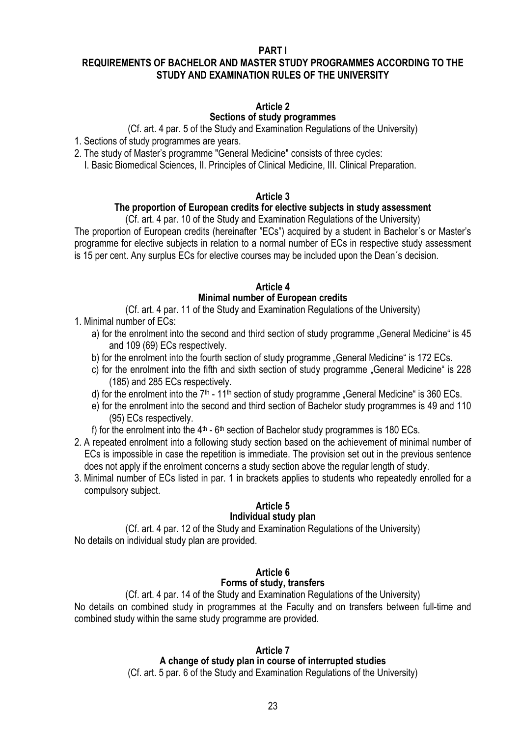**PART I**

**REQUIREMENTS OF BACHELOR AND MASTER STUDY PROGRAMMES ACCORDING TO THE STUDY AND EXAMINATION RULES OF THE UNIVERSITY**

**Article 2**

**Sections of study programmes**

(Cf. art. 4 par. 5 of the Study and Examination Regulations of the University)

1. Sections of study programmes are years.
2. The study of Master's programme "General Medicine" consists of three cycles:
   I. Basic Biomedical Sciences, II. Principles of Clinical Medicine, III. Clinical Preparation.

**Article 3**

**The proportion of European credits for elective subjects in study assessment**

(Cf. art. 4 par. 10 of the Study and Examination Regulations of the University)

The proportion of European credits (hereinafter "ECs") acquired by a student in Bachelor´s or Master's programme for elective subjects in relation to a normal number of ECs in respective study assessment is 15 per cent. Any surplus ECs for elective courses may be included upon the Dean´s decision.

**Article 4**

**Minimal number of European credits**

(Cf. art. 4 par. 11 of the Study and Examination Regulations of the University)

1. Minimal number of ECs:
   a) for the enrolment into the second and third section of study programme „General Medicine" is 45 and 109 (69) ECs respectively.
   b) for the enrolment into the fourth section of study programme „General Medicine" is 172 ECs.
   c) for the enrolment into the fifth and sixth section of study programme „General Medicine" is 228 (185) and 285 ECs respectively.
   d) for the enrolment into the 7th - 11th section of study programme „General Medicine" is 360 ECs.
   e) for the enrolment into the second and third section of Bachelor study programmes is 49 and 110 (95) ECs respectively.
   f) for the enrolment into the 4th - 6th section of Bachelor study programmes is 180 ECs.
2. A repeated enrolment into a following study section based on the achievement of minimal number of ECs is impossible in case the repetition is immediate. The provision set out in the previous sentence does not apply if the enrolment concerns a study section above the regular length of study.
3. Minimal number of ECs listed in par. 1 in brackets applies to students who repeatedly enrolled for a compulsory subject.

**Article 5**

**Individual study plan**

(Cf. art. 4 par. 12 of the Study and Examination Regulations of the University)

No details on individual study plan are provided.

**Article 6**

**Forms of study, transfers**

(Cf. art. 4 par. 14 of the Study and Examination Regulations of the University)

No details on combined study in programmes at the Faculty and on transfers between full-time and combined study within the same study programme are provided.

**Article 7**

**A change of study plan in course of interrupted studies**

(Cf. art. 5 par. 6 of the Study and Examination Regulations of the University)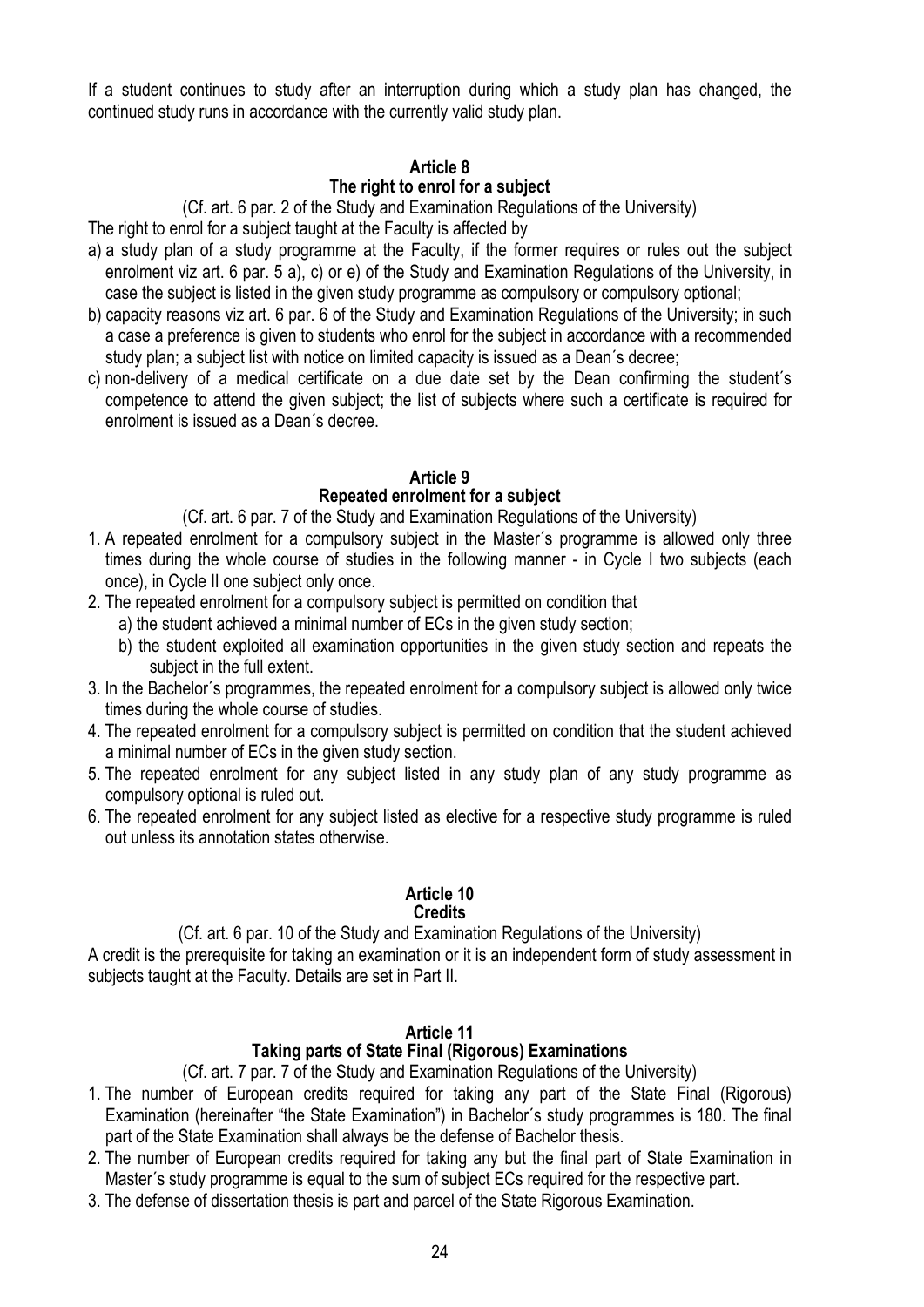If a student continues to study after an interruption during which a study plan has changed, the continued study runs in accordance with the currently valid study plan.

## Article 8
## The right to enrol for a subject

(Cf. art. 6 par. 2 of the Study and Examination Regulations of the University)

The right to enrol for a subject taught at the Faculty is affected by

a) a study plan of a study programme at the Faculty, if the former requires or rules out the subject enrolment viz art. 6 par. 5 a), c) or e) of the Study and Examination Regulations of the University, in case the subject is listed in the given study programme as compulsory or compulsory optional;
b) capacity reasons viz art. 6 par. 6 of the Study and Examination Regulations of the University; in such a case a preference is given to students who enrol for the subject in accordance with a recommended study plan; a subject list with notice on limited capacity is issued as a Dean´s decree;
c) non-delivery of a medical certificate on a due date set by the Dean confirming the student´s competence to attend the given subject; the list of subjects where such a certificate is required for enrolment is issued as a Dean´s decree.

## Article 9
## Repeated enrolment for a subject

(Cf. art. 6 par. 7 of the Study and Examination Regulations of the University)

1. A repeated enrolment for a compulsory subject in the Master´s programme is allowed only three times during the whole course of studies in the following manner - in Cycle I two subjects (each once), in Cycle II one subject only once.
2. The repeated enrolment for a compulsory subject is permitted on condition that
   a) the student achieved a minimal number of ECs in the given study section;
   b) the student exploited all examination opportunities in the given study section and repeats the subject in the full extent.
3. In the Bachelor´s programmes, the repeated enrolment for a compulsory subject is allowed only twice times during the whole course of studies.
4. The repeated enrolment for a compulsory subject is permitted on condition that the student achieved a minimal number of ECs in the given study section.
5. The repeated enrolment for any subject listed in any study plan of any study programme as compulsory optional is ruled out.
6. The repeated enrolment for any subject listed as elective for a respective study programme is ruled out unless its annotation states otherwise.

## Article 10
## Credits

(Cf. art. 6 par. 10 of the Study and Examination Regulations of the University)

A credit is the prerequisite for taking an examination or it is an independent form of study assessment in subjects taught at the Faculty. Details are set in Part II.

## Article 11
## Taking parts of State Final (Rigorous) Examinations

(Cf. art. 7 par. 7 of the Study and Examination Regulations of the University)

1. The number of European credits required for taking any part of the State Final (Rigorous) Examination (hereinafter "the State Examination") in Bachelor´s study programmes is 180. The final part of the State Examination shall always be the defense of Bachelor thesis.
2. The number of European credits required for taking any but the final part of State Examination in Master´s study programme is equal to the sum of subject ECs required for the respective part.
3. The defense of dissertation thesis is part and parcel of the State Rigorous Examination.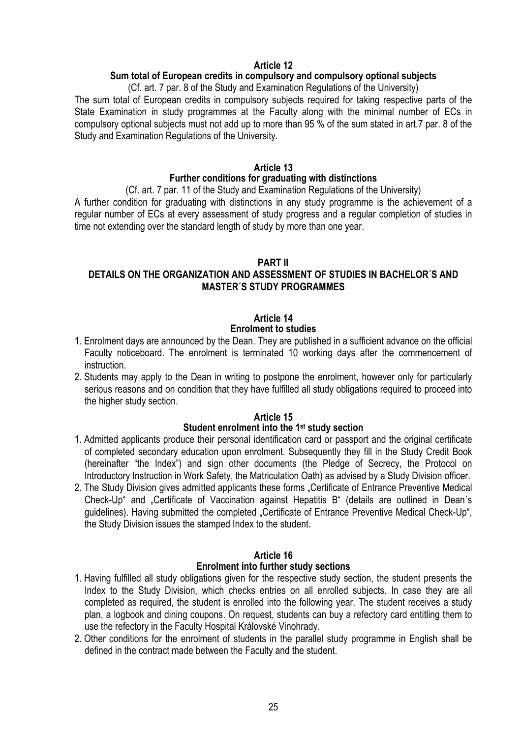### Article 12
#### Sum total of European credits in compulsory and compulsory optional subjects

(Cf. art. 7 par. 8 of the Study and Examination Regulations of the University)

The sum total of European credits in compulsory subjects required for taking respective parts of the State Examination in study programmes at the Faculty along with the minimal number of ECs in compulsory optional subjects must not add up to more than 95 % of the sum stated in art.7 par. 8 of the Study and Examination Regulations of the University.

### Article 13
#### Further conditions for graduating with distinctions

(Cf. art. 7 par. 11 of the Study and Examination Regulations of the University)

A further condition for graduating with distinctions in any study programme is the achievement of a regular number of ECs at every assessment of study progress and a regular completion of studies in time not extending over the standard length of study by more than one year.

## PART II
## DETAILS ON THE ORGANIZATION AND ASSESSMENT OF STUDIES IN BACHELOR´S AND MASTER´S STUDY PROGRAMMES

### Article 14
#### Enrolment to studies

1. Enrolment days are announced by the Dean. They are published in a sufficient advance on the official Faculty noticeboard. The enrolment is terminated 10 working days after the commencement of instruction.
2. Students may apply to the Dean in writing to postpone the enrolment, however only for particularly serious reasons and on condition that they have fulfilled all study obligations required to proceed into the higher study section.

### Article 15
#### Student enrolment into the 1st study section

1. Admitted applicants produce their personal identification card or passport and the original certificate of completed secondary education upon enrolment. Subsequently they fill in the Study Credit Book (hereinafter "the Index") and sign other documents (the Pledge of Secrecy, the Protocol on Introductory Instruction in Work Safety, the Matriculation Oath) as advised by a Study Division officer.
2. The Study Division gives admitted applicants these forms „Certificate of Entrance Preventive Medical Check-Up" and „Certificate of Vaccination against Hepatitis B" (details are outlined in Dean´s guidelines). Having submitted the completed „Certificate of Entrance Preventive Medical Check-Up", the Study Division issues the stamped Index to the student.

### Article 16
#### Enrolment into further study sections

1. Having fulfilled all study obligations given for the respective study section, the student presents the Index to the Study Division, which checks entries on all enrolled subjects. In case they are all completed as required, the student is enrolled into the following year. The student receives a study plan, a logbook and dining coupons. On request, students can buy a refectory card entitling them to use the refectory in the Faculty Hospital Královské Vinohrady.
2. Other conditions for the enrolment of students in the parallel study programme in English shall be defined in the contract made between the Faculty and the student.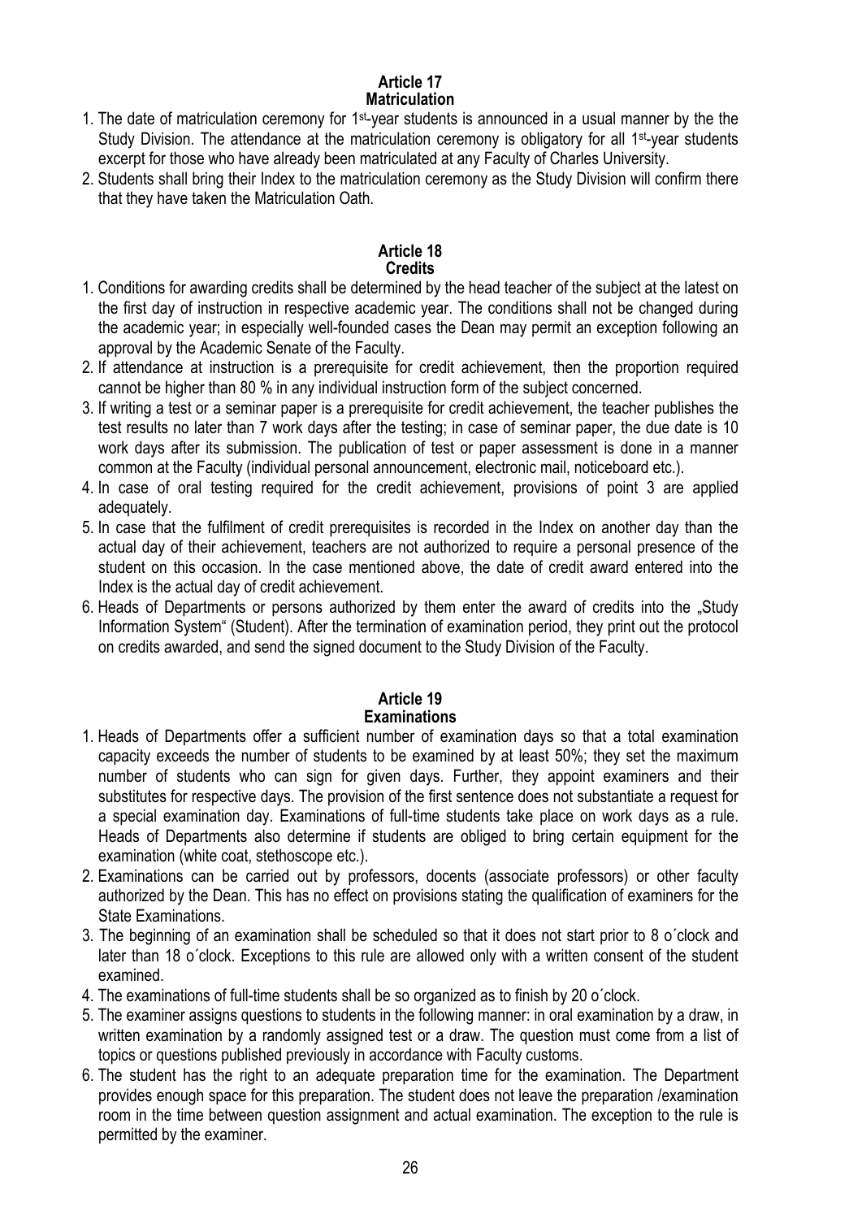## Article 17
### Matriculation

1. The date of matriculation ceremony for 1st-year students is announced in a usual manner by the the Study Division. The attendance at the matriculation ceremony is obligatory for all 1st-year students excerpt for those who have already been matriculated at any Faculty of Charles University.
2. Students shall bring their Index to the matriculation ceremony as the Study Division will confirm there that they have taken the Matriculation Oath.

## Article 18
### Credits

1. Conditions for awarding credits shall be determined by the head teacher of the subject at the latest on the first day of instruction in respective academic year. The conditions shall not be changed during the academic year; in especially well-founded cases the Dean may permit an exception following an approval by the Academic Senate of the Faculty.
2. If attendance at instruction is a prerequisite for credit achievement, then the proportion required cannot be higher than 80 % in any individual instruction form of the subject concerned.
3. If writing a test or a seminar paper is a prerequisite for credit achievement, the teacher publishes the test results no later than 7 work days after the testing; in case of seminar paper, the due date is 10 work days after its submission. The publication of test or paper assessment is done in a manner common at the Faculty (individual personal announcement, electronic mail, noticeboard etc.).
4. In case of oral testing required for the credit achievement, provisions of point 3 are applied adequately.
5. In case that the fulfilment of credit prerequisites is recorded in the Index on another day than the actual day of their achievement, teachers are not authorized to require a personal presence of the student on this occasion. In the case mentioned above, the date of credit award entered into the Index is the actual day of credit achievement.
6. Heads of Departments or persons authorized by them enter the award of credits into the „Study Information System" (Student). After the termination of examination period, they print out the protocol on credits awarded, and send the signed document to the Study Division of the Faculty.

## Article 19
### Examinations

1. Heads of Departments offer a sufficient number of examination days so that a total examination capacity exceeds the number of students to be examined by at least 50%; they set the maximum number of students who can sign for given days. Further, they appoint examiners and their substitutes for respective days. The provision of the first sentence does not substantiate a request for a special examination day. Examinations of full-time students take place on work days as a rule. Heads of Departments also determine if students are obliged to bring certain equipment for the examination (white coat, stethoscope etc.).
2. Examinations can be carried out by professors, docents (associate professors) or other faculty authorized by the Dean. This has no effect on provisions stating the qualification of examiners for the State Examinations.
3. The beginning of an examination shall be scheduled so that it does not start prior to 8 o´clock and later than 18 o´clock. Exceptions to this rule are allowed only with a written consent of the student examined.
4. The examinations of full-time students shall be so organized as to finish by 20 o´clock.
5. The examiner assigns questions to students in the following manner: in oral examination by a draw, in written examination by a randomly assigned test or a draw. The question must come from a list of topics or questions published previously in accordance with Faculty customs.
6. The student has the right to an adequate preparation time for the examination. The Department provides enough space for this preparation. The student does not leave the preparation /examination room in the time between question assignment and actual examination. The exception to the rule is permitted by the examiner.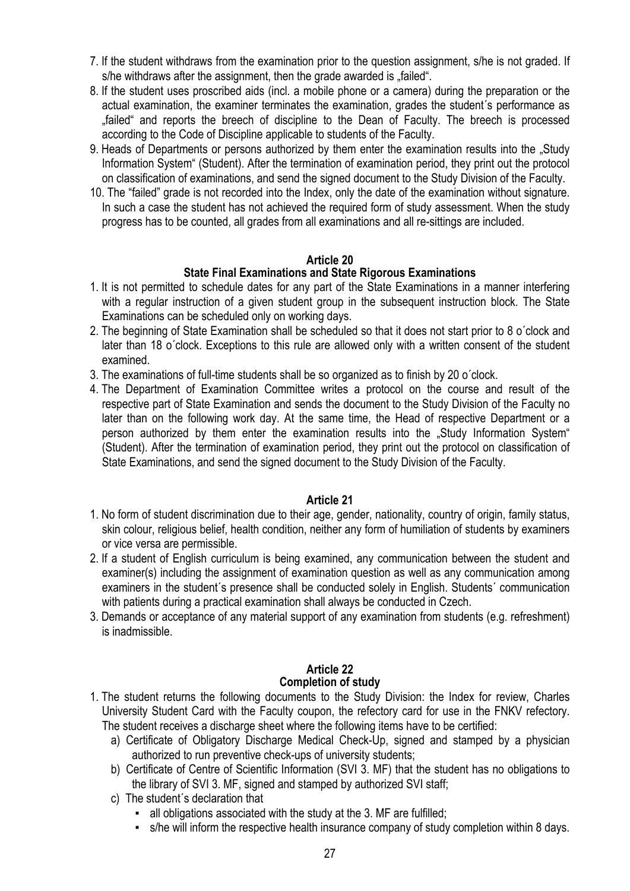7. If the student withdraws from the examination prior to the question assignment, s/he is not graded. If s/he withdraws after the assignment, then the grade awarded is „failed".
8. If the student uses proscribed aids (incl. a mobile phone or a camera) during the preparation or the actual examination, the examiner terminates the examination, grades the student´s performance as „failed" and reports the breech of discipline to the Dean of Faculty. The breech is processed according to the Code of Discipline applicable to students of the Faculty.
9. Heads of Departments or persons authorized by them enter the examination results into the „Study Information System" (Student). After the termination of examination period, they print out the protocol on classification of examinations, and send the signed document to the Study Division of the Faculty.
10. The "failed" grade is not recorded into the Index, only the date of the examination without signature. In such a case the student has not achieved the required form of study assessment. When the study progress has to be counted, all grades from all examinations and all re-sittings are included.

## Article 20
### State Final Examinations and State Rigorous Examinations

1. It is not permitted to schedule dates for any part of the State Examinations in a manner interfering with a regular instruction of a given student group in the subsequent instruction block. The State Examinations can be scheduled only on working days.
2. The beginning of State Examination shall be scheduled so that it does not start prior to 8 o´clock and later than 18 o´clock. Exceptions to this rule are allowed only with a written consent of the student examined.
3. The examinations of full-time students shall be so organized as to finish by 20 o´clock.
4. The Department of Examination Committee writes a protocol on the course and result of the respective part of State Examination and sends the document to the Study Division of the Faculty no later than on the following work day. At the same time, the Head of respective Department or a person authorized by them enter the examination results into the „Study Information System" (Student). After the termination of examination period, they print out the protocol on classification of State Examinations, and send the signed document to the Study Division of the Faculty.

## Article 21

1. No form of student discrimination due to their age, gender, nationality, country of origin, family status, skin colour, religious belief, health condition, neither any form of humiliation of students by examiners or vice versa are permissible.
2. If a student of English curriculum is being examined, any communication between the student and examiner(s) including the assignment of examination question as well as any communication among examiners in the student´s presence shall be conducted solely in English. Students´ communication with patients during a practical examination shall always be conducted in Czech.
3. Demands or acceptance of any material support of any examination from students (e.g. refreshment) is inadmissible.

## Article 22
### Completion of study

1. The student returns the following documents to the Study Division: the Index for review, Charles University Student Card with the Faculty coupon, the refectory card for use in the FNKV refectory. The student receives a discharge sheet where the following items have to be certified:
   a) Certificate of Obligatory Discharge Medical Check-Up, signed and stamped by a physician authorized to run preventive check-ups of university students;
   b) Certificate of Centre of Scientific Information (SVI 3. MF) that the student has no obligations to the library of SVI 3. MF, signed and stamped by authorized SVI staff;
   c) The student´s declaration that
      - all obligations associated with the study at the 3. MF are fulfilled;
      - s/he will inform the respective health insurance company of study completion within 8 days.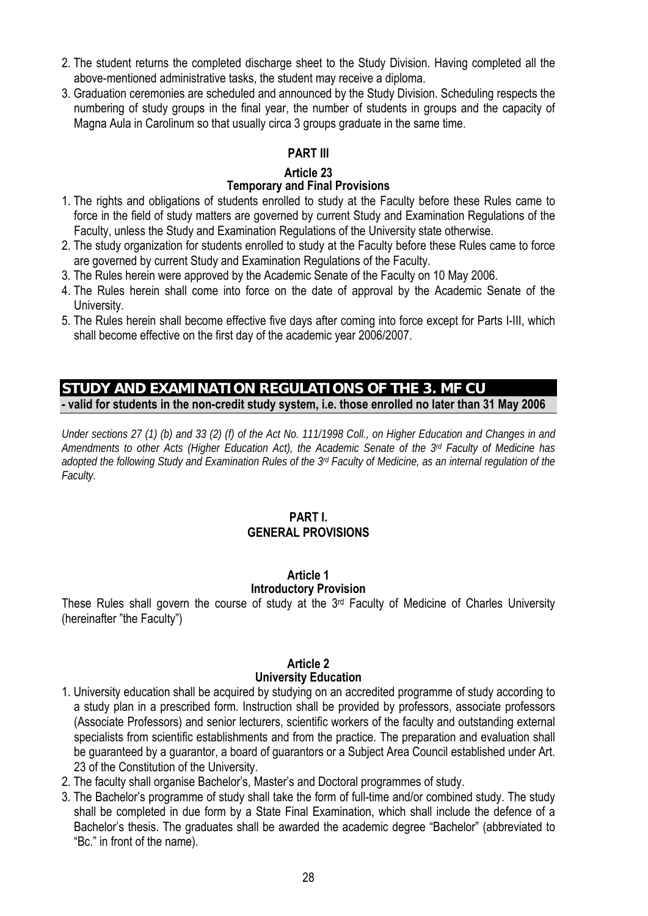2. The student returns the completed discharge sheet to the Study Division. Having completed all the above-mentioned administrative tasks, the student may receive a diploma.
3. Graduation ceremonies are scheduled and announced by the Study Division. Scheduling respects the numbering of study groups in the final year, the number of students in groups and the capacity of Magna Aula in Carolinum so that usually circa 3 groups graduate in the same time.

### PART III

#### Article 23
#### Temporary and Final Provisions

1. The rights and obligations of students enrolled to study at the Faculty before these Rules came to force in the field of study matters are governed by current Study and Examination Regulations of the Faculty, unless the Study and Examination Regulations of the University state otherwise.
2. The study organization for students enrolled to study at the Faculty before these Rules came to force are governed by current Study and Examination Regulations of the Faculty.
3. The Rules herein were approved by the Academic Senate of the Faculty on 10 May 2006.
4. The Rules herein shall come into force on the date of approval by the Academic Senate of the University.
5. The Rules herein shall become effective five days after coming into force except for Parts I-III, which shall become effective on the first day of the academic year 2006/2007.

## STUDY AND EXAMINATION REGULATIONS OF THE 3. MF CU

**- valid for students in the non-credit study system, i.e. those enrolled no later than 31 May 2006**

*Under sections 27 (1) (b) and 33 (2) (f) of the Act No. 111/1998 Coll., on Higher Education and Changes in and Amendments to other Acts (Higher Education Act), the Academic Senate of the 3rd Faculty of Medicine has adopted the following Study and Examination Rules of the 3rd Faculty of Medicine, as an internal regulation of the Faculty.*

### PART I.
### GENERAL PROVISIONS

#### Article 1
#### Introductory Provision

These Rules shall govern the course of study at the 3rd Faculty of Medicine of Charles University (hereinafter "the Faculty")

#### Article 2
#### University Education

1. University education shall be acquired by studying on an accredited programme of study according to a study plan in a prescribed form. Instruction shall be provided by professors, associate professors (Associate Professors) and senior lecturers, scientific workers of the faculty and outstanding external specialists from scientific establishments and from the practice. The preparation and evaluation shall be guaranteed by a guarantor, a board of guarantors or a Subject Area Council established under Art. 23 of the Constitution of the University.
2. The faculty shall organise Bachelor's, Master's and Doctoral programmes of study.
3. The Bachelor's programme of study shall take the form of full-time and/or combined study. The study shall be completed in due form by a State Final Examination, which shall include the defence of a Bachelor's thesis. The graduates shall be awarded the academic degree "Bachelor" (abbreviated to "Bc." in front of the name).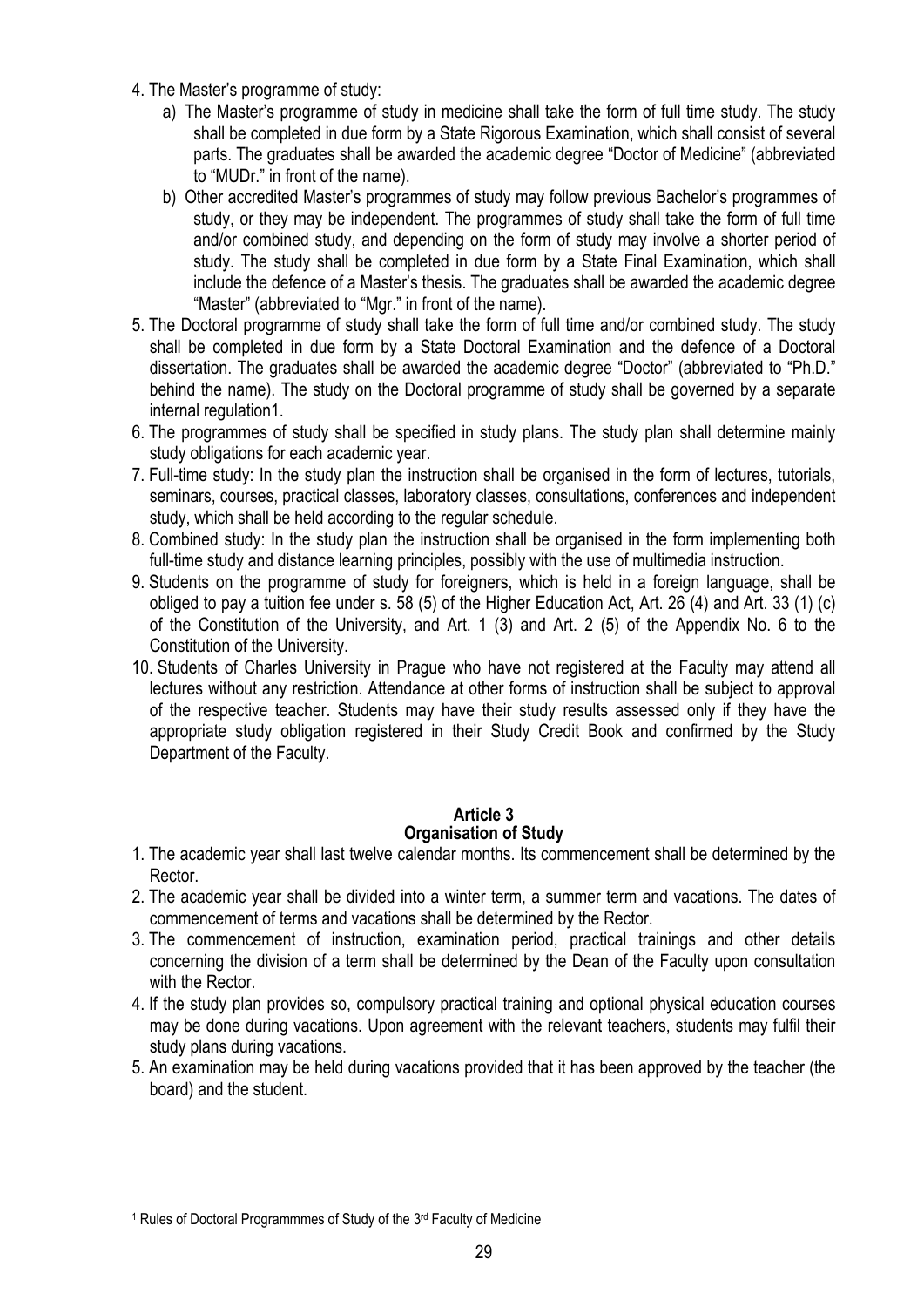4. The Master's programme of study:
   a) The Master's programme of study in medicine shall take the form of full time study. The study shall be completed in due form by a State Rigorous Examination, which shall consist of several parts. The graduates shall be awarded the academic degree "Doctor of Medicine" (abbreviated to "MUDr." in front of the name).
   b) Other accredited Master's programmes of study may follow previous Bachelor's programmes of study, or they may be independent. The programmes of study shall take the form of full time and/or combined study, and depending on the form of study may involve a shorter period of study. The study shall be completed in due form by a State Final Examination, which shall include the defence of a Master's thesis. The graduates shall be awarded the academic degree "Master" (abbreviated to "Mgr." in front of the name).
5. The Doctoral programme of study shall take the form of full time and/or combined study. The study shall be completed in due form by a State Doctoral Examination and the defence of a Doctoral dissertation. The graduates shall be awarded the academic degree "Doctor" (abbreviated to "Ph.D." behind the name). The study on the Doctoral programme of study shall be governed by a separate internal regulation[1].
6. The programmes of study shall be specified in study plans. The study plan shall determine mainly study obligations for each academic year.
7. Full-time study: In the study plan the instruction shall be organised in the form of lectures, tutorials, seminars, courses, practical classes, laboratory classes, consultations, conferences and independent study, which shall be held according to the regular schedule.
8. Combined study: In the study plan the instruction shall be organised in the form implementing both full-time study and distance learning principles, possibly with the use of multimedia instruction.
9. Students on the programme of study for foreigners, which is held in a foreign language, shall be obliged to pay a tuition fee under s. 58 (5) of the Higher Education Act, Art. 26 (4) and Art. 33 (1) (c) of the Constitution of the University, and Art. 1 (3) and Art. 2 (5) of the Appendix No. 6 to the Constitution of the University.
10. Students of Charles University in Prague who have not registered at the Faculty may attend all lectures without any restriction. Attendance at other forms of instruction shall be subject to approval of the respective teacher. Students may have their study results assessed only if they have the appropriate study obligation registered in their Study Credit Book and confirmed by the Study Department of the Faculty.

## Article 3
## Organisation of Study

1. The academic year shall last twelve calendar months. Its commencement shall be determined by the Rector.
2. The academic year shall be divided into a winter term, a summer term and vacations. The dates of commencement of terms and vacations shall be determined by the Rector.
3. The commencement of instruction, examination period, practical trainings and other details concerning the division of a term shall be determined by the Dean of the Faculty upon consultation with the Rector.
4. If the study plan provides so, compulsory practical training and optional physical education courses may be done during vacations. Upon agreement with the relevant teachers, students may fulfil their study plans during vacations.
5. An examination may be held during vacations provided that it has been approved by the teacher (the board) and the student.

---

[1] Rules of Doctoral Programmmes of Study of the 3rd Faculty of Medicine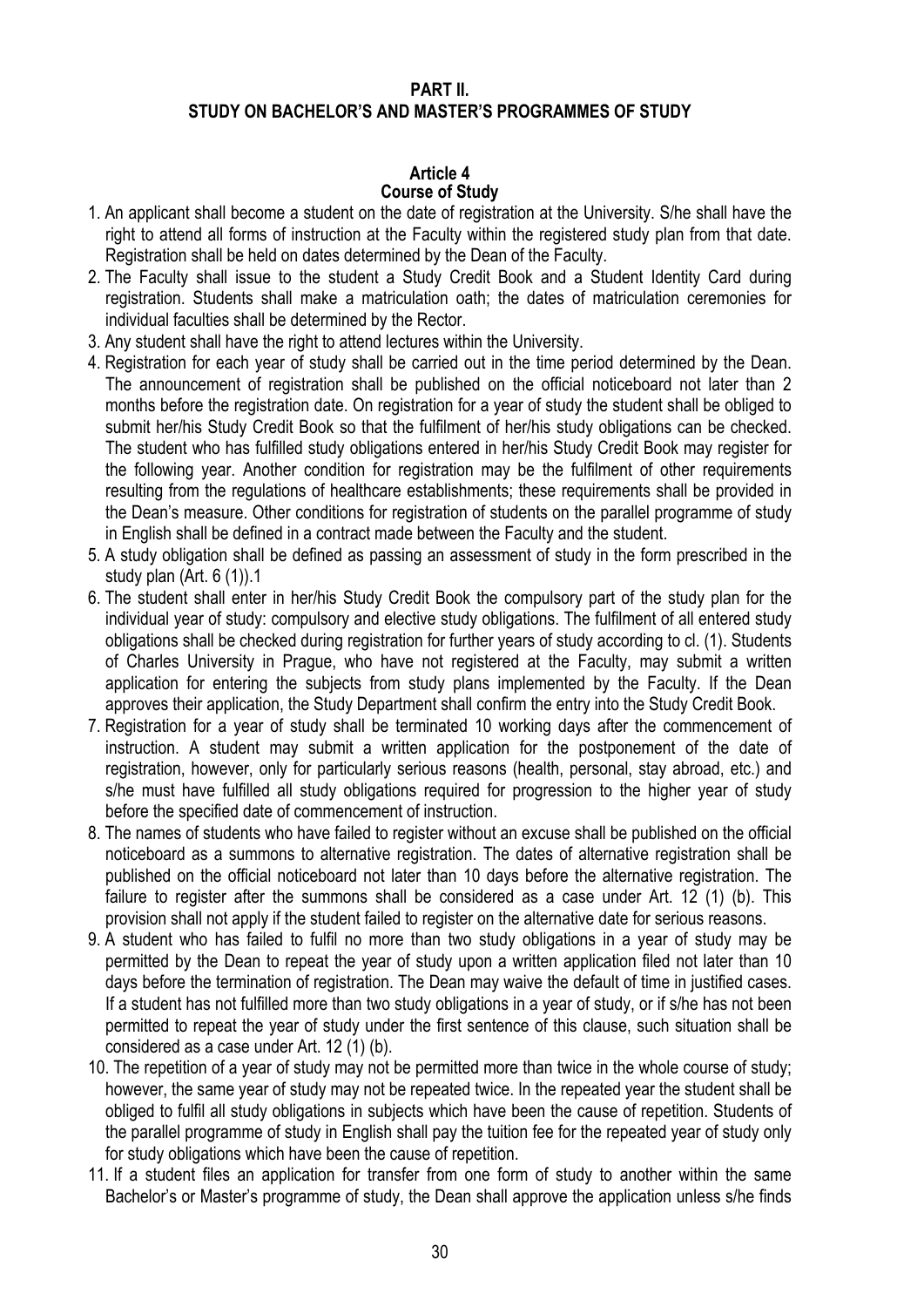# PART II.
# STUDY ON BACHELOR'S AND MASTER'S PROGRAMMES OF STUDY

## Article 4
## Course of Study

1. An applicant shall become a student on the date of registration at the University. S/he shall have the right to attend all forms of instruction at the Faculty within the registered study plan from that date. Registration shall be held on dates determined by the Dean of the Faculty.
2. The Faculty shall issue to the student a Study Credit Book and a Student Identity Card during registration. Students shall make a matriculation oath; the dates of matriculation ceremonies for individual faculties shall be determined by the Rector.
3. Any student shall have the right to attend lectures within the University.
4. Registration for each year of study shall be carried out in the time period determined by the Dean. The announcement of registration shall be published on the official noticeboard not later than 2 months before the registration date. On registration for a year of study the student shall be obliged to submit her/his Study Credit Book so that the fulfilment of her/his study obligations can be checked. The student who has fulfilled study obligations entered in her/his Study Credit Book may register for the following year. Another condition for registration may be the fulfilment of other requirements resulting from the regulations of healthcare establishments; these requirements shall be provided in the Dean's measure. Other conditions for registration of students on the parallel programme of study in English shall be defined in a contract made between the Faculty and the student.
5. A study obligation shall be defined as passing an assessment of study in the form prescribed in the study plan (Art. 6 (1)).[1]
6. The student shall enter in her/his Study Credit Book the compulsory part of the study plan for the individual year of study: compulsory and elective study obligations. The fulfilment of all entered study obligations shall be checked during registration for further years of study according to cl. (1). Students of Charles University in Prague, who have not registered at the Faculty, may submit a written application for entering the subjects from study plans implemented by the Faculty. If the Dean approves their application, the Study Department shall confirm the entry into the Study Credit Book.
7. Registration for a year of study shall be terminated 10 working days after the commencement of instruction. A student may submit a written application for the postponement of the date of registration, however, only for particularly serious reasons (health, personal, stay abroad, etc.) and s/he must have fulfilled all study obligations required for progression to the higher year of study before the specified date of commencement of instruction.
8. The names of students who have failed to register without an excuse shall be published on the official noticeboard as a summons to alternative registration. The dates of alternative registration shall be published on the official noticeboard not later than 10 days before the alternative registration. The failure to register after the summons shall be considered as a case under Art. 12 (1) (b). This provision shall not apply if the student failed to register on the alternative date for serious reasons.
9. A student who has failed to fulfil no more than two study obligations in a year of study may be permitted by the Dean to repeat the year of study upon a written application filed not later than 10 days before the termination of registration. The Dean may waive the default of time in justified cases. If a student has not fulfilled more than two study obligations in a year of study, or if s/he has not been permitted to repeat the year of study under the first sentence of this clause, such situation shall be considered as a case under Art. 12 (1) (b).
10. The repetition of a year of study may not be permitted more than twice in the whole course of study; however, the same year of study may not be repeated twice. In the repeated year the student shall be obliged to fulfil all study obligations in subjects which have been the cause of repetition. Students of the parallel programme of study in English shall pay the tuition fee for the repeated year of study only for study obligations which have been the cause of repetition.
11. If a student files an application for transfer from one form of study to another within the same Bachelor's or Master's programme of study, the Dean shall approve the application unless s/he finds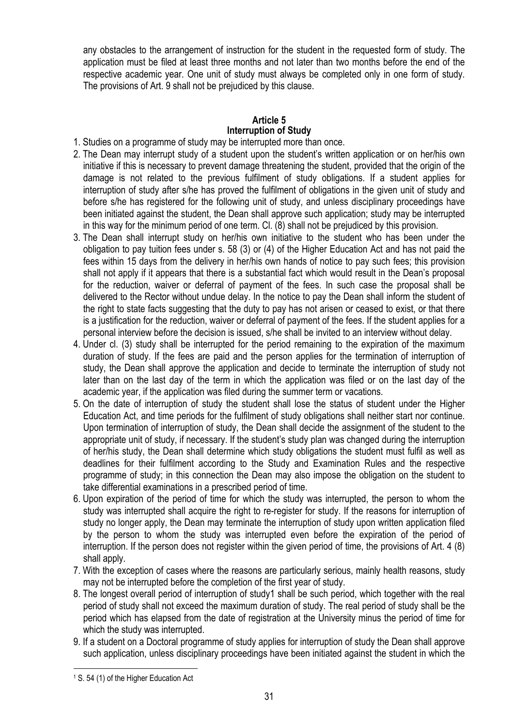any obstacles to the arrangement of instruction for the student in the requested form of study. The application must be filed at least three months and not later than two months before the end of the respective academic year. One unit of study must always be completed only in one form of study. The provisions of Art. 9 shall not be prejudiced by this clause.

## Article 5
## Interruption of Study

1. Studies on a programme of study may be interrupted more than once.
2. The Dean may interrupt study of a student upon the student's written application or on her/his own initiative if this is necessary to prevent damage threatening the student, provided that the origin of the damage is not related to the previous fulfilment of study obligations. If a student applies for interruption of study after s/he has proved the fulfilment of obligations in the given unit of study and before s/he has registered for the following unit of study, and unless disciplinary proceedings have been initiated against the student, the Dean shall approve such application; study may be interrupted in this way for the minimum period of one term. Cl. (8) shall not be prejudiced by this provision.
3. The Dean shall interrupt study on her/his own initiative to the student who has been under the obligation to pay tuition fees under s. 58 (3) or (4) of the Higher Education Act and has not paid the fees within 15 days from the delivery in her/his own hands of notice to pay such fees; this provision shall not apply if it appears that there is a substantial fact which would result in the Dean's proposal for the reduction, waiver or deferral of payment of the fees. In such case the proposal shall be delivered to the Rector without undue delay. In the notice to pay the Dean shall inform the student of the right to state facts suggesting that the duty to pay has not arisen or ceased to exist, or that there is a justification for the reduction, waiver or deferral of payment of the fees. If the student applies for a personal interview before the decision is issued, s/he shall be invited to an interview without delay.
4. Under cl. (3) study shall be interrupted for the period remaining to the expiration of the maximum duration of study. If the fees are paid and the person applies for the termination of interruption of study, the Dean shall approve the application and decide to terminate the interruption of study not later than on the last day of the term in which the application was filed or on the last day of the academic year, if the application was filed during the summer term or vacations.
5. On the date of interruption of study the student shall lose the status of student under the Higher Education Act, and time periods for the fulfilment of study obligations shall neither start nor continue. Upon termination of interruption of study, the Dean shall decide the assignment of the student to the appropriate unit of study, if necessary. If the student's study plan was changed during the interruption of her/his study, the Dean shall determine which study obligations the student must fulfil as well as deadlines for their fulfilment according to the Study and Examination Rules and the respective programme of study; in this connection the Dean may also impose the obligation on the student to take differential examinations in a prescribed period of time.
6. Upon expiration of the period of time for which the study was interrupted, the person to whom the study was interrupted shall acquire the right to re-register for study. If the reasons for interruption of study no longer apply, the Dean may terminate the interruption of study upon written application filed by the person to whom the study was interrupted even before the expiration of the period of interruption. If the person does not register within the given period of time, the provisions of Art. 4 (8) shall apply.
7. With the exception of cases where the reasons are particularly serious, mainly health reasons, study may not be interrupted before the completion of the first year of study.
8. The longest overall period of interruption of study[1] shall be such period, which together with the real period of study shall not exceed the maximum duration of study. The real period of study shall be the period which has elapsed from the date of registration at the University minus the period of time for which the study was interrupted.
9. If a student on a Doctoral programme of study applies for interruption of study the Dean shall approve such application, unless disciplinary proceedings have been initiated against the student in which the

---

[1] S. 54 (1) of the Higher Education Act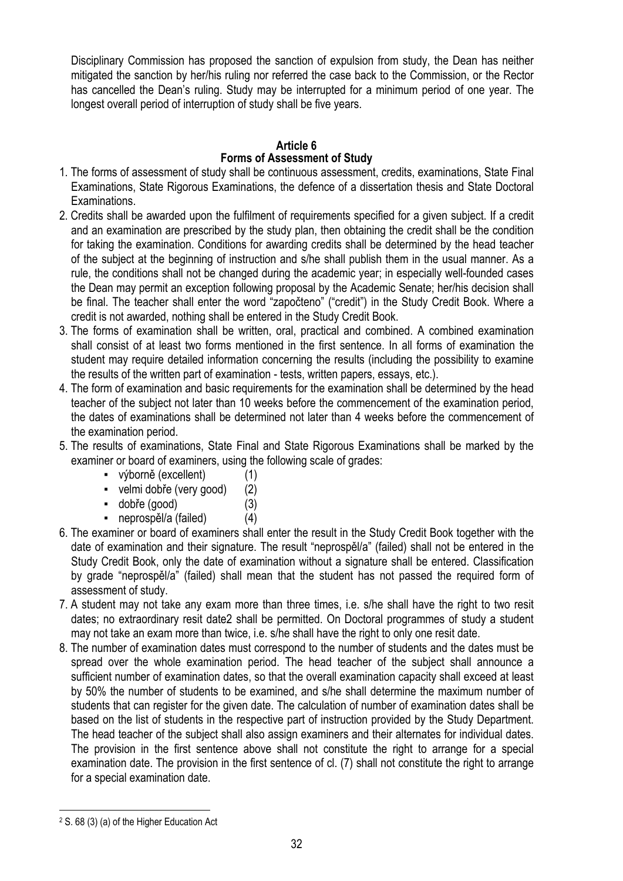Disciplinary Commission has proposed the sanction of expulsion from study, the Dean has neither mitigated the sanction by her/his ruling nor referred the case back to the Commission, or the Rector has cancelled the Dean's ruling. Study may be interrupted for a minimum period of one year. The longest overall period of interruption of study shall be five years.

## Article 6
## Forms of Assessment of Study

1. The forms of assessment of study shall be continuous assessment, credits, examinations, State Final Examinations, State Rigorous Examinations, the defence of a dissertation thesis and State Doctoral Examinations.
2. Credits shall be awarded upon the fulfilment of requirements specified for a given subject. If a credit and an examination are prescribed by the study plan, then obtaining the credit shall be the condition for taking the examination. Conditions for awarding credits shall be determined by the head teacher of the subject at the beginning of instruction and s/he shall publish them in the usual manner. As a rule, the conditions shall not be changed during the academic year; in especially well-founded cases the Dean may permit an exception following proposal by the Academic Senate; her/his decision shall be final. The teacher shall enter the word "započteno" ("credit") in the Study Credit Book. Where a credit is not awarded, nothing shall be entered in the Study Credit Book.
3. The forms of examination shall be written, oral, practical and combined. A combined examination shall consist of at least two forms mentioned in the first sentence. In all forms of examination the student may require detailed information concerning the results (including the possibility to examine the results of the written part of examination - tests, written papers, essays, etc.).
4. The form of examination and basic requirements for the examination shall be determined by the head teacher of the subject not later than 10 weeks before the commencement of the examination period, the dates of examinations shall be determined not later than 4 weeks before the commencement of the examination period.
5. The results of examinations, State Final and State Rigorous Examinations shall be marked by the examiner or board of examiners, using the following scale of grades:
   - výborně (excellent) (1)
   - velmi dobře (very good) (2)
   - dobře (good) (3)
   - neprospěl/a (failed) (4)
6. The examiner or board of examiners shall enter the result in the Study Credit Book together with the date of examination and their signature. The result "neprospěl/a" (failed) shall not be entered in the Study Credit Book, only the date of examination without a signature shall be entered. Classification by grade "neprospěl/a" (failed) shall mean that the student has not passed the required form of assessment of study.
7. A student may not take any exam more than three times, i.e. s/he shall have the right to two resit dates; no extraordinary resit date[2] shall be permitted. On Doctoral programmes of study a student may not take an exam more than twice, i.e. s/he shall have the right to only one resit date.
8. The number of examination dates must correspond to the number of students and the dates must be spread over the whole examination period. The head teacher of the subject shall announce a sufficient number of examination dates, so that the overall examination capacity shall exceed at least by 50% the number of students to be examined, and s/he shall determine the maximum number of students that can register for the given date. The calculation of number of examination dates shall be based on the list of students in the respective part of instruction provided by the Study Department. The head teacher of the subject shall also assign examiners and their alternates for individual dates. The provision in the first sentence above shall not constitute the right to arrange for a special examination date. The provision in the first sentence of cl. (7) shall not constitute the right to arrange for a special examination date.

---

[2] S. 68 (3) (a) of the Higher Education Act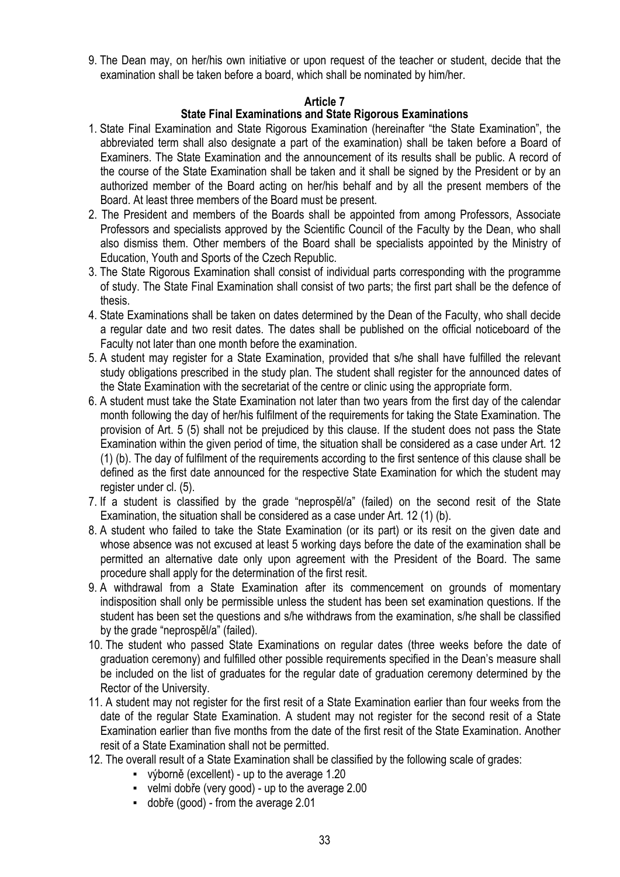9. The Dean may, on her/his own initiative or upon request of the teacher or student, decide that the examination shall be taken before a board, which shall be nominated by him/her.

## Article 7
## State Final Examinations and State Rigorous Examinations

1. State Final Examination and State Rigorous Examination (hereinafter "the State Examination", the abbreviated term shall also designate a part of the examination) shall be taken before a Board of Examiners. The State Examination and the announcement of its results shall be public. A record of the course of the State Examination shall be taken and it shall be signed by the President or by an authorized member of the Board acting on her/his behalf and by all the present members of the Board. At least three members of the Board must be present.
2. The President and members of the Boards shall be appointed from among Professors, Associate Professors and specialists approved by the Scientific Council of the Faculty by the Dean, who shall also dismiss them. Other members of the Board shall be specialists appointed by the Ministry of Education, Youth and Sports of the Czech Republic.
3. The State Rigorous Examination shall consist of individual parts corresponding with the programme of study. The State Final Examination shall consist of two parts; the first part shall be the defence of thesis.
4. State Examinations shall be taken on dates determined by the Dean of the Faculty, who shall decide a regular date and two resit dates. The dates shall be published on the official noticeboard of the Faculty not later than one month before the examination.
5. A student may register for a State Examination, provided that s/he shall have fulfilled the relevant study obligations prescribed in the study plan. The student shall register for the announced dates of the State Examination with the secretariat of the centre or clinic using the appropriate form.
6. A student must take the State Examination not later than two years from the first day of the calendar month following the day of her/his fulfilment of the requirements for taking the State Examination. The provision of Art. 5 (5) shall not be prejudiced by this clause. If the student does not pass the State Examination within the given period of time, the situation shall be considered as a case under Art. 12 (1) (b). The day of fulfilment of the requirements according to the first sentence of this clause shall be defined as the first date announced for the respective State Examination for which the student may register under cl. (5).
7. If a student is classified by the grade "neprospěl/a" (failed) on the second resit of the State Examination, the situation shall be considered as a case under Art. 12 (1) (b).
8. A student who failed to take the State Examination (or its part) or its resit on the given date and whose absence was not excused at least 5 working days before the date of the examination shall be permitted an alternative date only upon agreement with the President of the Board. The same procedure shall apply for the determination of the first resit.
9. A withdrawal from a State Examination after its commencement on grounds of momentary indisposition shall only be permissible unless the student has been set examination questions. If the student has been set the questions and s/he withdraws from the examination, s/he shall be classified by the grade "neprospěl/a" (failed).
10. The student who passed State Examinations on regular dates (three weeks before the date of graduation ceremony) and fulfilled other possible requirements specified in the Dean's measure shall be included on the list of graduates for the regular date of graduation ceremony determined by the Rector of the University.
11. A student may not register for the first resit of a State Examination earlier than four weeks from the date of the regular State Examination. A student may not register for the second resit of a State Examination earlier than five months from the date of the first resit of the State Examination. Another resit of a State Examination shall not be permitted.
12. The overall result of a State Examination shall be classified by the following scale of grades:
    - výborně (excellent) - up to the average 1.20
    - velmi dobře (very good) - up to the average 2.00
    - dobře (good) - from the average 2.01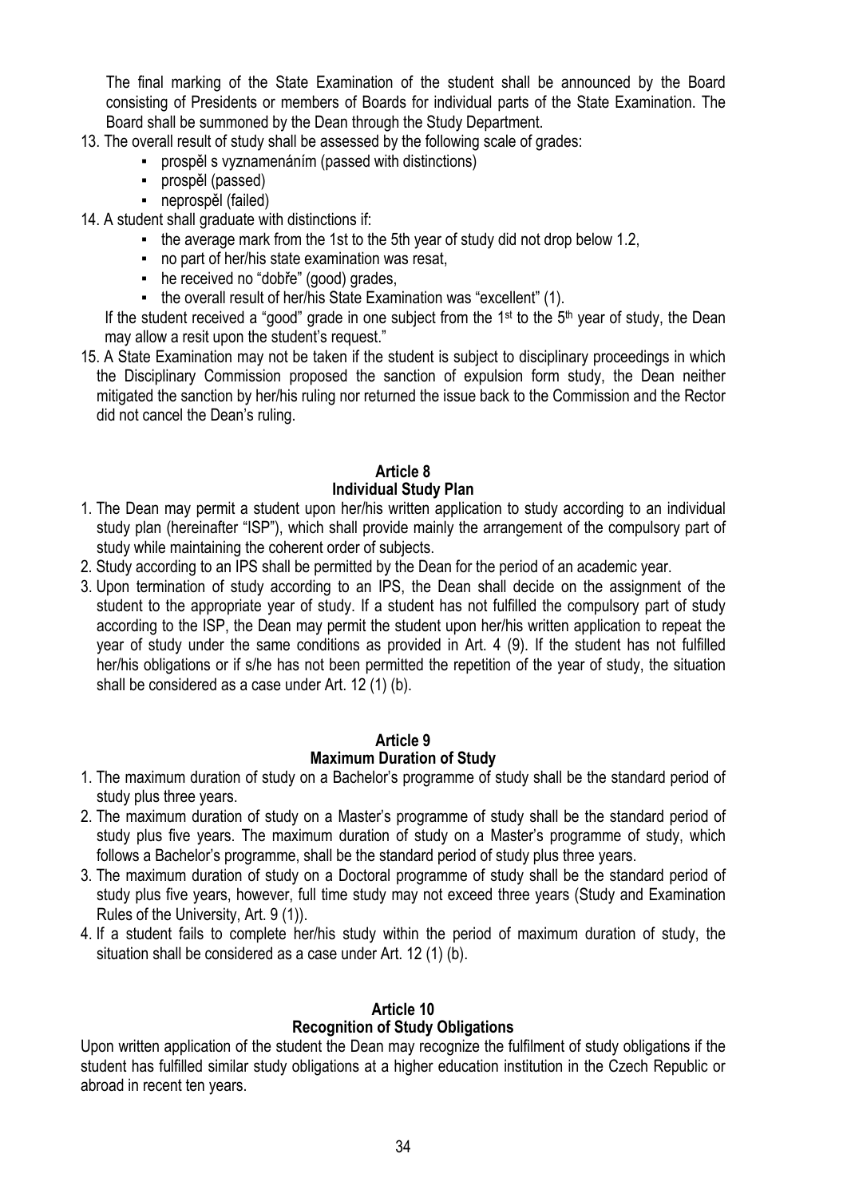The final marking of the State Examination of the student shall be announced by the Board consisting of Presidents or members of Boards for individual parts of the State Examination. The Board shall be summoned by the Dean through the Study Department.

13. The overall result of study shall be assessed by the following scale of grades:
    - prospěl s vyznamenáním (passed with distinctions)
    - prospěl (passed)
    - neprospěl (failed)
14. A student shall graduate with distinctions if:
    - the average mark from the 1st to the 5th year of study did not drop below 1.2,
    - no part of her/his state examination was resat,
    - he received no "dobře" (good) grades,
    - the overall result of her/his State Examination was "excellent" (1).

    If the student received a "good" grade in one subject from the 1st to the 5th year of study, the Dean may allow a resit upon the student's request."
15. A State Examination may not be taken if the student is subject to disciplinary proceedings in which the Disciplinary Commission proposed the sanction of expulsion form study, the Dean neither mitigated the sanction by her/his ruling nor returned the issue back to the Commission and the Rector did not cancel the Dean's ruling.

## Article 8
## Individual Study Plan

1. The Dean may permit a student upon her/his written application to study according to an individual study plan (hereinafter "ISP"), which shall provide mainly the arrangement of the compulsory part of study while maintaining the coherent order of subjects.
2. Study according to an IPS shall be permitted by the Dean for the period of an academic year.
3. Upon termination of study according to an IPS, the Dean shall decide on the assignment of the student to the appropriate year of study. If a student has not fulfilled the compulsory part of study according to the ISP, the Dean may permit the student upon her/his written application to repeat the year of study under the same conditions as provided in Art. 4 (9). If the student has not fulfilled her/his obligations or if s/he has not been permitted the repetition of the year of study, the situation shall be considered as a case under Art. 12 (1) (b).

## Article 9
## Maximum Duration of Study

1. The maximum duration of study on a Bachelor's programme of study shall be the standard period of study plus three years.
2. The maximum duration of study on a Master's programme of study shall be the standard period of study plus five years. The maximum duration of study on a Master's programme of study, which follows a Bachelor's programme, shall be the standard period of study plus three years.
3. The maximum duration of study on a Doctoral programme of study shall be the standard period of study plus five years, however, full time study may not exceed three years (Study and Examination Rules of the University, Art. 9 (1)).
4. If a student fails to complete her/his study within the period of maximum duration of study, the situation shall be considered as a case under Art. 12 (1) (b).

## Article 10
## Recognition of Study Obligations

Upon written application of the student the Dean may recognize the fulfilment of study obligations if the student has fulfilled similar study obligations at a higher education institution in the Czech Republic or abroad in recent ten years.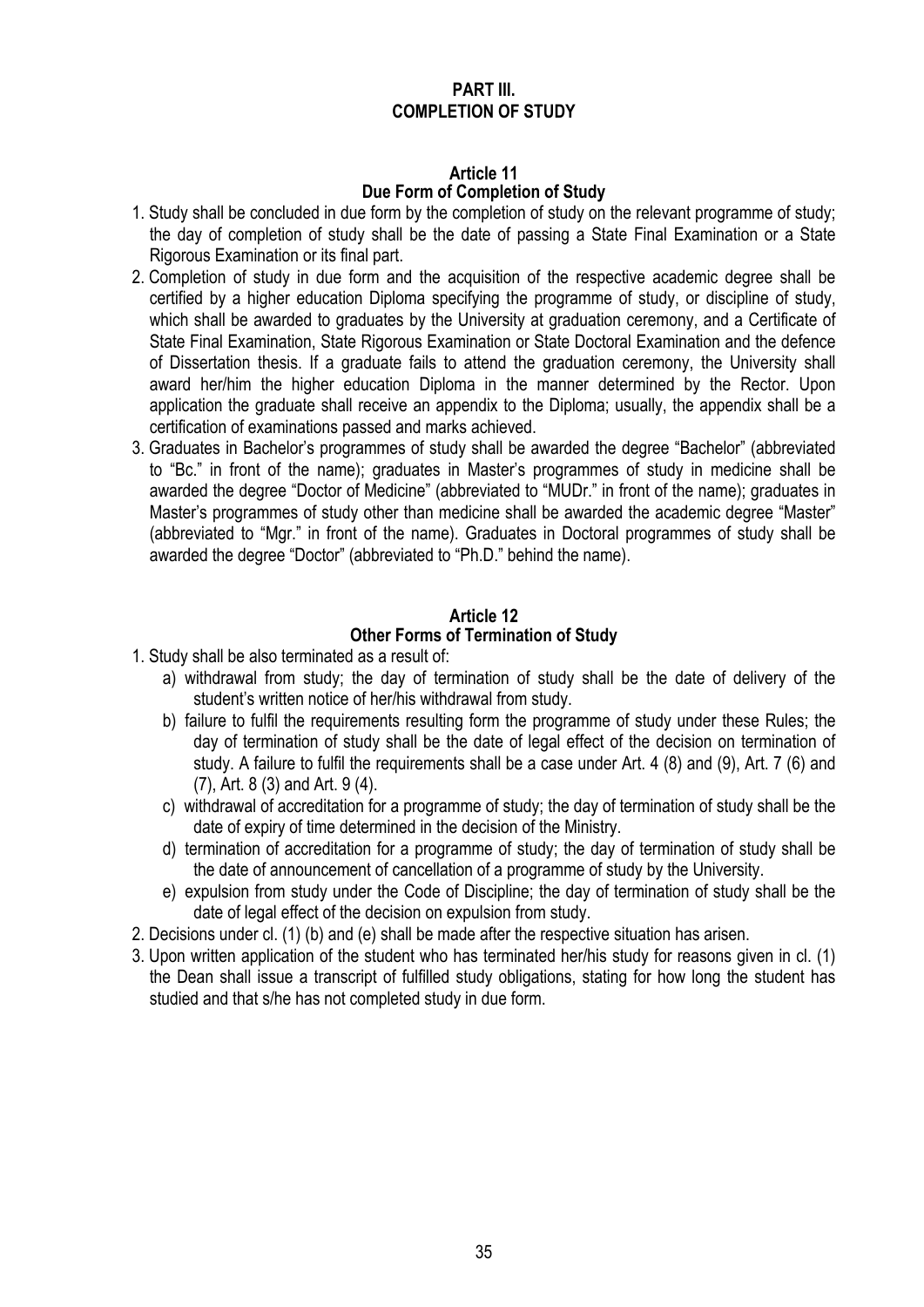# PART III.
# COMPLETION OF STUDY

## Article 11
## Due Form of Completion of Study

1. Study shall be concluded in due form by the completion of study on the relevant programme of study; the day of completion of study shall be the date of passing a State Final Examination or a State Rigorous Examination or its final part.
2. Completion of study in due form and the acquisition of the respective academic degree shall be certified by a higher education Diploma specifying the programme of study, or discipline of study, which shall be awarded to graduates by the University at graduation ceremony, and a Certificate of State Final Examination, State Rigorous Examination or State Doctoral Examination and the defence of Dissertation thesis. If a graduate fails to attend the graduation ceremony, the University shall award her/him the higher education Diploma in the manner determined by the Rector. Upon application the graduate shall receive an appendix to the Diploma; usually, the appendix shall be a certification of examinations passed and marks achieved.
3. Graduates in Bachelor's programmes of study shall be awarded the degree "Bachelor" (abbreviated to "Bc." in front of the name); graduates in Master's programmes of study in medicine shall be awarded the degree "Doctor of Medicine" (abbreviated to "MUDr." in front of the name); graduates in Master's programmes of study other than medicine shall be awarded the academic degree "Master" (abbreviated to "Mgr." in front of the name). Graduates in Doctoral programmes of study shall be awarded the degree "Doctor" (abbreviated to "Ph.D." behind the name).

## Article 12
## Other Forms of Termination of Study

1. Study shall be also terminated as a result of:
   a) withdrawal from study; the day of termination of study shall be the date of delivery of the student's written notice of her/his withdrawal from study.
   b) failure to fulfil the requirements resulting form the programme of study under these Rules; the day of termination of study shall be the date of legal effect of the decision on termination of study. A failure to fulfil the requirements shall be a case under Art. 4 (8) and (9), Art. 7 (6) and (7), Art. 8 (3) and Art. 9 (4).
   c) withdrawal of accreditation for a programme of study; the day of termination of study shall be the date of expiry of time determined in the decision of the Ministry.
   d) termination of accreditation for a programme of study; the day of termination of study shall be the date of announcement of cancellation of a programme of study by the University.
   e) expulsion from study under the Code of Discipline; the day of termination of study shall be the date of legal effect of the decision on expulsion from study.
2. Decisions under cl. (1) (b) and (e) shall be made after the respective situation has arisen.
3. Upon written application of the student who has terminated her/his study for reasons given in cl. (1) the Dean shall issue a transcript of fulfilled study obligations, stating for how long the student has studied and that s/he has not completed study in due form.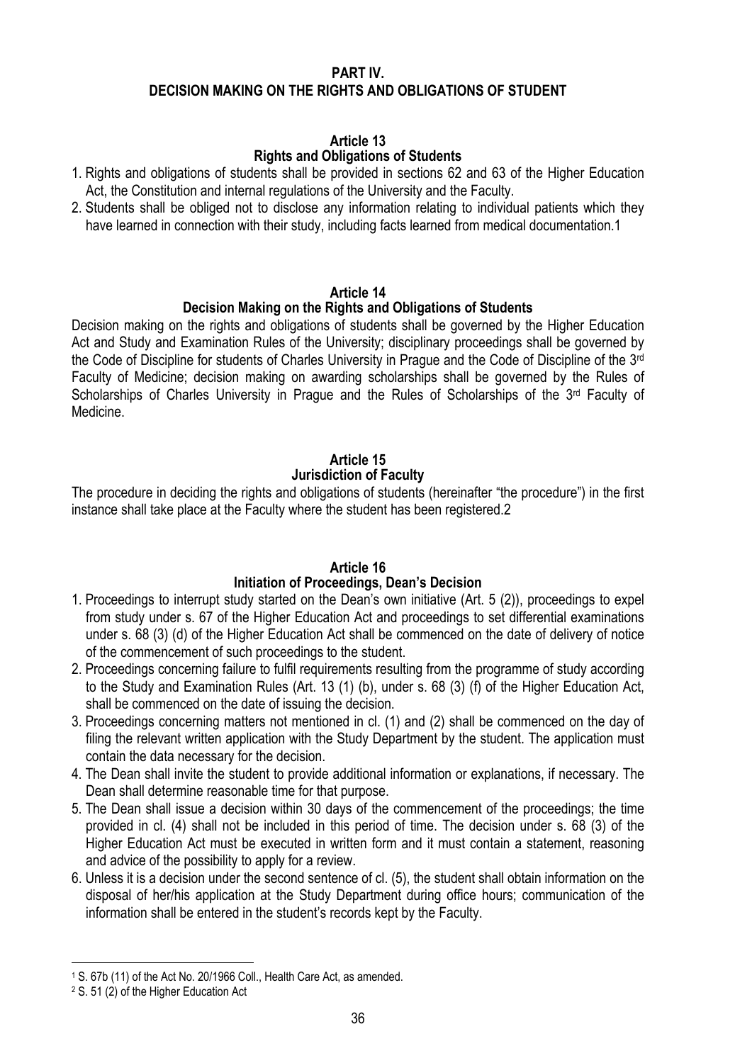## PART IV.
## DECISION MAKING ON THE RIGHTS AND OBLIGATIONS OF STUDENT

### Article 13
### Rights and Obligations of Students

1. Rights and obligations of students shall be provided in sections 62 and 63 of the Higher Education Act, the Constitution and internal regulations of the University and the Faculty.
2. Students shall be obliged not to disclose any information relating to individual patients which they have learned in connection with their study, including facts learned from medical documentation.[1]

### Article 14
### Decision Making on the Rights and Obligations of Students

Decision making on the rights and obligations of students shall be governed by the Higher Education Act and Study and Examination Rules of the University; disciplinary proceedings shall be governed by the Code of Discipline for students of Charles University in Prague and the Code of Discipline of the 3rd Faculty of Medicine; decision making on awarding scholarships shall be governed by the Rules of Scholarships of Charles University in Prague and the Rules of Scholarships of the 3rd Faculty of Medicine.

### Article 15
### Jurisdiction of Faculty

The procedure in deciding the rights and obligations of students (hereinafter "the procedure") in the first instance shall take place at the Faculty where the student has been registered.[2]

### Article 16
### Initiation of Proceedings, Dean's Decision

1. Proceedings to interrupt study started on the Dean's own initiative (Art. 5 (2)), proceedings to expel from study under s. 67 of the Higher Education Act and proceedings to set differential examinations under s. 68 (3) (d) of the Higher Education Act shall be commenced on the date of delivery of notice of the commencement of such proceedings to the student.
2. Proceedings concerning failure to fulfil requirements resulting from the programme of study according to the Study and Examination Rules (Art. 13 (1) (b), under s. 68 (3) (f) of the Higher Education Act, shall be commenced on the date of issuing the decision.
3. Proceedings concerning matters not mentioned in cl. (1) and (2) shall be commenced on the day of filing the relevant written application with the Study Department by the student. The application must contain the data necessary for the decision.
4. The Dean shall invite the student to provide additional information or explanations, if necessary. The Dean shall determine reasonable time for that purpose.
5. The Dean shall issue a decision within 30 days of the commencement of the proceedings; the time provided in cl. (4) shall not be included in this period of time. The decision under s. 68 (3) of the Higher Education Act must be executed in written form and it must contain a statement, reasoning and advice of the possibility to apply for a review.
6. Unless it is a decision under the second sentence of cl. (5), the student shall obtain information on the disposal of her/his application at the Study Department during office hours; communication of the information shall be entered in the student's records kept by the Faculty.

---

[1] S. 67b (11) of the Act No. 20/1966 Coll., Health Care Act, as amended.

[2] S. 51 (2) of the Higher Education Act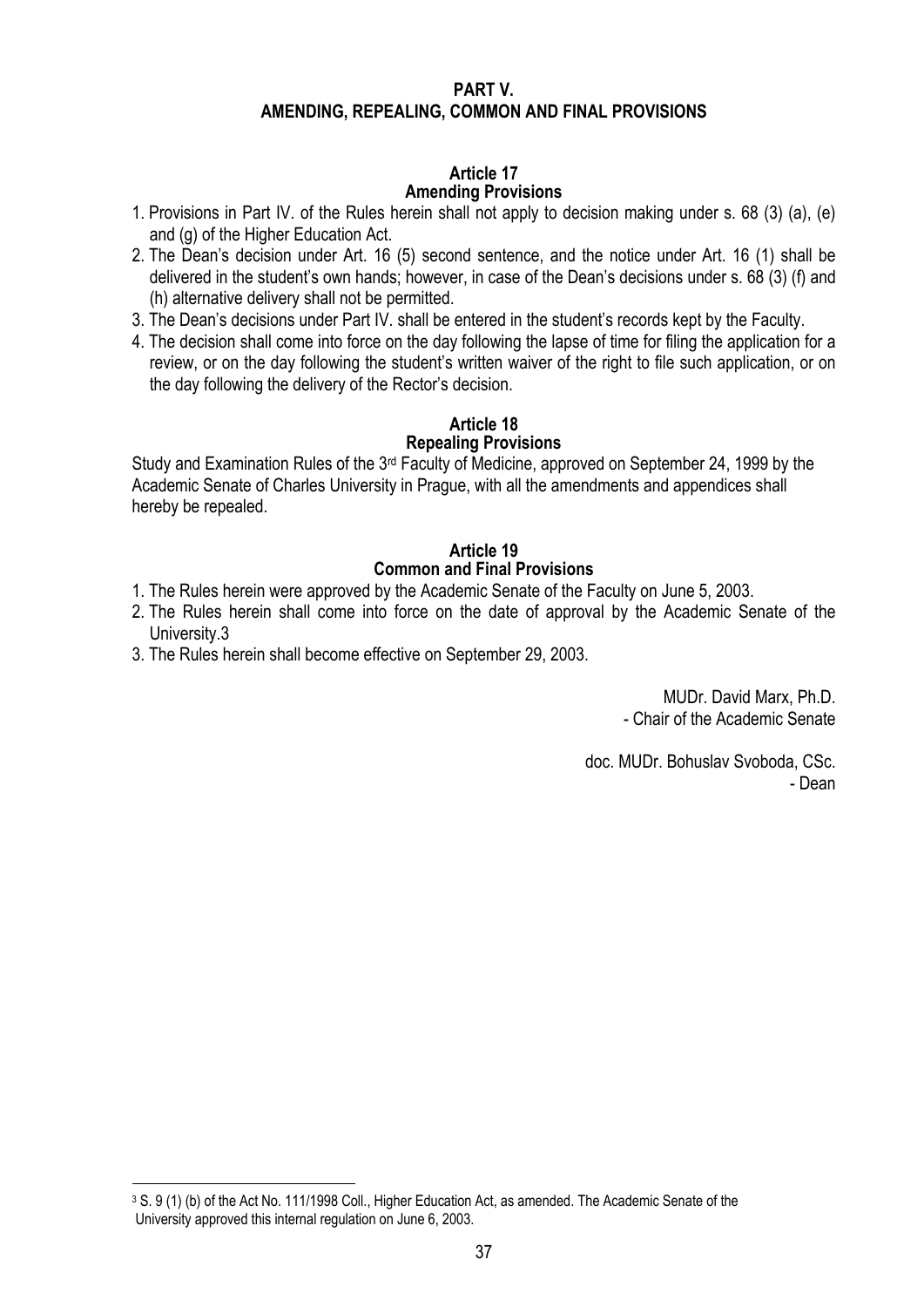# PART V.
# AMENDING, REPEALING, COMMON AND FINAL PROVISIONS

## Article 17
## Amending Provisions

1. Provisions in Part IV. of the Rules herein shall not apply to decision making under s. 68 (3) (a), (e) and (g) of the Higher Education Act.
2. The Dean's decision under Art. 16 (5) second sentence, and the notice under Art. 16 (1) shall be delivered in the student's own hands; however, in case of the Dean's decisions under s. 68 (3) (f) and (h) alternative delivery shall not be permitted.
3. The Dean's decisions under Part IV. shall be entered in the student's records kept by the Faculty.
4. The decision shall come into force on the day following the lapse of time for filing the application for a review, or on the day following the student's written waiver of the right to file such application, or on the day following the delivery of the Rector's decision.

## Article 18
## Repealing Provisions

Study and Examination Rules of the 3rd Faculty of Medicine, approved on September 24, 1999 by the Academic Senate of Charles University in Prague, with all the amendments and appendices shall hereby be repealed.

## Article 19
## Common and Final Provisions

1. The Rules herein were approved by the Academic Senate of the Faculty on June 5, 2003.
2. The Rules herein shall come into force on the date of approval by the Academic Senate of the University.[3]
3. The Rules herein shall become effective on September 29, 2003.

MUDr. David Marx, Ph.D.
- Chair of the Academic Senate

doc. MUDr. Bohuslav Svoboda, CSc.
- Dean

---

[3] S. 9 (1) (b) of the Act No. 111/1998 Coll., Higher Education Act, as amended. The Academic Senate of the University approved this internal regulation on June 6, 2003.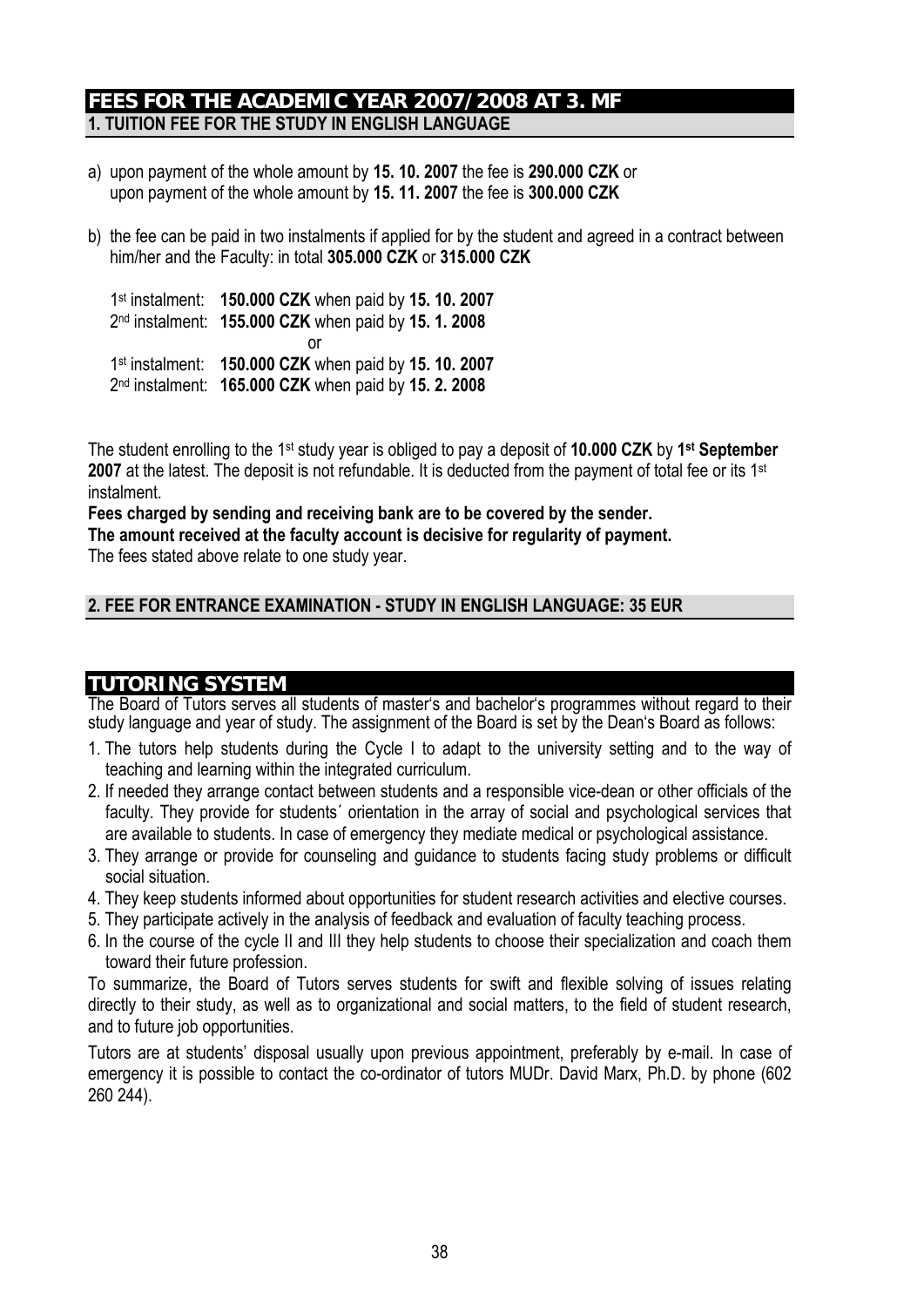## FEES FOR THE ACADEMIC YEAR 2007/2008 AT 3. MF

### 1. TUITION FEE FOR THE STUDY IN ENGLISH LANGUAGE

a) upon payment of the whole amount by **15. 10. 2007** the fee is **290.000 CZK** or upon payment of the whole amount by **15. 11. 2007** the fee is **300.000 CZK**

b) the fee can be paid in two instalments if applied for by the student and agreed in a contract between him/her and the Faculty: in total **305.000 CZK** or **315.000 CZK**

1st instalment: **150.000 CZK** when paid by **15. 10. 2007**
2nd instalment: **155.000 CZK** when paid by **15. 1. 2008**

or

1st instalment: **150.000 CZK** when paid by **15. 10. 2007**
2nd instalment: **165.000 CZK** when paid by **15. 2. 2008**

The student enrolling to the 1st study year is obliged to pay a deposit of **10.000 CZK** by **1st September 2007** at the latest. The deposit is not refundable. It is deducted from the payment of total fee or its 1st instalment.

**Fees charged by sending and receiving bank are to be covered by the sender.**
**The amount received at the faculty account is decisive for regularity of payment.**
The fees stated above relate to one study year.

### 2. FEE FOR ENTRANCE EXAMINATION - STUDY IN ENGLISH LANGUAGE: 35 EUR

## TUTORING SYSTEM

The Board of Tutors serves all students of master's and bachelor's programmes without regard to their study language and year of study. The assignment of the Board is set by the Dean's Board as follows:

1. The tutors help students during the Cycle I to adapt to the university setting and to the way of teaching and learning within the integrated curriculum.
2. If needed they arrange contact between students and a responsible vice-dean or other officials of the faculty. They provide for students´ orientation in the array of social and psychological services that are available to students. In case of emergency they mediate medical or psychological assistance.
3. They arrange or provide for counseling and guidance to students facing study problems or difficult social situation.
4. They keep students informed about opportunities for student research activities and elective courses.
5. They participate actively in the analysis of feedback and evaluation of faculty teaching process.
6. In the course of the cycle II and III they help students to choose their specialization and coach them toward their future profession.

To summarize, the Board of Tutors serves students for swift and flexible solving of issues relating directly to their study, as well as to organizational and social matters, to the field of student research, and to future job opportunities.

Tutors are at students' disposal usually upon previous appointment, preferably by e-mail. In case of emergency it is possible to contact the co-ordinator of tutors MUDr. David Marx, Ph.D. by phone (602 260 244).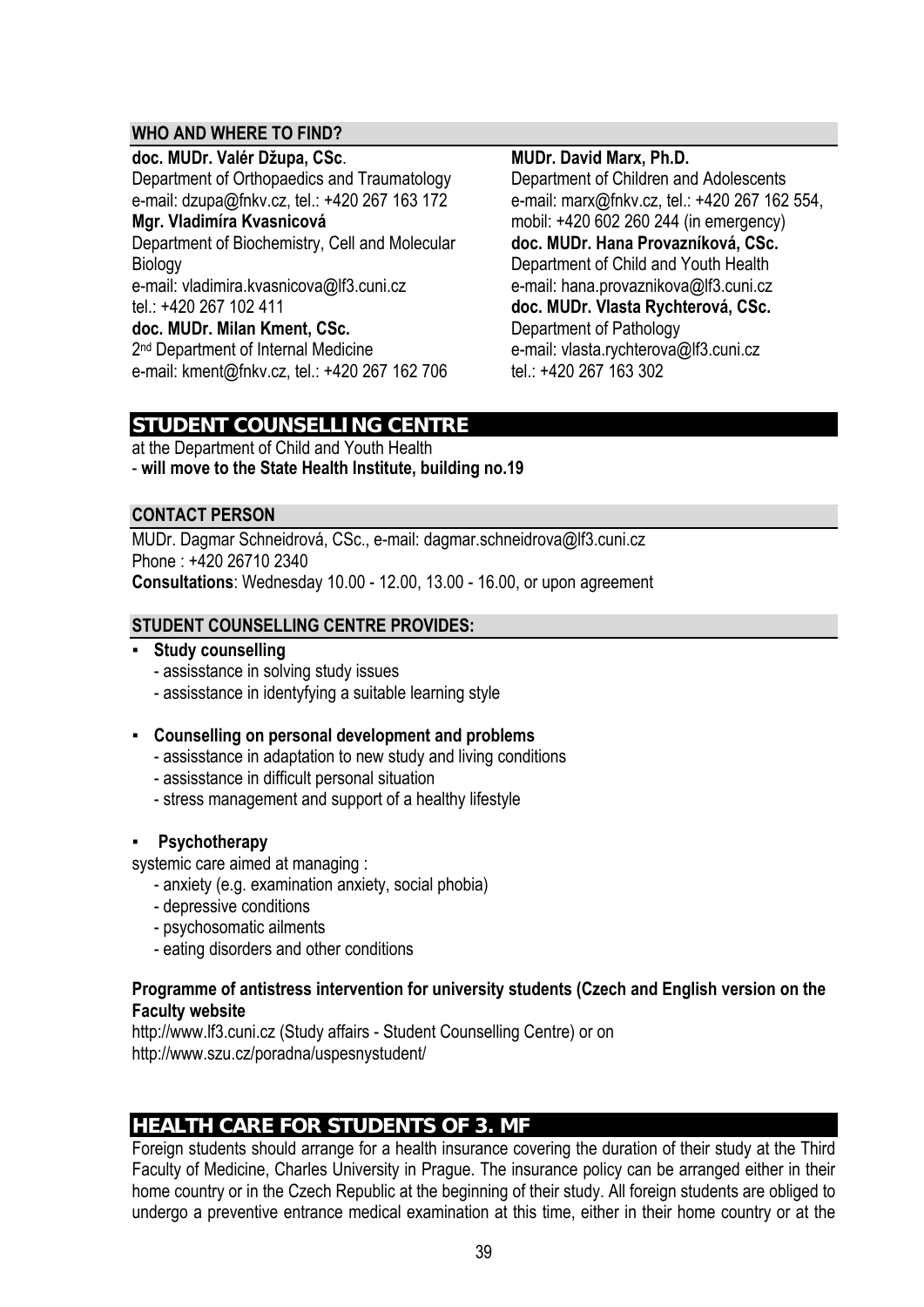### WHO AND WHERE TO FIND?

**doc. MUDr. Valér Džupa, CSc**.
Department of Orthopaedics and Traumatology
e-mail: dzupa@fnkv.cz, tel.: +420 267 163 172

**Mgr. Vladimíra Kvasnicová**
Department of Biochemistry, Cell and Molecular Biology
e-mail: vladimira.kvasnicova@lf3.cuni.cz
tel.: +420 267 102 411

**doc. MUDr. Milan Kment, CSc.**
2nd Department of Internal Medicine
e-mail: kment@fnkv.cz, tel.: +420 267 162 706

**MUDr. David Marx, Ph.D.**
Department of Children and Adolescents
e-mail: marx@fnkv.cz, tel.: +420 267 162 554,
mobil: +420 602 260 244 (in emergency)

**doc. MUDr. Hana Provazníková, CSc.**
Department of Child and Youth Health
e-mail: hana.provaznikova@lf3.cuni.cz

**doc. MUDr. Vlasta Rychterová, CSc.**
Department of Pathology
e-mail: vlasta.rychterova@lf3.cuni.cz
tel.: +420 267 163 302

## STUDENT COUNSELLING CENTRE

at the Department of Child and Youth Health
- **will move to the State Health Institute, building no.19**

### CONTACT PERSON

MUDr. Dagmar Schneidrová, CSc., e-mail: dagmar.schneidrova@lf3.cuni.cz
Phone : +420 26710 2340
**Consultations**: Wednesday 10.00 - 12.00, 13.00 - 16.00, or upon agreement

### STUDENT COUNSELLING CENTRE PROVIDES:

- **Study counselling**
  - assisstance in solving study issues
  - assisstance in identyfying a suitable learning style

- **Counselling on personal development and problems**
  - assisstance in adaptation to new study and living conditions
  - assisstance in difficult personal situation
  - stress management and support of a healthy lifestyle

- **Psychotherapy**

systemic care aimed at managing :
  - anxiety (e.g. examination anxiety, social phobia)
  - depressive conditions
  - psychosomatic ailments
  - eating disorders and other conditions

**Programme of antistress intervention for university students (Czech and English version on the Faculty website**

http://www.lf3.cuni.cz (Study affairs - Student Counselling Centre) or on
http://www.szu.cz/poradna/uspesnystudent/

## HEALTH CARE FOR STUDENTS OF 3. MF

Foreign students should arrange for a health insurance covering the duration of their study at the Third Faculty of Medicine, Charles University in Prague. The insurance policy can be arranged either in their home country or in the Czech Republic at the beginning of their study. All foreign students are obliged to undergo a preventive entrance medical examination at this time, either in their home country or at the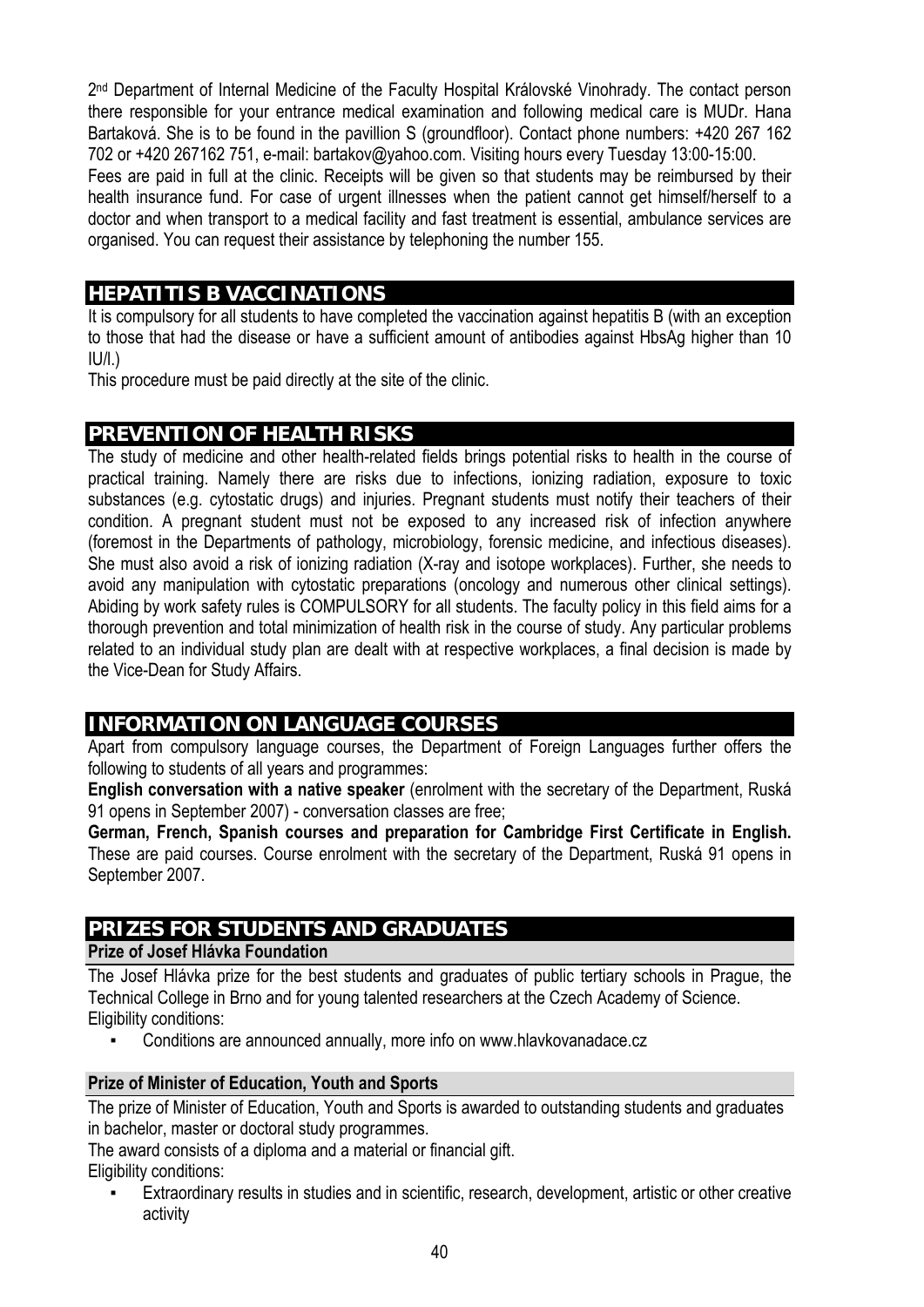2nd Department of Internal Medicine of the Faculty Hospital Královské Vinohrady. The contact person there responsible for your entrance medical examination and following medical care is MUDr. Hana Bartaková. She is to be found in the pavillion S (groundfloor). Contact phone numbers: +420 267 162 702 or +420 267162 751, e-mail: bartakov@yahoo.com. Visiting hours every Tuesday 13:00-15:00.

Fees are paid in full at the clinic. Receipts will be given so that students may be reimbursed by their health insurance fund. For case of urgent illnesses when the patient cannot get himself/herself to a doctor and when transport to a medical facility and fast treatment is essential, ambulance services are organised. You can request their assistance by telephoning the number 155.

## HEPATITIS B VACCINATIONS

It is compulsory for all students to have completed the vaccination against hepatitis B (with an exception to those that had the disease or have a sufficient amount of antibodies against HbsAg higher than 10 IU/l.)

This procedure must be paid directly at the site of the clinic.

## PREVENTION OF HEALTH RISKS

The study of medicine and other health-related fields brings potential risks to health in the course of practical training. Namely there are risks due to infections, ionizing radiation, exposure to toxic substances (e.g. cytostatic drugs) and injuries. Pregnant students must notify their teachers of their condition. A pregnant student must not be exposed to any increased risk of infection anywhere (foremost in the Departments of pathology, microbiology, forensic medicine, and infectious diseases). She must also avoid a risk of ionizing radiation (X-ray and isotope workplaces). Further, she needs to avoid any manipulation with cytostatic preparations (oncology and numerous other clinical settings). Abiding by work safety rules is COMPULSORY for all students. The faculty policy in this field aims for a thorough prevention and total minimization of health risk in the course of study. Any particular problems related to an individual study plan are dealt with at respective workplaces, a final decision is made by the Vice-Dean for Study Affairs.

## INFORMATION ON LANGUAGE COURSES

Apart from compulsory language courses, the Department of Foreign Languages further offers the following to students of all years and programmes:

**English conversation with a native speaker** (enrolment with the secretary of the Department, Ruská 91 opens in September 2007) - conversation classes are free;

**German, French, Spanish courses and preparation for Cambridge First Certificate in English.** These are paid courses. Course enrolment with the secretary of the Department, Ruská 91 opens in September 2007.

## PRIZES FOR STUDENTS AND GRADUATES

### Prize of Josef Hlávka Foundation

The Josef Hlávka prize for the best students and graduates of public tertiary schools in Prague, the Technical College in Brno and for young talented researchers at the Czech Academy of Science.

Eligibility conditions:

- Conditions are announced annually, more info on www.hlavkovanadace.cz

### Prize of Minister of Education, Youth and Sports

The prize of Minister of Education, Youth and Sports is awarded to outstanding students and graduates in bachelor, master or doctoral study programmes.

The award consists of a diploma and a material or financial gift.

Eligibility conditions:

- Extraordinary results in studies and in scientific, research, development, artistic or other creative activity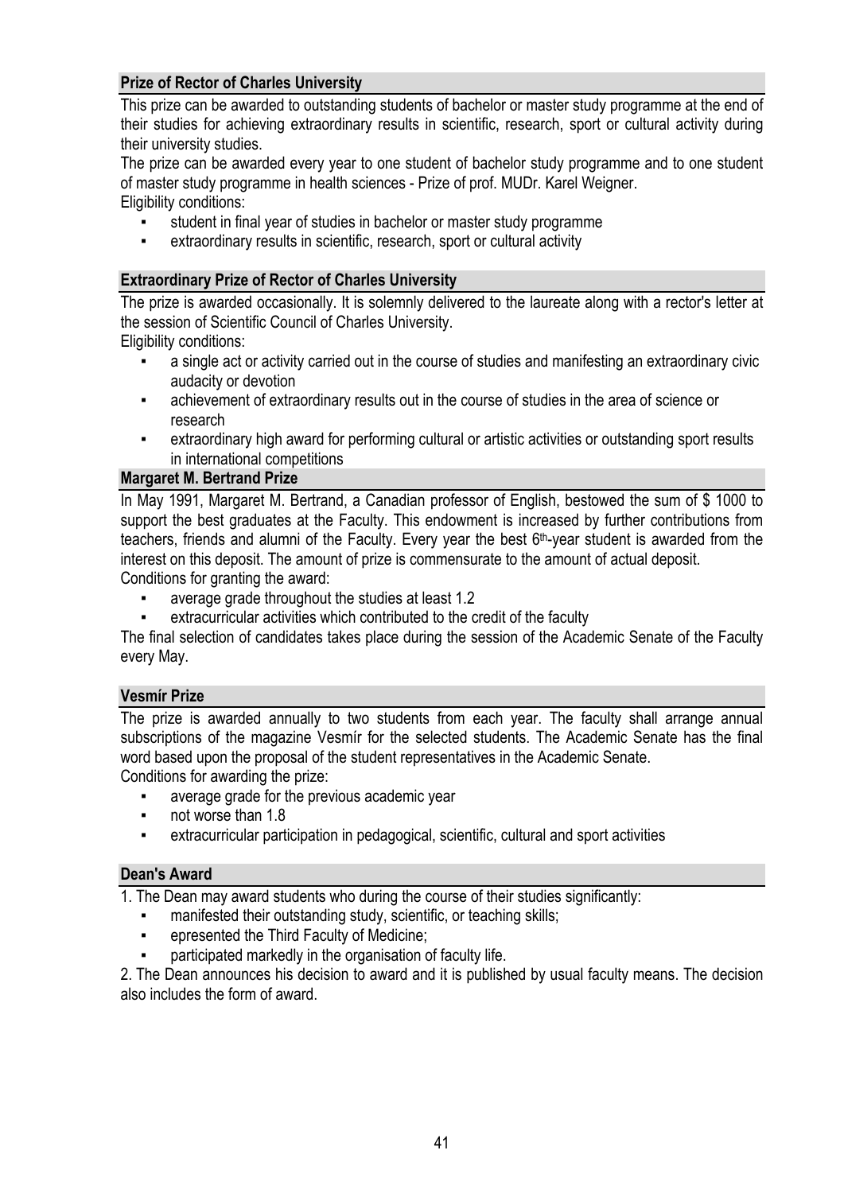**Prize of Rector of Charles University**

This prize can be awarded to outstanding students of bachelor or master study programme at the end of their studies for achieving extraordinary results in scientific, research, sport or cultural activity during their university studies.

The prize can be awarded every year to one student of bachelor study programme and to one student of master study programme in health sciences - Prize of prof. MUDr. Karel Weigner.

Eligibility conditions:

- student in final year of studies in bachelor or master study programme
- extraordinary results in scientific, research, sport or cultural activity

**Extraordinary Prize of Rector of Charles University**

The prize is awarded occasionally. It is solemnly delivered to the laureate along with a rector's letter at the session of Scientific Council of Charles University.

Eligibility conditions:

- a single act or activity carried out in the course of studies and manifesting an extraordinary civic audacity or devotion
- achievement of extraordinary results out in the course of studies in the area of science or research
- extraordinary high award for performing cultural or artistic activities or outstanding sport results in international competitions

**Margaret M. Bertrand Prize**

In May 1991, Margaret M. Bertrand, a Canadian professor of English, bestowed the sum of $ 1000 to support the best graduates at the Faculty. This endowment is increased by further contributions from teachers, friends and alumni of the Faculty. Every year the best 6th-year student is awarded from the interest on this deposit. The amount of prize is commensurate to the amount of actual deposit.

Conditions for granting the award:

- average grade throughout the studies at least 1.2
- extracurricular activities which contributed to the credit of the faculty

The final selection of candidates takes place during the session of the Academic Senate of the Faculty every May.

**Vesmír Prize**

The prize is awarded annually to two students from each year. The faculty shall arrange annual subscriptions of the magazine Vesmír for the selected students. The Academic Senate has the final word based upon the proposal of the student representatives in the Academic Senate.

Conditions for awarding the prize:

- average grade for the previous academic year
- not worse than 1.8
- extracurricular participation in pedagogical, scientific, cultural and sport activities

**Dean's Award**

1. The Dean may award students who during the course of their studies significantly:
   - manifested their outstanding study, scientific, or teaching skills;
   - epresented the Third Faculty of Medicine;
   - participated markedly in the organisation of faculty life.
2. The Dean announces his decision to award and it is published by usual faculty means. The decision also includes the form of award.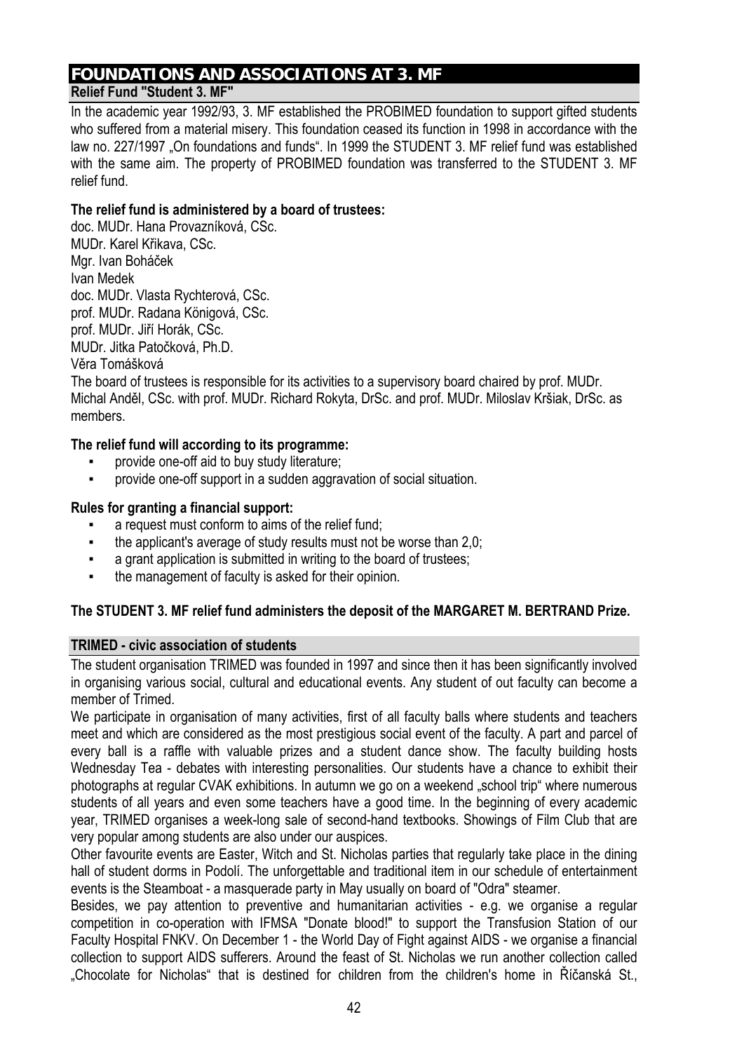# FOUNDATIONS AND ASSOCIATIONS AT 3. MF

## Relief Fund "Student 3. MF"

In the academic year 1992/93, 3. MF established the PROBIMED foundation to support gifted students who suffered from a material misery. This foundation ceased its function in 1998 in accordance with the law no. 227/1997 „On foundations and funds". In 1999 the STUDENT 3. MF relief fund was established with the same aim. The property of PROBIMED foundation was transferred to the STUDENT 3. MF relief fund.

**The relief fund is administered by a board of trustees:**

doc. MUDr. Hana Provazníková, CSc.
MUDr. Karel Křikava, CSc.
Mgr. Ivan Boháček
Ivan Medek
doc. MUDr. Vlasta Rychterová, CSc.
prof. MUDr. Radana Königová, CSc.
prof. MUDr. Jiří Horák, CSc.
MUDr. Jitka Patočková, Ph.D.
Věra Tomášková

The board of trustees is responsible for its activities to a supervisory board chaired by prof. MUDr. Michal Anděl, CSc. with prof. MUDr. Richard Rokyta, DrSc. and prof. MUDr. Miloslav Kršiak, DrSc. as members.

**The relief fund will according to its programme:**

- provide one-off aid to buy study literature;
- provide one-off support in a sudden aggravation of social situation.

**Rules for granting a financial support:**

- a request must conform to aims of the relief fund;
- the applicant's average of study results must not be worse than 2,0;
- a grant application is submitted in writing to the board of trustees;
- the management of faculty is asked for their opinion.

**The STUDENT 3. MF relief fund administers the deposit of the MARGARET M. BERTRAND Prize.**

## TRIMED - civic association of students

The student organisation TRIMED was founded in 1997 and since then it has been significantly involved in organising various social, cultural and educational events. Any student of out faculty can become a member of Trimed.

We participate in organisation of many activities, first of all faculty balls where students and teachers meet and which are considered as the most prestigious social event of the faculty. A part and parcel of every ball is a raffle with valuable prizes and a student dance show. The faculty building hosts Wednesday Tea - debates with interesting personalities. Our students have a chance to exhibit their photographs at regular CVAK exhibitions. In autumn we go on a weekend „school trip" where numerous students of all years and even some teachers have a good time. In the beginning of every academic year, TRIMED organises a week-long sale of second-hand textbooks. Showings of Film Club that are very popular among students are also under our auspices.

Other favourite events are Easter, Witch and St. Nicholas parties that regularly take place in the dining hall of student dorms in Podolí. The unforgettable and traditional item in our schedule of entertainment events is the Steamboat - a masquerade party in May usually on board of "Odra" steamer.

Besides, we pay attention to preventive and humanitarian activities - e.g. we organise a regular competition in co-operation with IFMSA "Donate blood!" to support the Transfusion Station of our Faculty Hospital FNKV. On December 1 - the World Day of Fight against AIDS - we organise a financial collection to support AIDS sufferers. Around the feast of St. Nicholas we run another collection called „Chocolate for Nicholas" that is destined for children from the children's home in Říčanská St.,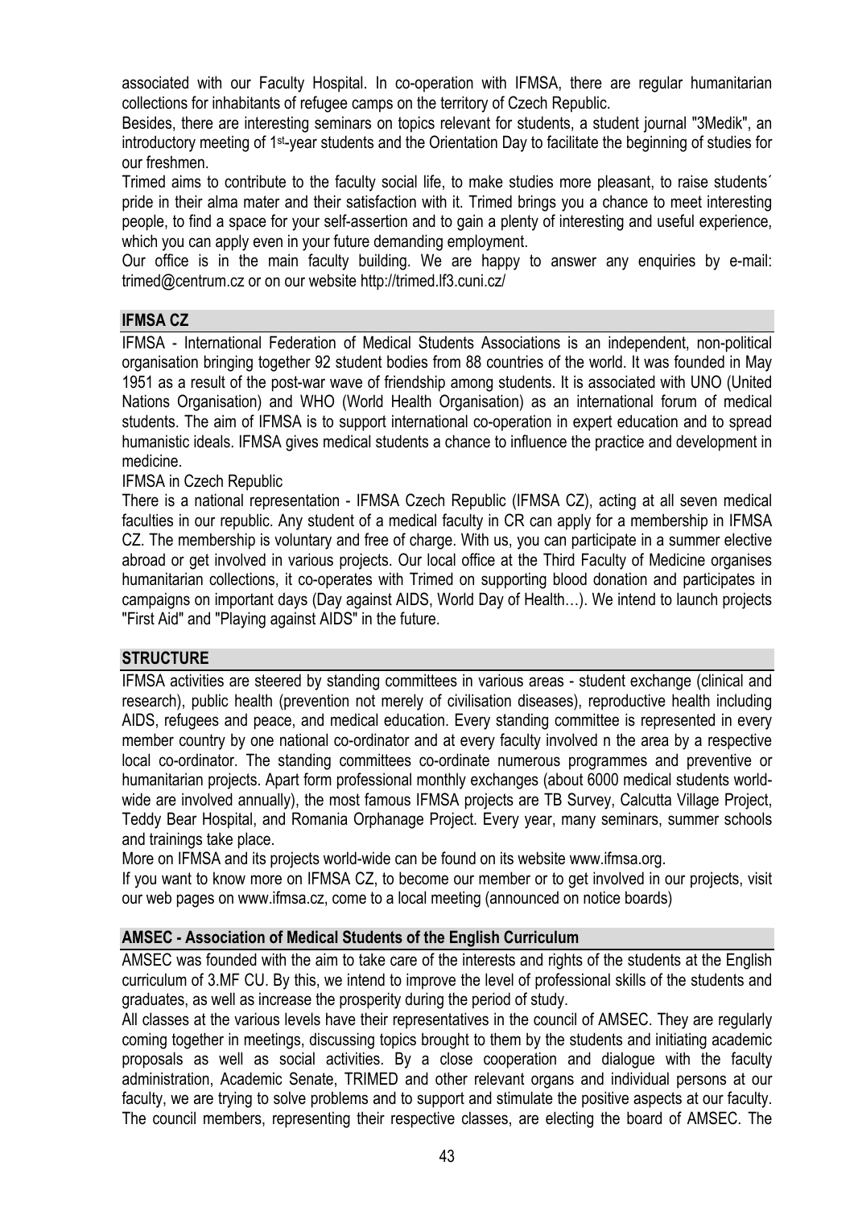associated with our Faculty Hospital. In co-operation with IFMSA, there are regular humanitarian collections for inhabitants of refugee camps on the territory of Czech Republic.

Besides, there are interesting seminars on topics relevant for students, a student journal "3Medik", an introductory meeting of 1st-year students and the Orientation Day to facilitate the beginning of studies for our freshmen.

Trimed aims to contribute to the faculty social life, to make studies more pleasant, to raise students´ pride in their alma mater and their satisfaction with it. Trimed brings you a chance to meet interesting people, to find a space for your self-assertion and to gain a plenty of interesting and useful experience, which you can apply even in your future demanding employment.

Our office is in the main faculty building. We are happy to answer any enquiries by e-mail: trimed@centrum.cz or on our website http://trimed.lf3.cuni.cz/

## IFMSA CZ

IFMSA - International Federation of Medical Students Associations is an independent, non-political organisation bringing together 92 student bodies from 88 countries of the world. It was founded in May 1951 as a result of the post-war wave of friendship among students. It is associated with UNO (United Nations Organisation) and WHO (World Health Organisation) as an international forum of medical students. The aim of IFMSA is to support international co-operation in expert education and to spread humanistic ideals. IFMSA gives medical students a chance to influence the practice and development in medicine.

IFMSA in Czech Republic

There is a national representation - IFMSA Czech Republic (IFMSA CZ), acting at all seven medical faculties in our republic. Any student of a medical faculty in CR can apply for a membership in IFMSA CZ. The membership is voluntary and free of charge. With us, you can participate in a summer elective abroad or get involved in various projects. Our local office at the Third Faculty of Medicine organises humanitarian collections, it co-operates with Trimed on supporting blood donation and participates in campaigns on important days (Day against AIDS, World Day of Health…). We intend to launch projects "First Aid" and "Playing against AIDS" in the future.

## STRUCTURE

IFMSA activities are steered by standing committees in various areas - student exchange (clinical and research), public health (prevention not merely of civilisation diseases), reproductive health including AIDS, refugees and peace, and medical education. Every standing committee is represented in every member country by one national co-ordinator and at every faculty involved n the area by a respective local co-ordinator. The standing committees co-ordinate numerous programmes and preventive or humanitarian projects. Apart form professional monthly exchanges (about 6000 medical students world-wide are involved annually), the most famous IFMSA projects are TB Survey, Calcutta Village Project, Teddy Bear Hospital, and Romania Orphanage Project. Every year, many seminars, summer schools and trainings take place.

More on IFMSA and its projects world-wide can be found on its website www.ifmsa.org.

If you want to know more on IFMSA CZ, to become our member or to get involved in our projects, visit our web pages on www.ifmsa.cz, come to a local meeting (announced on notice boards)

## AMSEC - Association of Medical Students of the English Curriculum

AMSEC was founded with the aim to take care of the interests and rights of the students at the English curriculum of 3.MF CU. By this, we intend to improve the level of professional skills of the students and graduates, as well as increase the prosperity during the period of study.

All classes at the various levels have their representatives in the council of AMSEC. They are regularly coming together in meetings, discussing topics brought to them by the students and initiating academic proposals as well as social activities. By a close cooperation and dialogue with the faculty administration, Academic Senate, TRIMED and other relevant organs and individual persons at our faculty, we are trying to solve problems and to support and stimulate the positive aspects at our faculty. The council members, representing their respective classes, are electing the board of AMSEC. The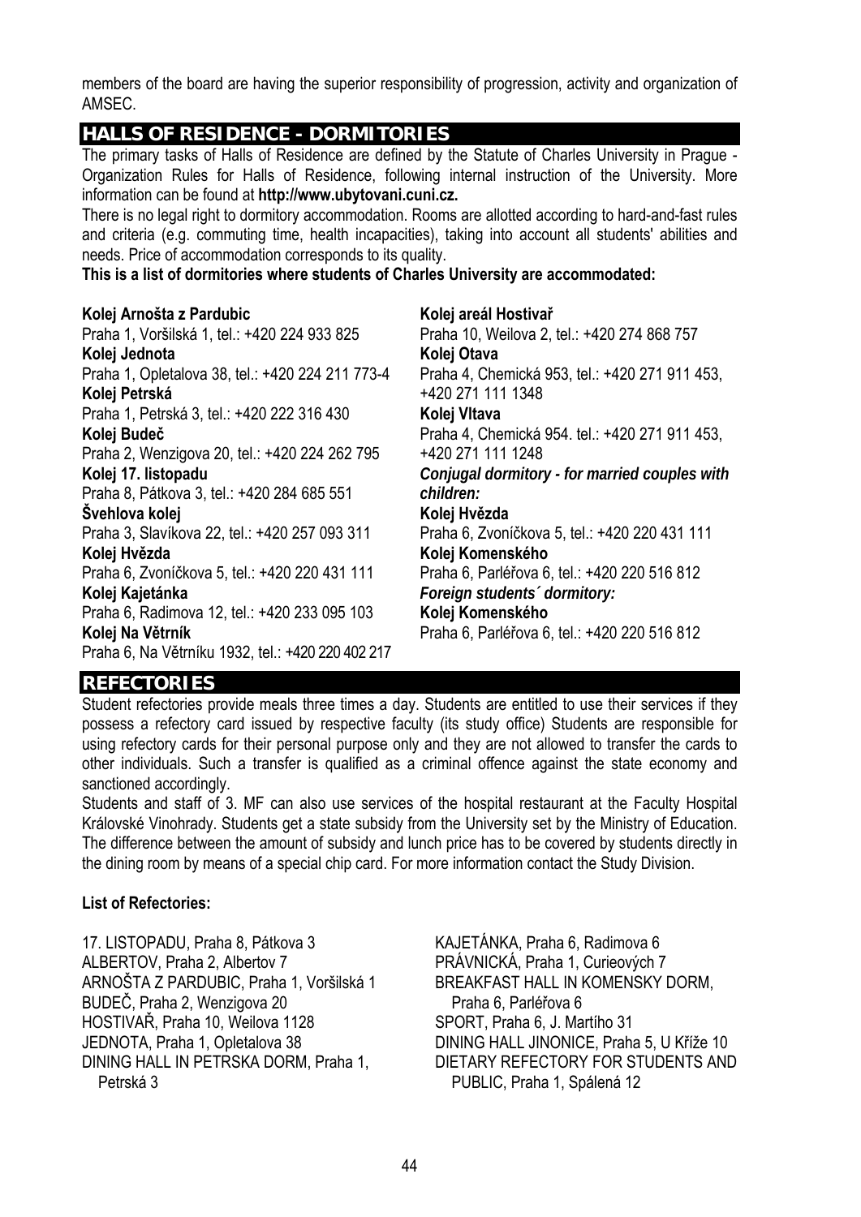members of the board are having the superior responsibility of progression, activity and organization of AMSEC.

## HALLS OF RESIDENCE - DORMITORIES

The primary tasks of Halls of Residence are defined by the Statute of Charles University in Prague - Organization Rules for Halls of Residence, following internal instruction of the University. More information can be found at **http://www.ubytovani.cuni.cz.**

There is no legal right to dormitory accommodation. Rooms are allotted according to hard-and-fast rules and criteria (e.g. commuting time, health incapacities), taking into account all students' abilities and needs. Price of accommodation corresponds to its quality.

**This is a list of dormitories where students of Charles University are accommodated:**

**Kolej Arnošta z Pardubic**
Praha 1, Voršilská 1, tel.: +420 224 933 825
**Kolej Jednota**
Praha 1, Opletalova 38, tel.: +420 224 211 773-4
**Kolej Petrská**
Praha 1, Petrská 3, tel.: +420 222 316 430
**Kolej Budeč**
Praha 2, Wenzigova 20, tel.: +420 224 262 795
**Kolej 17. listopadu**
Praha 8, Pátkova 3, tel.: +420 284 685 551
**Švehlova kolej**
Praha 3, Slavíkova 22, tel.: +420 257 093 311
**Kolej Hvězda**
Praha 6, Zvoníčkova 5, tel.: +420 220 431 111
**Kolej Kajetánka**
Praha 6, Radimova 12, tel.: +420 233 095 103
**Kolej Na Větrník**
Praha 6, Na Větrníku 1932, tel.: +420 220 402 217
**Kolej areál Hostivař**
Praha 10, Weilova 2, tel.: +420 274 868 757
**Kolej Otava**
Praha 4, Chemická 953, tel.: +420 271 911 453, +420 271 111 1348
**Kolej Vltava**
Praha 4, Chemická 954. tel.: +420 271 911 453, +420 271 111 1248

***Conjugal dormitory - for married couples with children:***

**Kolej Hvězda**
Praha 6, Zvoníčkova 5, tel.: +420 220 431 111
**Kolej Komenského**
Praha 6, Parléřova 6, tel.: +420 220 516 812

***Foreign students´ dormitory:***

**Kolej Komenského**
Praha 6, Parléřova 6, tel.: +420 220 516 812

## REFECTORIES

Student refectories provide meals three times a day. Students are entitled to use their services if they possess a refectory card issued by respective faculty (its study office) Students are responsible for using refectory cards for their personal purpose only and they are not allowed to transfer the cards to other individuals. Such a transfer is qualified as a criminal offence against the state economy and sanctioned accordingly.

Students and staff of 3. MF can also use services of the hospital restaurant at the Faculty Hospital Královské Vinohrady. Students get a state subsidy from the University set by the Ministry of Education. The difference between the amount of subsidy and lunch price has to be covered by students directly in the dining room by means of a special chip card. For more information contact the Study Division.

**List of Refectories:**

17. LISTOPADU, Praha 8, Pátkova 3
ALBERTOV, Praha 2, Albertov 7
ARNOŠTA Z PARDUBIC, Praha 1, Voršilská 1
BUDEČ, Praha 2, Wenzigova 20
HOSTIVAŘ, Praha 10, Weilova 1128
JEDNOTA, Praha 1, Opletalova 38
DINING HALL IN PETRSKA DORM, Praha 1, Petrská 3
KAJETÁNKA, Praha 6, Radimova 6
PRÁVNICKÁ, Praha 1, Curieových 7
BREAKFAST HALL IN KOMENSKY DORM, Praha 6, Parléřova 6
SPORT, Praha 6, J. Martího 31
DINING HALL JINONICE, Praha 5, U Kříže 10
DIETARY REFECTORY FOR STUDENTS AND PUBLIC, Praha 1, Spálená 12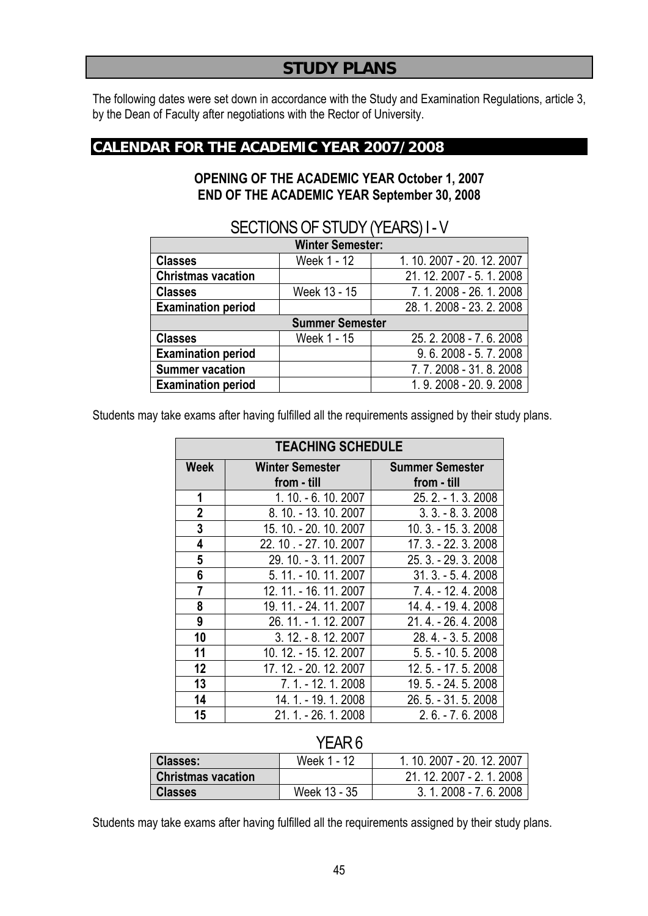# STUDY PLANS

The following dates were set down in accordance with the Study and Examination Regulations, article 3, by the Dean of Faculty after negotiations with the Rector of University.

## CALENDAR FOR THE ACADEMIC YEAR 2007/2008

**OPENING OF THE ACADEMIC YEAR October 1, 2007**
**END OF THE ACADEMIC YEAR September 30, 2008**

### SECTIONS OF STUDY (YEARS) I - V

| **Winter Semester:** | | |
|---|---|---|
| **Classes** | Week 1 - 12 | 1. 10. 2007 - 20. 12. 2007 |
| **Christmas vacation** | | 21. 12. 2007 - 5. 1. 2008 |
| **Classes** | Week 13 - 15 | 7. 1. 2008 - 26. 1. 2008 |
| **Examination period** | | 28. 1. 2008 - 23. 2. 2008 |
| **Summer Semester** | | |
| **Classes** | Week 1 - 15 | 25. 2. 2008 - 7. 6. 2008 |
| **Examination period** | | 9. 6. 2008 - 5. 7. 2008 |
| **Summer vacation** | | 7. 7. 2008 - 31. 8. 2008 |
| **Examination period** | | 1. 9. 2008 - 20. 9. 2008 |

Students may take exams after having fulfilled all the requirements assigned by their study plans.

| **TEACHING SCHEDULE** | | |
|---|---|---|
| **Week** | **Winter Semester from - till** | **Summer Semester from - till** |
| **1** | 1. 10. - 6. 10. 2007 | 25. 2. - 1. 3. 2008 |
| **2** | 8. 10. - 13. 10. 2007 | 3. 3. - 8. 3. 2008 |
| **3** | 15. 10. - 20. 10. 2007 | 10. 3. - 15. 3. 2008 |
| **4** | 22. 10 . - 27. 10. 2007 | 17. 3. - 22. 3. 2008 |
| **5** | 29. 10. - 3. 11. 2007 | 25. 3. - 29. 3. 2008 |
| **6** | 5. 11. - 10. 11. 2007 | 31. 3. - 5. 4. 2008 |
| **7** | 12. 11. - 16. 11. 2007 | 7. 4. - 12. 4. 2008 |
| **8** | 19. 11. - 24. 11. 2007 | 14. 4. - 19. 4. 2008 |
| **9** | 26. 11. - 1. 12. 2007 | 21. 4. - 26. 4. 2008 |
| **10** | 3. 12. - 8. 12. 2007 | 28. 4. - 3. 5. 2008 |
| **11** | 10. 12. - 15. 12. 2007 | 5. 5. - 10. 5. 2008 |
| **12** | 17. 12. - 20. 12. 2007 | 12. 5. - 17. 5. 2008 |
| **13** | 7. 1. - 12. 1. 2008 | 19. 5. - 24. 5. 2008 |
| **14** | 14. 1. - 19. 1. 2008 | 26. 5. - 31. 5. 2008 |
| **15** | 21. 1. - 26. 1. 2008 | 2. 6. - 7. 6. 2008 |

### YEAR 6

| **Classes:** | Week 1 - 12 | 1. 10. 2007 - 20. 12. 2007 |
|---|---|---|
| **Christmas vacation** | | 21. 12. 2007 - 2. 1. 2008 |
| **Classes** | Week 13 - 35 | 3. 1. 2008 - 7. 6. 2008 |

Students may take exams after having fulfilled all the requirements assigned by their study plans.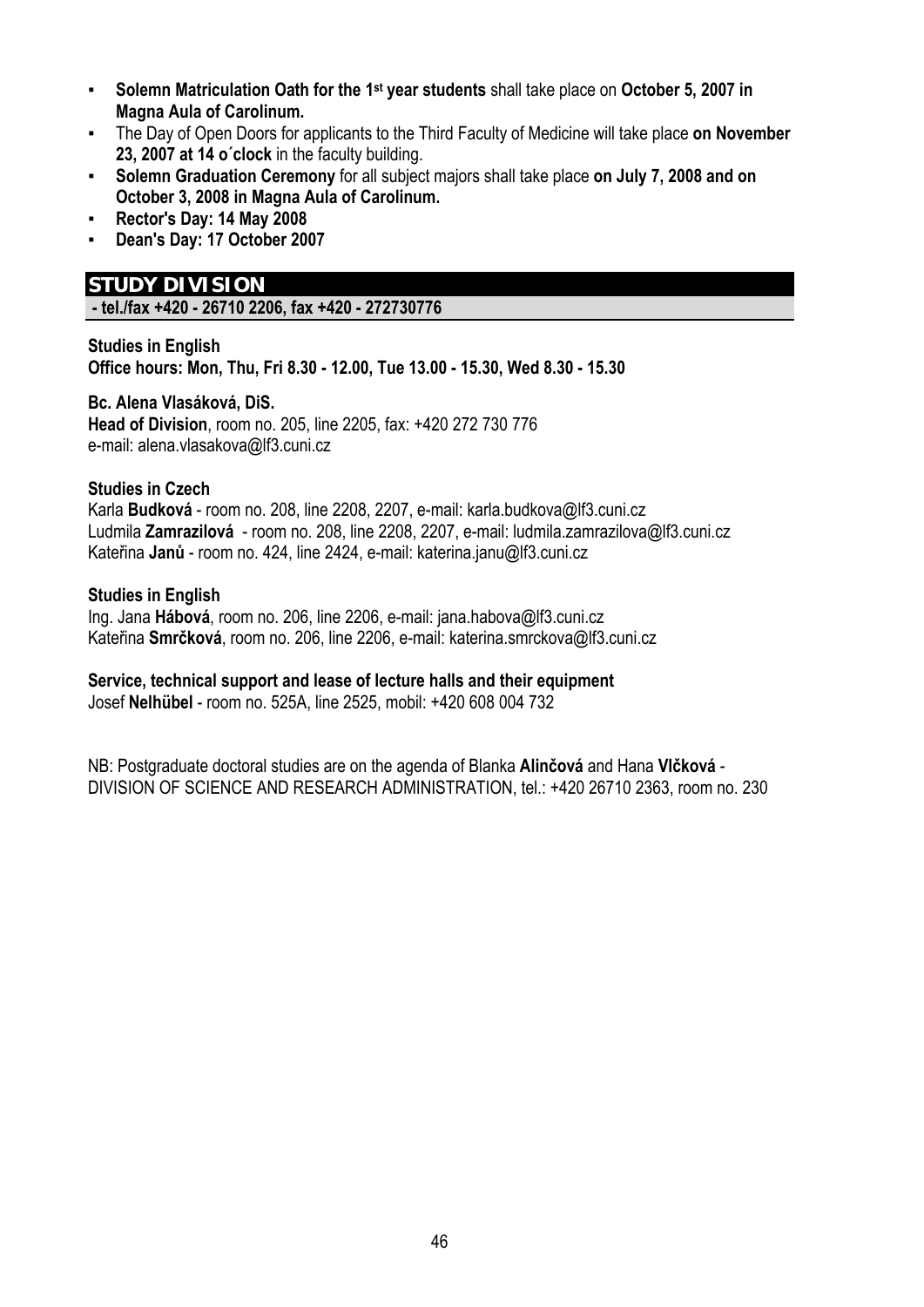- **Solemn Matriculation Oath for the 1st year students** shall take place on **October 5, 2007 in Magna Aula of Carolinum.**
- The Day of Open Doors for applicants to the Third Faculty of Medicine will take place **on November 23, 2007 at 14 o´clock** in the faculty building.
- **Solemn Graduation Ceremony** for all subject majors shall take place **on July 7, 2008 and on October 3, 2008 in Magna Aula of Carolinum.**
- **Rector's Day: 14 May 2008**
- **Dean's Day: 17 October 2007**

## STUDY DIVISION

**- tel./fax +420 - 26710 2206, fax +420 - 272730776**

**Studies in English**
**Office hours: Mon, Thu, Fri 8.30 - 12.00, Tue 13.00 - 15.30, Wed 8.30 - 15.30**

**Bc. Alena Vlasáková, DiS.**
**Head of Division**, room no. 205, line 2205, fax: +420 272 730 776
e-mail: alena.vlasakova@lf3.cuni.cz

**Studies in Czech**
Karla **Budková** - room no. 208, line 2208, 2207, e-mail: karla.budkova@lf3.cuni.cz
Ludmila **Zamrazilová** - room no. 208, line 2208, 2207, e-mail: ludmila.zamrazilova@lf3.cuni.cz
Kateřina **Janů** - room no. 424, line 2424, e-mail: katerina.janu@lf3.cuni.cz

**Studies in English**
Ing. Jana **Hábová**, room no. 206, line 2206, e-mail: jana.habova@lf3.cuni.cz
Kateřina **Smrčková**, room no. 206, line 2206, e-mail: katerina.smrckova@lf3.cuni.cz

**Service, technical support and lease of lecture halls and their equipment**
Josef **Nelhübel** - room no. 525A, line 2525, mobil: +420 608 004 732

NB: Postgraduate doctoral studies are on the agenda of Blanka **Alinčová** and Hana **Vlčková** - DIVISION OF SCIENCE AND RESEARCH ADMINISTRATION, tel.: +420 26710 2363, room no. 230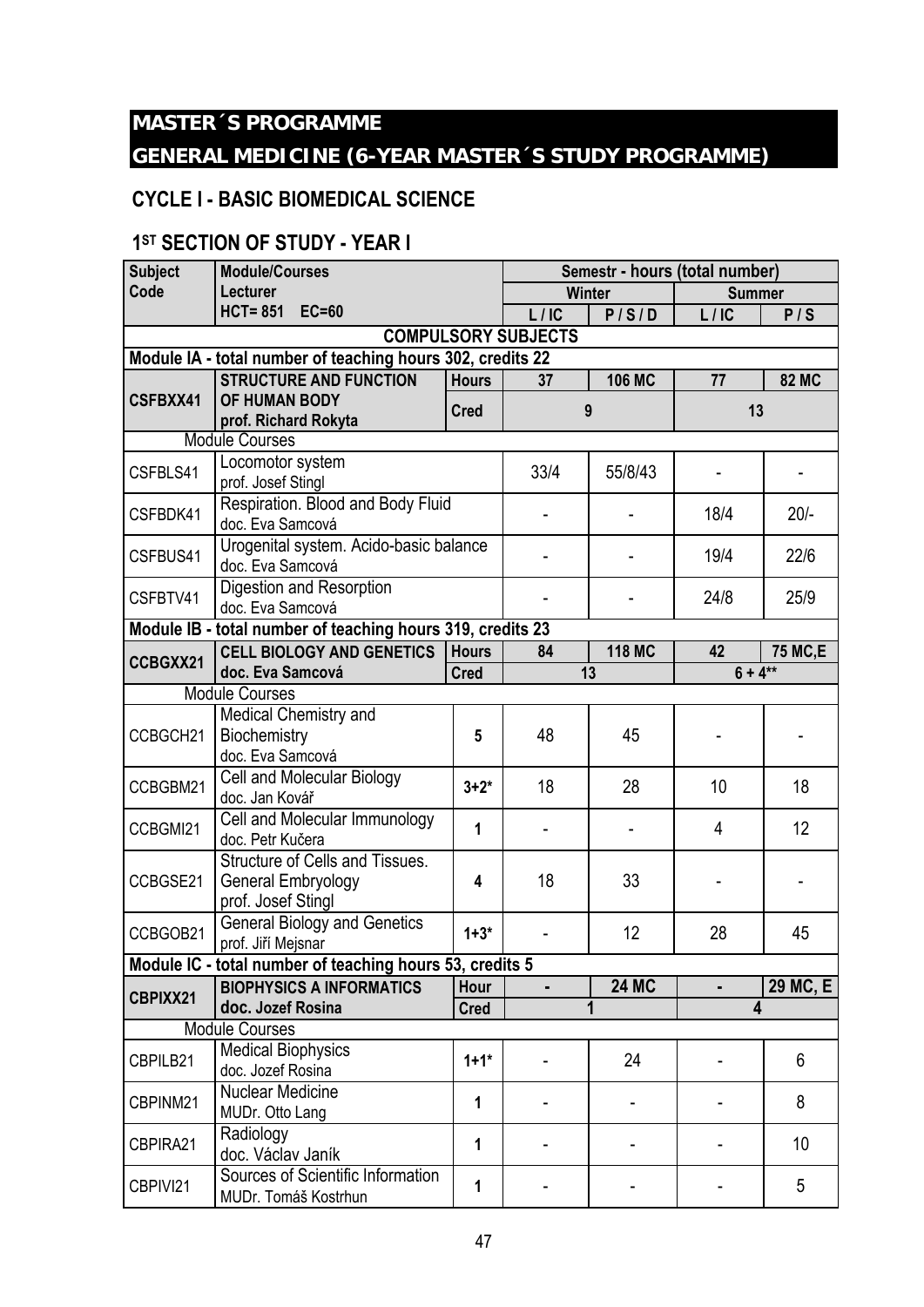# MASTER´S PROGRAMME

# GENERAL MEDICINE (6-YEAR MASTER´S STUDY PROGRAMME)

## CYCLE I - BASIC BIOMEDICAL SCIENCE

### 1ST SECTION OF STUDY - YEAR I

| Subject Code | Module/Courses Lecturer HCT= 851 EC=60 | | Semestr - hours (total number) | | | |
|---|---|---|---|---|---|---|
| | | | Winter | | Summer | |
| | | | L / IC | P / S / D | L / IC | P / S |
| **COMPULSORY SUBJECTS** | | | | | | |
| **Module IA - total number of teaching hours 302, credits 22** | | | | | | |
| **CSFBXX41** | **STRUCTURE AND FUNCTION OF HUMAN BODY prof. Richard Rokyta** | **Hours** | **37** | **106 MC** | **77** | **82 MC** |
| | | **Cred** | **9** | | **13** | |
| | Module Courses | | | | | |
| CSFBLS41 | Locomotor system prof. Josef Stingl | | 33/4 | 55/8/43 | - | - |
| CSFBDK41 | Respiration. Blood and Body Fluid doc. Eva Samcová | | - | - | 18/4 | 20/- |
| CSFBUS41 | Urogenital system. Acido-basic balance doc. Eva Samcová | | - | - | 19/4 | 22/6 |
| CSFBTV41 | Digestion and Resorption doc. Eva Samcová | | - | - | 24/8 | 25/9 |
| **Module IB - total number of teaching hours 319, credits 23** | | | | | | |
| **CCBGXX21** | **CELL BIOLOGY AND GENETICS doc. Eva Samcová** | **Hours** | **84** | **118 MC** | **42** | **75 MC,E** |
| | | **Cred** | **13** | | **6 + 4\*\*** | |
| | Module Courses | | | | | |
| CCBGCH21 | Medical Chemistry and Biochemistry doc. Eva Samcová | **5** | 48 | 45 | - | - |
| CCBGBM21 | Cell and Molecular Biology doc. Jan Kovář | **3+2*** | 18 | 28 | 10 | 18 |
| CCBGMI21 | Cell and Molecular Immunology doc. Petr Kučera | **1** | - | - | 4 | 12 |
| CCBGSE21 | Structure of Cells and Tissues. General Embryology prof. Josef Stingl | **4** | 18 | 33 | - | - |
| CCBGOB21 | General Biology and Genetics prof. Jiří Mejsnar | **1+3*** | - | 12 | 28 | 45 |
| **Module IC - total number of teaching hours 53, credits 5** | | | | | | |
| **CBPIXX21** | **BIOPHYSICS A INFORMATICS doc. Jozef Rosina** | **Hour** | **-** | **24 MC** | **-** | **29 MC, E** |
| | | **Cred** | **1** | | **4** | |
| | Module Courses | | | | | |
| CBPILB21 | Medical Biophysics doc. Jozef Rosina | **1+1*** | - | 24 | - | 6 |
| CBPINM21 | Nuclear Medicine MUDr. Otto Lang | **1** | - | - | - | 8 |
| CBPIRA21 | Radiology doc. Václav Janík | **1** | - | - | - | 10 |
| CBPIVI21 | Sources of Scientific Information MUDr. Tomáš Kostrhun | **1** | - | - | - | 5 |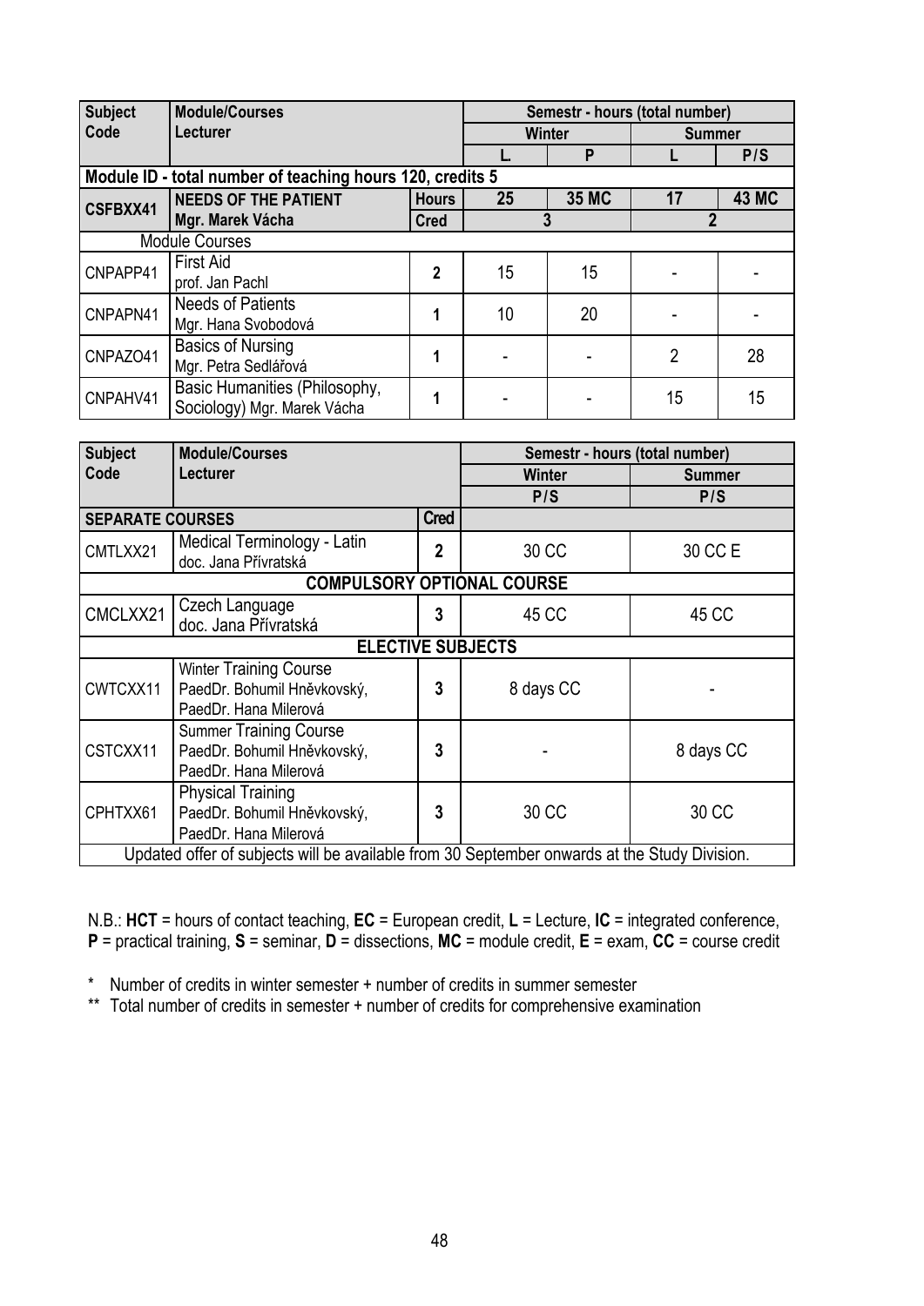| Subject Code | Module/Courses Lecturer | | Semestr - hours (total number) | | | |
|---|---|---|---|---|---|---|
| | | | Winter | | Summer | |
| | | | L | P | L | P/S |
| **Module ID - total number of teaching hours 120, credits 5** | | | | | | |
| **CSFBXX41** | **NEEDS OF THE PATIENT** | **Hours** | **25** | **35 MC** | **17** | **43 MC** |
| | **Mgr. Marek Vácha** | **Cred** | **3** | | **2** | |
| Module Courses | | | | | | |
| CNPAPP41 | First Aid<br>prof. Jan Pachl | **2** | 15 | 15 | - | - |
| CNPAPN41 | Needs of Patients<br>Mgr. Hana Svobodová | **1** | 10 | 20 | - | - |
| CNPAZO41 | Basics of Nursing<br>Mgr. Petra Sedlářová | **1** | - | - | 2 | 28 |
| CNPAHV41 | Basic Humanities (Philosophy, Sociology) Mgr. Marek Vácha | **1** | - | - | 15 | 15 |

| Subject Code | Module/Courses Lecturer | | Semestr - hours (total number) | |
|---|---|---|---|---|
| | | | Winter | Summer |
| | | | P/S | P/S |
| **SEPARATE COURSES** | | **Cred** | | |
| CMTLXX21 | Medical Terminology - Latin<br>doc. Jana Přívratská | **2** | 30 CC | 30 CC E |
| **COMPULSORY OPTIONAL COURSE** | | | | |
| CMCLXX21 | Czech Language<br>doc. Jana Přívratská | **3** | 45 CC | 45 CC |
| **ELECTIVE SUBJECTS** | | | | |
| CWTCXX11 | Winter Training Course<br>PaedDr. Bohumil Hněvkovský,<br>PaedDr. Hana Milerová | **3** | 8 days CC | - |
| CSTCXX11 | Summer Training Course<br>PaedDr. Bohumil Hněvkovský,<br>PaedDr. Hana Milerová | **3** | - | 8 days CC |
| CPHTXX61 | Physical Training<br>PaedDr. Bohumil Hněvkovský,<br>PaedDr. Hana Milerová | **3** | 30 CC | 30 CC |
| Updated offer of subjects will be available from 30 September onwards at the Study Division. | | | | |

N.B.: **HCT** = hours of contact teaching, **EC** = European credit, **L** = Lecture, **IC** = integrated conference, **P** = practical training, **S** = seminar, **D** = dissections, **MC** = module credit, **E** = exam, **CC** = course credit

\* Number of credits in winter semester + number of credits in summer semester

\*\* Total number of credits in semester + number of credits for comprehensive examination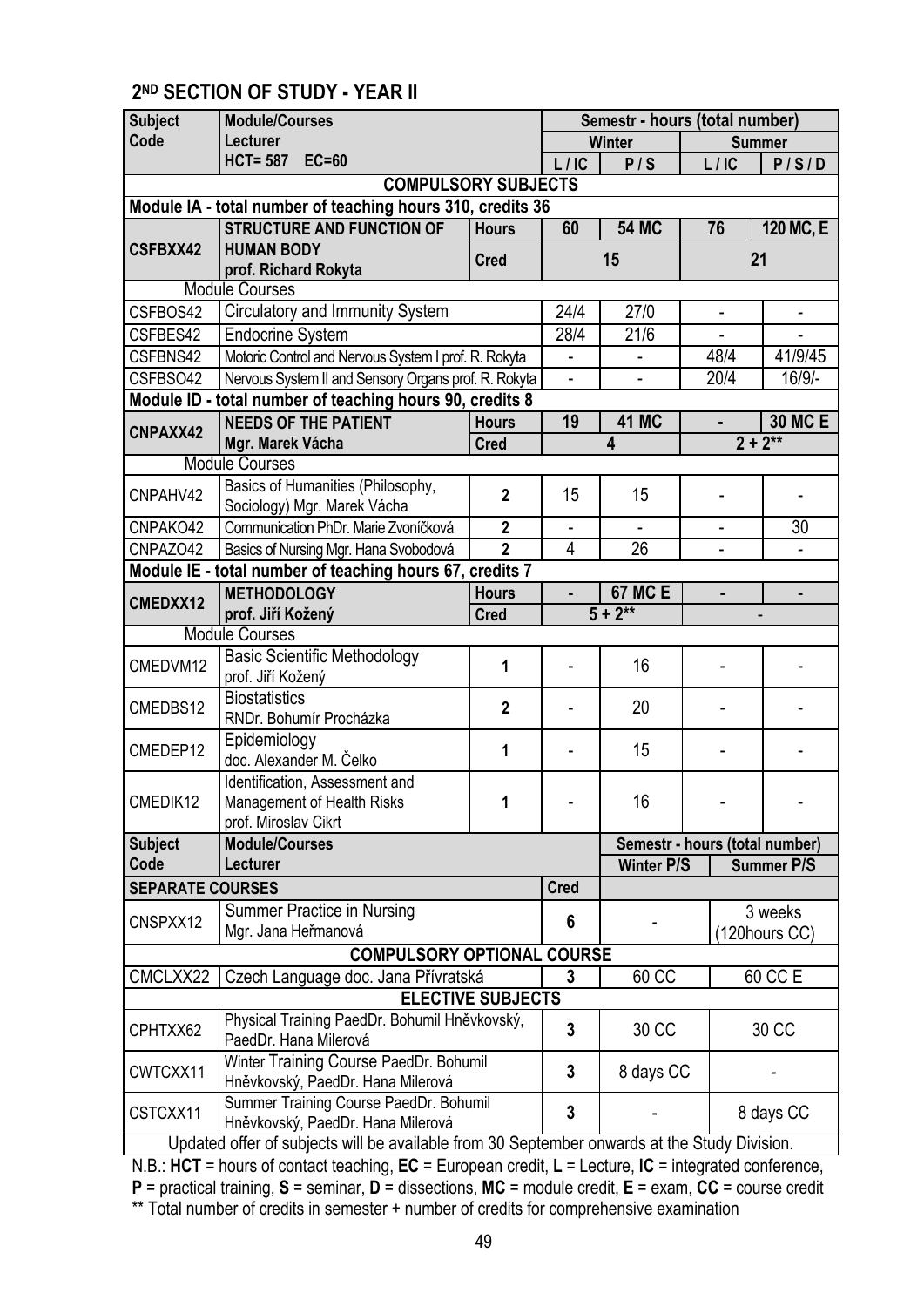## 2[ND] SECTION OF STUDY - YEAR II

| Subject Code | Module/Courses Lecturer HCT= 587 EC=60 | | Semestr - hours (total number) | | | |
|---|---|---|---|---|---|---|
| | | | Winter | | Summer | |
| | | | L / IC | P / S | L / IC | P / S / D |
| **COMPULSORY SUBJECTS** | | | | | | |
| **Module IA - total number of teaching hours 310, credits 36** | | | | | | |
| **CSFBXX42** | **STRUCTURE AND FUNCTION OF HUMAN BODY prof. Richard Rokyta** | **Hours** | **60** | **54 MC** | **76** | **120 MC, E** |
| | | **Cred** | **15** | | **21** | |
| | Module Courses | | | | | |
| CSFBOS42 | Circulatory and Immunity System | | 24/4 | 27/0 | - | - |
| CSFBES42 | Endocrine System | | 28/4 | 21/6 | - | - |
| CSFBNS42 | Motoric Control and Nervous System I prof. R. Rokyta | | - | - | 48/4 | 41/9/45 |
| CSFBSO42 | Nervous System II and Sensory Organs prof. R. Rokyta | | - | - | 20/4 | 16/9/- |
| **Module ID - total number of teaching hours 90, credits 8** | | | | | | |
| **CNPAXX42** | **NEEDS OF THE PATIENT** | **Hours** | **19** | **41 MC** | **-** | **30 MC E** |
| | **Mgr. Marek Vácha** | **Cred** | **4** | | **2 + 2\*\*** | |
| | Module Courses | | | | | |
| CNPAHV42 | Basics of Humanities (Philosophy, Sociology) Mgr. Marek Vácha | **2** | 15 | 15 | - | - |
| CNPAKO42 | Communication PhDr. Marie Zvoníčková | **2** | - | - | - | 30 |
| CNPAZO42 | Basics of Nursing Mgr. Hana Svobodová | **2** | 4 | 26 | - | - |
| **Module IE - total number of teaching hours 67, credits 7** | | | | | | |
| **CMEDXX12** | **METHODOLOGY** | **Hours** | **-** | **67 MC E** | **-** | **-** |
| | **prof. Jiří Kožený** | **Cred** | **5 + 2\*\*** | | **-** | |
| | Module Courses | | | | | |
| CMEDVM12 | Basic Scientific Methodology prof. Jiří Kožený | **1** | - | 16 | - | - |
| CMEDBS12 | Biostatistics RNDr. Bohumír Procházka | **2** | - | 20 | - | - |
| CMEDEP12 | Epidemiology doc. Alexander M. Čelko | **1** | - | 15 | - | - |
| CMEDIK12 | Identification, Assessment and Management of Health Risks prof. Miroslav Cikrt | **1** | - | 16 | - | - |

| Subject Code | Module/Courses Lecturer | Cred | Semestr - hours (total number) Winter P/S | Summer P/S |
|---|---|---|---|---|
| **SEPARATE COURSES** | | | | |
| CNSPXX12 | Summer Practice in Nursing Mgr. Jana Heřmanová | **6** | - | 3 weeks (120hours CC) |
| **COMPULSORY OPTIONAL COURSE** | | | | |
| CMCLXX22 | Czech Language doc. Jana Přívratská | **3** | 60 CC | 60 CC E |
| **ELECTIVE SUBJECTS** | | | | |
| CPHTXX62 | Physical Training PaedDr. Bohumil Hněvkovský, PaedDr. Hana Milerová | **3** | 30 CC | 30 CC |
| CWTCXX11 | Winter Training Course PaedDr. Bohumil Hněvkovský, PaedDr. Hana Milerová | **3** | 8 days CC | - |
| CSTCXX11 | Summer Training Course PaedDr. Bohumil Hněvkovský, PaedDr. Hana Milerová | **3** | - | 8 days CC |

Updated offer of subjects will be available from 30 September onwards at the Study Division.

N.B.: **HCT** = hours of contact teaching, **EC** = European credit, **L** = Lecture, **IC** = integrated conference, **P** = practical training, **S** = seminar, **D** = dissections, **MC** = module credit, **E** = exam, **CC** = course credit

** Total number of credits in semester + number of credits for comprehensive examination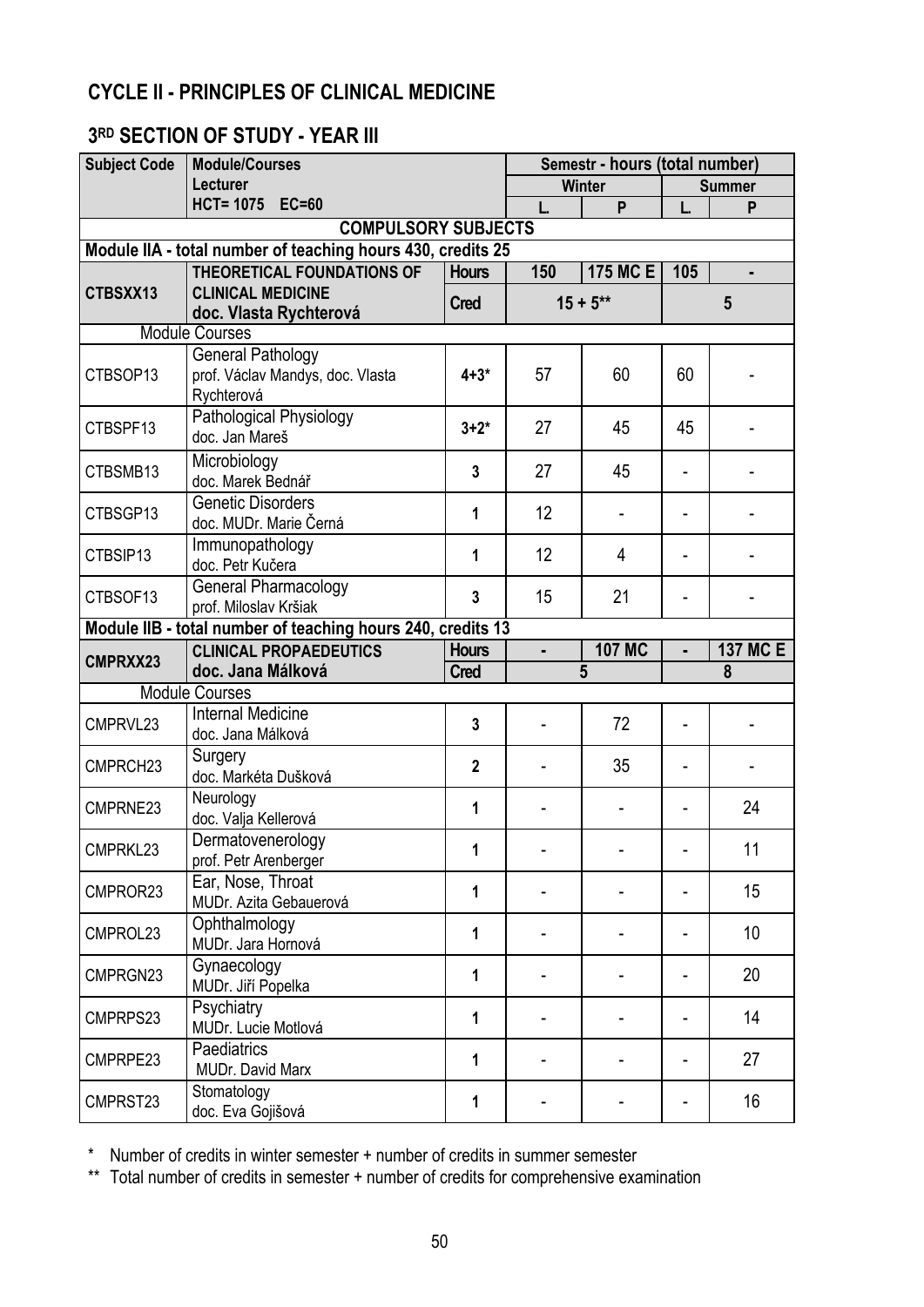## CYCLE II - PRINCIPLES OF CLINICAL MEDICINE

### 3RD SECTION OF STUDY - YEAR III

| Subject Code | Module/Courses<br>Lecturer<br>HCT= 1075 EC=60 | | Semestr - hours (total number) | | | |
|---|---|---|---|---|---|---|
| | | | Winter | | Summer | |
| | | | L | P | L | P |
| **COMPULSORY SUBJECTS** | | | | | | |
| **Module IIA - total number of teaching hours 430, credits 25** | | | | | | |
| **CTBSXX13** | **THEORETICAL FOUNDATIONS OF CLINICAL MEDICINE**<br>**doc. Vlasta Rychterová** | **Hours** | **150** | **175 MC E** | **105** | **-** |
| | | **Cred** | **15 + 5**** | | **5** | |
| Module Courses | | | | | | |
| CTBSOP13 | General Pathology<br>prof. Václav Mandys, doc. Vlasta Rychterová | **4+3*** | 57 | 60 | 60 | - |
| CTBSPF13 | Pathological Physiology<br>doc. Jan Mareš | **3+2*** | 27 | 45 | 45 | - |
| CTBSMB13 | Microbiology<br>doc. Marek Bednář | **3** | 27 | 45 | - | - |
| CTBSGP13 | Genetic Disorders<br>doc. MUDr. Marie Černá | **1** | 12 | - | - | - |
| CTBSIP13 | Immunopathology<br>doc. Petr Kučera | **1** | 12 | 4 | - | - |
| CTBSOF13 | General Pharmacology<br>prof. Miloslav Kršiak | **3** | 15 | 21 | - | - |
| **Module IIB - total number of teaching hours 240, credits 13** | | | | | | |
| **CMPRXX23** | **CLINICAL PROPAEDEUTICS**<br>**doc. Jana Málková** | **Hours** | **-** | **107 MC** | **-** | **137 MC E** |
| | | **Cred** | **5** | | **8** | |
| Module Courses | | | | | | |
| CMPRVL23 | Internal Medicine<br>doc. Jana Málková | **3** | - | 72 | - | - |
| CMPRCH23 | Surgery<br>doc. Markéta Dušková | **2** | - | 35 | - | - |
| CMPRNE23 | Neurology<br>doc. Valja Kellerová | **1** | - | - | - | 24 |
| CMPRKL23 | Dermatovenerology<br>prof. Petr Arenberger | **1** | - | - | - | 11 |
| CMPROR23 | Ear, Nose, Throat<br>MUDr. Azita Gebauerová | **1** | - | - | - | 15 |
| CMPROL23 | Ophthalmology<br>MUDr. Jara Hornová | **1** | - | - | - | 10 |
| CMPRGN23 | Gynaecology<br>MUDr. Jiří Popelka | **1** | - | - | - | 20 |
| CMPRPS23 | Psychiatry<br>MUDr. Lucie Motlová | **1** | - | - | - | 14 |
| CMPRPE23 | Paediatrics<br>MUDr. David Marx | **1** | - | - | - | 27 |
| CMPRST23 | Stomatology<br>doc. Eva Gojišová | **1** | - | - | - | 16 |

\* Number of credits in winter semester + number of credits in summer semester

** Total number of credits in semester + number of credits for comprehensive examination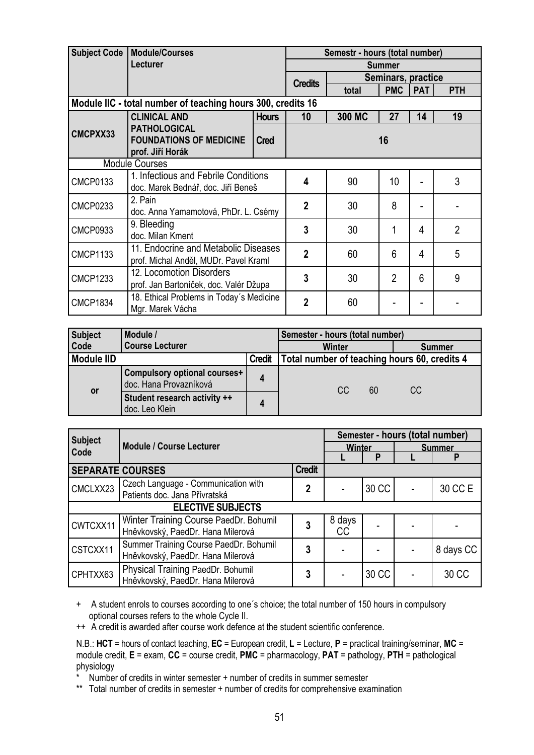| Subject Code | Module/Courses Lecturer | | Semestr - hours (total number) | | | | |
|---|---|---|---|---|---|---|---|
| | | | Summer | | | | |
| | | | Credits | Seminars, practice | | | |
| | | | | total | PMC | PAT | PTH |
| **Module IIC - total number of teaching hours 300, credits 16** | | | | | | | |
| CMCPXX33 | **CLINICAL AND PATHOLOGICAL FOUNDATIONS OF MEDICINE** prof. Jiří Horák | Hours | 10 | 300 MC | 27 | 14 | 19 |
| | | Cred | 16 | | | | |
| Module Courses | | | | | | | |
| CMCP0133 | 1. Infectious and Febrile Conditions doc. Marek Bednář, doc. Jiří Beneš | | 4 | 90 | 10 | - | 3 |
| CMCP0233 | 2. Pain doc. Anna Yamamotová, PhDr. L. Csémy | | 2 | 30 | 8 | - | - |
| CMCP0933 | 9. Bleeding doc. Milan Kment | | 3 | 30 | 1 | 4 | 2 |
| CMCP1133 | 11. Endocrine and Metabolic Diseases prof. Michal Anděl, MUDr. Pavel Kraml | | 2 | 60 | 6 | 4 | 5 |
| CMCP1233 | 12. Locomotion Disorders prof. Jan Bartoníček, doc. Valér Džupa | | 3 | 30 | 2 | 6 | 9 |
| CMCP1834 | 18. Ethical Problems in Today´s Medicine Mgr. Marek Vácha | | 2 | 60 | - | - | - |

| Subject Code | Module / Course Lecturer | | Semester - hours (total number) | |
|---|---|---|---|---|
| | | | Winter | Summer |
| **Module IID** | | Credit | Total number of teaching hours 60, credits 4 | |
| or | **Compulsory optional courses+** doc. Hana Provazníková | 4 | CC 60 | CC |
| | **Student research activity ++** doc. Leo Klein | 4 | | |

| Subject Code | Module / Course Lecturer | | Semester - hours (total number) | | | |
|---|---|---|---|---|---|---|
| | | | Winter | | Summer | |
| | | | L | P | L | P |
| **SEPARATE COURSES** | | Credit | | | | |
| CMCLXX23 | Czech Language - Communication with Patients doc. Jana Přívratská | 2 | - | 30 CC | - | 30 CC E |
| **ELECTIVE SUBJECTS** | | | | | | |
| CWTCXX11 | Winter Training Course PaedDr. Bohumil Hněvkovský, PaedDr. Hana Milerová | 3 | 8 days CC | - | - | - |
| CSTCXX11 | Summer Training Course PaedDr. Bohumil Hněvkovský, PaedDr. Hana Milerová | 3 | - | - | - | 8 days CC |
| CPHTXX63 | Physical Training PaedDr. Bohumil Hněvkovský, PaedDr. Hana Milerová | 3 | - | 30 CC | - | 30 CC |

+ A student enrols to courses according to one´s choice; the total number of 150 hours in compulsory optional courses refers to the whole Cycle II.

++ A credit is awarded after course work defence at the student scientific conference.

N.B.: **HCT** = hours of contact teaching, **EC** = European credit, **L** = Lecture, **P** = practical training/seminar, **MC** = module credit, **E** = exam, **CC** = course credit, **PMC** = pharmacology, **PAT** = pathology, **PTH** = pathological physiology

\* Number of credits in winter semester + number of credits in summer semester

\*\* Total number of credits in semester + number of credits for comprehensive examination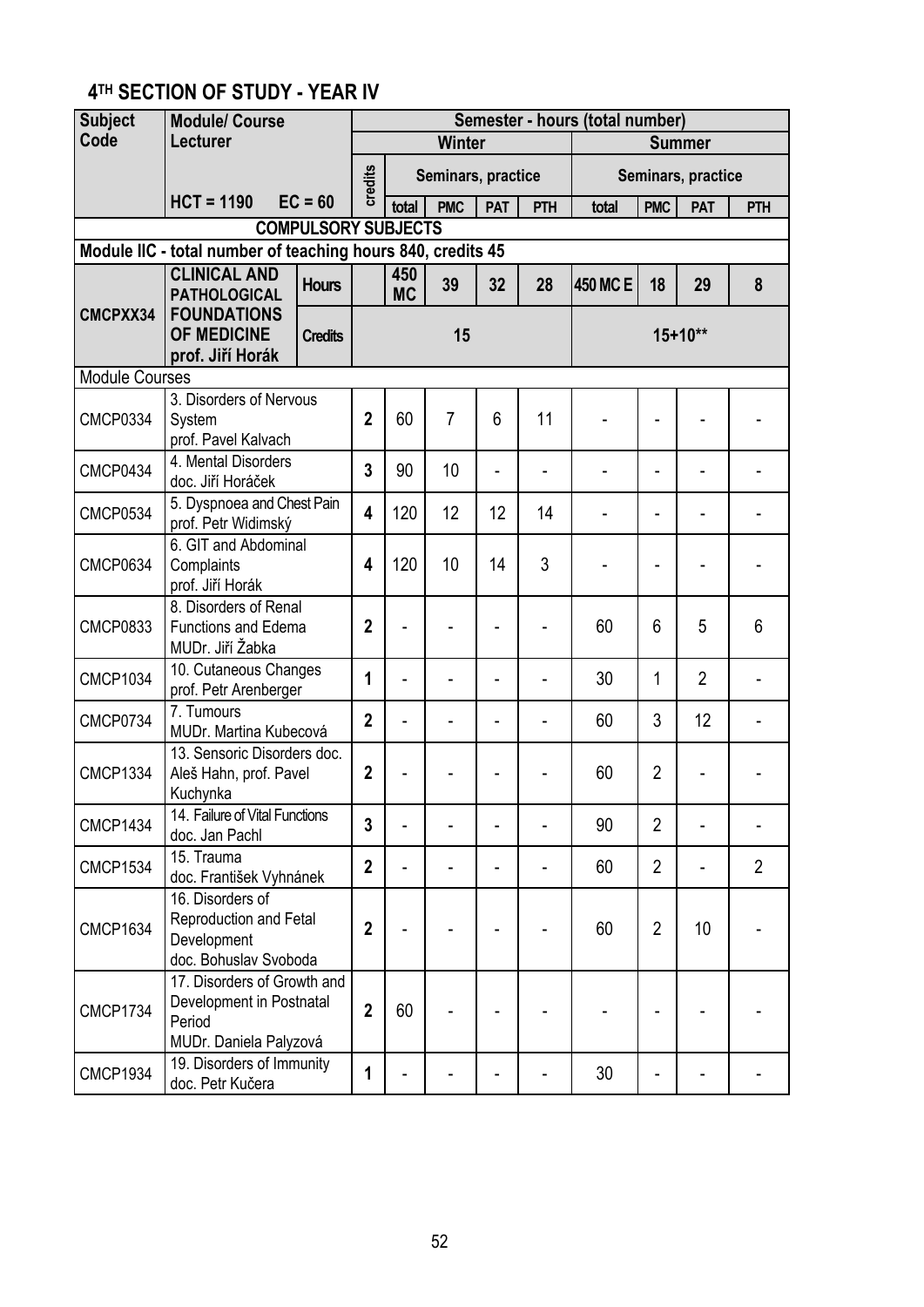## 4TH SECTION OF STUDY - YEAR IV

| Subject Code | Module/ Course Lecturer | | Semester - hours (total number) | | | | | | | | |
|---|---|---|---|---|---|---|---|---|---|---|---|
| | | | | Winter | | | | Summer | | | |
| | | | credits | | Seminars, practice | | | | Seminars, practice | | |
| | HCT = 1190 EC = 60 | | | total | PMC | PAT | PTH | total | PMC | PAT | PTH |
| **COMPULSORY SUBJECTS** | | | | | | | | | | | |
| **Module IIC - total number of teaching hours 840, credits 45** | | | | | | | | | | | |
| **CMCPXX34** | **CLINICAL AND PATHOLOGICAL FOUNDATIONS OF MEDICINE** prof. Jiří Horák | **Hours** | | **450 MC** | **39** | **32** | **28** | **450 MC E** | **18** | **29** | **8** |
| | | **Credits** | | **15** | | | | **15+10**\*\* | | | |
| Module Courses | | | | | | | | | | | |
| CMCP0334 | 3. Disorders of Nervous System prof. Pavel Kalvach | | 2 | 60 | 7 | 6 | 11 | - | - | - | - |
| CMCP0434 | 4. Mental Disorders doc. Jiří Horáček | | 3 | 90 | 10 | - | - | - | - | - | - |
| CMCP0534 | 5. Dyspnoea and Chest Pain prof. Petr Widimský | | 4 | 120 | 12 | 12 | 14 | - | - | - | - |
| CMCP0634 | 6. GIT and Abdominal Complaints prof. Jiří Horák | | 4 | 120 | 10 | 14 | 3 | - | - | - | - |
| CMCP0833 | 8. Disorders of Renal Functions and Edema MUDr. Jiří Žabka | | 2 | - | - | - | - | 60 | 6 | 5 | 6 |
| CMCP1034 | 10. Cutaneous Changes prof. Petr Arenberger | | 1 | - | - | - | - | 30 | 1 | 2 | - |
| CMCP0734 | 7. Tumours MUDr. Martina Kubecová | | 2 | - | - | - | - | 60 | 3 | 12 | - |
| CMCP1334 | 13. Sensoric Disorders doc. Aleš Hahn, prof. Pavel Kuchynka | | 2 | - | - | - | - | 60 | 2 | - | - |
| CMCP1434 | 14. Failure of Vital Functions doc. Jan Pachl | | 3 | - | - | - | - | 90 | 2 | - | - |
| CMCP1534 | 15. Trauma doc. František Vyhnánek | | 2 | - | - | - | - | 60 | 2 | - | 2 |
| CMCP1634 | 16. Disorders of Reproduction and Fetal Development doc. Bohuslav Svoboda | | 2 | - | - | - | - | 60 | 2 | 10 | - |
| CMCP1734 | 17. Disorders of Growth and Development in Postnatal Period MUDr. Daniela Palyzová | | 2 | 60 | - | - | - | - | - | - | - |
| CMCP1934 | 19. Disorders of Immunity doc. Petr Kučera | | 1 | - | - | - | - | 30 | - | - | - |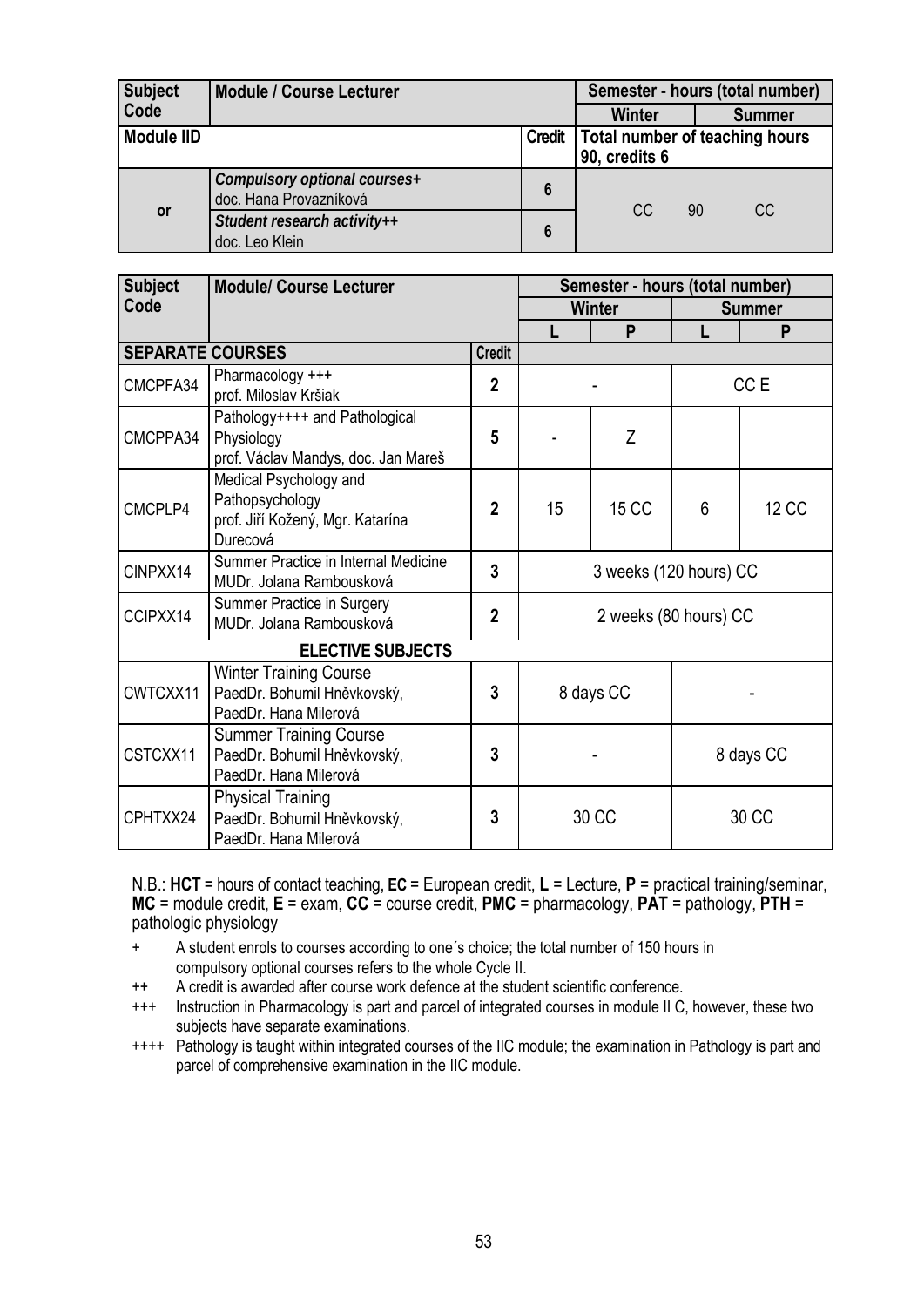| Subject Code | Module / Course Lecturer | | Semester - hours (total number) | |
|---|---|---|---|---|
| | | | Winter | Summer |
| **Module IID** | | **Credit** | **Total number of teaching hours 90, credits 6** | |
| or | ***Compulsory optional courses+*** doc. Hana Provazníková | **6** | CC 90 CC | |
| | ***Student research activity++*** doc. Leo Klein | **6** | | |

| Subject Code | Module/ Course Lecturer | | Semester - hours (total number) | | | |
|---|---|---|---|---|---|---|
| | | | Winter | | Summer | |
| | | | L | P | L | P |
| **SEPARATE COURSES** | | **Credit** | | | | |
| CMCPFA34 | Pharmacology +++ prof. Miloslav Kršiak | **2** | - | | CC E | |
| CMCPPA34 | Pathology++++ and Pathological Physiology prof. Václav Mandys, doc. Jan Mareš | **5** | - | Z | | |
| CMCPLP4 | Medical Psychology and Pathopsychology prof. Jiří Kožený, Mgr. Katarína Durecová | **2** | 15 | 15 CC | 6 | 12 CC |
| CINPXX14 | Summer Practice in Internal Medicine MUDr. Jolana Rambousková | **3** | 3 weeks (120 hours) CC | | | |
| CCIPXX14 | Summer Practice in Surgery MUDr. Jolana Rambousková | **2** | 2 weeks (80 hours) CC | | | |
| **ELECTIVE SUBJECTS** | | | | | | |
| CWTCXX11 | Winter Training Course PaedDr. Bohumil Hněvkovský, PaedDr. Hana Milerová | **3** | 8 days CC | | - | |
| CSTCXX11 | Summer Training Course PaedDr. Bohumil Hněvkovský, PaedDr. Hana Milerová | **3** | - | | 8 days CC | |
| CPHTXX24 | Physical Training PaedDr. Bohumil Hněvkovský, PaedDr. Hana Milerová | **3** | 30 CC | | 30 CC | |

N.B.: **HCT** = hours of contact teaching, **EC** = European credit, **L** = Lecture, **P** = practical training/seminar, **MC** = module credit, **E** = exam, **CC** = course credit, **PMC** = pharmacology, **PAT** = pathology, **PTH** = pathologic physiology

+ A student enrols to courses according to one´s choice; the total number of 150 hours in compulsory optional courses refers to the whole Cycle II.

++ A credit is awarded after course work defence at the student scientific conference.

+++ Instruction in Pharmacology is part and parcel of integrated courses in module II C, however, these two subjects have separate examinations.

++++ Pathology is taught within integrated courses of the IIC module; the examination in Pathology is part and parcel of comprehensive examination in the IIC module.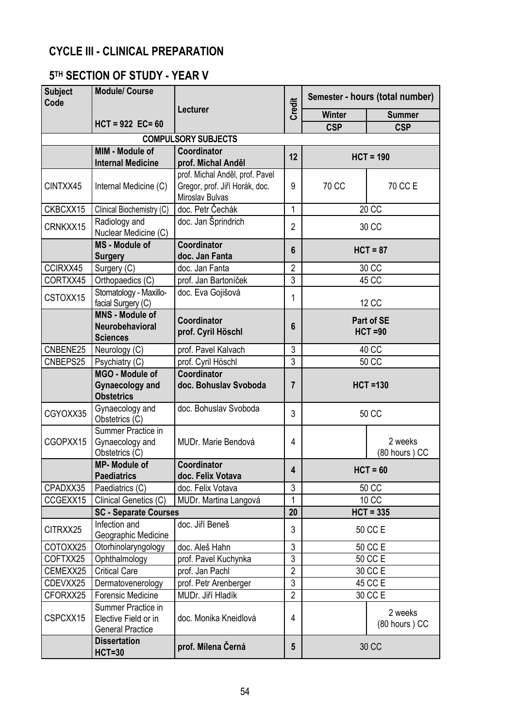## CYCLE III - CLINICAL PREPARATION

### 5TH SECTION OF STUDY - YEAR V

| Subject Code | Module/ Course | Lecturer | Credit | Semester - hours (total number) | |
|---|---|---|---|---|---|
| | | | | Winter | Summer |
| | HCT = 922 EC= 60 | | | CSP | CSP |
| **COMPULSORY SUBJECTS** | | | | | |
| | **MIM - Module of Internal Medicine** | **Coordinator prof. Michal Anděl** | **12** | **HCT = 190** | |
| CINTXX45 | Internal Medicine (C) | prof. Michal Anděl, prof. Pavel Gregor, prof. Jiří Horák, doc. Miroslav Bulvas | 9 | 70 CC | 70 CC E |
| CKBCXX15 | Clinical Biochemistry (C) | doc. Petr Čechák | 1 | 20 CC | |
| CRNKXX15 | Radiology and Nuclear Medicine (C) | doc. Jan Šprindrich | 2 | 30 CC | |
| | **MS - Module of Surgery** | **Coordinator doc. Jan Fanta** | **6** | **HCT = 87** | |
| CCIRXX45 | Surgery (C) | doc. Jan Fanta | 2 | 30 CC | |
| CORTXX45 | Orthopaedics (C) | prof. Jan Bartoníček | 3 | 45 CC | |
| CSTOXX15 | Stomatology - Maxillo-facial Surgery (C) | doc. Eva Gojišová | 1 | 12 CC | |
| | **MNS - Module of Neurobehavioral Sciences** | **Coordinator prof. Cyril Höschl** | **6** | **Part of SE HCT =90** | |
| CNBENE25 | Neurology (C) | prof. Pavel Kalvach | 3 | 40 CC | |
| CNBEPS25 | Psychiatry (C) | prof. Cyril Höschl | 3 | 50 CC | |
| | **MGO - Module of Gynaecology and Obstetrics** | **Coordinator doc. Bohuslav Svoboda** | **7** | **HCT =130** | |
| CGYOXX35 | Gynaecology and Obstetrics (C) | doc. Bohuslav Svoboda | 3 | 50 CC | |
| CGOPXX15 | Summer Practice in Gynaecology and Obstetrics (C) | MUDr. Marie Bendová | 4 | | 2 weeks (80 hours ) CC |
| | **MP- Module of Paediatrics** | **Coordinator doc. Felix Votava** | **4** | **HCT = 60** | |
| CPADXX35 | Paediatrics (C) | doc. Felix Votava | 3 | 50 CC | |
| CCGEXX15 | Clinical Genetics (C) | MUDr. Martina Langová | 1 | 10 CC | |
| | **SC - Separate Courses** | | **20** | **HCT = 335** | |
| CITRXX25 | Infection and Geographic Medicine | doc. Jiří Beneš | 3 | 50 CC E | |
| COTOXX25 | Otorhinolaryngology | doc. Aleš Hahn | 3 | 50 CC E | |
| COFTXX25 | Ophthalmology | prof. Pavel Kuchynka | 3 | 50 CC E | |
| CEMEXX25 | Critical Care | prof. Jan Pachl | 2 | 30 CC E | |
| CDEVXX25 | Dermatovenerology | prof. Petr Arenberger | 3 | 45 CC E | |
| CFORXX25 | Forensic Medicine | MUDr. Jiří Hladík | 2 | 30 CC E | |
| CSPCXX15 | Summer Practice in Elective Field or in General Practice | doc. Monika Kneidlová | 4 | | 2 weeks (80 hours ) CC |
| | **Dissertation HCT=30** | **prof. Milena Černá** | **5** | 30 CC | |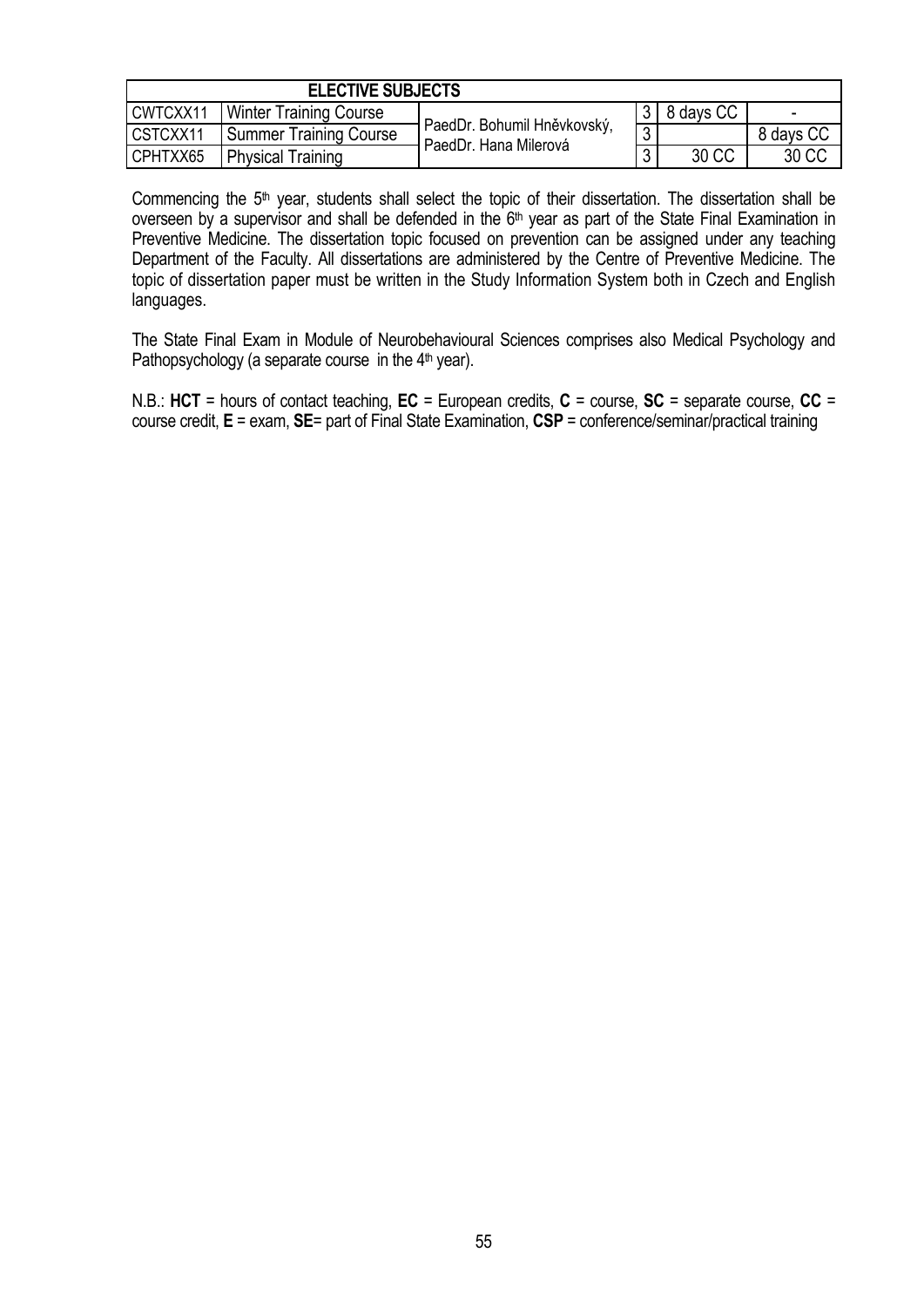| ELECTIVE SUBJECTS | | | | | |
|---|---|---|---|---|---|
| CWTCXX11 | Winter Training Course | PaedDr. Bohumil Hněvkovský, PaedDr. Hana Milerová | 3 | 8 days CC | - |
| CSTCXX11 | Summer Training Course | | 3 | | 8 days CC |
| CPHTXX65 | Physical Training | | 3 | 30 CC | 30 CC |

Commencing the 5th year, students shall select the topic of their dissertation. The dissertation shall be overseen by a supervisor and shall be defended in the 6th year as part of the State Final Examination in Preventive Medicine. The dissertation topic focused on prevention can be assigned under any teaching Department of the Faculty. All dissertations are administered by the Centre of Preventive Medicine. The topic of dissertation paper must be written in the Study Information System both in Czech and English languages.

The State Final Exam in Module of Neurobehavioural Sciences comprises also Medical Psychology and Pathopsychology (a separate course in the 4th year).

N.B.: **HCT** = hours of contact teaching, **EC** = European credits, **C** = course, **SC** = separate course, **CC** = course credit, **E** = exam, **SE**= part of Final State Examination, **CSP** = conference/seminar/practical training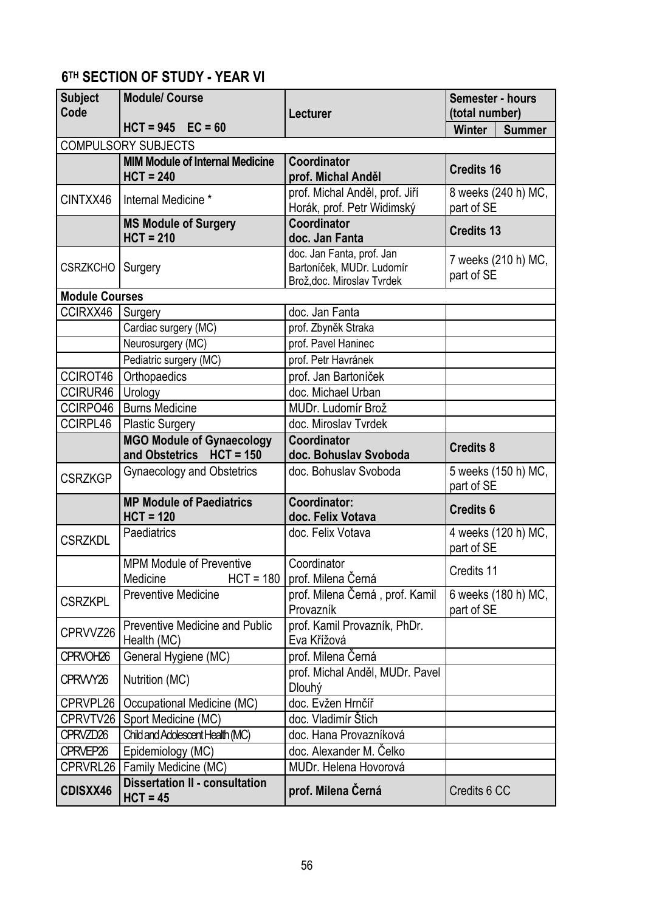## 6TH SECTION OF STUDY - YEAR VI

| Subject Code | Module/ Course<br>HCT = 945 EC = 60 | Lecturer | Semester - hours (total number) Winter | Summer |
|---|---|---|---|---|
| COMPULSORY SUBJECTS | | | | |
| | **MIM Module of Internal Medicine HCT = 240** | **Coordinator prof. Michal Anděl** | **Credits 16** | |
| CINTXX46 | Internal Medicine * | prof. Michal Anděl, prof. Jiří Horák, prof. Petr Widimský | 8 weeks (240 h) MC, part of SE | |
| | **MS Module of Surgery HCT = 210** | **Coordinator doc. Jan Fanta** | **Credits 13** | |
| CSRZKCHO | Surgery | doc. Jan Fanta, prof. Jan Bartoníček, MUDr. Ludomír Brož,doc. Miroslav Tvrdek | 7 weeks (210 h) MC, part of SE | |
| **Module Courses** | | | | |
| CCIRXX46 | Surgery | doc. Jan Fanta | | |
| | Cardiac surgery (MC) | prof. Zbyněk Straka | | |
| | Neurosurgery (MC) | prof. Pavel Haninec | | |
| | Pediatric surgery (MC) | prof. Petr Havránek | | |
| CCIROT46 | Orthopaedics | prof. Jan Bartoníček | | |
| CCIRUR46 | Urology | doc. Michael Urban | | |
| CCIRPO46 | Burns Medicine | MUDr. Ludomír Brož | | |
| CCIRPL46 | Plastic Surgery | doc. Miroslav Tvrdek | | |
| | **MGO Module of Gynaecology and Obstetrics HCT = 150** | **Coordinator doc. Bohuslav Svoboda** | **Credits 8** | |
| CSRZKGP | Gynaecology and Obstetrics | doc. Bohuslav Svoboda | 5 weeks (150 h) MC, part of SE | |
| | **MP Module of Paediatrics HCT = 120** | **Coordinator: doc. Felix Votava** | **Credits 6** | |
| CSRZKDL | Paediatrics | doc. Felix Votava | 4 weeks (120 h) MC, part of SE | |
| | MPM Module of Preventive Medicine HCT = 180 | Coordinator prof. Milena Černá | Credits 11 | |
| CSRZKPL | Preventive Medicine | prof. Milena Černá , prof. Kamil Provazník | 6 weeks (180 h) MC, part of SE | |
| CPRVVZ26 | Preventive Medicine and Public Health (MC) | prof. Kamil Provazník, PhDr. Eva Křížová | | |
| CPRVOH26 | General Hygiene (MC) | prof. Milena Černá | | |
| CPRVVY26 | Nutrition (MC) | prof. Michal Anděl, MUDr. Pavel Dlouhý | | |
| CPRVPL26 | Occupational Medicine (MC) | doc. Evžen Hrnčíř | | |
| CPRVTV26 | Sport Medicine (MC) | doc. Vladimír Štich | | |
| CPRVZD26 | Child and Adolescent Health (MC) | doc. Hana Provazníková | | |
| CPRVEP26 | Epidemiology (MC) | doc. Alexander M. Čelko | | |
| CPRVRL26 | Family Medicine (MC) | MUDr. Helena Hovorová | | |
| **CDISXX46** | **Dissertation II - consultation HCT = 45** | **prof. Milena Černá** | Credits 6 CC | |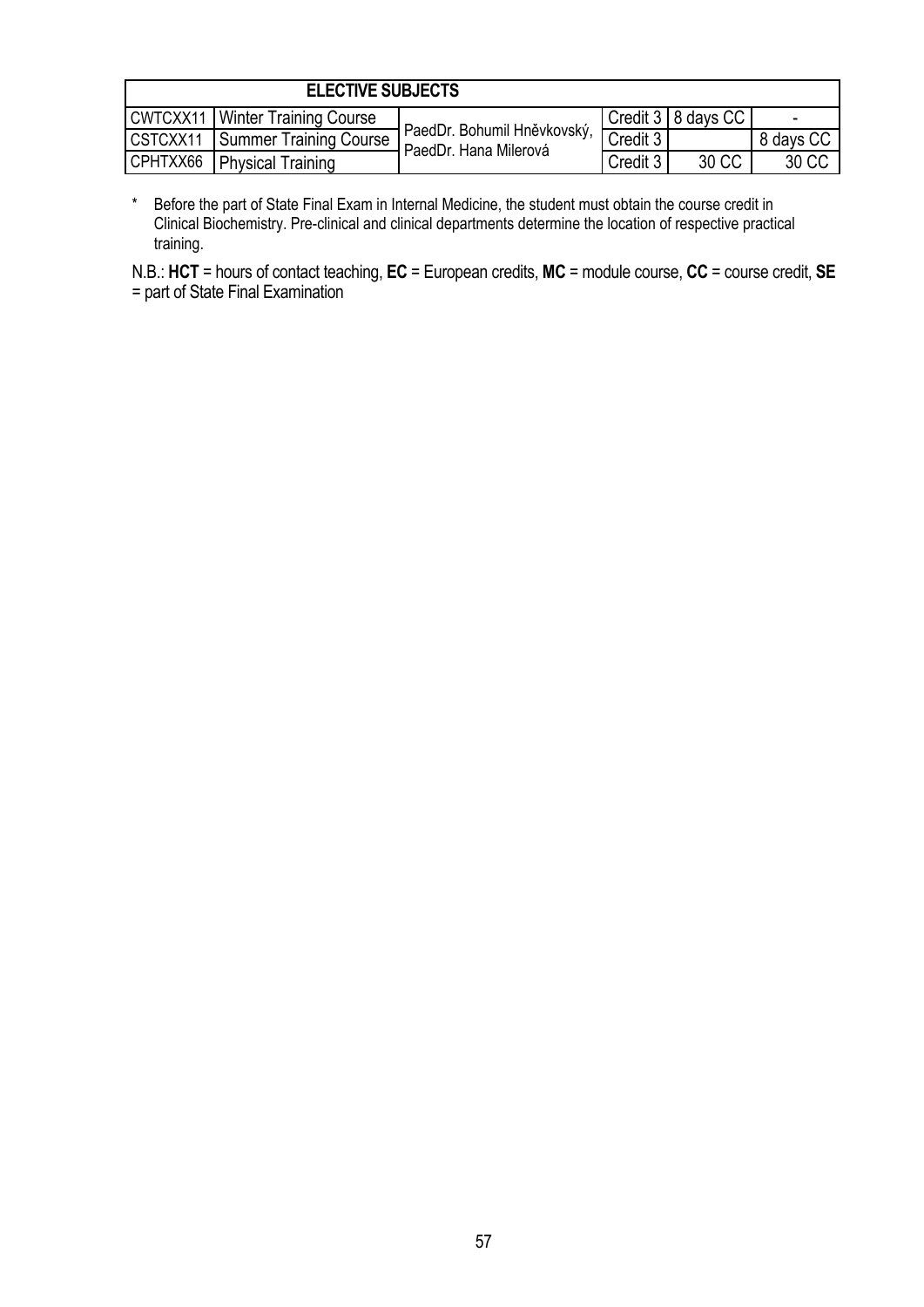| ELECTIVE SUBJECTS | | | | | |
|---|---|---|---|---|---|
| CWTCXX11 | Winter Training Course | PaedDr. Bohumil Hněvkovský, PaedDr. Hana Milerová | Credit 3 | 8 days CC | - |
| CSTCXX11 | Summer Training Course | | Credit 3 | | 8 days CC |
| CPHTXX66 | Physical Training | | Credit 3 | 30 CC | 30 CC |

\* Before the part of State Final Exam in Internal Medicine, the student must obtain the course credit in Clinical Biochemistry. Pre-clinical and clinical departments determine the location of respective practical training.

N.B.: **HCT** = hours of contact teaching, **EC** = European credits, **MC** = module course, **CC** = course credit, **SE** = part of State Final Examination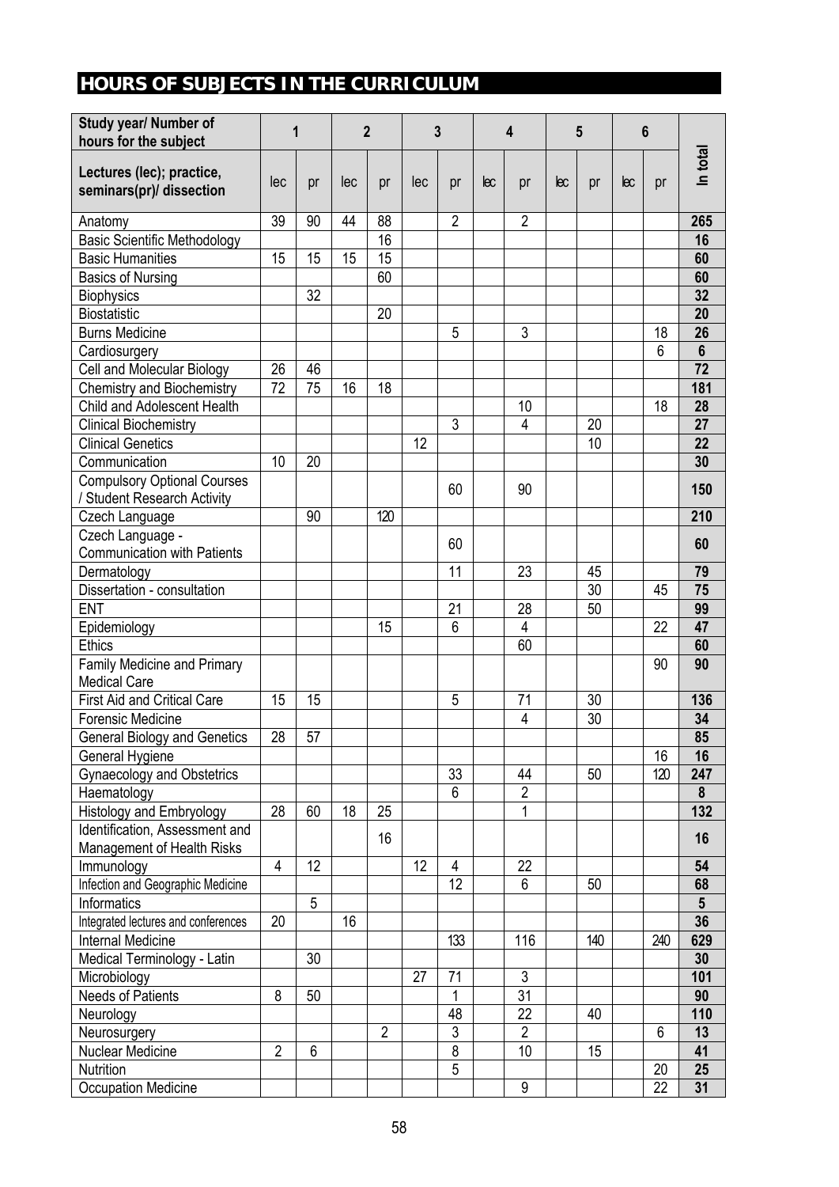# HOURS OF SUBJECTS IN THE CURRICULUM

| Study year/ Number of hours for the subject | 1 | | 2 | | 3 | | 4 | | 5 | | 6 | | In total |
|---|---|---|---|---|---|---|---|---|---|---|---|---|---|
| Lectures (lec); practice, seminars(pr)/ dissection | lec | pr | lec | pr | lec | pr | lec | pr | lec | pr | lec | pr | |
| Anatomy | 39 | 90 | 44 | 88 | | 2 | | 2 | | | | | 265 |
| Basic Scientific Methodology | | | | 16 | | | | | | | | | 16 |
| Basic Humanities | 15 | 15 | 15 | 15 | | | | | | | | | 60 |
| Basics of Nursing | | | | 60 | | | | | | | | | 60 |
| Biophysics | | 32 | | | | | | | | | | | 32 |
| Biostatistic | | | | 20 | | | | | | | | | 20 |
| Burns Medicine | | | | | | 5 | | 3 | | | | 18 | 26 |
| Cardiosurgery | | | | | | | | | | | | 6 | 6 |
| Cell and Molecular Biology | 26 | 46 | | | | | | | | | | | 72 |
| Chemistry and Biochemistry | 72 | 75 | 16 | 18 | | | | | | | | | 181 |
| Child and Adolescent Health | | | | | | | | 10 | | | | 18 | 28 |
| Clinical Biochemistry | | | | | | 3 | | 4 | | 20 | | | 27 |
| Clinical Genetics | | | | | 12 | | | | | 10 | | | 22 |
| Communication | 10 | 20 | | | | | | | | | | | 30 |
| Compulsory Optional Courses / Student Research Activity | | | | | | 60 | | 90 | | | | | 150 |
| Czech Language | | 90 | | 120 | | | | | | | | | 210 |
| Czech Language - Communication with Patients | | | | | | 60 | | | | | | | 60 |
| Dermatology | | | | | | 11 | | 23 | | 45 | | | 79 |
| Dissertation - consultation | | | | | | | | | | 30 | | 45 | 75 |
| ENT | | | | | | 21 | | 28 | | 50 | | | 99 |
| Epidemiology | | | | 15 | | 6 | | 4 | | | | 22 | 47 |
| Ethics | | | | | | | | 60 | | | | | 60 |
| Family Medicine and Primary Medical Care | | | | | | | | | | | | 90 | 90 |
| First Aid and Critical Care | 15 | 15 | | | | 5 | | 71 | | 30 | | | 136 |
| Forensic Medicine | | | | | | | | 4 | | 30 | | | 34 |
| General Biology and Genetics | 28 | 57 | | | | | | | | | | | 85 |
| General Hygiene | | | | | | | | | | | | 16 | 16 |
| Gynaecology and Obstetrics | | | | | | 33 | | 44 | | 50 | | 120 | 247 |
| Haematology | | | | | | 6 | | 2 | | | | | 8 |
| Histology and Embryology | 28 | 60 | 18 | 25 | | | | 1 | | | | | 132 |
| Identification, Assessment and Management of Health Risks | | | | 16 | | | | | | | | | 16 |
| Immunology | 4 | 12 | | | 12 | 4 | | 22 | | | | | 54 |
| Infection and Geographic Medicine | | | | | | 12 | | 6 | | 50 | | | 68 |
| Informatics | | 5 | | | | | | | | | | | 5 |
| Integrated lectures and conferences | 20 | | 16 | | | | | | | | | | 36 |
| Internal Medicine | | | | | | 133 | | 116 | | 140 | | 240 | 629 |
| Medical Terminology - Latin | | 30 | | | | | | | | | | | 30 |
| Microbiology | | | | | 27 | 71 | | 3 | | | | | 101 |
| Needs of Patients | 8 | 50 | | | | 1 | | 31 | | | | | 90 |
| Neurology | | | | | | 48 | | 22 | | 40 | | | 110 |
| Neurosurgery | | | | 2 | | 3 | | 2 | | | | 6 | 13 |
| Nuclear Medicine | 2 | 6 | | | | 8 | | 10 | | 15 | | | 41 |
| Nutrition | | | | | | 5 | | | | | | 20 | 25 |
| Occupation Medicine | | | | | | | | 9 | | | | 22 | 31 |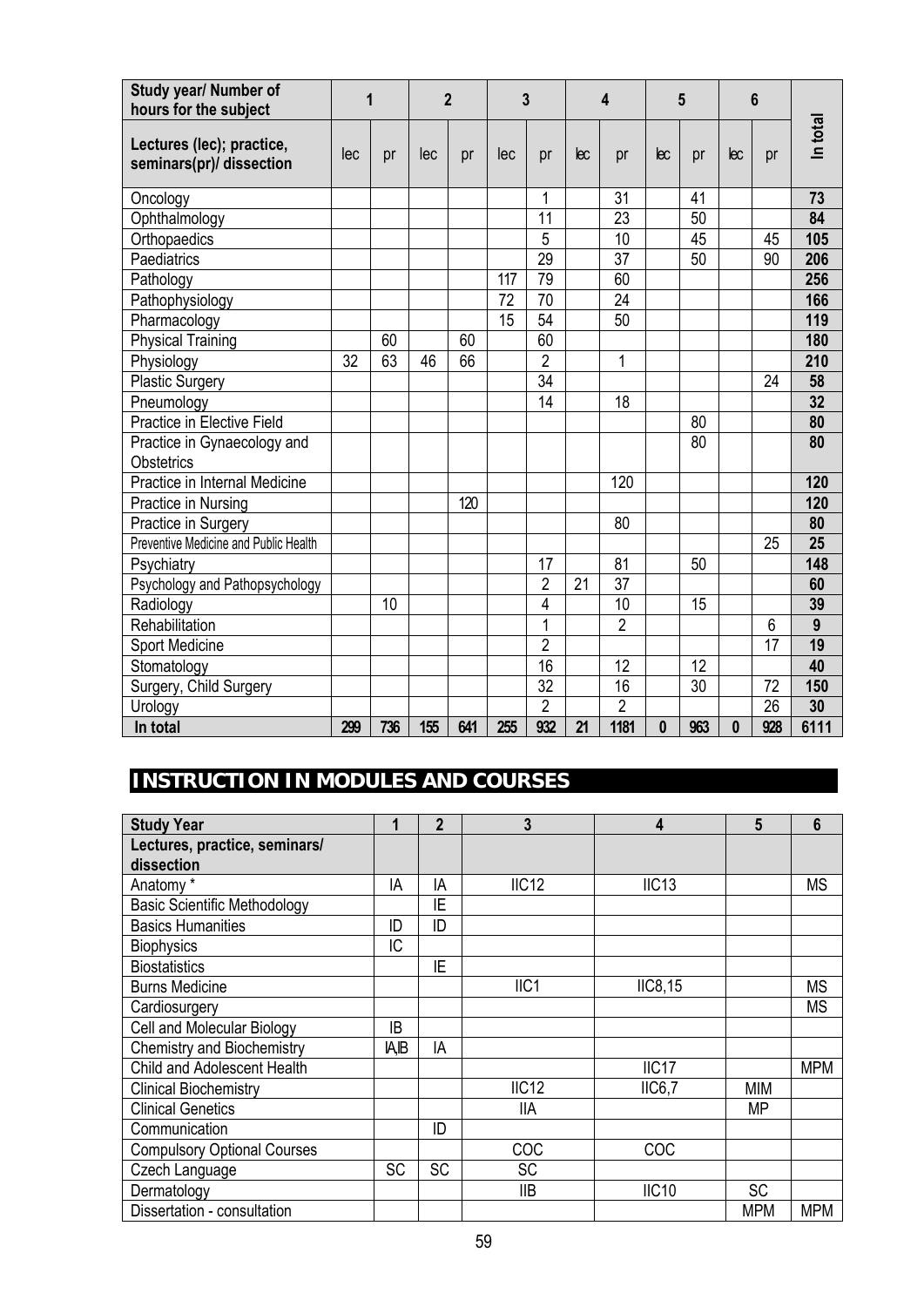| Study year/ Number of hours for the subject | 1 | | 2 | | 3 | | 4 | | 5 | | 6 | | In total |
|---|---|---|---|---|---|---|---|---|---|---|---|---|---|
| Lectures (lec); practice, seminars(pr)/ dissection | lec | pr | lec | pr | lec | pr | lec | pr | lec | pr | lec | pr | |
| Oncology | | | | | | 1 | | 31 | | 41 | | | **73** |
| Ophthalmology | | | | | | 11 | | 23 | | 50 | | | **84** |
| Orthopaedics | | | | | | 5 | | 10 | | 45 | | 45 | **105** |
| Paediatrics | | | | | | 29 | | 37 | | 50 | | 90 | **206** |
| Pathology | | | | | 117 | 79 | | 60 | | | | | **256** |
| Pathophysiology | | | | | 72 | 70 | | 24 | | | | | **166** |
| Pharmacology | | | | | 15 | 54 | | 50 | | | | | **119** |
| Physical Training | | 60 | | 60 | | 60 | | | | | | | **180** |
| Physiology | 32 | 63 | 46 | 66 | | 2 | | 1 | | | | | **210** |
| Plastic Surgery | | | | | | 34 | | | | | | 24 | **58** |
| Pneumology | | | | | | 14 | | 18 | | | | | **32** |
| Practice in Elective Field | | | | | | | | | | 80 | | | **80** |
| Practice in Gynaecology and Obstetrics | | | | | | | | | | 80 | | | **80** |
| Practice in Internal Medicine | | | | | | | | 120 | | | | | **120** |
| Practice in Nursing | | | | 120 | | | | | | | | | **120** |
| Practice in Surgery | | | | | | | | 80 | | | | | **80** |
| Preventive Medicine and Public Health | | | | | | | | | | | | 25 | **25** |
| Psychiatry | | | | | | 17 | | 81 | | 50 | | | **148** |
| Psychology and Pathopsychology | | | | | | 2 | 21 | 37 | | | | | **60** |
| Radiology | | 10 | | | | 4 | | 10 | | 15 | | | **39** |
| Rehabilitation | | | | | | 1 | | 2 | | | | 6 | **9** |
| Sport Medicine | | | | | | 2 | | | | | | 17 | **19** |
| Stomatology | | | | | | 16 | | 12 | | 12 | | | **40** |
| Surgery, Child Surgery | | | | | | 32 | | 16 | | 30 | | 72 | **150** |
| Urology | | | | | | 2 | | 2 | | | | 26 | **30** |
| **In total** | **299** | **736** | **155** | **641** | **255** | **932** | **21** | **1181** | **0** | **963** | **0** | **928** | **6111** |

# INSTRUCTION IN MODULES AND COURSES

| Study Year | 1 | 2 | 3 | 4 | 5 | 6 |
|---|---|---|---|---|---|---|
| **Lectures, practice, seminars/ dissection** | | | | | | |
| Anatomy * | IA | IA | IIC12 | IIC13 | | MS |
| Basic Scientific Methodology | | IE | | | | |
| Basics Humanities | ID | ID | | | | |
| Biophysics | IC | | | | | |
| Biostatistics | | IE | | | | |
| Burns Medicine | | | IIC1 | IIC8,15 | | MS |
| Cardiosurgery | | | | | | MS |
| Cell and Molecular Biology | IB | | | | | |
| Chemistry and Biochemistry | IA,IB | IA | | | | |
| Child and Adolescent Health | | | | IIC17 | | MPM |
| Clinical Biochemistry | | | IIC12 | IIC6,7 | MIM | |
| Clinical Genetics | | | IIA | | MP | |
| Communication | | ID | | | | |
| Compulsory Optional Courses | | | COC | COC | | |
| Czech Language | SC | SC | SC | | | |
| Dermatology | | | IIB | IIC10 | SC | |
| Dissertation - consultation | | | | | MPM | MPM |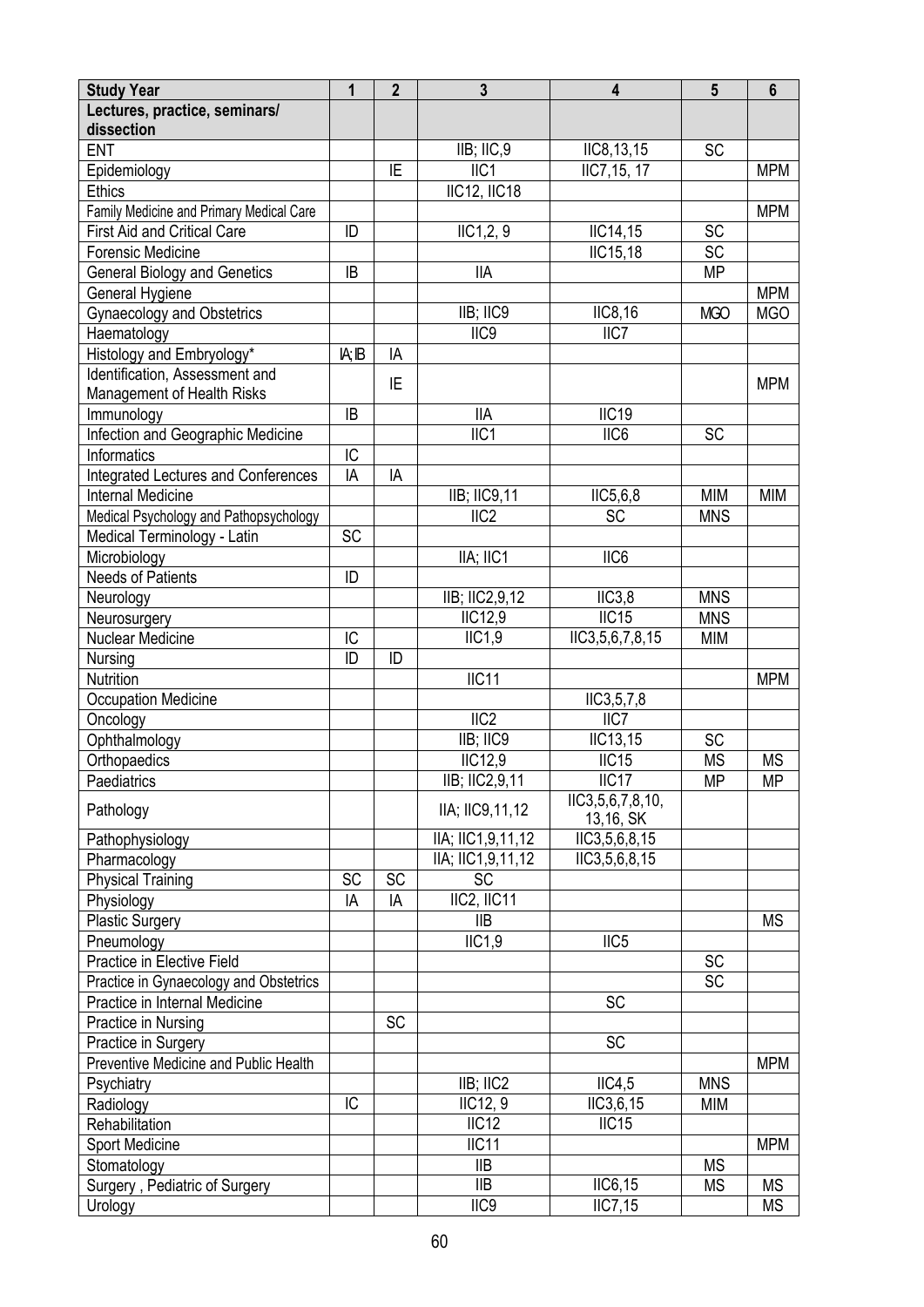| Study Year | 1 | 2 | 3 | 4 | 5 | 6 |
|---|---|---|---|---|---|---|
| Lectures, practice, seminars/ dissection | | | | | | |
| ENT | | | IIB; IIC,9 | IIC8,13,15 | SC | |
| Epidemiology | | IE | IIC1 | IIC7,15, 17 | | MPM |
| Ethics | | | IIC12, IIC18 | | | |
| Family Medicine and Primary Medical Care | | | | | | MPM |
| First Aid and Critical Care | ID | | IIC1,2, 9 | IIC14,15 | SC | |
| Forensic Medicine | | | | IIC15,18 | SC | |
| General Biology and Genetics | IB | | IIA | | MP | |
| General Hygiene | | | | | | MPM |
| Gynaecology and Obstetrics | | | IIB; IIC9 | IIC8,16 | MGO | MGO |
| Haematology | | | IIC9 | IIC7 | | |
| Histology and Embryology* | IA; IB | IA | | | | |
| Identification, Assessment and Management of Health Risks | | IE | | | | MPM |
| Immunology | IB | | IIA | IIC19 | | |
| Infection and Geographic Medicine | | | IIC1 | IIC6 | SC | |
| Informatics | IC | | | | | |
| Integrated Lectures and Conferences | IA | IA | | | | |
| Internal Medicine | | | IIB; IIC9,11 | IIC5,6,8 | MIM | MIM |
| Medical Psychology and Pathopsychology | | | IIC2 | SC | MNS | |
| Medical Terminology - Latin | SC | | | | | |
| Microbiology | | | IIA; IIC1 | IIC6 | | |
| Needs of Patients | ID | | | | | |
| Neurology | | | IIB; IIC2,9,12 | IIC3,8 | MNS | |
| Neurosurgery | | | IIC12,9 | IIC15 | MNS | |
| Nuclear Medicine | IC | | IIC1,9 | IIC3,5,6,7,8,15 | MIM | |
| Nursing | ID | ID | | | | |
| Nutrition | | | IIC11 | | | MPM |
| Occupation Medicine | | | | IIC3,5,7,8 | | |
| Oncology | | | IIC2 | IIC7 | | |
| Ophthalmology | | | IIB; IIC9 | IIC13,15 | SC | |
| Orthopaedics | | | IIC12,9 | IIC15 | MS | MS |
| Paediatrics | | | IIB; IIC2,9,11 | IIC17 | MP | MP |
| Pathology | | | IIA; IIC9,11,12 | IIC3,5,6,7,8,10, 13,16, SK | | |
| Pathophysiology | | | IIA; IIC1,9,11,12 | IIC3,5,6,8,15 | | |
| Pharmacology | | | IIA; IIC1,9,11,12 | IIC3,5,6,8,15 | | |
| Physical Training | SC | SC | SC | | | |
| Physiology | IA | IA | IIC2, IIC11 | | | |
| Plastic Surgery | | | IIB | | | MS |
| Pneumology | | | IIC1,9 | IIC5 | | |
| Practice in Elective Field | | | | | SC | |
| Practice in Gynaecology and Obstetrics | | | | | SC | |
| Practice in Internal Medicine | | | | SC | | |
| Practice in Nursing | | SC | | | | |
| Practice in Surgery | | | | SC | | |
| Preventive Medicine and Public Health | | | | | | MPM |
| Psychiatry | | | IIB; IIC2 | IIC4,5 | MNS | |
| Radiology | IC | | IIC12, 9 | IIC3,6,15 | MIM | |
| Rehabilitation | | | IIC12 | IIC15 | | |
| Sport Medicine | | | IIC11 | | | MPM |
| Stomatology | | | IIB | | MS | |
| Surgery , Pediatric of Surgery | | | IIB | IIC6,15 | MS | MS |
| Urology | | | IIC9 | IIC7,15 | | MS |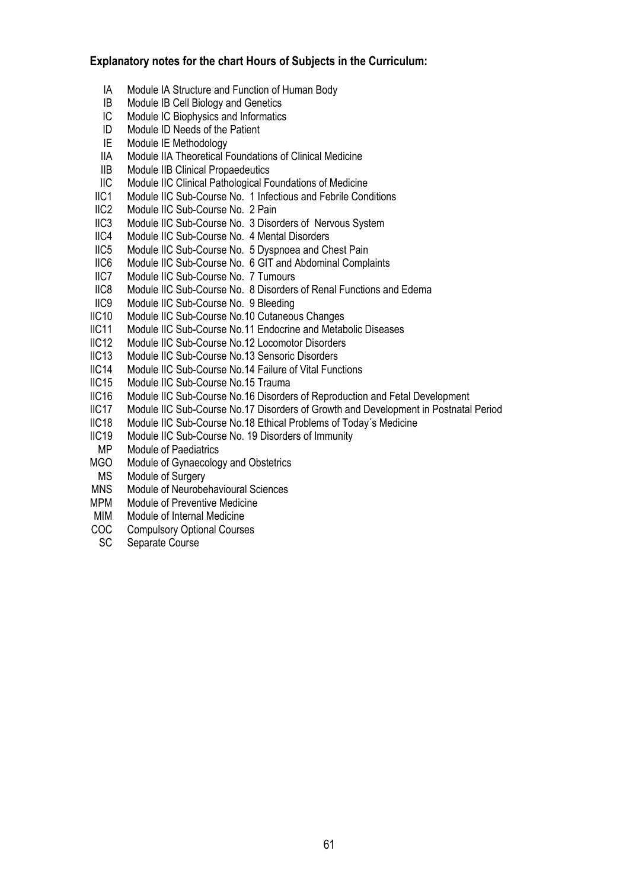**Explanatory notes for the chart Hours of Subjects in the Curriculum:**

| | |
|---|---|
| IA | Module IA Structure and Function of Human Body |
| IB | Module IB Cell Biology and Genetics |
| IC | Module IC Biophysics and Informatics |
| ID | Module ID Needs of the Patient |
| IE | Module IE Methodology |
| IIA | Module IIA Theoretical Foundations of Clinical Medicine |
| IIB | Module IIB Clinical Propaedeutics |
| IIC | Module IIC Clinical Pathological Foundations of Medicine |
| IIC1 | Module IIC Sub-Course No. 1 Infectious and Febrile Conditions |
| IIC2 | Module IIC Sub-Course No. 2 Pain |
| IIC3 | Module IIC Sub-Course No. 3 Disorders of Nervous System |
| IIC4 | Module IIC Sub-Course No. 4 Mental Disorders |
| IIC5 | Module IIC Sub-Course No. 5 Dyspnoea and Chest Pain |
| IIC6 | Module IIC Sub-Course No. 6 GIT and Abdominal Complaints |
| IIC7 | Module IIC Sub-Course No. 7 Tumours |
| IIC8 | Module IIC Sub-Course No. 8 Disorders of Renal Functions and Edema |
| IIC9 | Module IIC Sub-Course No. 9 Bleeding |
| IIC10 | Module IIC Sub-Course No.10 Cutaneous Changes |
| IIC11 | Module IIC Sub-Course No.11 Endocrine and Metabolic Diseases |
| IIC12 | Module IIC Sub-Course No.12 Locomotor Disorders |
| IIC13 | Module IIC Sub-Course No.13 Sensoric Disorders |
| IIC14 | Module IIC Sub-Course No.14 Failure of Vital Functions |
| IIC15 | Module IIC Sub-Course No.15 Trauma |
| IIC16 | Module IIC Sub-Course No.16 Disorders of Reproduction and Fetal Development |
| IIC17 | Module IIC Sub-Course No.17 Disorders of Growth and Development in Postnatal Period |
| IIC18 | Module IIC Sub-Course No.18 Ethical Problems of Today´s Medicine |
| IIC19 | Module IIC Sub-Course No. 19 Disorders of Immunity |
| MP | Module of Paediatrics |
| MGO | Module of Gynaecology and Obstetrics |
| MS | Module of Surgery |
| MNS | Module of Neurobehavioural Sciences |
| MPM | Module of Preventive Medicine |
| MIM | Module of Internal Medicine |
| COC | Compulsory Optional Courses |
| SC | Separate Course |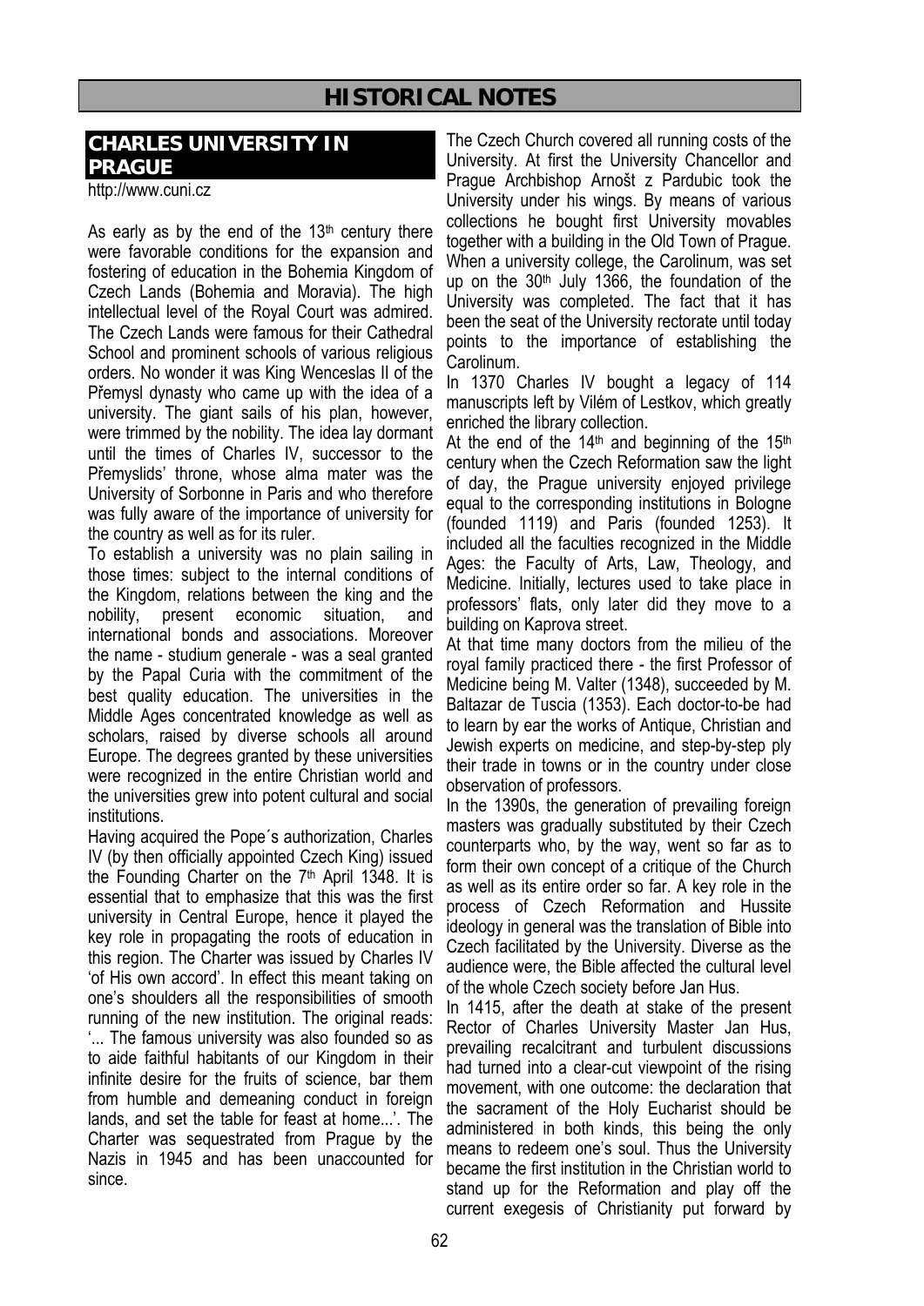# HISTORICAL NOTES

## CHARLES UNIVERSITY IN PRAGUE

http://www.cuni.cz

As early as by the end of the 13th century there were favorable conditions for the expansion and fostering of education in the Bohemia Kingdom of Czech Lands (Bohemia and Moravia). The high intellectual level of the Royal Court was admired. The Czech Lands were famous for their Cathedral School and prominent schools of various religious orders. No wonder it was King Wenceslas II of the Přemysl dynasty who came up with the idea of a university. The giant sails of his plan, however, were trimmed by the nobility. The idea lay dormant until the times of Charles IV, successor to the Přemyslids' throne, whose alma mater was the University of Sorbonne in Paris and who therefore was fully aware of the importance of university for the country as well as for its ruler.

To establish a university was no plain sailing in those times: subject to the internal conditions of the Kingdom, relations between the king and the nobility, present economic situation, and international bonds and associations. Moreover the name - studium generale - was a seal granted by the Papal Curia with the commitment of the best quality education. The universities in the Middle Ages concentrated knowledge as well as scholars, raised by diverse schools all around Europe. The degrees granted by these universities were recognized in the entire Christian world and the universities grew into potent cultural and social institutions.

Having acquired the Pope´s authorization, Charles IV (by then officially appointed Czech King) issued the Founding Charter on the 7th April 1348. It is essential that to emphasize that this was the first university in Central Europe, hence it played the key role in propagating the roots of education in this region. The Charter was issued by Charles IV 'of His own accord'. In effect this meant taking on one's shoulders all the responsibilities of smooth running of the new institution. The original reads: '... The famous university was also founded so as to aide faithful habitants of our Kingdom in their infinite desire for the fruits of science, bar them from humble and demeaning conduct in foreign lands, and set the table for feast at home...'. The Charter was sequestrated from Prague by the Nazis in 1945 and has been unaccounted for since.

The Czech Church covered all running costs of the University. At first the University Chancellor and Prague Archbishop Arnošt z Pardubic took the University under his wings. By means of various collections he bought first University movables together with a building in the Old Town of Prague. When a university college, the Carolinum, was set up on the 30th July 1366, the foundation of the University was completed. The fact that it has been the seat of the University rectorate until today points to the importance of establishing the Carolinum.

In 1370 Charles IV bought a legacy of 114 manuscripts left by Vilém of Lestkov, which greatly enriched the library collection.

At the end of the 14th and beginning of the 15th century when the Czech Reformation saw the light of day, the Prague university enjoyed privilege equal to the corresponding institutions in Bologne (founded 1119) and Paris (founded 1253). It included all the faculties recognized in the Middle Ages: the Faculty of Arts, Law, Theology, and Medicine. Initially, lectures used to take place in professors' flats, only later did they move to a building on Kaprova street.

At that time many doctors from the milieu of the royal family practiced there - the first Professor of Medicine being M. Valter (1348), succeeded by M. Baltazar de Tuscia (1353). Each doctor-to-be had to learn by ear the works of Antique, Christian and Jewish experts on medicine, and step-by-step ply their trade in towns or in the country under close observation of professors.

In the 1390s, the generation of prevailing foreign masters was gradually substituted by their Czech counterparts who, by the way, went so far as to form their own concept of a critique of the Church as well as its entire order so far. A key role in the process of Czech Reformation and Hussite ideology in general was the translation of Bible into Czech facilitated by the University. Diverse as the audience were, the Bible affected the cultural level of the whole Czech society before Jan Hus.

In 1415, after the death at stake of the present Rector of Charles University Master Jan Hus, prevailing recalcitrant and turbulent discussions had turned into a clear-cut viewpoint of the rising movement, with one outcome: the declaration that the sacrament of the Holy Eucharist should be administered in both kinds, this being the only means to redeem one's soul. Thus the University became the first institution in the Christian world to stand up for the Reformation and play off the current exegesis of Christianity put forward by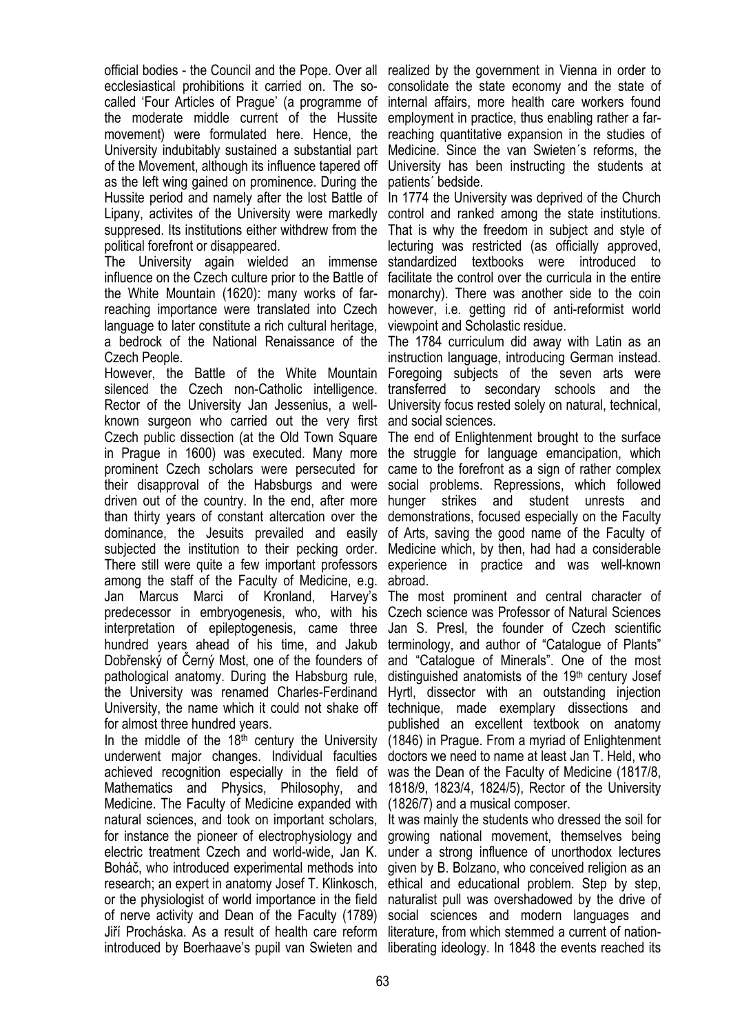official bodies - the Council and the Pope. Over all ecclesiastical prohibitions it carried on. The so-called 'Four Articles of Prague' (a programme of the moderate middle current of the Hussite movement) were formulated here. Hence, the University indubitably sustained a substantial part of the Movement, although its influence tapered off as the left wing gained on prominence. During the Hussite period and namely after the lost Battle of Lipany, activites of the University were markedly suppresed. Its institutions either withdrew from the political forefront or disappeared.

The University again wielded an immense influence on the Czech culture prior to the Battle of the White Mountain (1620): many works of far-reaching importance were translated into Czech language to later constitute a rich cultural heritage, a bedrock of the National Renaissance of the Czech People.

However, the Battle of the White Mountain silenced the Czech non-Catholic intelligence. Rector of the University Jan Jessenius, a well-known surgeon who carried out the very first Czech public dissection (at the Old Town Square in Prague in 1600) was executed. Many more prominent Czech scholars were persecuted for their disapproval of the Habsburgs and were driven out of the country. In the end, after more than thirty years of constant altercation over the dominance, the Jesuits prevailed and easily subjected the institution to their pecking order. There still were quite a few important professors among the staff of the Faculty of Medicine, e.g. Jan Marcus Marci of Kronland, Harvey's predecessor in embryogenesis, who, with his interpretation of epileptogenesis, came three hundred years ahead of his time, and Jakub Dobřenský of Černý Most, one of the founders of pathological anatomy. During the Habsburg rule, the University was renamed Charles-Ferdinand University, the name which it could not shake off for almost three hundred years.

In the middle of the 18th century the University underwent major changes. Individual faculties achieved recognition especially in the field of Mathematics and Physics, Philosophy, and Medicine. The Faculty of Medicine expanded with natural sciences, and took on important scholars, for instance the pioneer of electrophysiology and electric treatment Czech and world-wide, Jan K. Boháč, who introduced experimental methods into research; an expert in anatomy Josef T. Klinkosch, or the physiologist of world importance in the field of nerve activity and Dean of the Faculty (1789) Jiří Procháska. As a result of health care reform introduced by Boerhaave's pupil van Swieten and realized by the government in Vienna in order to consolidate the state economy and the state of internal affairs, more health care workers found employment in practice, thus enabling rather a far-reaching quantitative expansion in the studies of Medicine. Since the van Swieten´s reforms, the University has been instructing the students at patients´ bedside.

In 1774 the University was deprived of the Church control and ranked among the state institutions. That is why the freedom in subject and style of lecturing was restricted (as officially approved, standardized textbooks were introduced to facilitate the control over the curricula in the entire monarchy). There was another side to the coin however, i.e. getting rid of anti-reformist world viewpoint and Scholastic residue.

The 1784 curriculum did away with Latin as an instruction language, introducing German instead. Foregoing subjects of the seven arts were transferred to secondary schools and the University focus rested solely on natural, technical, and social sciences.

The end of Enlightenment brought to the surface the struggle for language emancipation, which came to the forefront as a sign of rather complex social problems. Repressions, which followed hunger strikes and student unrests and demonstrations, focused especially on the Faculty of Arts, saving the good name of the Faculty of Medicine which, by then, had had a considerable experience in practice and was well-known abroad.

The most prominent and central character of Czech science was Professor of Natural Sciences Jan S. Presl, the founder of Czech scientific terminology, and author of "Catalogue of Plants" and "Catalogue of Minerals". One of the most distinguished anatomists of the 19th century Josef Hyrtl, dissector with an outstanding injection technique, made exemplary dissections and published an excellent textbook on anatomy (1846) in Prague. From a myriad of Enlightenment doctors we need to name at least Jan T. Held, who was the Dean of the Faculty of Medicine (1817/8, 1818/9, 1823/4, 1824/5), Rector of the University (1826/7) and a musical composer.

It was mainly the students who dressed the soil for growing national movement, themselves being under a strong influence of unorthodox lectures given by B. Bolzano, who conceived religion as an ethical and educational problem. Step by step, naturalist pull was overshadowed by the drive of social sciences and modern languages and literature, from which stemmed a current of nation-liberating ideology. In 1848 the events reached its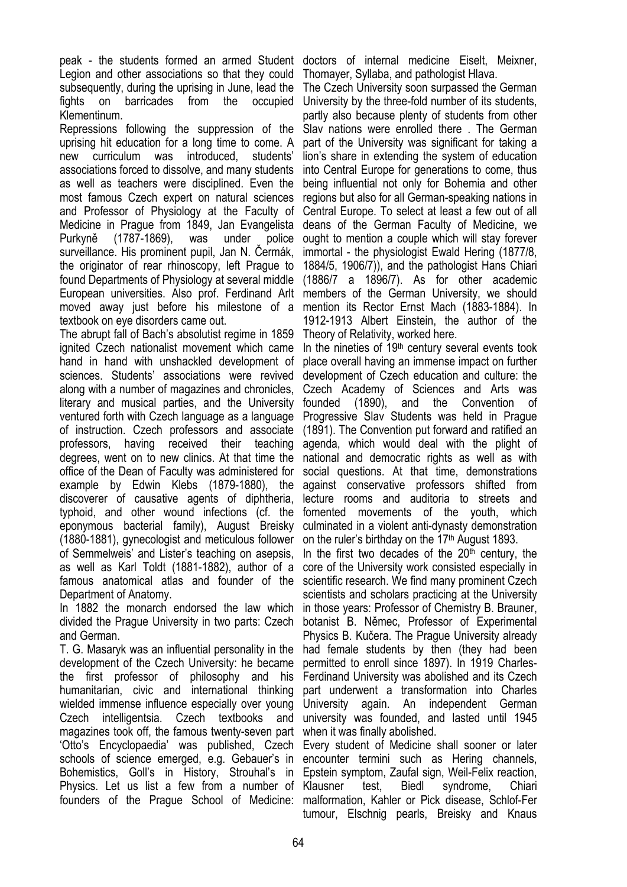peak - the students formed an armed Student Legion and other associations so that they could subsequently, during the uprising in June, lead the fights on barricades from the occupied Klementinum.

Repressions following the suppression of the uprising hit education for a long time to come. A new curriculum was introduced, students' associations forced to dissolve, and many students as well as teachers were disciplined. Even the most famous Czech expert on natural sciences and Professor of Physiology at the Faculty of Medicine in Prague from 1849, Jan Evangelista Purkyně (1787-1869), was under police surveillance. His prominent pupil, Jan N. Čermák, the originator of rear rhinoscopy, left Prague to found Departments of Physiology at several middle European universities. Also prof. Ferdinand Arlt moved away just before his milestone of a textbook on eye disorders came out.

The abrupt fall of Bach's absolutist regime in 1859 ignited Czech nationalist movement which came hand in hand with unshackled development of sciences. Students' associations were revived along with a number of magazines and chronicles, literary and musical parties, and the University ventured forth with Czech language as a language of instruction. Czech professors and associate professors, having received their teaching degrees, went on to new clinics. At that time the office of the Dean of Faculty was administered for example by Edwin Klebs (1879-1880), the discoverer of causative agents of diphtheria, typhoid, and other wound infections (cf. the eponymous bacterial family), August Breisky (1880-1881), gynecologist and meticulous follower of Semmelweis' and Lister's teaching on asepsis, as well as Karl Toldt (1881-1882), author of a famous anatomical atlas and founder of the Department of Anatomy.

In 1882 the monarch endorsed the law which divided the Prague University in two parts: Czech and German.

T. G. Masaryk was an influential personality in the development of the Czech University: he became the first professor of philosophy and his humanitarian, civic and international thinking wielded immense influence especially over young Czech intelligentsia. Czech textbooks and magazines took off, the famous twenty-seven part 'Otto's Encyclopaedia' was published, Czech schools of science emerged, e.g. Gebauer's in Bohemistics, Goll's in History, Strouhal's in Physics. Let us list a few from a number of founders of the Prague School of Medicine: doctors of internal medicine Eiselt, Meixner, Thomayer, Syllaba, and pathologist Hlava.

The Czech University soon surpassed the German University by the three-fold number of its students, partly also because plenty of students from other Slav nations were enrolled there . The German part of the University was significant for taking a lion's share in extending the system of education into Central Europe for generations to come, thus being influential not only for Bohemia and other regions but also for all German-speaking nations in Central Europe. To select at least a few out of all deans of the German Faculty of Medicine, we ought to mention a couple which will stay forever immortal - the physiologist Ewald Hering (1877/8, 1884/5, 1906/7)), and the pathologist Hans Chiari (1886/7 a 1896/7). As for other academic members of the German University, we should mention its Rector Ernst Mach (1883-1884). In 1912-1913 Albert Einstein, the author of the Theory of Relativity, worked here.

In the nineties of 19th century several events took place overall having an immense impact on further development of Czech education and culture: the Czech Academy of Sciences and Arts was founded (1890), and the Convention of Progressive Slav Students was held in Prague (1891). The Convention put forward and ratified an agenda, which would deal with the plight of national and democratic rights as well as with social questions. At that time, demonstrations against conservative professors shifted from lecture rooms and auditoria to streets and fomented movements of the youth, which culminated in a violent anti-dynasty demonstration on the ruler's birthday on the 17th August 1893.

In the first two decades of the 20th century, the core of the University work consisted especially in scientific research. We find many prominent Czech scientists and scholars practicing at the University in those years: Professor of Chemistry B. Brauner, botanist B. Němec, Professor of Experimental Physics B. Kučera. The Prague University already had female students by then (they had been permitted to enroll since 1897). In 1919 Charles-Ferdinand University was abolished and its Czech part underwent a transformation into Charles University again. An independent German university was founded, and lasted until 1945 when it was finally abolished.

Every student of Medicine shall sooner or later encounter termini such as Hering channels, Epstein symptom, Zaufal sign, Weil-Felix reaction, Klausner test, Biedl syndrome, Chiari malformation, Kahler or Pick disease, Schlof-Fer tumour, Elschnig pearls, Breisky and Knaus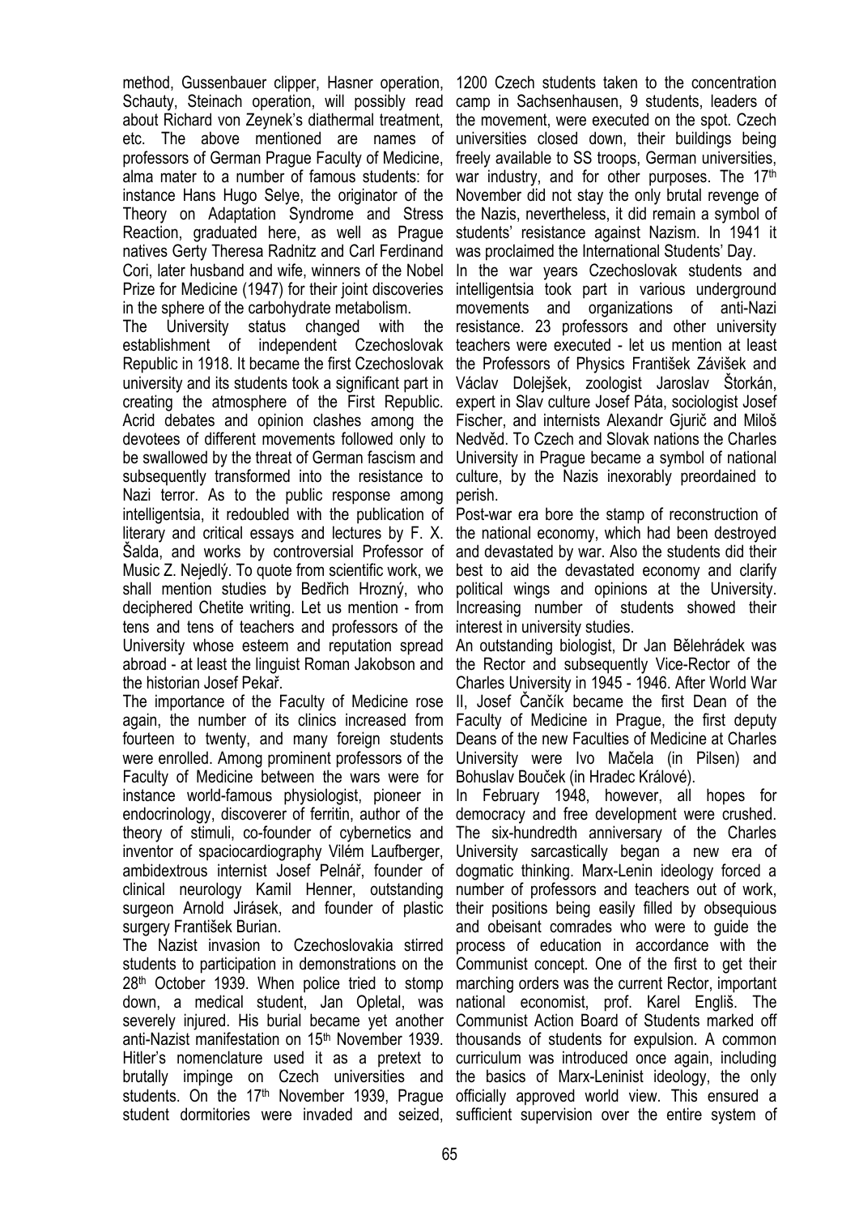method, Gussenbauer clipper, Hasner operation, Schauty, Steinach operation, will possibly read about Richard von Zeynek's diathermal treatment, etc. The above mentioned are names of professors of German Prague Faculty of Medicine, alma mater to a number of famous students: for instance Hans Hugo Selye, the originator of the Theory on Adaptation Syndrome and Stress Reaction, graduated here, as well as Prague natives Gerty Theresa Radnitz and Carl Ferdinand Cori, later husband and wife, winners of the Nobel Prize for Medicine (1947) for their joint discoveries in the sphere of the carbohydrate metabolism.

The University status changed with the establishment of independent Czechoslovak Republic in 1918. It became the first Czechoslovak university and its students took a significant part in creating the atmosphere of the First Republic. Acrid debates and opinion clashes among the devotees of different movements followed only to be swallowed by the threat of German fascism and subsequently transformed into the resistance to Nazi terror. As to the public response among intelligentsia, it redoubled with the publication of literary and critical essays and lectures by F. X. Šalda, and works by controversial Professor of Music Z. Nejedlý. To quote from scientific work, we shall mention studies by Bedřich Hrozný, who deciphered Chetite writing. Let us mention - from tens and tens of teachers and professors of the University whose esteem and reputation spread abroad - at least the linguist Roman Jakobson and the historian Josef Pekař.

The importance of the Faculty of Medicine rose again, the number of its clinics increased from fourteen to twenty, and many foreign students were enrolled. Among prominent professors of the Faculty of Medicine between the wars were for instance world-famous physiologist, pioneer in endocrinology, discoverer of ferritin, author of the theory of stimuli, co-founder of cybernetics and inventor of spaciocardiography Vilém Laufberger, ambidextrous internist Josef Pelnář, founder of clinical neurology Kamil Henner, outstanding surgeon Arnold Jirásek, and founder of plastic surgery František Burian.

The Nazist invasion to Czechoslovakia stirred students to participation in demonstrations on the 28th October 1939. When police tried to stomp down, a medical student, Jan Opletal, was severely injured. His burial became yet another anti-Nazist manifestation on 15th November 1939. Hitler's nomenclature used it as a pretext to brutally impinge on Czech universities and students. On the 17th November 1939, Prague student dormitories were invaded and seized, 1200 Czech students taken to the concentration camp in Sachsenhausen, 9 students, leaders of the movement, were executed on the spot. Czech universities closed down, their buildings being freely available to SS troops, German universities, war industry, and for other purposes. The 17th November did not stay the only brutal revenge of the Nazis, nevertheless, it did remain a symbol of students' resistance against Nazism. In 1941 it was proclaimed the International Students' Day.

In the war years Czechoslovak students and intelligentsia took part in various underground movements and organizations of anti-Nazi resistance. 23 professors and other university teachers were executed - let us mention at least the Professors of Physics František Záviše k and Václav Dolejšek, zoologist Jaroslav Štorkán, expert in Slav culture Josef Páta, sociologist Josef Fischer, and internists Alexandr Gjurič and Miloš Nedvěd. To Czech and Slovak nations the Charles University in Prague became a symbol of national culture, by the Nazis inexorably preordained to perish.

Post-war era bore the stamp of reconstruction of the national economy, which had been destroyed and devastated by war. Also the students did their best to aid the devastated economy and clarify political wings and opinions at the University. Increasing number of students showed their interest in university studies.

An outstanding biologist, Dr Jan Bělehrádek was the Rector and subsequently Vice-Rector of the Charles University in 1945 - 1946. After World War II, Josef Čančík became the first Dean of the Faculty of Medicine in Prague, the first deputy Deans of the new Faculties of Medicine at Charles University were Ivo Mačela (in Pilsen) and Bohuslav Bouček (in Hradec Králové).

In February 1948, however, all hopes for democracy and free development were crushed. The six-hundredth anniversary of the Charles University sarcastically began a new era of dogmatic thinking. Marx-Lenin ideology forced a number of professors and teachers out of work, their positions being easily filled by obsequious and obeisant comrades who were to guide the process of education in accordance with the Communist concept. One of the first to get their marching orders was the current Rector, important national economist, prof. Karel Engliš. The Communist Action Board of Students marked off thousands of students for expulsion. A common curriculum was introduced once again, including the basics of Marx-Leninist ideology, the only officially approved world view. This ensured a sufficient supervision over the entire system of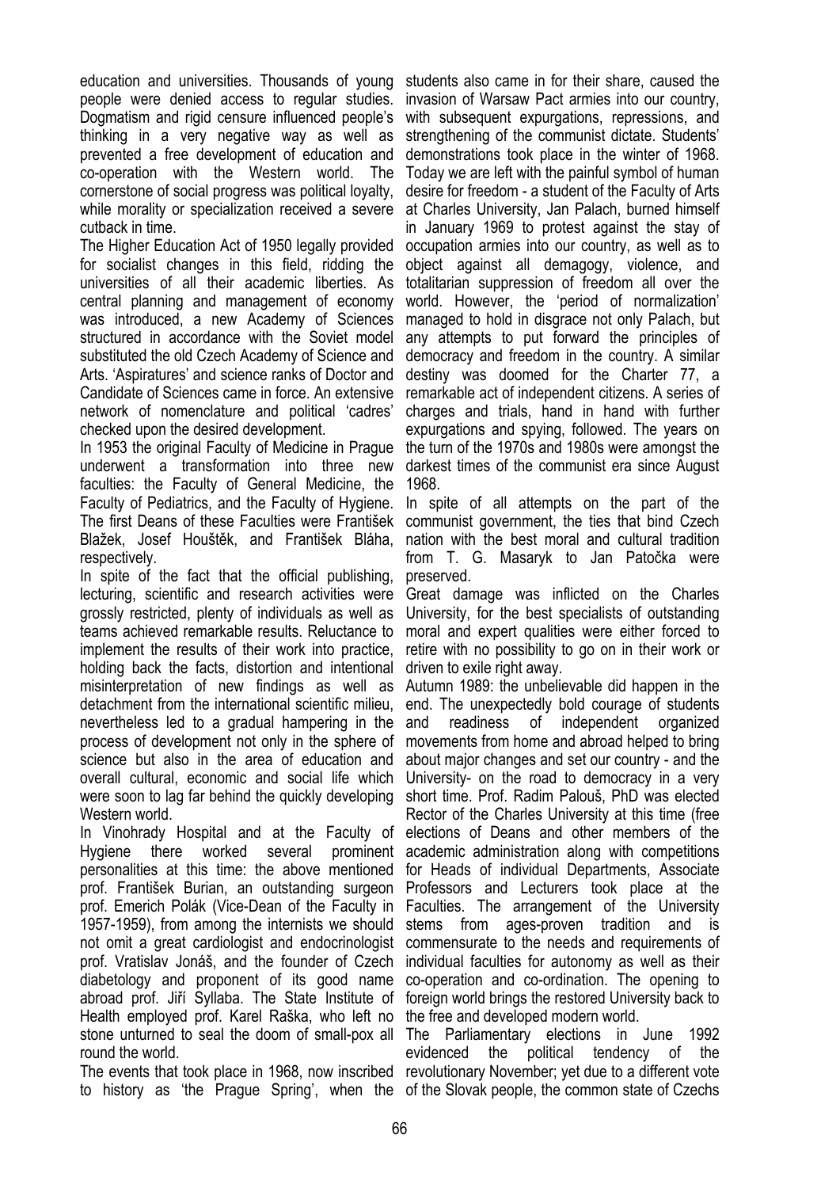education and universities. Thousands of young people were denied access to regular studies. Dogmatism and rigid censure influenced people's thinking in a very negative way as well as prevented a free development of education and co-operation with the Western world. The cornerstone of social progress was political loyalty, while morality or specialization received a severe cutback in time.

The Higher Education Act of 1950 legally provided for socialist changes in this field, ridding the universities of all their academic liberties. As central planning and management of economy was introduced, a new Academy of Sciences structured in accordance with the Soviet model substituted the old Czech Academy of Science and Arts. 'Aspiratures' and science ranks of Doctor and Candidate of Sciences came in force. An extensive network of nomenclature and political 'cadres' checked upon the desired development.

In 1953 the original Faculty of Medicine in Prague underwent a transformation into three new faculties: the Faculty of General Medicine, the Faculty of Pediatrics, and the Faculty of Hygiene. The first Deans of these Faculties were František Blažek, Josef Houštěk, and František Bláha, respectively.

In spite of the fact that the official publishing, lecturing, scientific and research activities were grossly restricted, plenty of individuals as well as teams achieved remarkable results. Reluctance to implement the results of their work into practice, holding back the facts, distortion and intentional misinterpretation of new findings as well as detachment from the international scientific milieu, nevertheless led to a gradual hampering in the process of development not only in the sphere of science but also in the area of education and overall cultural, economic and social life which were soon to lag far behind the quickly developing Western world.

In Vinohrady Hospital and at the Faculty of Hygiene there worked several prominent personalities at this time: the above mentioned prof. František Burian, an outstanding surgeon prof. Emerich Polák (Vice-Dean of the Faculty in 1957-1959), from among the internists we should not omit a great cardiologist and endocrinologist prof. Vratislav Jonáš, and the founder of Czech diabetology and proponent of its good name abroad prof. Jiří Syllaba. The State Institute of Health employed prof. Karel Raška, who left no stone unturned to seal the doom of small-pox all round the world.

The events that took place in 1968, now inscribed to history as 'the Prague Spring', when the students also came in for their share, caused the invasion of Warsaw Pact armies into our country, with subsequent expurgations, repressions, and strengthening of the communist dictate. Students' demonstrations took place in the winter of 1968. Today we are left with the painful symbol of human desire for freedom - a student of the Faculty of Arts at Charles University, Jan Palach, burned himself in January 1969 to protest against the stay of occupation armies into our country, as well as to object against all demagogy, violence, and totalitarian suppression of freedom all over the world. However, the 'period of normalization' managed to hold in disgrace not only Palach, but any attempts to put forward the principles of democracy and freedom in the country. A similar destiny was doomed for the Charter 77, a remarkable act of independent citizens. A series of charges and trials, hand in hand with further expurgations and spying, followed. The years on the turn of the 1970s and 1980s were amongst the darkest times of the communist era since August 1968.

In spite of all attempts on the part of the communist government, the ties that bind Czech nation with the best moral and cultural tradition from T. G. Masaryk to Jan Patočka were preserved.

Great damage was inflicted on the Charles University, for the best specialists of outstanding moral and expert qualities were either forced to retire with no possibility to go on in their work or driven to exile right away.

Autumn 1989: the unbelievable did happen in the end. The unexpectedly bold courage of students and readiness of independent organized movements from home and abroad helped to bring about major changes and set our country - and the University- on the road to democracy in a very short time. Prof. Radim Palouš, PhD was elected Rector of the Charles University at this time (free elections of Deans and other members of the academic administration along with competitions for Heads of individual Departments, Associate Professors and Lecturers took place at the Faculties. The arrangement of the University stems from ages-proven tradition and is commensurate to the needs and requirements of individual faculties for autonomy as well as their co-operation and co-ordination. The opening to foreign world brings the restored University back to the free and developed modern world.

The Parliamentary elections in June 1992 evidenced the political tendency of the revolutionary November; yet due to a different vote of the Slovak people, the common state of Czechs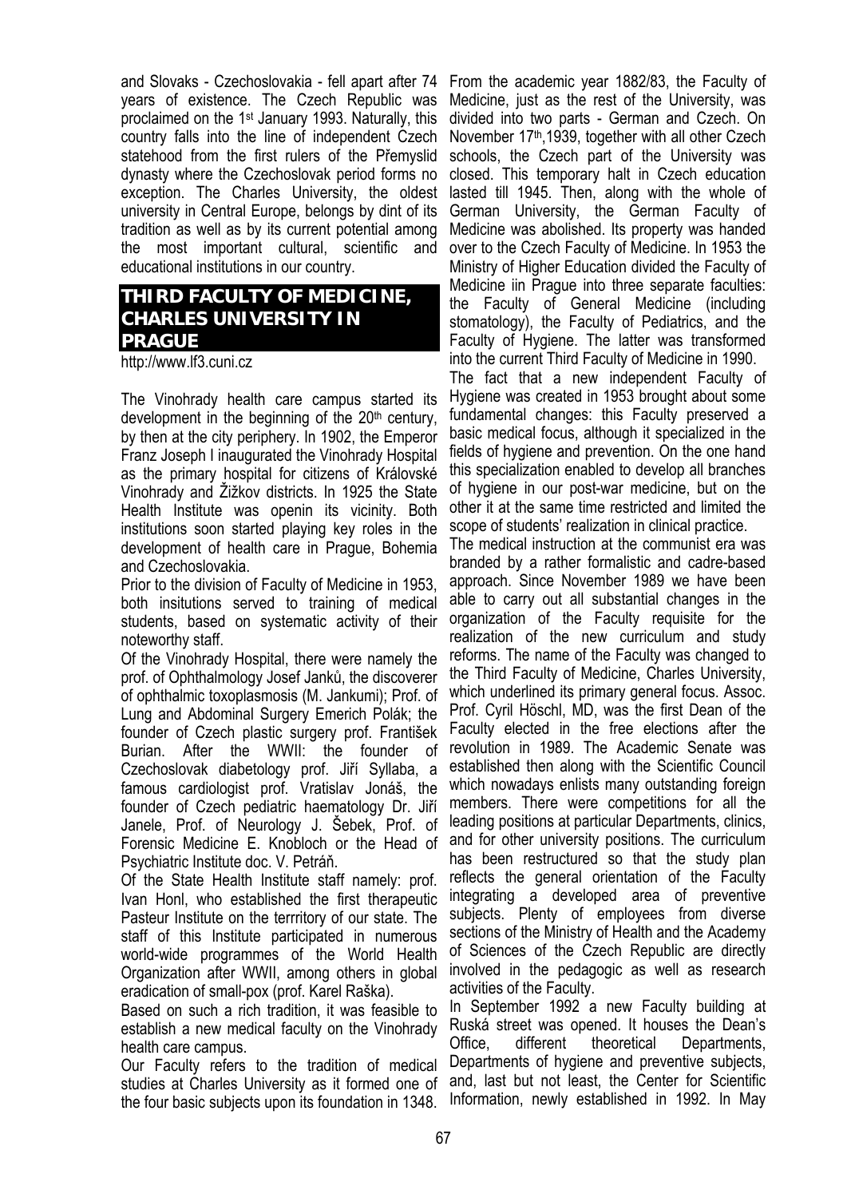and Slovaks - Czechoslovakia - fell apart after 74 years of existence. The Czech Republic was proclaimed on the 1st January 1993. Naturally, this country falls into the line of independent Czech statehood from the first rulers of the Přemyslid dynasty where the Czechoslovak period forms no exception. The Charles University, the oldest university in Central Europe, belongs by dint of its tradition as well as by its current potential among the most important cultural, scientific and educational institutions in our country.

## THIRD FACULTY OF MEDICINE, CHARLES UNIVERSITY IN PRAGUE

http://www.lf3.cuni.cz

The Vinohrady health care campus started its development in the beginning of the 20th century, by then at the city periphery. In 1902, the Emperor Franz Joseph I inaugurated the Vinohrady Hospital as the primary hospital for citizens of Královské Vinohrady and Žižkov districts. In 1925 the State Health Institute was openin its vicinity. Both institutions soon started playing key roles in the development of health care in Prague, Bohemia and Czechoslovakia.

Prior to the division of Faculty of Medicine in 1953, both insitutions served to training of medical students, based on systematic activity of their noteworthy staff.

Of the Vinohrady Hospital, there were namely the prof. of Ophthalmology Josef Janků, the discoverer of ophthalmic toxoplasmosis (M. Jankumi); Prof. of Lung and Abdominal Surgery Emerich Polák; the founder of Czech plastic surgery prof. František Burian. After the WWII: the founder of Czechoslovak diabetology prof. Jiří Syllaba, a famous cardiologist prof. Vratislav Jonáš, the founder of Czech pediatric haematology Dr. Jiří Janele, Prof. of Neurology J. Šebek, Prof. of Forensic Medicine E. Knobloch or the Head of Psychiatric Institute doc. V. Petráň.

Of the State Health Institute staff namely: prof. Ivan Honl, who established the first therapeutic Pasteur Institute on the terrritory of our state. The staff of this Institute participated in numerous world-wide programmes of the World Health Organization after WWII, among others in global eradication of small-pox (prof. Karel Raška).

Based on such a rich tradition, it was feasible to establish a new medical faculty on the Vinohrady health care campus.

Our Faculty refers to the tradition of medical studies at Charles University as it formed one of the four basic subjects upon its foundation in 1348. From the academic year 1882/83, the Faculty of Medicine, just as the rest of the University, was divided into two parts - German and Czech. On November 17th,1939, together with all other Czech schools, the Czech part of the University was closed. This temporary halt in Czech education lasted till 1945. Then, along with the whole of German University, the German Faculty of Medicine was abolished. Its property was handed over to the Czech Faculty of Medicine. In 1953 the Ministry of Higher Education divided the Faculty of Medicine iin Prague into three separate faculties: the Faculty of General Medicine (including stomatology), the Faculty of Pediatrics, and the Faculty of Hygiene. The latter was transformed into the current Third Faculty of Medicine in 1990.

The fact that a new independent Faculty of Hygiene was created in 1953 brought about some fundamental changes: this Faculty preserved a basic medical focus, although it specialized in the fields of hygiene and prevention. On the one hand this specialization enabled to develop all branches of hygiene in our post-war medicine, but on the other it at the same time restricted and limited the scope of students' realization in clinical practice.

The medical instruction at the communist era was branded by a rather formalistic and cadre-based approach. Since November 1989 we have been able to carry out all substantial changes in the organization of the Faculty requisite for the realization of the new curriculum and study reforms. The name of the Faculty was changed to the Third Faculty of Medicine, Charles University, which underlined its primary general focus. Assoc. Prof. Cyril Höschl, MD, was the first Dean of the Faculty elected in the free elections after the revolution in 1989. The Academic Senate was established then along with the Scientific Council which nowadays enlists many outstanding foreign members. There were competitions for all the leading positions at particular Departments, clinics, and for other university positions. The curriculum has been restructured so that the study plan reflects the general orientation of the Faculty integrating a developed area of preventive subjects. Plenty of employees from diverse sections of the Ministry of Health and the Academy of Sciences of the Czech Republic are directly involved in the pedagogic as well as research activities of the Faculty.

In September 1992 a new Faculty building at Ruská street was opened. It houses the Dean's Office, different theoretical Departments, Departments of hygiene and preventive subjects, and, last but not least, the Center for Scientific Information, newly established in 1992. In May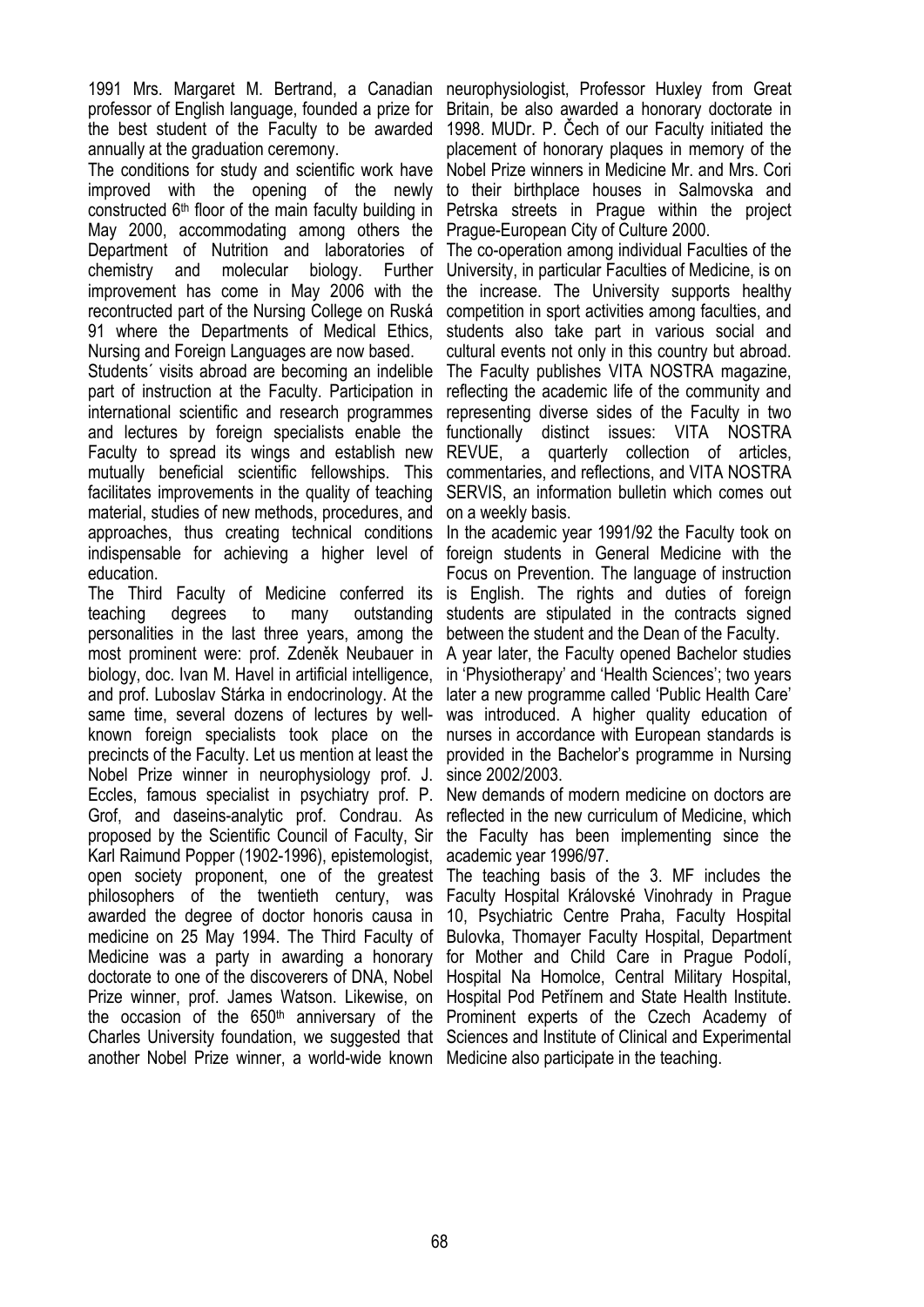1991 Mrs. Margaret M. Bertrand, a Canadian professor of English language, founded a prize for the best student of the Faculty to be awarded annually at the graduation ceremony.

The conditions for study and scientific work have improved with the opening of the newly constructed 6th floor of the main faculty building in May 2000, accommodating among others the Department of Nutrition and laboratories of chemistry and molecular biology. Further improvement has come in May 2006 with the recontructed part of the Nursing College on Ruská 91 where the Departments of Medical Ethics, Nursing and Foreign Languages are now based.

Students´ visits abroad are becoming an indelible part of instruction at the Faculty. Participation in international scientific and research programmes and lectures by foreign specialists enable the Faculty to spread its wings and establish new mutually beneficial scientific fellowships. This facilitates improvements in the quality of teaching material, studies of new methods, procedures, and approaches, thus creating technical conditions indispensable for achieving a higher level of education.

The Third Faculty of Medicine conferred its teaching degrees to many outstanding personalities in the last three years, among the most prominent were: prof. Zdeněk Neubauer in biology, doc. Ivan M. Havel in artificial intelligence, and prof. Luboslav Stárka in endocrinology. At the same time, several dozens of lectures by well-known foreign specialists took place on the precincts of the Faculty. Let us mention at least the Nobel Prize winner in neurophysiology prof. J. Eccles, famous specialist in psychiatry prof. P. Grof, and daseins-analytic prof. Condrau. As proposed by the Scientific Council of Faculty, Sir Karl Raimund Popper (1902-1996), epistemologist, open society proponent, one of the greatest philosophers of the twentieth century, was awarded the degree of doctor honoris causa in medicine on 25 May 1994. The Third Faculty of Medicine was a party in awarding a honorary doctorate to one of the discoverers of DNA, Nobel Prize winner, prof. James Watson. Likewise, on the occasion of the 650th anniversary of the Charles University foundation, we suggested that another Nobel Prize winner, a world-wide known neurophysiologist, Professor Huxley from Great Britain, be also awarded a honorary doctorate in 1998. MUDr. P. Čech of our Faculty initiated the placement of honorary plaques in memory of the Nobel Prize winners in Medicine Mr. and Mrs. Cori to their birthplace houses in Salmovska and Petrska streets in Prague within the project Prague-European City of Culture 2000.

The co-operation among individual Faculties of the University, in particular Faculties of Medicine, is on the increase. The University supports healthy competition in sport activities among faculties, and students also take part in various social and cultural events not only in this country but abroad. The Faculty publishes VITA NOSTRA magazine, reflecting the academic life of the community and representing diverse sides of the Faculty in two functionally distinct issues: VITA NOSTRA REVUE, a quarterly collection of articles, commentaries, and reflections, and VITA NOSTRA SERVIS, an information bulletin which comes out on a weekly basis.

In the academic year 1991/92 the Faculty took on foreign students in General Medicine with the Focus on Prevention. The language of instruction is English. The rights and duties of foreign students are stipulated in the contracts signed between the student and the Dean of the Faculty.

A year later, the Faculty opened Bachelor studies in 'Physiotherapy' and 'Health Sciences'; two years later a new programme called 'Public Health Care' was introduced. A higher quality education of nurses in accordance with European standards is provided in the Bachelor's programme in Nursing since 2002/2003.

New demands of modern medicine on doctors are reflected in the new curriculum of Medicine, which the Faculty has been implementing since the academic year 1996/97.

The teaching basis of the 3. MF includes the Faculty Hospital Královské Vinohrady in Prague 10, Psychiatric Centre Praha, Faculty Hospital Bulovka, Thomayer Faculty Hospital, Department for Mother and Child Care in Prague Podolí, Hospital Na Homolce, Central Military Hospital, Hospital Pod Petřínem and State Health Institute. Prominent experts of the Czech Academy of Sciences and Institute of Clinical and Experimental Medicine also participate in the teaching.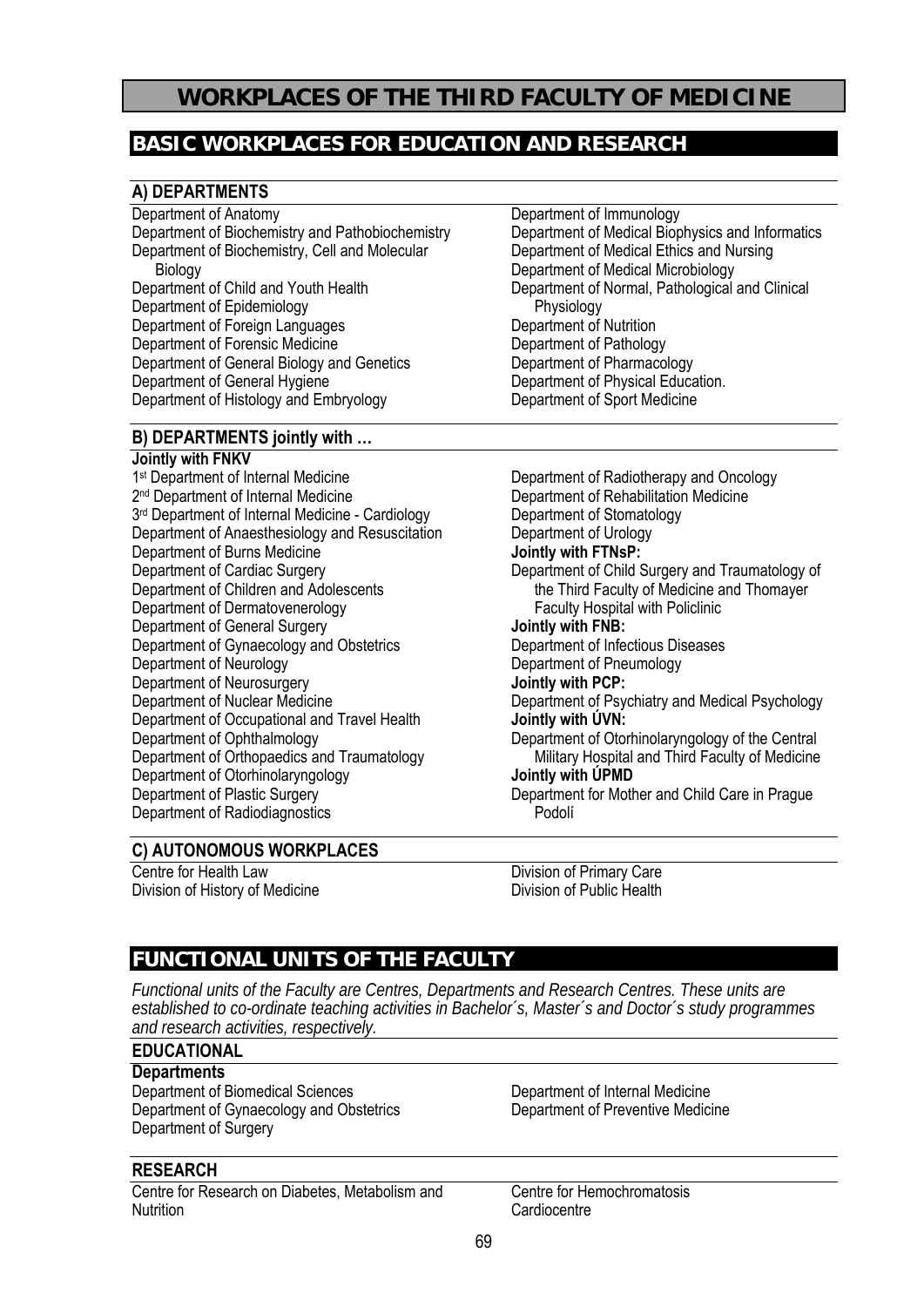# WORKPLACES OF THE THIRD FACULTY OF MEDICINE

## BASIC WORKPLACES FOR EDUCATION AND RESEARCH

### A) DEPARTMENTS

Department of Anatomy
Department of Biochemistry and Pathobiochemistry
Department of Biochemistry, Cell and Molecular Biology
Department of Child and Youth Health
Department of Epidemiology
Department of Foreign Languages
Department of Forensic Medicine
Department of General Biology and Genetics
Department of General Hygiene
Department of Histology and Embryology
Department of Immunology
Department of Medical Biophysics and Informatics
Department of Medical Ethics and Nursing
Department of Medical Microbiology
Department of Normal, Pathological and Clinical Physiology
Department of Nutrition
Department of Pathology
Department of Pharmacology
Department of Physical Education.
Department of Sport Medicine

### B) DEPARTMENTS jointly with …

**Jointly with FNKV**

1st Department of Internal Medicine
2nd Department of Internal Medicine
3rd Department of Internal Medicine - Cardiology
Department of Anaesthesiology and Resuscitation
Department of Burns Medicine
Department of Cardiac Surgery
Department of Children and Adolescents
Department of Dermatovenerology
Department of General Surgery
Department of Gynaecology and Obstetrics
Department of Neurology
Department of Neurosurgery
Department of Nuclear Medicine
Department of Occupational and Travel Health
Department of Ophthalmology
Department of Orthopaedics and Traumatology
Department of Otorhinolaryngology
Department of Plastic Surgery
Department of Radiodiagnostics
Department of Radiotherapy and Oncology
Department of Rehabilitation Medicine
Department of Stomatology
Department of Urology

**Jointly with FTNsP:**

Department of Child Surgery and Traumatology of the Third Faculty of Medicine and Thomayer Faculty Hospital with Policlinic

**Jointly with FNB:**

Department of Infectious Diseases
Department of Pneumology

**Jointly with PCP:**

Department of Psychiatry and Medical Psychology

**Jointly with ÚVN:**

Department of Otorhinolaryngology of the Central Military Hospital and Third Faculty of Medicine

**Jointly with ÚPMD**

Department for Mother and Child Care in Prague Podolí

### C) AUTONOMOUS WORKPLACES

Centre for Health Law
Division of History of Medicine
Division of Primary Care
Division of Public Health

## FUNCTIONAL UNITS OF THE FACULTY

*Functional units of the Faculty are Centres, Departments and Research Centres. These units are established to co-ordinate teaching activities in Bachelor´s, Master´s and Doctor´s study programmes and research activities, respectively.*

### EDUCATIONAL

**Departments**

Department of Biomedical Sciences
Department of Gynaecology and Obstetrics
Department of Surgery
Department of Internal Medicine
Department of Preventive Medicine

### RESEARCH

Centre for Research on Diabetes, Metabolism and Nutrition
Centre for Hemochromatosis
Cardiocentre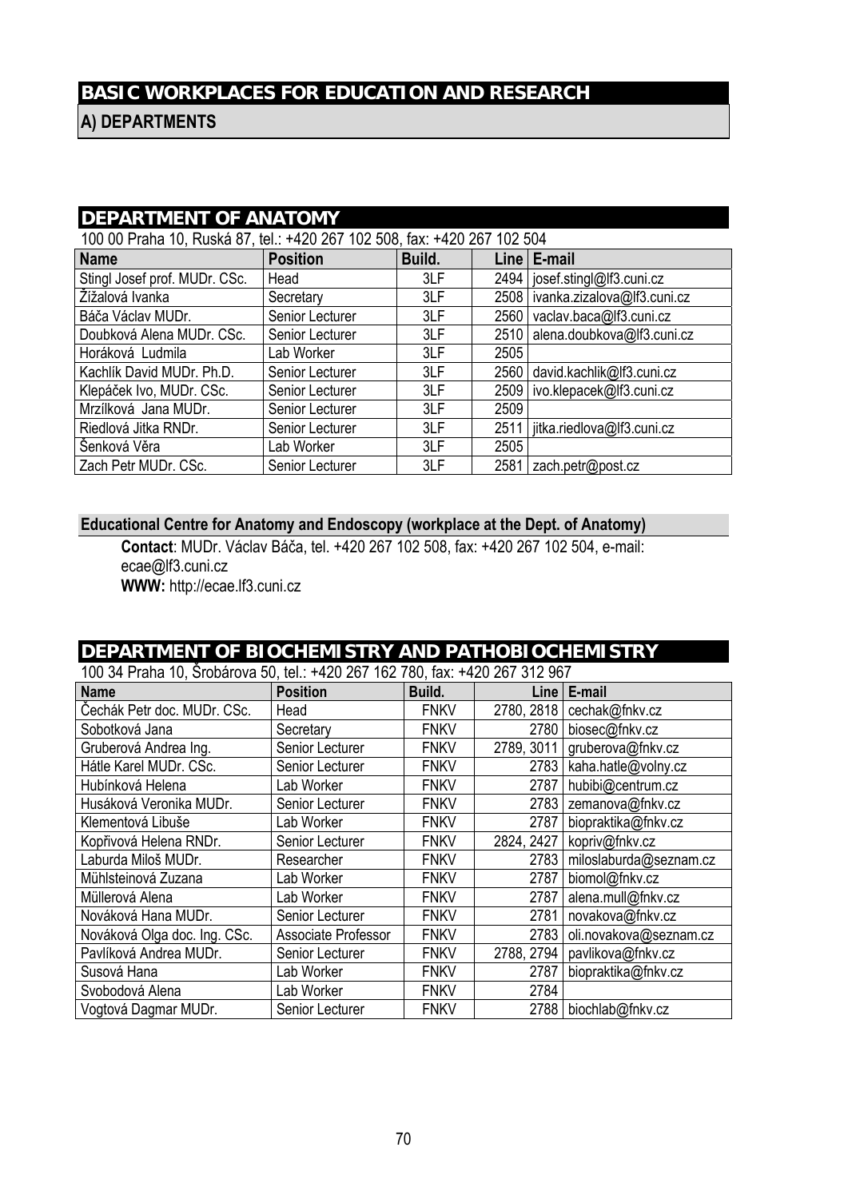# BASIC WORKPLACES FOR EDUCATION AND RESEARCH

## A) DEPARTMENTS

## DEPARTMENT OF ANATOMY

100 00 Praha 10, Ruská 87, tel.: +420 267 102 508, fax: +420 267 102 504

| Name | Position | Build. | Line | E-mail |
|---|---|---|---|---|
| Stingl Josef prof. MUDr. CSc. | Head | 3LF | 2494 | josef.stingl@lf3.cuni.cz |
| Žižalová Ivanka | Secretary | 3LF | 2508 | ivanka.zizalova@lf3.cuni.cz |
| Báča Václav MUDr. | Senior Lecturer | 3LF | 2560 | vaclav.baca@lf3.cuni.cz |
| Doubková Alena MUDr. CSc. | Senior Lecturer | 3LF | 2510 | alena.doubkova@lf3.cuni.cz |
| Horáková Ludmila | Lab Worker | 3LF | 2505 | |
| Kachlík David MUDr. Ph.D. | Senior Lecturer | 3LF | 2560 | david.kachlik@lf3.cuni.cz |
| Klepáček Ivo, MUDr. CSc. | Senior Lecturer | 3LF | 2509 | ivo.klepacek@lf3.cuni.cz |
| Mrzílková Jana MUDr. | Senior Lecturer | 3LF | 2509 | |
| Riedlová Jitka RNDr. | Senior Lecturer | 3LF | 2511 | jitka.riedlova@lf3.cuni.cz |
| Šenková Věra | Lab Worker | 3LF | 2505 | |
| Zach Petr MUDr. CSc. | Senior Lecturer | 3LF | 2581 | zach.petr@post.cz |

### Educational Centre for Anatomy and Endoscopy (workplace at the Dept. of Anatomy)

**Contact**: MUDr. Václav Báča, tel. +420 267 102 508, fax: +420 267 102 504, e-mail: ecae@lf3.cuni.cz
**WWW:** http://ecae.lf3.cuni.cz

## DEPARTMENT OF BIOCHEMISTRY AND PATHOBIOCHEMISTRY

100 34 Praha 10, Šrobárova 50, tel.: +420 267 162 780, fax: +420 267 312 967

| Name | Position | Build. | Line | E-mail |
|---|---|---|---|---|
| Čechák Petr doc. MUDr. CSc. | Head | FNKV | 2780, 2818 | cechak@fnkv.cz |
| Sobotková Jana | Secretary | FNKV | 2780 | biosec@fnkv.cz |
| Gruberová Andrea Ing. | Senior Lecturer | FNKV | 2789, 3011 | gruberova@fnkv.cz |
| Hátle Karel MUDr. CSc. | Senior Lecturer | FNKV | 2783 | kaha.hatle@volny.cz |
| Hubínková Helena | Lab Worker | FNKV | 2787 | hubibi@centrum.cz |
| Husáková Veronika MUDr. | Senior Lecturer | FNKV | 2783 | zemanova@fnkv.cz |
| Klementová Libuše | Lab Worker | FNKV | 2787 | biopraktika@fnkv.cz |
| Kopřivová Helena RNDr. | Senior Lecturer | FNKV | 2824, 2427 | kopriv@fnkv.cz |
| Laburda Miloš MUDr. | Researcher | FNKV | 2783 | miloslaburda@seznam.cz |
| Mühlsteinová Zuzana | Lab Worker | FNKV | 2787 | biomol@fnkv.cz |
| Müllerová Alena | Lab Worker | FNKV | 2787 | alena.mull@fnkv.cz |
| Nováková Hana MUDr. | Senior Lecturer | FNKV | 2781 | novakova@fnkv.cz |
| Nováková Olga doc. Ing. CSc. | Associate Professor | FNKV | 2783 | oli.novakova@seznam.cz |
| Pavlíková Andrea MUDr. | Senior Lecturer | FNKV | 2788, 2794 | pavlikova@fnkv.cz |
| Susová Hana | Lab Worker | FNKV | 2787 | biopraktika@fnkv.cz |
| Svobodová Alena | Lab Worker | FNKV | 2784 | |
| Vogtová Dagmar MUDr. | Senior Lecturer | FNKV | 2788 | biochlab@fnkv.cz |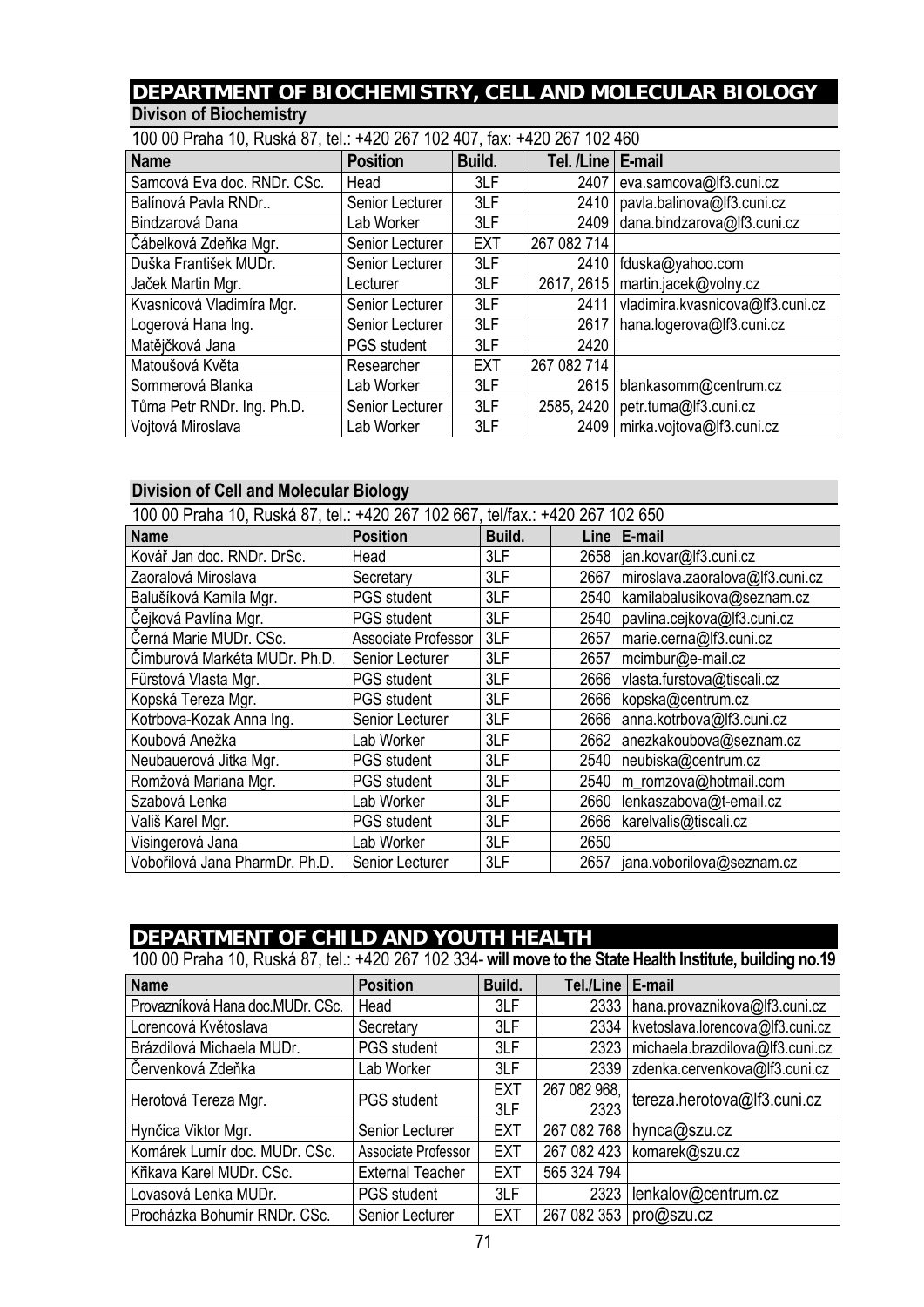# DEPARTMENT OF BIOCHEMISTRY, CELL AND MOLECULAR BIOLOGY

## Divison of Biochemistry

100 00 Praha 10, Ruská 87, tel.: +420 267 102 407, fax: +420 267 102 460

| Name | Position | Build. | Tel. /Line | E-mail |
|---|---|---|---|---|
| Samcová Eva doc. RNDr. CSc. | Head | 3LF | 2407 | eva.samcova@lf3.cuni.cz |
| Balínová Pavla RNDr.. | Senior Lecturer | 3LF | 2410 | pavla.balinova@lf3.cuni.cz |
| Bindzarová Dana | Lab Worker | 3LF | 2409 | dana.bindzarova@lf3.cuni.cz |
| Čábelková Zdeňka Mgr. | Senior Lecturer | EXT | 267 082 714 | |
| Duška František MUDr. | Senior Lecturer | 3LF | 2410 | fduska@yahoo.com |
| Jaček Martin Mgr. | Lecturer | 3LF | 2617, 2615 | martin.jacek@volny.cz |
| Kvasnicová Vladimíra Mgr. | Senior Lecturer | 3LF | 2411 | vladimira.kvasnicova@lf3.cuni.cz |
| Logerová Hana Ing. | Senior Lecturer | 3LF | 2617 | hana.logerova@lf3.cuni.cz |
| Matějčková Jana | PGS student | 3LF | 2420 | |
| Matoušová Květa | Researcher | EXT | 267 082 714 | |
| Sommerová Blanka | Lab Worker | 3LF | 2615 | blankasomm@centrum.cz |
| Tůma Petr RNDr. Ing. Ph.D. | Senior Lecturer | 3LF | 2585, 2420 | petr.tuma@lf3.cuni.cz |
| Vojtová Miroslava | Lab Worker | 3LF | 2409 | mirka.vojtova@lf3.cuni.cz |

## Division of Cell and Molecular Biology

100 00 Praha 10, Ruská 87, tel.: +420 267 102 667, tel/fax.: +420 267 102 650

| Name | Position | Build. | Line | E-mail |
|---|---|---|---|---|
| Kovář Jan doc. RNDr. DrSc. | Head | 3LF | 2658 | jan.kovar@lf3.cuni.cz |
| Zaoralová Miroslava | Secretary | 3LF | 2667 | miroslava.zaoralova@lf3.cuni.cz |
| Balušíková Kamila Mgr. | PGS student | 3LF | 2540 | kamilabalusikova@seznam.cz |
| Čejková Pavlína Mgr. | PGS student | 3LF | 2540 | pavlina.cejkova@lf3.cuni.cz |
| Černá Marie MUDr. CSc. | Associate Professor | 3LF | 2657 | marie.cerna@lf3.cuni.cz |
| Čimburová Markéta MUDr. Ph.D. | Senior Lecturer | 3LF | 2657 | mcimbur@e-mail.cz |
| Fürstová Vlasta Mgr. | PGS student | 3LF | 2666 | vlasta.furstova@tiscali.cz |
| Kopská Tereza Mgr. | PGS student | 3LF | 2666 | kopska@centrum.cz |
| Kotrbova-Kozak Anna Ing. | Senior Lecturer | 3LF | 2666 | anna.kotrbova@lf3.cuni.cz |
| Koubová Anežka | Lab Worker | 3LF | 2662 | anezkakoubova@seznam.cz |
| Neubauerová Jitka Mgr. | PGS student | 3LF | 2540 | neubiska@centrum.cz |
| Romžová Mariana Mgr. | PGS student | 3LF | 2540 | m_romzova@hotmail.com |
| Szabová Lenka | Lab Worker | 3LF | 2660 | lenkaszabova@t-email.cz |
| Vališ Karel Mgr. | PGS student | 3LF | 2666 | karelvalis@tiscali.cz |
| Visingerová Jana | Lab Worker | 3LF | 2650 | |
| Vobořilová Jana PharmDr. Ph.D. | Senior Lecturer | 3LF | 2657 | jana.voborilova@seznam.cz |

# DEPARTMENT OF CHILD AND YOUTH HEALTH

100 00 Praha 10, Ruská 87, tel.: +420 267 102 334- **will move to the State Health Institute, building no.19**

| Name | Position | Build. | Tel./Line | E-mail |
|---|---|---|---|---|
| Provazníková Hana doc.MUDr. CSc. | Head | 3LF | 2333 | hana.provaznikova@lf3.cuni.cz |
| Lorencová Květoslava | Secretary | 3LF | 2334 | kvetoslava.lorencova@lf3.cuni.cz |
| Brázdilová Michaela MUDr. | PGS student | 3LF | 2323 | michaela.brazdilova@lf3.cuni.cz |
| Červenková Zdeňka | Lab Worker | 3LF | 2339 | zdenka.cervenkova@lf3.cuni.cz |
| Herotová Tereza Mgr. | PGS student | EXT 3LF | 267 082 968, 2323 | tereza.herotova@lf3.cuni.cz |
| Hynčica Viktor Mgr. | Senior Lecturer | EXT | 267 082 768 | hynca@szu.cz |
| Komárek Lumír doc. MUDr. CSc. | Associate Professor | EXT | 267 082 423 | komarek@szu.cz |
| Křikava Karel MUDr. CSc. | External Teacher | EXT | 565 324 794 | |
| Lovasová Lenka MUDr. | PGS student | 3LF | 2323 | lenkalov@centrum.cz |
| Procházka Bohumír RNDr. CSc. | Senior Lecturer | EXT | 267 082 353 | pro@szu.cz |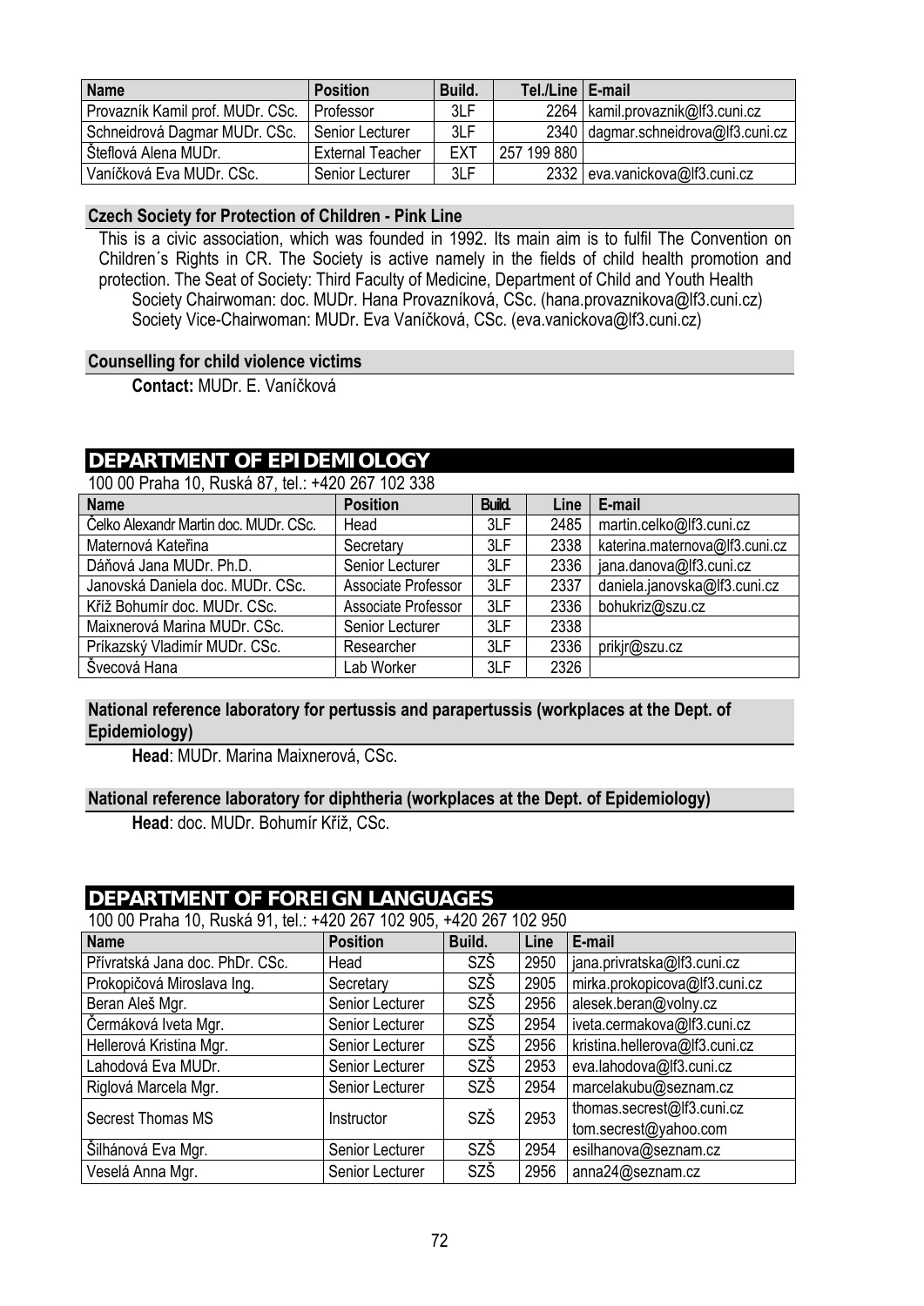| Name | Position | Build. | Tel./Line | E-mail |
|---|---|---|---|---|
| Provazník Kamil prof. MUDr. CSc. | Professor | 3LF | 2264 | kamil.provaznik@lf3.cuni.cz |
| Schneidrová Dagmar MUDr. CSc. | Senior Lecturer | 3LF | 2340 | dagmar.schneidrova@lf3.cuni.cz |
| Šteflová Alena MUDr. | External Teacher | EXT | 257 199 880 | |
| Vaníčková Eva MUDr. CSc. | Senior Lecturer | 3LF | 2332 | eva.vanickova@lf3.cuni.cz |

**Czech Society for Protection of Children - Pink Line**

This is a civic association, which was founded in 1992. Its main aim is to fulfil The Convention on Children´s Rights in CR. The Society is active namely in the fields of child health promotion and protection. The Seat of Society: Third Faculty of Medicine, Department of Child and Youth Health

Society Chairwoman: doc. MUDr. Hana Provazníková, CSc. (hana.provaznikova@lf3.cuni.cz)
Society Vice-Chairwoman: MUDr. Eva Vaníčková, CSc. (eva.vanickova@lf3.cuni.cz)

**Counselling for child violence victims**

**Contact:** MUDr. E. Vaníčková

## DEPARTMENT OF EPIDEMIOLOGY

100 00 Praha 10, Ruská 87, tel.: +420 267 102 338

| Name | Position | Build. | Line | E-mail |
|---|---|---|---|---|
| Čelko Alexandr Martin doc. MUDr. CSc. | Head | 3LF | 2485 | martin.celko@lf3.cuni.cz |
| Maternová Kateřina | Secretary | 3LF | 2338 | katerina.maternova@lf3.cuni.cz |
| Dáňová Jana MUDr. Ph.D. | Senior Lecturer | 3LF | 2336 | jana.danova@lf3.cuni.cz |
| Janovská Daniela doc. MUDr. CSc. | Associate Professor | 3LF | 2337 | daniela.janovska@lf3.cuni.cz |
| Kříž Bohumír doc. MUDr. CSc. | Associate Professor | 3LF | 2336 | bohukriz@szu.cz |
| Maixnerová Marina MUDr. CSc. | Senior Lecturer | 3LF | 2338 | |
| Príkazský Vladimír MUDr. CSc. | Researcher | 3LF | 2336 | prikjr@szu.cz |
| Švecová Hana | Lab Worker | 3LF | 2326 | |

**National reference laboratory for pertussis and parapertussis (workplaces at the Dept. of Epidemiology)**

**Head**: MUDr. Marina Maixnerová, CSc.

**National reference laboratory for diphtheria (workplaces at the Dept. of Epidemiology)**

**Head**: doc. MUDr. Bohumír Kříž, CSc.

## DEPARTMENT OF FOREIGN LANGUAGES

100 00 Praha 10, Ruská 91, tel.: +420 267 102 905, +420 267 102 950

| Name | Position | Build. | Line | E-mail |
|---|---|---|---|---|
| Přívratská Jana doc. PhDr. CSc. | Head | SZŠ | 2950 | jana.privratska@lf3.cuni.cz |
| Prokopičová Miroslava Ing. | Secretary | SZŠ | 2905 | mirka.prokopicova@lf3.cuni.cz |
| Beran Aleš Mgr. | Senior Lecturer | SZŠ | 2956 | alesek.beran@volny.cz |
| Čermáková Iveta Mgr. | Senior Lecturer | SZŠ | 2954 | iveta.cermakova@lf3.cuni.cz |
| Hellerová Kristina Mgr. | Senior Lecturer | SZŠ | 2956 | kristina.hellerova@lf3.cuni.cz |
| Lahodová Eva MUDr. | Senior Lecturer | SZŠ | 2953 | eva.lahodova@lf3.cuni.cz |
| Riglová Marcela Mgr. | Senior Lecturer | SZŠ | 2954 | marcelakubu@seznam.cz |
| Secrest Thomas MS | Instructor | SZŠ | 2953 | thomas.secrest@lf3.cuni.cz tom.secrest@yahoo.com |
| Šilhánová Eva Mgr. | Senior Lecturer | SZŠ | 2954 | esilhanova@seznam.cz |
| Veselá Anna Mgr. | Senior Lecturer | SZŠ | 2956 | anna24@seznam.cz |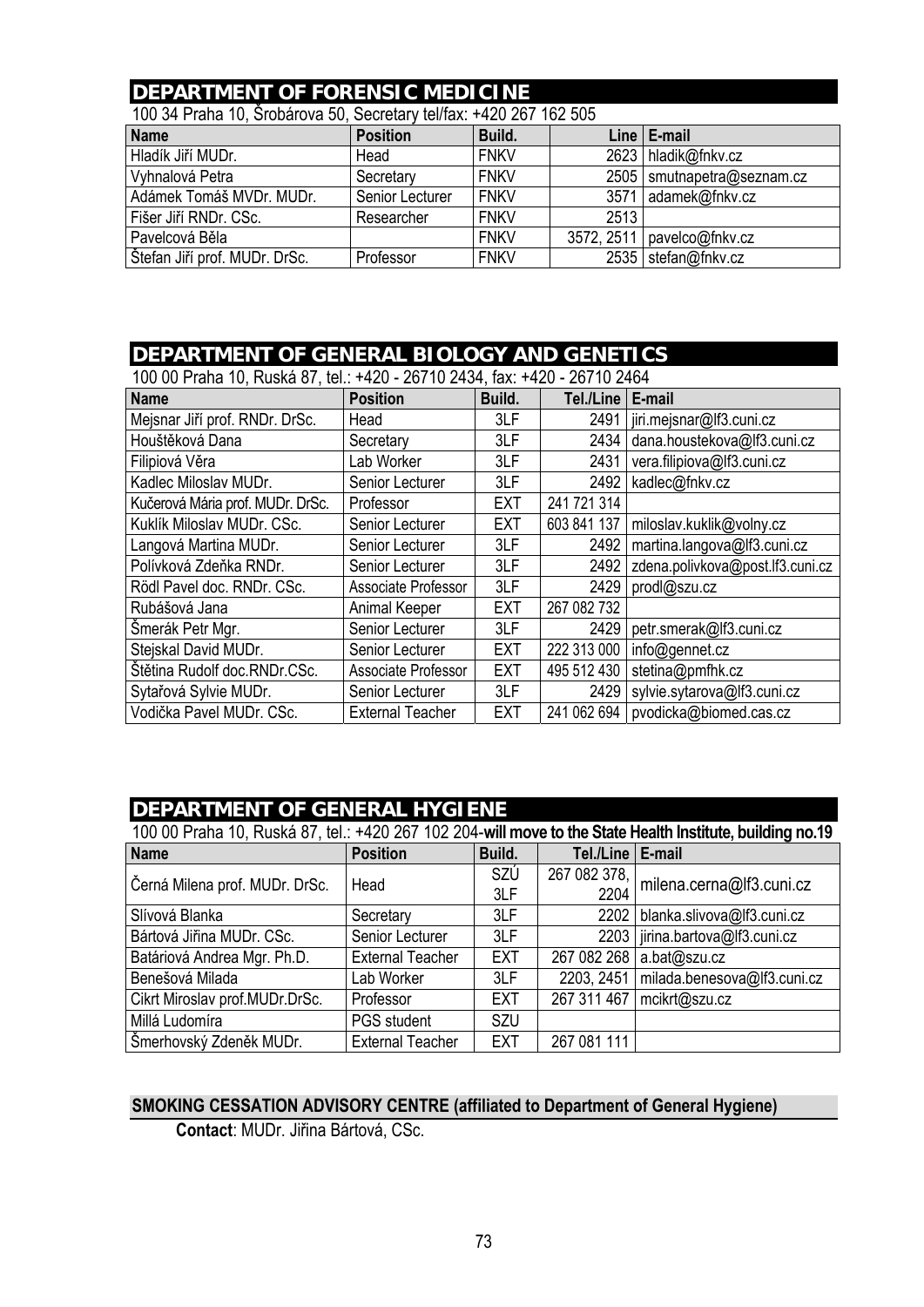## DEPARTMENT OF FORENSIC MEDICINE

100 34 Praha 10, Šrobárova 50, Secretary tel/fax: +420 267 162 505

| Name | Position | Build. | Line | E-mail |
|---|---|---|---|---|
| Hladík Jiří MUDr. | Head | FNKV | 2623 | hladik@fnkv.cz |
| Vyhnalová Petra | Secretary | FNKV | 2505 | smutnapetra@seznam.cz |
| Adámek Tomáš MVDr. MUDr. | Senior Lecturer | FNKV | 3571 | adamek@fnkv.cz |
| Fišer Jiří RNDr. CSc. | Researcher | FNKV | 2513 | |
| Pavelcová Běla | | FNKV | 3572, 2511 | pavelco@fnkv.cz |
| Štefan Jiří prof. MUDr. DrSc. | Professor | FNKV | 2535 | stefan@fnkv.cz |

## DEPARTMENT OF GENERAL BIOLOGY AND GENETICS

100 00 Praha 10, Ruská 87, tel.: +420 - 26710 2434, fax: +420 - 26710 2464

| Name | Position | Build. | Tel./Line | E-mail |
|---|---|---|---|---|
| Mejsnar Jiří prof. RNDr. DrSc. | Head | 3LF | 2491 | jiri.mejsnar@lf3.cuni.cz |
| Houštěková Dana | Secretary | 3LF | 2434 | dana.houstekova@lf3.cuni.cz |
| Filipiová Věra | Lab Worker | 3LF | 2431 | vera.filipiova@lf3.cuni.cz |
| Kadlec Miloslav MUDr. | Senior Lecturer | 3LF | 2492 | kadlec@fnkv.cz |
| Kučerová Mária prof. MUDr. DrSc. | Professor | EXT | 241 721 314 | |
| Kuklík Miloslav MUDr. CSc. | Senior Lecturer | EXT | 603 841 137 | miloslav.kuklik@volny.cz |
| Langová Martina MUDr. | Senior Lecturer | 3LF | 2492 | martina.langova@lf3.cuni.cz |
| Polívková Zdeňka RNDr. | Senior Lecturer | 3LF | 2492 | zdena.polivkova@post.lf3.cuni.cz |
| Rödl Pavel doc. RNDr. CSc. | Associate Professor | 3LF | 2429 | prodl@szu.cz |
| Rubášová Jana | Animal Keeper | EXT | 267 082 732 | |
| Šmerák Petr Mgr. | Senior Lecturer | 3LF | 2429 | petr.smerak@lf3.cuni.cz |
| Stejskal David MUDr. | Senior Lecturer | EXT | 222 313 000 | info@gennet.cz |
| Štětina Rudolf doc.RNDr.CSc. | Associate Professor | EXT | 495 512 430 | stetina@pmfhk.cz |
| Sytařová Sylvie MUDr. | Senior Lecturer | 3LF | 2429 | sylvie.sytarova@lf3.cuni.cz |
| Vodička Pavel MUDr. CSc. | External Teacher | EXT | 241 062 694 | pvodicka@biomed.cas.cz |

## DEPARTMENT OF GENERAL HYGIENE

100 00 Praha 10, Ruská 87, tel.: +420 267 102 204-**will move to the State Health Institute, building no.19**

| Name | Position | Build. | Tel./Line | E-mail |
|---|---|---|---|---|
| Černá Milena prof. MUDr. DrSc. | Head | SZÚ 3LF | 267 082 378, 2204 | milena.cerna@lf3.cuni.cz |
| Slívová Blanka | Secretary | 3LF | 2202 | blanka.slivova@lf3.cuni.cz |
| Bártová Jiřina MUDr. CSc. | Senior Lecturer | 3LF | 2203 | jirina.bartova@lf3.cuni.cz |
| Batáriová Andrea Mgr. Ph.D. | External Teacher | EXT | 267 082 268 | a.bat@szu.cz |
| Benešová Milada | Lab Worker | 3LF | 2203, 2451 | milada.benesova@lf3.cuni.cz |
| Cikrt Miroslav prof.MUDr.DrSc. | Professor | EXT | 267 311 467 | mcikrt@szu.cz |
| Millá Ludomíra | PGS student | SZU | | |
| Šmerhovský Zdeněk MUDr. | External Teacher | EXT | 267 081 111 | |

### SMOKING CESSATION ADVISORY CENTRE (affiliated to Department of General Hygiene)

**Contact**: MUDr. Jiřina Bártová, CSc.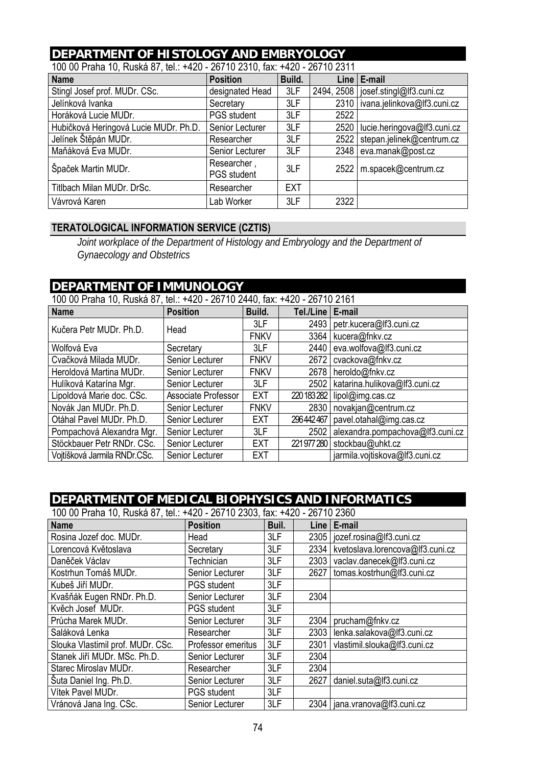## DEPARTMENT OF HISTOLOGY AND EMBRYOLOGY

100 00 Praha 10, Ruská 87, tel.: +420 - 26710 2310, fax: +420 - 26710 2311

| Name | Position | Build. | Line | E-mail |
|---|---|---|---|---|
| Stingl Josef prof. MUDr. CSc. | designated Head | 3LF | 2494, 2508 | josef.stingl@lf3.cuni.cz |
| Jelínková Ivanka | Secretary | 3LF | 2310 | ivana.jelinkova@lf3.cuni.cz |
| Horáková Lucie MUDr. | PGS student | 3LF | 2522 | |
| Hubičková Heringová Lucie MUDr. Ph.D. | Senior Lecturer | 3LF | 2520 | lucie.heringova@lf3.cuni.cz |
| Jelínek Štěpán MUDr. | Researcher | 3LF | 2522 | stepan.jelinek@centrum.cz |
| Maňáková Eva MUDr. | Senior Lecturer | 3LF | 2348 | eva.manak@post.cz |
| Špaček Martin MUDr. | Researcher , PGS student | 3LF | 2522 | m.spacek@centrum.cz |
| Titlbach Milan MUDr. DrSc. | Researcher | EXT | | |
| Vávrová Karen | Lab Worker | 3LF | 2322 | |

### TERATOLOGICAL INFORMATION SERVICE (CZTIS)

*Joint workplace of the Department of Histology and Embryology and the Department of Gynaecology and Obstetrics*

## DEPARTMENT OF IMMUNOLOGY

100 00 Praha 10, Ruská 87, tel.: +420 - 26710 2440, fax: +420 - 26710 2161

| Name | Position | Build. | Tel./Line | E-mail |
|---|---|---|---|---|
| Kučera Petr MUDr. Ph.D. | Head | 3LF | 2493 | petr.kucera@lf3.cuni.cz |
| | | FNKV | 3364 | kucera@fnkv.cz |
| Wolfová Eva | Secretary | 3LF | 2440 | eva.wolfova@lf3.cuni.cz |
| Cvačková Milada MUDr. | Senior Lecturer | FNKV | 2672 | cvackova@fnkv.cz |
| Heroldová Martina MUDr. | Senior Lecturer | FNKV | 2678 | heroldo@fnkv.cz |
| Hulíková Katarína Mgr. | Senior Lecturer | 3LF | 2502 | katarina.hulikova@lf3.cuni.cz |
| Lipoldová Marie doc. CSc. | Associate Professor | EXT | 220183282 | lipol@img.cas.cz |
| Novák Jan MUDr. Ph.D. | Senior Lecturer | FNKV | 2830 | novakjan@centrum.cz |
| Otáhal Pavel MUDr. Ph.D. | Senior Lecturer | EXT | 296442467 | pavel.otahal@img.cas.cz |
| Pompachová Alexandra Mgr. | Senior Lecturer | 3LF | 2502 | alexandra.pompachova@lf3.cuni.cz |
| Stöckbauer Petr RNDr. CSc. | Senior Lecturer | EXT | 221977280 | stockbau@uhkt.cz |
| Vojtíšková Jarmila RNDr.CSc. | Senior Lecturer | EXT | | jarmila.vojtiskova@lf3.cuni.cz |

## DEPARTMENT OF MEDICAL BIOPHYSICS AND INFORMATICS

100 00 Praha 10, Ruská 87, tel.: +420 - 26710 2303, fax: +420 - 26710 2360

| Name | Position | Buil. | Line | E-mail |
|---|---|---|---|---|
| Rosina Jozef doc. MUDr. | Head | 3LF | 2305 | jozef.rosina@lf3.cuni.cz |
| Lorencová Květoslava | Secretary | 3LF | 2334 | kvetoslava.lorencova@lf3.cuni.cz |
| Daněček Václav | Technician | 3LF | 2303 | vaclav.danecek@lf3.cuni.cz |
| Kostrhun Tomáš MUDr. | Senior Lecturer | 3LF | 2627 | tomas.kostrhun@lf3.cuni.cz |
| Kubeš Jiří MUDr. | PGS student | 3LF | | |
| Kvašňák Eugen RNDr. Ph.D. | Senior Lecturer | 3LF | 2304 | |
| Kvěch Josef MUDr. | PGS student | 3LF | | |
| Průcha Marek MUDr. | Senior Lecturer | 3LF | 2304 | prucham@fnkv.cz |
| Saláková Lenka | Researcher | 3LF | 2303 | lenka.salakova@lf3.cuni.cz |
| Slouka Vlastimil prof. MUDr. CSc. | Professor emeritus | 3LF | 2301 | vlastimil.slouka@lf3.cuni.cz |
| Stanek Jiří MUDr. MSc. Ph.D. | Senior Lecturer | 3LF | 2304 | |
| Starec Miroslav MUDr. | Researcher | 3LF | 2304 | |
| Šuta Daniel Ing. Ph.D. | Senior Lecturer | 3LF | 2627 | daniel.suta@lf3.cuni.cz |
| Vítek Pavel MUDr. | PGS student | 3LF | | |
| Vránová Jana Ing. CSc. | Senior Lecturer | 3LF | 2304 | jana.vranova@lf3.cuni.cz |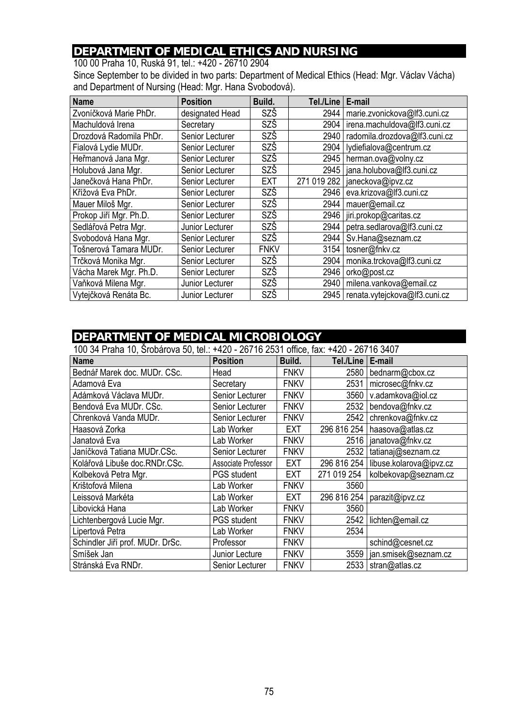## DEPARTMENT OF MEDICAL ETHICS AND NURSING

100 00 Praha 10, Ruská 91, tel.: +420 - 26710 2904

Since September to be divided in two parts: Department of Medical Ethics (Head: Mgr. Václav Vácha) and Department of Nursing (Head: Mgr. Hana Svobodová).

| Name | Position | Build. | Tel./Line | E-mail |
|---|---|---|---|---|
| Zvoníčková Marie PhDr. | designated Head | SZŠ | 2944 | marie.zvonickova@lf3.cuni.cz |
| Machuldová Irena | Secretary | SZŠ | 2904 | irena.machuldova@lf3.cuni.cz |
| Drozdová Radomila PhDr. | Senior Lecturer | SZŠ | 2940 | radomila.drozdova@lf3.cuni.cz |
| Fialová Lydie MUDr. | Senior Lecturer | SZŠ | 2904 | lydiefialova@centrum.cz |
| Heřmanová Jana Mgr. | Senior Lecturer | SZŠ | 2945 | herman.ova@volny.cz |
| Holubová Jana Mgr. | Senior Lecturer | SZŠ | 2945 | jana.holubova@lf3.cuni.cz |
| Janečková Hana PhDr. | Senior Lecturer | EXT | 271 019 282 | janeckova@ipvz.cz |
| Křížová Eva PhDr. | Senior Lecturer | SZŠ | 2946 | eva.krizova@lf3.cuni.cz |
| Mauer Miloš Mgr. | Senior Lecturer | SZŠ | 2944 | mauer@email.cz |
| Prokop Jiří Mgr. Ph.D. | Senior Lecturer | SZŠ | 2946 | jiri.prokop@caritas.cz |
| Sedlářová Petra Mgr. | Junior Lecturer | SZŠ | 2944 | petra.sedlarova@lf3.cuni.cz |
| Svobodová Hana Mgr. | Senior Lecturer | SZŠ | 2944 | Sv.Hana@seznam.cz |
| Tošnerová Tamara MUDr. | Senior Lecturer | FNKV | 3154 | tosner@fnkv.cz |
| Trčková Monika Mgr. | Senior Lecturer | SZŠ | 2904 | monika.trckova@lf3.cuni.cz |
| Vácha Marek Mgr. Ph.D. | Senior Lecturer | SZŠ | 2946 | orko@post.cz |
| Vaňková Milena Mgr. | Junior Lecturer | SZŠ | 2940 | milena.vankova@email.cz |
| Vytejčková Renáta Bc. | Junior Lecturer | SZŠ | 2945 | renata.vytejckova@lf3.cuni.cz |

## DEPARTMENT OF MEDICAL MICROBIOLOGY

100 34 Praha 10, Šrobárova 50, tel.: +420 - 26716 2531 office, fax: +420 - 26716 3407

| Name | Position | Build. | Tel./Line | E-mail |
|---|---|---|---|---|
| Bednář Marek doc. MUDr. CSc. | Head | FNKV | 2580 | bednarm@cbox.cz |
| Adamová Eva | Secretary | FNKV | 2531 | microsec@fnkv.cz |
| Adámková Václava MUDr. | Senior Lecturer | FNKV | 3560 | v.adamkova@iol.cz |
| Bendová Eva MUDr. CSc. | Senior Lecturer | FNKV | 2532 | bendova@fnkv.cz |
| Chrenková Vanda MUDr. | Senior Lecturer | FNKV | 2542 | chrenkova@fnkv.cz |
| Haasová Zorka | Lab Worker | EXT | 296 816 254 | haasova@atlas.cz |
| Janatová Eva | Lab Worker | FNKV | 2516 | janatova@fnkv.cz |
| Janíčková Tatiana MUDr.CSc. | Senior Lecturer | FNKV | 2532 | tatianaj@seznam.cz |
| Kolářová Libuše doc.RNDr.CSc. | Associate Professor | EXT | 296 816 254 | libuse.kolarova@ipvz.cz |
| Kolbeková Petra Mgr. | PGS student | EXT | 271 019 254 | kolbekovap@seznam.cz |
| Krištofová Milena | Lab Worker | FNKV | 3560 | |
| Leissová Markéta | Lab Worker | EXT | 296 816 254 | parazit@ipvz.cz |
| Libovická Hana | Lab Worker | FNKV | 3560 | |
| Lichtenbergová Lucie Mgr. | PGS student | FNKV | 2542 | lichten@email.cz |
| Lipertová Petra | Lab Worker | FNKV | 2534 | |
| Schindler Jiří prof. MUDr. DrSc. | Professor | FNKV | | schind@cesnet.cz |
| Smíšek Jan | Junior Lecture | FNKV | 3559 | jan.smisek@seznam.cz |
| Stránská Eva RNDr. | Senior Lecturer | FNKV | 2533 | stran@atlas.cz |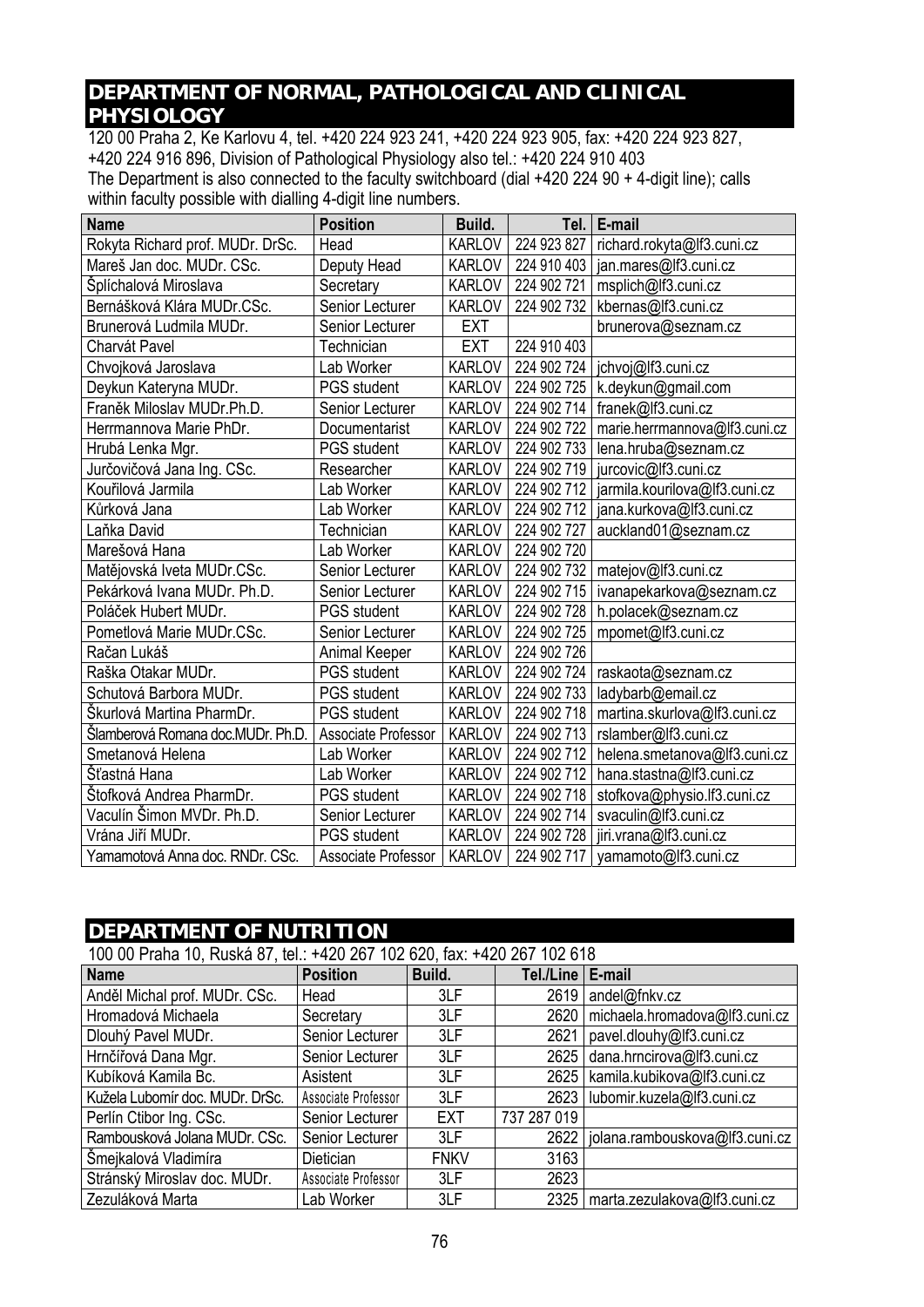## DEPARTMENT OF NORMAL, PATHOLOGICAL AND CLINICAL PHYSIOLOGY

120 00 Praha 2, Ke Karlovu 4, tel. +420 224 923 241, +420 224 923 905, fax: +420 224 923 827, +420 224 916 896, Division of Pathological Physiology also tel.: +420 224 910 403
The Department is also connected to the faculty switchboard (dial +420 224 90 + 4-digit line); calls within faculty possible with dialling 4-digit line numbers.

| Name | Position | Build. | Tel. | E-mail |
|---|---|---|---|---|
| Rokyta Richard prof. MUDr. DrSc. | Head | KARLOV | 224 923 827 | richard.rokyta@lf3.cuni.cz |
| Mareš Jan doc. MUDr. CSc. | Deputy Head | KARLOV | 224 910 403 | jan.mares@lf3.cuni.cz |
| Šplíchalová Miroslava | Secretary | KARLOV | 224 902 721 | msplich@lf3.cuni.cz |
| Bernášková Klára MUDr.CSc. | Senior Lecturer | KARLOV | 224 902 732 | kbernas@lf3.cuni.cz |
| Brunerová Ludmila MUDr. | Senior Lecturer | EXT | | brunerova@seznam.cz |
| Charvát Pavel | Technician | EXT | 224 910 403 | |
| Chvojková Jaroslava | Lab Worker | KARLOV | 224 902 724 | jchvoj@lf3.cuni.cz |
| Deykun Kateryna MUDr. | PGS student | KARLOV | 224 902 725 | k.deykun@gmail.com |
| Franěk Miloslav MUDr.Ph.D. | Senior Lecturer | KARLOV | 224 902 714 | franek@lf3.cuni.cz |
| Herrmannova Marie PhDr. | Documentarist | KARLOV | 224 902 722 | marie.herrmannova@lf3.cuni.cz |
| Hrubá Lenka Mgr. | PGS student | KARLOV | 224 902 733 | lena.hruba@seznam.cz |
| Jurčovičová Jana Ing. CSc. | Researcher | KARLOV | 224 902 719 | jurcovic@lf3.cuni.cz |
| Kouřilová Jarmila | Lab Worker | KARLOV | 224 902 712 | jarmila.kourilova@lf3.cuni.cz |
| Kůrková Jana | Lab Worker | KARLOV | 224 902 712 | jana.kurkova@lf3.cuni.cz |
| Laňka David | Technician | KARLOV | 224 902 727 | auckland01@seznam.cz |
| Marešová Hana | Lab Worker | KARLOV | 224 902 720 | |
| Matějovská Iveta MUDr.CSc. | Senior Lecturer | KARLOV | 224 902 732 | matejov@lf3.cuni.cz |
| Pekárková Ivana MUDr. Ph.D. | Senior Lecturer | KARLOV | 224 902 715 | ivanapekarkova@seznam.cz |
| Poláček Hubert MUDr. | PGS student | KARLOV | 224 902 728 | h.polacek@seznam.cz |
| Pometlová Marie MUDr.CSc. | Senior Lecturer | KARLOV | 224 902 725 | mpomet@lf3.cuni.cz |
| Račan Lukáš | Animal Keeper | KARLOV | 224 902 726 | |
| Raška Otakar MUDr. | PGS student | KARLOV | 224 902 724 | raskaota@seznam.cz |
| Schutová Barbora MUDr. | PGS student | KARLOV | 224 902 733 | ladybarb@email.cz |
| Škurlová Martina PharmDr. | PGS student | KARLOV | 224 902 718 | martina.skurlova@lf3.cuni.cz |
| Šlamberová Romana doc.MUDr. Ph.D. | Associate Professor | KARLOV | 224 902 713 | rslamber@lf3.cuni.cz |
| Smetanová Helena | Lab Worker | KARLOV | 224 902 712 | helena.smetanova@lf3.cuni.cz |
| Šťastná Hana | Lab Worker | KARLOV | 224 902 712 | hana.stastna@lf3.cuni.cz |
| Štofková Andrea PharmDr. | PGS student | KARLOV | 224 902 718 | stofkova@physio.lf3.cuni.cz |
| Vaculín Šimon MVDr. Ph.D. | Senior Lecturer | KARLOV | 224 902 714 | svaculin@lf3.cuni.cz |
| Vrána Jiří MUDr. | PGS student | KARLOV | 224 902 728 | jiri.vrana@lf3.cuni.cz |
| Yamamotová Anna doc. RNDr. CSc. | Associate Professor | KARLOV | 224 902 717 | yamamoto@lf3.cuni.cz |

## DEPARTMENT OF NUTRITION

100 00 Praha 10, Ruská 87, tel.: +420 267 102 620, fax: +420 267 102 618

| Name | Position | Build. | Tel./Line | E-mail |
|---|---|---|---|---|
| Anděl Michal prof. MUDr. CSc. | Head | 3LF | 2619 | andel@fnkv.cz |
| Hromadová Michaela | Secretary | 3LF | 2620 | michaela.hromadova@lf3.cuni.cz |
| Dlouhý Pavel MUDr. | Senior Lecturer | 3LF | 2621 | pavel.dlouhy@lf3.cuni.cz |
| Hrnčířová Dana Mgr. | Senior Lecturer | 3LF | 2625 | dana.hrncirova@lf3.cuni.cz |
| Kubíková Kamila Bc. | Asistent | 3LF | 2625 | kamila.kubikova@lf3.cuni.cz |
| Kužela Lubomír doc. MUDr. DrSc. | Associate Professor | 3LF | 2623 | lubomir.kuzela@lf3.cuni.cz |
| Perlín Ctibor Ing. CSc. | Senior Lecturer | EXT | 737 287 019 | |
| Rambousková Jolana MUDr. CSc. | Senior Lecturer | 3LF | 2622 | jolana.rambouskova@lf3.cuni.cz |
| Šmejkalová Vladimíra | Dietician | FNKV | 3163 | |
| Stránský Miroslav doc. MUDr. | Associate Professor | 3LF | 2623 | |
| Zezuláková Marta | Lab Worker | 3LF | 2325 | marta.zezulakova@lf3.cuni.cz |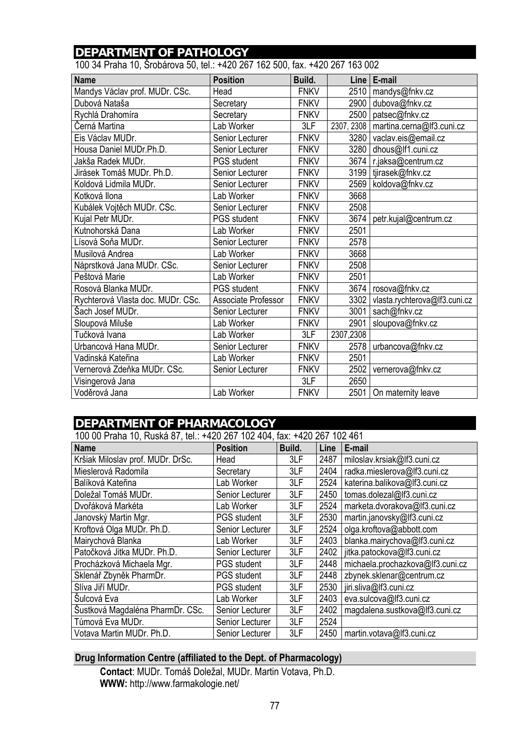## DEPARTMENT OF PATHOLOGY

100 34 Praha 10, Šrobárova 50, tel.: +420 267 162 500, fax. +420 267 163 002

| Name | Position | Build. | Line | E-mail |
|---|---|---|---|---|
| Mandys Václav prof. MUDr. CSc. | Head | FNKV | 2510 | mandys@fnkv.cz |
| Dubová Nataša | Secretary | FNKV | 2900 | dubova@fnkv.cz |
| Rychlá Drahomíra | Secretary | FNKV | 2500 | patsec@fnkv.cz |
| Černá Martina | Lab Worker | 3LF | 2307, 2308 | martina.cerna@lf3.cuni.cz |
| Eis Václav MUDr. | Senior Lecturer | FNKV | 3280 | vaclav.eis@email.cz |
| Housa Daniel MUDr.Ph.D. | Senior Lecturer | FNKV | 3280 | dhous@lf1.cuni.cz |
| Jakša Radek MUDr. | PGS student | FNKV | 3674 | r.jaksa@centrum.cz |
| Jirásek Tomáš MUDr. Ph.D. | Senior Lecturer | FNKV | 3199 | tjirasek@fnkv.cz |
| Koldová Lidmila MUDr. | Senior Lecturer | FNKV | 2569 | koldova@fnkv.cz |
| Kotková Ilona | Lab Worker | FNKV | 3668 | |
| Kubálek Vojtěch MUDr. CSc. | Senior Lecturer | FNKV | 2508 | |
| Kujal Petr MUDr. | PGS student | FNKV | 3674 | petr.kujal@centrum.cz |
| Kutnohorská Dana | Lab Worker | FNKV | 2501 | |
| Lísová Soňa MUDr. | Senior Lecturer | FNKV | 2578 | |
| Musilová Andrea | Lab Worker | FNKV | 3668 | |
| Náprstková Jana MUDr. CSc. | Senior Lecturer | FNKV | 2508 | |
| Peštová Marie | Lab Worker | FNKV | 2501 | |
| Rosová Blanka MUDr. | PGS student | FNKV | 3674 | rosova@fnkv.cz |
| Rychterová Vlasta doc. MUDr. CSc. | Associate Professor | FNKV | 3302 | vlasta.rychterova@lf3.cuni.cz |
| Šach Josef MUDr. | Senior Lecturer | FNKV | 3001 | sach@fnkv.cz |
| Sloupová Miluše | Lab Worker | FNKV | 2901 | sloupova@fnkv.cz |
| Tučková Ivana | Lab Worker | 3LF | 2307,2308 | |
| Urbancová Hana MUDr. | Senior Lecturer | FNKV | 2578 | urbancova@fnkv.cz |
| Vadinská Kateřina | Lab Worker | FNKV | 2501 | |
| Vernerová Zdeňka MUDr. CSc. | Senior Lecturer | FNKV | 2502 | vernerova@fnkv.cz |
| Visingerová Jana | | 3LF | 2650 | |
| Voděrová Jana | Lab Worker | FNKV | 2501 | On maternity leave |

## DEPARTMENT OF PHARMACOLOGY

100 00 Praha 10, Ruská 87, tel.: +420 267 102 404, fax: +420 267 102 461

| Name | Position | Build. | Line | E-mail |
|---|---|---|---|---|
| Kršiak Miloslav prof. MUDr. DrSc. | Head | 3LF | 2487 | miloslav.krsiak@lf3.cuni.cz |
| Mieslerová Radomila | Secretary | 3LF | 2404 | radka.mieslerova@lf3.cuni.cz |
| Balíková Kateřina | Lab Worker | 3LF | 2524 | katerina.balikova@lf3.cuni.cz |
| Doležal Tomáš MUDr. | Senior Lecturer | 3LF | 2450 | tomas.dolezal@lf3.cuni.cz |
| Dvořáková Markéta | Lab Worker | 3LF | 2524 | marketa.dvorakova@lf3.cuni.cz |
| Janovský Martin Mgr. | PGS student | 3LF | 2530 | martin.janovsky@lf3.cuni.cz |
| Kroftová Olga MUDr. Ph.D. | Senior Lecturer | 3LF | 2524 | olga.kroftova@abbott.com |
| Mairychová Blanka | Lab Worker | 3LF | 2403 | blanka.mairychova@lf3.cuni.cz |
| Patočková Jitka MUDr. Ph.D. | Senior Lecturer | 3LF | 2402 | jitka.patockova@lf3.cuni.cz |
| Procházková Michaela Mgr. | PGS student | 3LF | 2448 | michaela.prochazkova@lf3.cuni.cz |
| Sklenář Zbyněk PharmDr. | PGS student | 3LF | 2448 | zbynek.sklenar@centrum.cz |
| Slíva Jiří MUDr. | PGS student | 3LF | 2530 | jiri.sliva@lf3.cuni.cz |
| Šulcová Eva | Lab Worker | 3LF | 2403 | eva.sulcova@lf3.cuni.cz |
| Šustková Magdaléna PharmDr. CSc. | Senior Lecturer | 3LF | 2402 | magdalena.sustkova@lf3.cuni.cz |
| Tůmová Eva MUDr. | Senior Lecturer | 3LF | 2524 | |
| Votava Martin MUDr. Ph.D. | Senior Lecturer | 3LF | 2450 | martin.votava@lf3.cuni.cz |

### Drug Information Centre (affiliated to the Dept. of Pharmacology)

**Contact**: MUDr. Tomáš Doležal, MUDr. Martin Votava, Ph.D.
**WWW:** http://www.farmakologie.net/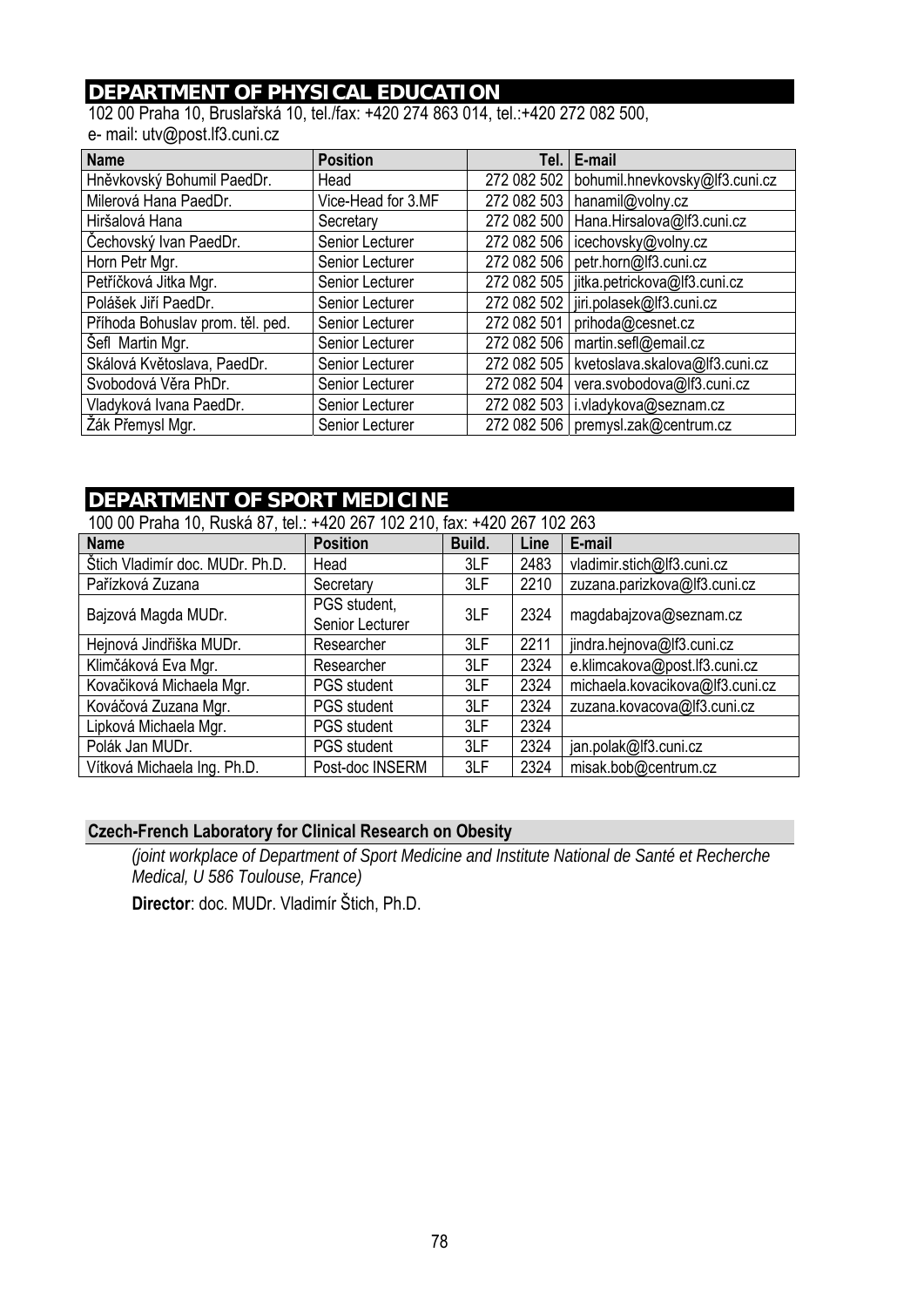## DEPARTMENT OF PHYSICAL EDUCATION

102 00 Praha 10, Bruslařská 10, tel./fax: +420 274 863 014, tel.:+420 272 082 500,
e- mail: utv@post.lf3.cuni.cz

| Name | Position | Tel. | E-mail |
|---|---|---|---|
| Hněvkovský Bohumil PaedDr. | Head | 272 082 502 | bohumil.hnevkovsky@lf3.cuni.cz |
| Milerová Hana PaedDr. | Vice-Head for 3.MF | 272 082 503 | hanamil@volny.cz |
| Hiršalová Hana | Secretary | 272 082 500 | Hana.Hirsalova@lf3.cuni.cz |
| Čechovský Ivan PaedDr. | Senior Lecturer | 272 082 506 | icechovsky@volny.cz |
| Horn Petr Mgr. | Senior Lecturer | 272 082 506 | petr.horn@lf3.cuni.cz |
| Petříčková Jitka Mgr. | Senior Lecturer | 272 082 505 | jitka.petrickova@lf3.cuni.cz |
| Polášek Jiří PaedDr. | Senior Lecturer | 272 082 502 | jiri.polasek@lf3.cuni.cz |
| Příhoda Bohuslav prom. těl. ped. | Senior Lecturer | 272 082 501 | prihoda@cesnet.cz |
| Šefl Martin Mgr. | Senior Lecturer | 272 082 506 | martin.sefl@email.cz |
| Skálová Květoslava, PaedDr. | Senior Lecturer | 272 082 505 | kvetoslava.skalova@lf3.cuni.cz |
| Svobodová Věra PhDr. | Senior Lecturer | 272 082 504 | vera.svobodova@lf3.cuni.cz |
| Vladyková Ivana PaedDr. | Senior Lecturer | 272 082 503 | i.vladykova@seznam.cz |
| Žák Přemysl Mgr. | Senior Lecturer | 272 082 506 | premysl.zak@centrum.cz |

## DEPARTMENT OF SPORT MEDICINE

100 00 Praha 10, Ruská 87, tel.: +420 267 102 210, fax: +420 267 102 263

| Name | Position | Build. | Line | E-mail |
|---|---|---|---|---|
| Štich Vladimír doc. MUDr. Ph.D. | Head | 3LF | 2483 | vladimir.stich@lf3.cuni.cz |
| Pařízková Zuzana | Secretary | 3LF | 2210 | zuzana.parizkova@lf3.cuni.cz |
| Bajzová Magda MUDr. | PGS student, Senior Lecturer | 3LF | 2324 | magdabajzova@seznam.cz |
| Hejnová Jindřiška MUDr. | Researcher | 3LF | 2211 | jindra.hejnova@lf3.cuni.cz |
| Klimčáková Eva Mgr. | Researcher | 3LF | 2324 | e.klimcakova@post.lf3.cuni.cz |
| Kovačiková Michaela Mgr. | PGS student | 3LF | 2324 | michaela.kovacikova@lf3.cuni.cz |
| Kováčová Zuzana Mgr. | PGS student | 3LF | 2324 | zuzana.kovacova@lf3.cuni.cz |
| Lipková Michaela Mgr. | PGS student | 3LF | 2324 | |
| Polák Jan MUDr. | PGS student | 3LF | 2324 | jan.polak@lf3.cuni.cz |
| Vítková Michaela Ing. Ph.D. | Post-doc INSERM | 3LF | 2324 | misak.bob@centrum.cz |

### Czech-French Laboratory for Clinical Research on Obesity

*(joint workplace of Department of Sport Medicine and Institute National de Santé et Recherche Medical, U 586 Toulouse, France)*

**Director**: doc. MUDr. Vladimír Štich, Ph.D.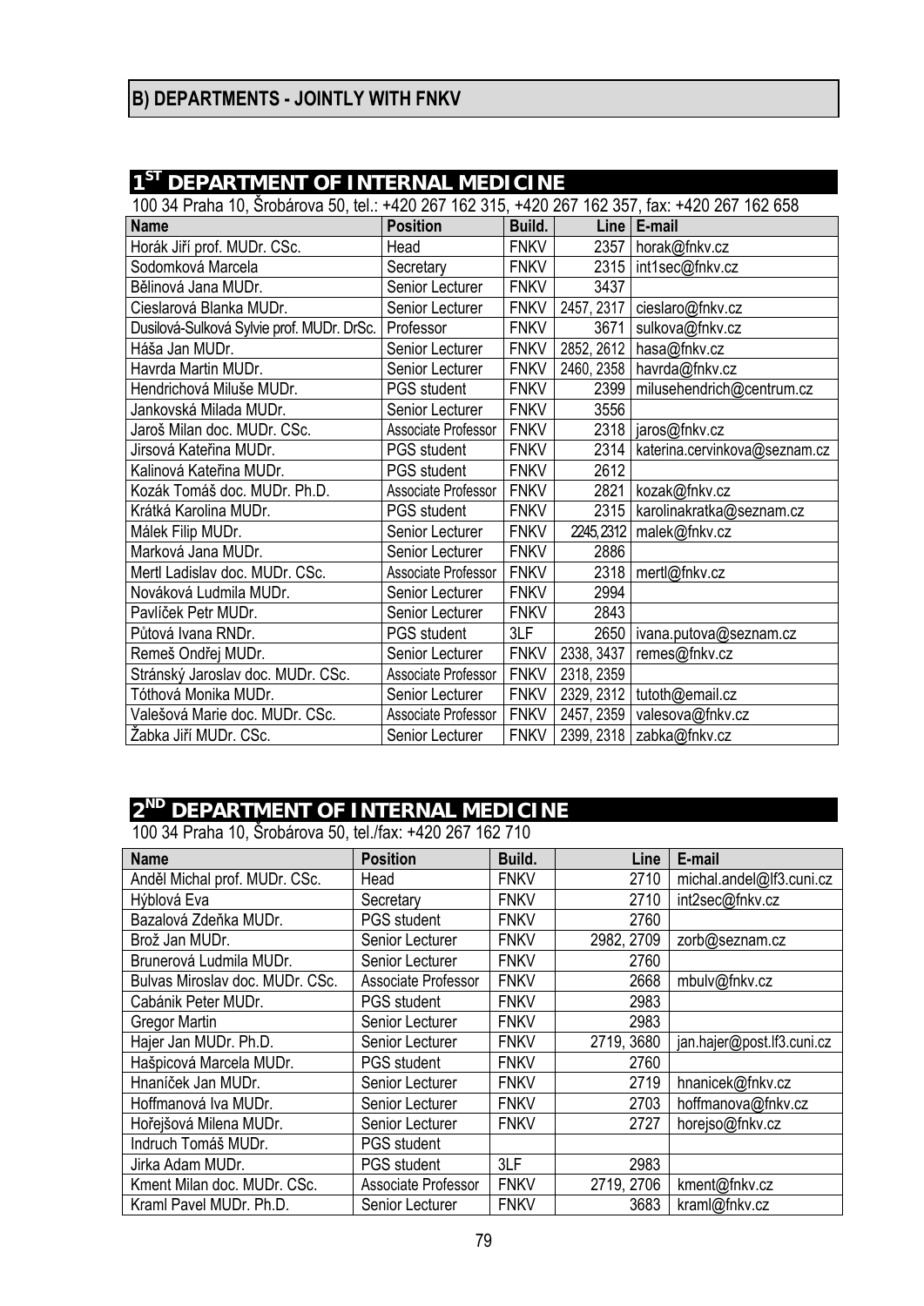## B) DEPARTMENTS - JOINTLY WITH FNKV

### 1ST DEPARTMENT OF INTERNAL MEDICINE

100 34 Praha 10, Šrobárova 50, tel.: +420 267 162 315, +420 267 162 357, fax: +420 267 162 658

| Name | Position | Build. | Line | E-mail |
|---|---|---|---|---|
| Horák Jiří prof. MUDr. CSc. | Head | FNKV | 2357 | horak@fnkv.cz |
| Sodomková Marcela | Secretary | FNKV | 2315 | int1sec@fnkv.cz |
| Bělinová Jana MUDr. | Senior Lecturer | FNKV | 3437 | |
| Cieslarová Blanka MUDr. | Senior Lecturer | FNKV | 2457, 2317 | cieslaro@fnkv.cz |
| Dusilová-Sulková Sylvie prof. MUDr. DrSc. | Professor | FNKV | 3671 | sulkova@fnkv.cz |
| Háša Jan MUDr. | Senior Lecturer | FNKV | 2852, 2612 | hasa@fnkv.cz |
| Havrda Martin MUDr. | Senior Lecturer | FNKV | 2460, 2358 | havrda@fnkv.cz |
| Hendrichová Miluše MUDr. | PGS student | FNKV | 2399 | milusehendrich@centrum.cz |
| Jankovská Milada MUDr. | Senior Lecturer | FNKV | 3556 | |
| Jaroš Milan doc. MUDr. CSc. | Associate Professor | FNKV | 2318 | jaros@fnkv.cz |
| Jirsová Kateřina MUDr. | PGS student | FNKV | 2314 | katerina.cervinkova@seznam.cz |
| Kalinová Kateřina MUDr. | PGS student | FNKV | 2612 | |
| Kozák Tomáš doc. MUDr. Ph.D. | Associate Professor | FNKV | 2821 | kozak@fnkv.cz |
| Krátká Karolina MUDr. | PGS student | FNKV | 2315 | karolinakratka@seznam.cz |
| Málek Filip MUDr. | Senior Lecturer | FNKV | 2245,2312 | malek@fnkv.cz |
| Marková Jana MUDr. | Senior Lecturer | FNKV | 2886 | |
| Mertl Ladislav doc. MUDr. CSc. | Associate Professor | FNKV | 2318 | mertl@fnkv.cz |
| Nováková Ludmila MUDr. | Senior Lecturer | FNKV | 2994 | |
| Pavlíček Petr MUDr. | Senior Lecturer | FNKV | 2843 | |
| Půtová Ivana RNDr. | PGS student | 3LF | 2650 | ivana.putova@seznam.cz |
| Remeš Ondřej MUDr. | Senior Lecturer | FNKV | 2338, 3437 | remes@fnkv.cz |
| Stránský Jaroslav doc. MUDr. CSc. | Associate Professor | FNKV | 2318, 2359 | |
| Tóthová Monika MUDr. | Senior Lecturer | FNKV | 2329, 2312 | tutoth@email.cz |
| Valešová Marie doc. MUDr. CSc. | Associate Professor | FNKV | 2457, 2359 | valesova@fnkv.cz |
| Žabka Jiří MUDr. CSc. | Senior Lecturer | FNKV | 2399, 2318 | zabka@fnkv.cz |

### 2ND DEPARTMENT OF INTERNAL MEDICINE

100 34 Praha 10, Šrobárova 50, tel./fax: +420 267 162 710

| Name | Position | Build. | Line | E-mail |
|---|---|---|---|---|
| Anděl Michal prof. MUDr. CSc. | Head | FNKV | 2710 | michal.andel@lf3.cuni.cz |
| Hýblová Eva | Secretary | FNKV | 2710 | int2sec@fnkv.cz |
| Bazalová Zdeňka MUDr. | PGS student | FNKV | 2760 | |
| Brož Jan MUDr. | Senior Lecturer | FNKV | 2982, 2709 | zorb@seznam.cz |
| Brunerová Ludmila MUDr. | Senior Lecturer | FNKV | 2760 | |
| Bulvas Miroslav doc. MUDr. CSc. | Associate Professor | FNKV | 2668 | mbulv@fnkv.cz |
| Cabánik Peter MUDr. | PGS student | FNKV | 2983 | |
| Gregor Martin | Senior Lecturer | FNKV | 2983 | |
| Hajer Jan MUDr. Ph.D. | Senior Lecturer | FNKV | 2719, 3680 | jan.hajer@post.lf3.cuni.cz |
| Hašpicová Marcela MUDr. | PGS student | FNKV | 2760 | |
| Hnaníček Jan MUDr. | Senior Lecturer | FNKV | 2719 | hnanicek@fnkv.cz |
| Hoffmanová Iva MUDr. | Senior Lecturer | FNKV | 2703 | hoffmanova@fnkv.cz |
| Hořejšová Milena MUDr. | Senior Lecturer | FNKV | 2727 | horejso@fnkv.cz |
| Indruch Tomáš MUDr. | PGS student | | | |
| Jirka Adam MUDr. | PGS student | 3LF | 2983 | |
| Kment Milan doc. MUDr. CSc. | Associate Professor | FNKV | 2719, 2706 | kment@fnkv.cz |
| Kraml Pavel MUDr. Ph.D. | Senior Lecturer | FNKV | 3683 | kraml@fnkv.cz |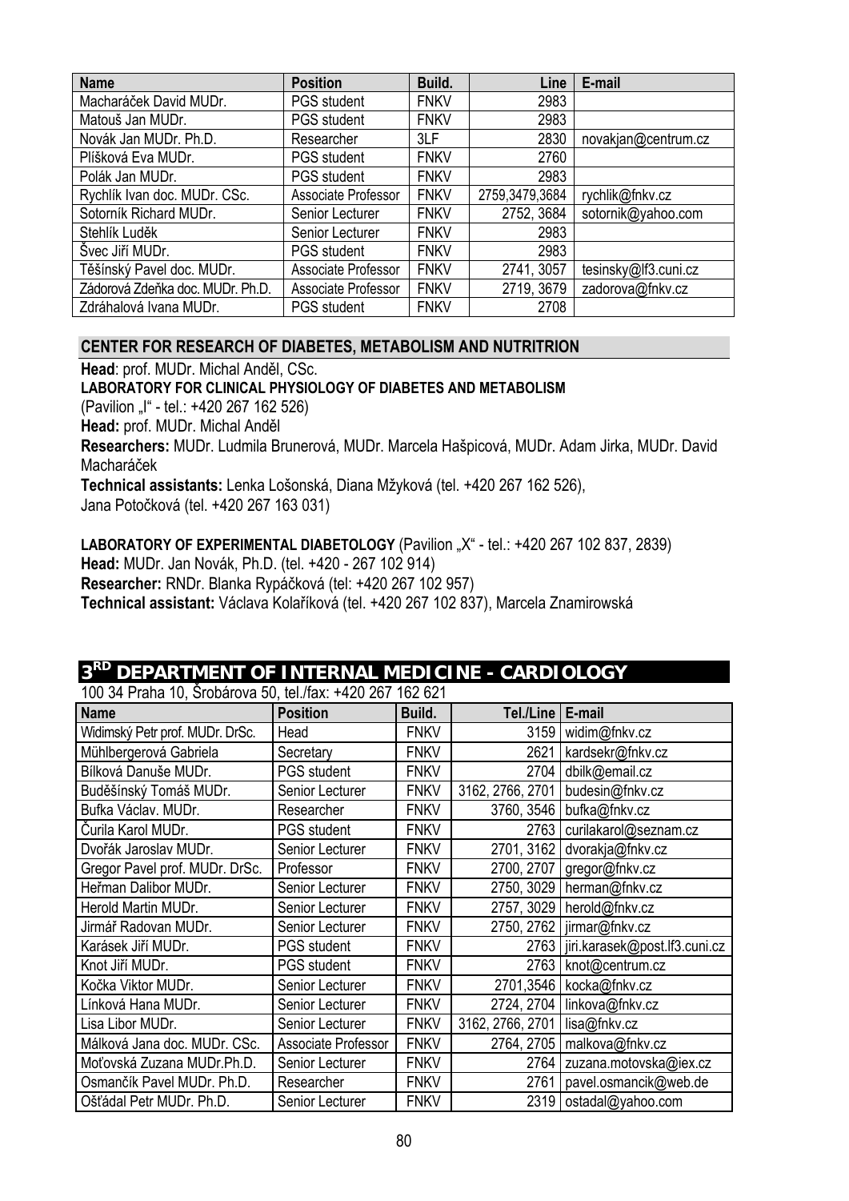| Name | Position | Build. | Line | E-mail |
|---|---|---|---|---|
| Macharáček David MUDr. | PGS student | FNKV | 2983 | |
| Matouš Jan MUDr. | PGS student | FNKV | 2983 | |
| Novák Jan MUDr. Ph.D. | Researcher | 3LF | 2830 | novakjan@centrum.cz |
| Plíšková Eva MUDr. | PGS student | FNKV | 2760 | |
| Polák Jan MUDr. | PGS student | FNKV | 2983 | |
| Rychlík Ivan doc. MUDr. CSc. | Associate Professor | FNKV | 2759,3479,3684 | rychlik@fnkv.cz |
| Sotorník Richard MUDr. | Senior Lecturer | FNKV | 2752, 3684 | sotornik@yahoo.com |
| Stehlík Luděk | Senior Lecturer | FNKV | 2983 | |
| Švec Jiří MUDr. | PGS student | FNKV | 2983 | |
| Těšínský Pavel doc. MUDr. | Associate Professor | FNKV | 2741, 3057 | tesinsky@lf3.cuni.cz |
| Zádorová Zdeňka doc. MUDr. Ph.D. | Associate Professor | FNKV | 2719, 3679 | zadorova@fnkv.cz |
| Zdráhalová Ivana MUDr. | PGS student | FNKV | 2708 | |

## CENTER FOR RESEARCH OF DIABETES, METABOLISM AND NUTRITRION

**Head**: prof. MUDr. Michal Anděl, CSc.

**LABORATORY FOR CLINICAL PHYSIOLOGY OF DIABETES AND METABOLISM**

(Pavilion „I" - tel.: +420 267 162 526)

**Head:** prof. MUDr. Michal Anděl

**Researchers:** MUDr. Ludmila Brunerová, MUDr. Marcela Hašpicová, MUDr. Adam Jirka, MUDr. David Macharáček

**Technical assistants:** Lenka Lošonská, Diana Mžyková (tel. +420 267 162 526), Jana Potočková (tel. +420 267 163 031)

**LABORATORY OF EXPERIMENTAL DIABETOLOGY** (Pavilion „X" - tel.: +420 267 102 837, 2839)

**Head:** MUDr. Jan Novák, Ph.D. (tel. +420 - 267 102 914)

**Researcher:** RNDr. Blanka Rypáčková (tel: +420 267 102 957)

**Technical assistant:** Václava Kolaříková (tel. +420 267 102 837), Marcela Znamirowská

## 3RD DEPARTMENT OF INTERNAL MEDICINE - CARDIOLOGY

100 34 Praha 10, Šrobárova 50, tel./fax: +420 267 162 621

| Name | Position | Build. | Tel./Line | E-mail |
|---|---|---|---|---|
| Widimský Petr prof. MUDr. DrSc. | Head | FNKV | 3159 | widim@fnkv.cz |
| Mühlbergerová Gabriela | Secretary | FNKV | 2621 | kardsekr@fnkv.cz |
| Bílková Danuše MUDr. | PGS student | FNKV | 2704 | dbilk@email.cz |
| Buděšínský Tomáš MUDr. | Senior Lecturer | FNKV | 3162, 2766, 2701 | budesin@fnkv.cz |
| Bufka Václav. MUDr. | Researcher | FNKV | 3760, 3546 | bufka@fnkv.cz |
| Čurila Karol MUDr. | PGS student | FNKV | 2763 | curilakarol@seznam.cz |
| Dvořák Jaroslav MUDr. | Senior Lecturer | FNKV | 2701, 3162 | dvorakja@fnkv.cz |
| Gregor Pavel prof. MUDr. DrSc. | Professor | FNKV | 2700, 2707 | gregor@fnkv.cz |
| Heřman Dalibor MUDr. | Senior Lecturer | FNKV | 2750, 3029 | herman@fnkv.cz |
| Herold Martin MUDr. | Senior Lecturer | FNKV | 2757, 3029 | herold@fnkv.cz |
| Jirmář Radovan MUDr. | Senior Lecturer | FNKV | 2750, 2762 | jirmar@fnkv.cz |
| Karásek Jiří MUDr. | PGS student | FNKV | 2763 | jiri.karasek@post.lf3.cuni.cz |
| Knot Jiří MUDr. | PGS student | FNKV | 2763 | knot@centrum.cz |
| Kočka Viktor MUDr. | Senior Lecturer | FNKV | 2701,3546 | kocka@fnkv.cz |
| Línková Hana MUDr. | Senior Lecturer | FNKV | 2724, 2704 | linkova@fnkv.cz |
| Lisa Libor MUDr. | Senior Lecturer | FNKV | 3162, 2766, 2701 | lisa@fnkv.cz |
| Málková Jana doc. MUDr. CSc. | Associate Professor | FNKV | 2764, 2705 | malkova@fnkv.cz |
| Moťovská Zuzana MUDr.Ph.D. | Senior Lecturer | FNKV | 2764 | zuzana.motovska@iex.cz |
| Osmančík Pavel MUDr. Ph.D. | Researcher | FNKV | 2761 | pavel.osmancik@web.de |
| Ošťádal Petr MUDr. Ph.D. | Senior Lecturer | FNKV | 2319 | ostadal@yahoo.com |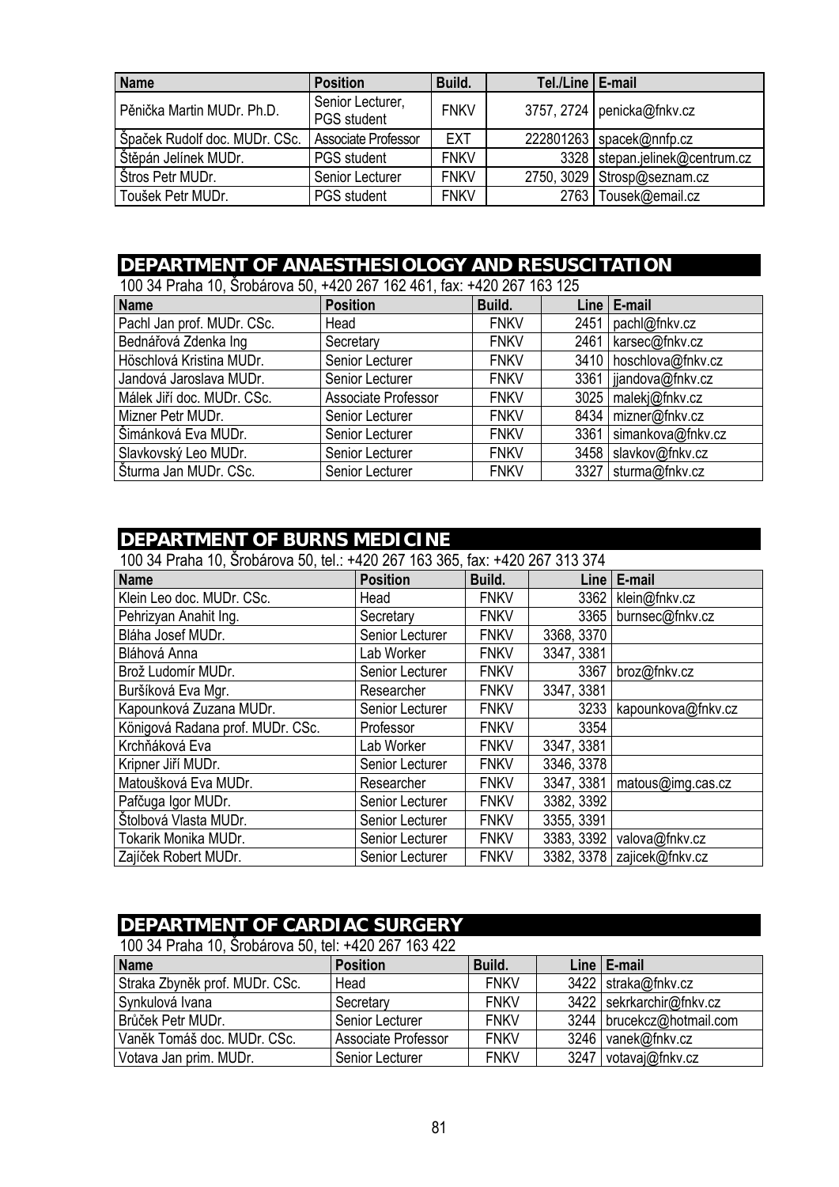| Name | Position | Build. | Tel./Line | E-mail |
|---|---|---|---|---|
| Pěnička Martin MUDr. Ph.D. | Senior Lecturer, PGS student | FNKV | 3757, 2724 | penicka@fnkv.cz |
| Špaček Rudolf doc. MUDr. CSc. | Associate Professor | EXT | 222801263 | spacek@nnfp.cz |
| Štěpán Jelínek MUDr. | PGS student | FNKV | 3328 | stepan.jelinek@centrum.cz |
| Štros Petr MUDr. | Senior Lecturer | FNKV | 2750, 3029 | Strosp@seznam.cz |
| Toušek Petr MUDr. | PGS student | FNKV | 2763 | Tousek@email.cz |

## DEPARTMENT OF ANAESTHESIOLOGY AND RESUSCITATION

100 34 Praha 10, Šrobárova 50, +420 267 162 461, fax: +420 267 163 125

| Name | Position | Build. | Line | E-mail |
|---|---|---|---|---|
| Pachl Jan prof. MUDr. CSc. | Head | FNKV | 2451 | pachl@fnkv.cz |
| Bednářová Zdenka Ing | Secretary | FNKV | 2461 | karsec@fnkv.cz |
| Höschlová Kristina MUDr. | Senior Lecturer | FNKV | 3410 | hoschlova@fnkv.cz |
| Jandová Jaroslava MUDr. | Senior Lecturer | FNKV | 3361 | jjandova@fnkv.cz |
| Málek Jiří doc. MUDr. CSc. | Associate Professor | FNKV | 3025 | malekj@fnkv.cz |
| Mizner Petr MUDr. | Senior Lecturer | FNKV | 8434 | mizner@fnkv.cz |
| Šimánková Eva MUDr. | Senior Lecturer | FNKV | 3361 | simankova@fnkv.cz |
| Slavkovský Leo MUDr. | Senior Lecturer | FNKV | 3458 | slavkov@fnkv.cz |
| Šturma Jan MUDr. CSc. | Senior Lecturer | FNKV | 3327 | sturma@fnkv.cz |

## DEPARTMENT OF BURNS MEDICINE

100 34 Praha 10, Šrobárova 50, tel.: +420 267 163 365, fax: +420 267 313 374

| Name | Position | Build. | Line | E-mail |
|---|---|---|---|---|
| Klein Leo doc. MUDr. CSc. | Head | FNKV | 3362 | klein@fnkv.cz |
| Pehrizyan Anahit Ing. | Secretary | FNKV | 3365 | burnsec@fnkv.cz |
| Bláha Josef MUDr. | Senior Lecturer | FNKV | 3368, 3370 | |
| Bláhová Anna | Lab Worker | FNKV | 3347, 3381 | |
| Brož Ludomír MUDr. | Senior Lecturer | FNKV | 3367 | broz@fnkv.cz |
| Buršíková Eva Mgr. | Researcher | FNKV | 3347, 3381 | |
| Kapounková Zuzana MUDr. | Senior Lecturer | FNKV | 3233 | kapounkova@fnkv.cz |
| Königová Radana prof. MUDr. CSc. | Professor | FNKV | 3354 | |
| Krchňáková Eva | Lab Worker | FNKV | 3347, 3381 | |
| Kripner Jiří MUDr. | Senior Lecturer | FNKV | 3346, 3378 | |
| Matoušková Eva MUDr. | Researcher | FNKV | 3347, 3381 | matous@img.cas.cz |
| Pafčuga Igor MUDr. | Senior Lecturer | FNKV | 3382, 3392 | |
| Štolbová Vlasta MUDr. | Senior Lecturer | FNKV | 3355, 3391 | |
| Tokarik Monika MUDr. | Senior Lecturer | FNKV | 3383, 3392 | valova@fnkv.cz |
| Zajíček Robert MUDr. | Senior Lecturer | FNKV | 3382, 3378 | zajicek@fnkv.cz |

## DEPARTMENT OF CARDIAC SURGERY

100 34 Praha 10, Šrobárova 50, tel: +420 267 163 422

| Name | Position | Build. | Line | E-mail |
|---|---|---|---|---|
| Straka Zbyněk prof. MUDr. CSc. | Head | FNKV | 3422 | straka@fnkv.cz |
| Synkulová Ivana | Secretary | FNKV | 3422 | sekrkarchir@fnkv.cz |
| Brůček Petr MUDr. | Senior Lecturer | FNKV | 3244 | brucekcz@hotmail.com |
| Vaněk Tomáš doc. MUDr. CSc. | Associate Professor | FNKV | 3246 | vanek@fnkv.cz |
| Votava Jan prim. MUDr. | Senior Lecturer | FNKV | 3247 | votavaj@fnkv.cz |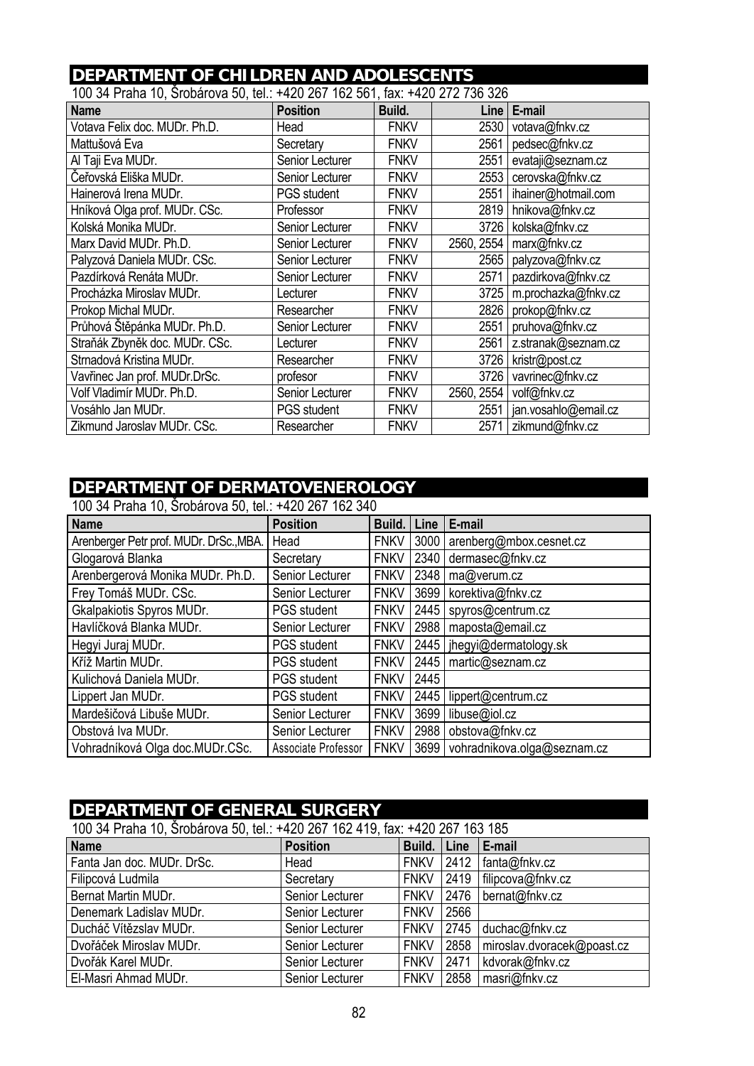## DEPARTMENT OF CHILDREN AND ADOLESCENTS

100 34 Praha 10, Šrobárova 50, tel.: +420 267 162 561, fax: +420 272 736 326

| Name | Position | Build. | Line | E-mail |
|---|---|---|---|---|
| Votava Felix doc. MUDr. Ph.D. | Head | FNKV | 2530 | votava@fnkv.cz |
| Mattušová Eva | Secretary | FNKV | 2561 | pedsec@fnkv.cz |
| Al Taji Eva MUDr. | Senior Lecturer | FNKV | 2551 | evataji@seznam.cz |
| Čeřovská Eliška MUDr. | Senior Lecturer | FNKV | 2553 | cerovska@fnkv.cz |
| Hainerová Irena MUDr. | PGS student | FNKV | 2551 | ihainer@hotmail.com |
| Hníková Olga prof. MUDr. CSc. | Professor | FNKV | 2819 | hnikova@fnkv.cz |
| Kolská Monika MUDr. | Senior Lecturer | FNKV | 3726 | kolska@fnkv.cz |
| Marx David MUDr. Ph.D. | Senior Lecturer | FNKV | 2560, 2554 | marx@fnkv.cz |
| Palyzová Daniela MUDr. CSc. | Senior Lecturer | FNKV | 2565 | palyzova@fnkv.cz |
| Pazdírková Renáta MUDr. | Senior Lecturer | FNKV | 2571 | pazdirkova@fnkv.cz |
| Procházka Miroslav MUDr. | Lecturer | FNKV | 3725 | m.prochazka@fnkv.cz |
| Prokop Michal MUDr. | Researcher | FNKV | 2826 | prokop@fnkv.cz |
| Průhová Štěpánka MUDr. Ph.D. | Senior Lecturer | FNKV | 2551 | pruhova@fnkv.cz |
| Straňák Zbyněk doc. MUDr. CSc. | Lecturer | FNKV | 2561 | z.stranak@seznam.cz |
| Strnadová Kristina MUDr. | Researcher | FNKV | 3726 | kristr@post.cz |
| Vavřinec Jan prof. MUDr.DrSc. | profesor | FNKV | 3726 | vavrinec@fnkv.cz |
| Volf Vladimír MUDr. Ph.D. | Senior Lecturer | FNKV | 2560, 2554 | volf@fnkv.cz |
| Vosáhlo Jan MUDr. | PGS student | FNKV | 2551 | jan.vosahlo@email.cz |
| Zikmund Jaroslav MUDr. CSc. | Researcher | FNKV | 2571 | zikmund@fnkv.cz |

## DEPARTMENT OF DERMATOVENEROLOGY

100 34 Praha 10, Šrobárova 50, tel.: +420 267 162 340

| Name | Position | Build. | Line | E-mail |
|---|---|---|---|---|
| Arenberger Petr prof. MUDr. DrSc.,MBA. | Head | FNKV | 3000 | arenberg@mbox.cesnet.cz |
| Glogarová Blanka | Secretary | FNKV | 2340 | dermasec@fnkv.cz |
| Arenbergerová Monika MUDr. Ph.D. | Senior Lecturer | FNKV | 2348 | ma@verum.cz |
| Frey Tomáš MUDr. CSc. | Senior Lecturer | FNKV | 3699 | korektiva@fnkv.cz |
| Gkalpakiotis Spyros MUDr. | PGS student | FNKV | 2445 | spyros@centrum.cz |
| Havlíčková Blanka MUDr. | Senior Lecturer | FNKV | 2988 | maposta@email.cz |
| Hegyi Juraj MUDr. | PGS student | FNKV | 2445 | jhegyi@dermatology.sk |
| Kříž Martin MUDr. | PGS student | FNKV | 2445 | martic@seznam.cz |
| Kulichová Daniela MUDr. | PGS student | FNKV | 2445 | |
| Lippert Jan MUDr. | PGS student | FNKV | 2445 | lippert@centrum.cz |
| Mardešičová Libuše MUDr. | Senior Lecturer | FNKV | 3699 | libuse@iol.cz |
| Obstová Iva MUDr. | Senior Lecturer | FNKV | 2988 | obstova@fnkv.cz |
| Vohradníková Olga doc.MUDr.CSc. | Associate Professor | FNKV | 3699 | vohradnikova.olga@seznam.cz |

## DEPARTMENT OF GENERAL SURGERY

100 34 Praha 10, Šrobárova 50, tel.: +420 267 162 419, fax: +420 267 163 185

| Name | Position | Build. | Line | E-mail |
|---|---|---|---|---|
| Fanta Jan doc. MUDr. DrSc. | Head | FNKV | 2412 | fanta@fnkv.cz |
| Filipcová Ludmila | Secretary | FNKV | 2419 | filipcova@fnkv.cz |
| Bernat Martin MUDr. | Senior Lecturer | FNKV | 2476 | bernat@fnkv.cz |
| Denemark Ladislav MUDr. | Senior Lecturer | FNKV | 2566 | |
| Ducháč Vítězslav MUDr. | Senior Lecturer | FNKV | 2745 | duchac@fnkv.cz |
| Dvořáček Miroslav MUDr. | Senior Lecturer | FNKV | 2858 | miroslav.dvoracek@poast.cz |
| Dvořák Karel MUDr. | Senior Lecturer | FNKV | 2471 | kdvorak@fnkv.cz |
| El-Masri Ahmad MUDr. | Senior Lecturer | FNKV | 2858 | masri@fnkv.cz |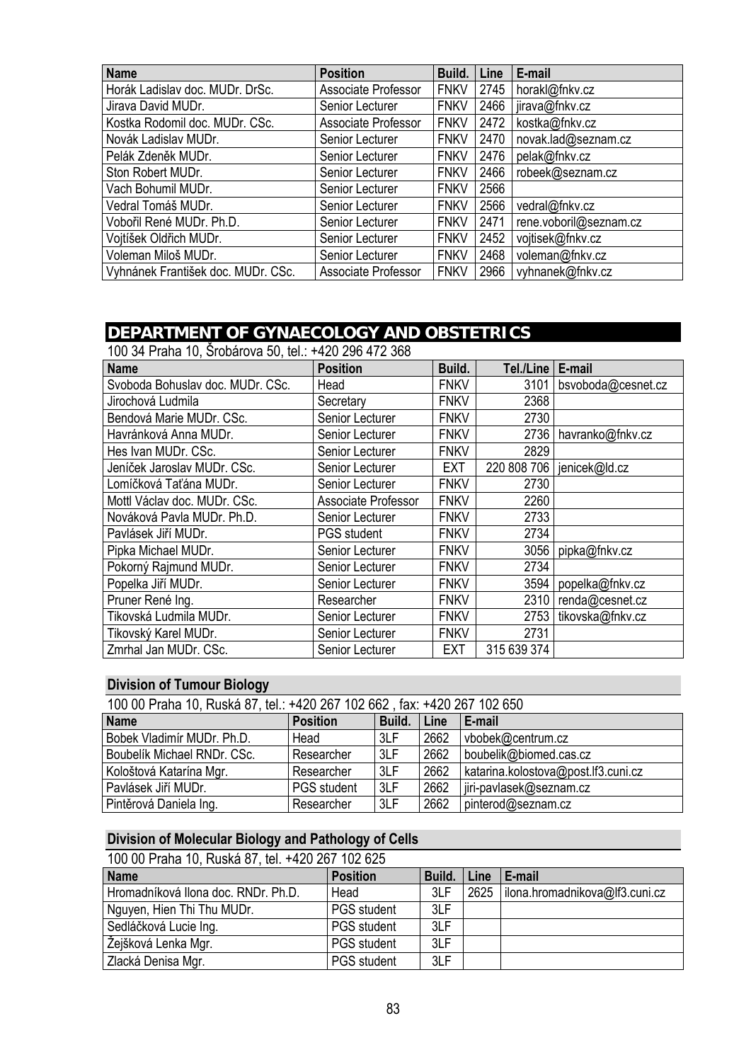| Name | Position | Build. | Line | E-mail |
| --- | --- | --- | --- | --- |
| Horák Ladislav doc. MUDr. DrSc. | Associate Professor | FNKV | 2745 | horakl@fnkv.cz |
| Jirava David MUDr. | Senior Lecturer | FNKV | 2466 | jirava@fnkv.cz |
| Kostka Rodomil doc. MUDr. CSc. | Associate Professor | FNKV | 2472 | kostka@fnkv.cz |
| Novák Ladislav MUDr. | Senior Lecturer | FNKV | 2470 | novak.lad@seznam.cz |
| Pelák Zdeněk MUDr. | Senior Lecturer | FNKV | 2476 | pelak@fnkv.cz |
| Ston Robert MUDr. | Senior Lecturer | FNKV | 2466 | robeek@seznam.cz |
| Vach Bohumil MUDr. | Senior Lecturer | FNKV | 2566 | |
| Vedral Tomáš MUDr. | Senior Lecturer | FNKV | 2566 | vedral@fnkv.cz |
| Vobořil René MUDr. Ph.D. | Senior Lecturer | FNKV | 2471 | rene.voboril@seznam.cz |
| Vojtíšek Oldřich MUDr. | Senior Lecturer | FNKV | 2452 | vojtisek@fnkv.cz |
| Voleman Miloš MUDr. | Senior Lecturer | FNKV | 2468 | voleman@fnkv.cz |
| Vyhnánek František doc. MUDr. CSc. | Associate Professor | FNKV | 2966 | vyhnanek@fnkv.cz |

## DEPARTMENT OF GYNAECOLOGY AND OBSTETRICS

100 34 Praha 10, Šrobárova 50, tel.: +420 296 472 368

| Name | Position | Build. | Tel./Line | E-mail |
| --- | --- | --- | --- | --- |
| Svoboda Bohuslav doc. MUDr. CSc. | Head | FNKV | 3101 | bsvoboda@cesnet.cz |
| Jirochová Ludmila | Secretary | FNKV | 2368 | |
| Bendová Marie MUDr. CSc. | Senior Lecturer | FNKV | 2730 | |
| Havránková Anna MUDr. | Senior Lecturer | FNKV | 2736 | havranko@fnkv.cz |
| Hes Ivan MUDr. CSc. | Senior Lecturer | FNKV | 2829 | |
| Jeníček Jaroslav MUDr. CSc. | Senior Lecturer | EXT | 220 808 706 | jenicek@ld.cz |
| Lomíčková Taťána MUDr. | Senior Lecturer | FNKV | 2730 | |
| Mottl Václav doc. MUDr. CSc. | Associate Professor | FNKV | 2260 | |
| Nováková Pavla MUDr. Ph.D. | Senior Lecturer | FNKV | 2733 | |
| Pavlásek Jiří MUDr. | PGS student | FNKV | 2734 | |
| Pipka Michael MUDr. | Senior Lecturer | FNKV | 3056 | pipka@fnkv.cz |
| Pokorný Rajmund MUDr. | Senior Lecturer | FNKV | 2734 | |
| Popelka Jiří MUDr. | Senior Lecturer | FNKV | 3594 | popelka@fnkv.cz |
| Pruner René Ing. | Researcher | FNKV | 2310 | renda@cesnet.cz |
| Tikovská Ludmila MUDr. | Senior Lecturer | FNKV | 2753 | tikovska@fnkv.cz |
| Tikovský Karel MUDr. | Senior Lecturer | FNKV | 2731 | |
| Zmrhal Jan MUDr. CSc. | Senior Lecturer | EXT | 315 639 374 | |

### Division of Tumour Biology

100 00 Praha 10, Ruská 87, tel.: +420 267 102 662 , fax: +420 267 102 650

| Name | Position | Build. | Line | E-mail |
| --- | --- | --- | --- | --- |
| Bobek Vladimír MUDr. Ph.D. | Head | 3LF | 2662 | vbobek@centrum.cz |
| Boubelík Michael RNDr. CSc. | Researcher | 3LF | 2662 | boubelik@biomed.cas.cz |
| Kološtová Katarína Mgr. | Researcher | 3LF | 2662 | katarina.kolostova@post.lf3.cuni.cz |
| Pavlásek Jiří MUDr. | PGS student | 3LF | 2662 | jiri-pavlasek@seznam.cz |
| Pintěrová Daniela Ing. | Researcher | 3LF | 2662 | pinterod@seznam.cz |

### Division of Molecular Biology and Pathology of Cells

100 00 Praha 10, Ruská 87, tel. +420 267 102 625

| Name | Position | Build. | Line | E-mail |
| --- | --- | --- | --- | --- |
| Hromadníková Ilona doc. RNDr. Ph.D. | Head | 3LF | 2625 | ilona.hromadnikova@lf3.cuni.cz |
| Nguyen, Hien Thi Thu MUDr. | PGS student | 3LF | | |
| Sedláčková Lucie Ing. | PGS student | 3LF | | |
| Žejšková Lenka Mgr. | PGS student | 3LF | | |
| Zlacká Denisa Mgr. | PGS student | 3LF | | |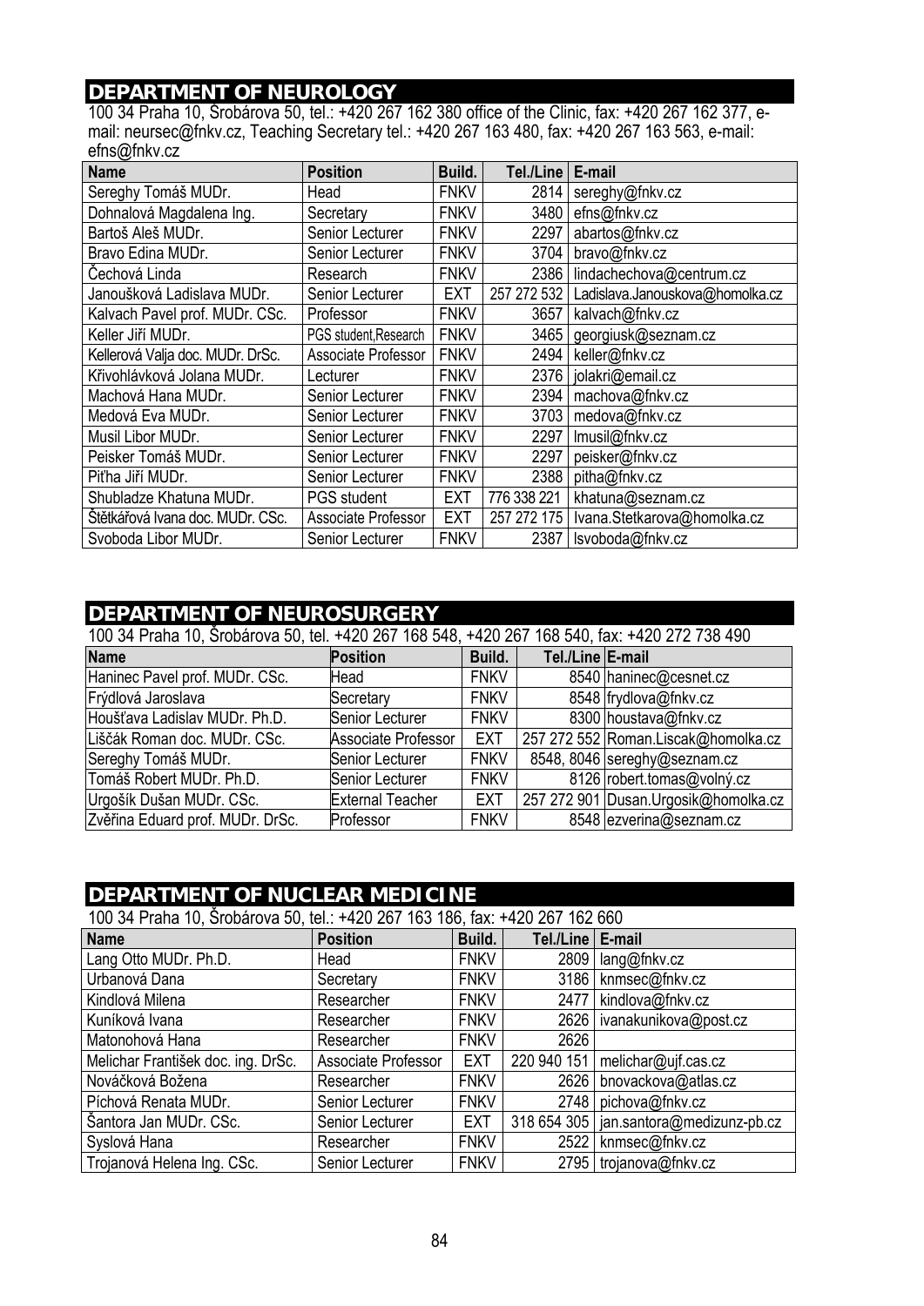## DEPARTMENT OF NEUROLOGY

100 34 Praha 10, Šrobárova 50, tel.: +420 267 162 380 office of the Clinic, fax: +420 267 162 377, e-mail: neursec@fnkv.cz, Teaching Secretary tel.: +420 267 163 480, fax: +420 267 163 563, e-mail: efns@fnkv.cz

| Name | Position | Build. | Tel./Line | E-mail |
|---|---|---|---|---|
| Sereghy Tomáš MUDr. | Head | FNKV | 2814 | sereghy@fnkv.cz |
| Dohnalová Magdalena Ing. | Secretary | FNKV | 3480 | efns@fnkv.cz |
| Bartoš Aleš MUDr. | Senior Lecturer | FNKV | 2297 | abartos@fnkv.cz |
| Bravo Edina MUDr. | Senior Lecturer | FNKV | 3704 | bravo@fnkv.cz |
| Čechová Linda | Research | FNKV | 2386 | lindachechova@centrum.cz |
| Janoušková Ladislava MUDr. | Senior Lecturer | EXT | 257 272 532 | Ladislava.Janouskova@homolka.cz |
| Kalvach Pavel prof. MUDr. CSc. | Professor | FNKV | 3657 | kalvach@fnkv.cz |
| Keller Jiří MUDr. | PGS student,Research | FNKV | 3465 | georgiusk@seznam.cz |
| Kellerová Valja doc. MUDr. DrSc. | Associate Professor | FNKV | 2494 | keller@fnkv.cz |
| Křivohlávková Jolana MUDr. | Lecturer | FNKV | 2376 | jolakri@email.cz |
| Machová Hana MUDr. | Senior Lecturer | FNKV | 2394 | machova@fnkv.cz |
| Medová Eva MUDr. | Senior Lecturer | FNKV | 3703 | medova@fnkv.cz |
| Musil Libor MUDr. | Senior Lecturer | FNKV | 2297 | lmusil@fnkv.cz |
| Peisker Tomáš MUDr. | Senior Lecturer | FNKV | 2297 | peisker@fnkv.cz |
| Piťha Jiří MUDr. | Senior Lecturer | FNKV | 2388 | pitha@fnkv.cz |
| Shubladze Khatuna MUDr. | PGS student | EXT | 776 338 221 | khatuna@seznam.cz |
| Štětkářová Ivana doc. MUDr. CSc. | Associate Professor | EXT | 257 272 175 | Ivana.Stetkarova@homolka.cz |
| Svoboda Libor MUDr. | Senior Lecturer | FNKV | 2387 | lsvoboda@fnkv.cz |

## DEPARTMENT OF NEUROSURGERY

100 34 Praha 10, Šrobárova 50, tel. +420 267 168 548, +420 267 168 540, fax: +420 272 738 490

| Name | Position | Build. | Tel./Line | E-mail |
|---|---|---|---|---|
| Haninec Pavel prof. MUDr. CSc. | Head | FNKV | 8540 | haninec@cesnet.cz |
| Frýdlová Jaroslava | Secretary | FNKV | 8548 | frydlova@fnkv.cz |
| Houšťava Ladislav MUDr. Ph.D. | Senior Lecturer | FNKV | 8300 | houstava@fnkv.cz |
| Liščák Roman doc. MUDr. CSc. | Associate Professor | EXT | 257 272 552 | Roman.Liscak@homolka.cz |
| Sereghy Tomáš MUDr. | Senior Lecturer | FNKV | 8548, 8046 | sereghy@seznam.cz |
| Tomáš Robert MUDr. Ph.D. | Senior Lecturer | FNKV | 8126 | robert.tomas@volný.cz |
| Urgošík Dušan MUDr. CSc. | External Teacher | EXT | 257 272 901 | Dusan.Urgosik@homolka.cz |
| Zvěřina Eduard prof. MUDr. DrSc. | Professor | FNKV | 8548 | ezverina@seznam.cz |

## DEPARTMENT OF NUCLEAR MEDICINE

100 34 Praha 10, Šrobárova 50, tel.: +420 267 163 186, fax: +420 267 162 660

| Name | Position | Build. | Tel./Line | E-mail |
|---|---|---|---|---|
| Lang Otto MUDr. Ph.D. | Head | FNKV | 2809 | lang@fnkv.cz |
| Urbanová Dana | Secretary | FNKV | 3186 | knmsec@fnkv.cz |
| Kindlová Milena | Researcher | FNKV | 2477 | kindlova@fnkv.cz |
| Kuníková Ivana | Researcher | FNKV | 2626 | ivanakunikova@post.cz |
| Matonohová Hana | Researcher | FNKV | 2626 | |
| Melichar František doc. ing. DrSc. | Associate Professor | EXT | 220 940 151 | melichar@ujf.cas.cz |
| Nováčková Božena | Researcher | FNKV | 2626 | bnovackova@atlas.cz |
| Píchová Renata MUDr. | Senior Lecturer | FNKV | 2748 | pichova@fnkv.cz |
| Šantora Jan MUDr. CSc. | Senior Lecturer | EXT | 318 654 305 | jan.santora@medizunz-pb.cz |
| Syslová Hana | Researcher | FNKV | 2522 | knmsec@fnkv.cz |
| Trojanová Helena Ing. CSc. | Senior Lecturer | FNKV | 2795 | trojanova@fnkv.cz |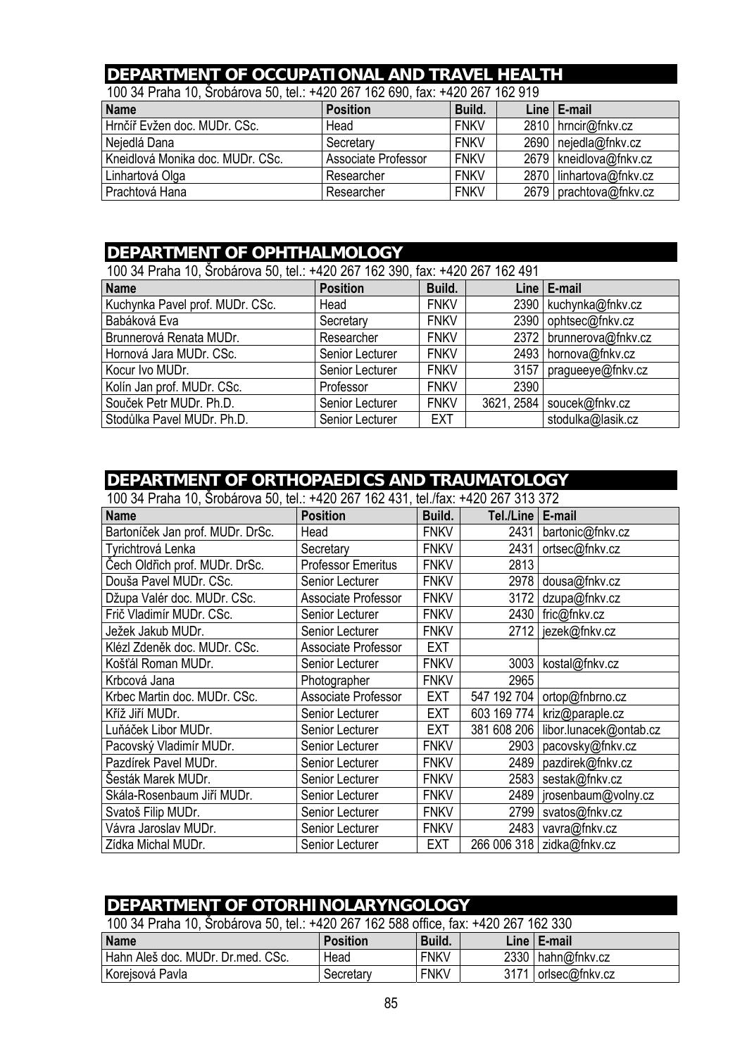## DEPARTMENT OF OCCUPATIONAL AND TRAVEL HEALTH

100 34 Praha 10, Šrobárova 50, tel.: +420 267 162 690, fax: +420 267 162 919

| Name | Position | Build. | Line | E-mail |
|---|---|---|---|---|
| Hrnčíř Evžen doc. MUDr. CSc. | Head | FNKV | 2810 | hrncir@fnkv.cz |
| Nejedlá Dana | Secretary | FNKV | 2690 | nejedla@fnkv.cz |
| Kneidlová Monika doc. MUDr. CSc. | Associate Professor | FNKV | 2679 | kneidlova@fnkv.cz |
| Linhartová Olga | Researcher | FNKV | 2870 | linhartova@fnkv.cz |
| Prachtová Hana | Researcher | FNKV | 2679 | prachtova@fnkv.cz |

## DEPARTMENT OF OPHTHALMOLOGY

100 34 Praha 10, Šrobárova 50, tel.: +420 267 162 390, fax: +420 267 162 491

| Name | Position | Build. | Line | E-mail |
|---|---|---|---|---|
| Kuchynka Pavel prof. MUDr. CSc. | Head | FNKV | 2390 | kuchynka@fnkv.cz |
| Babáková Eva | Secretary | FNKV | 2390 | ophtsec@fnkv.cz |
| Brunnerová Renata MUDr. | Researcher | FNKV | 2372 | brunnerova@fnkv.cz |
| Hornová Jara MUDr. CSc. | Senior Lecturer | FNKV | 2493 | hornova@fnkv.cz |
| Kocur Ivo MUDr. | Senior Lecturer | FNKV | 3157 | pragueeye@fnkv.cz |
| Kolín Jan prof. MUDr. CSc. | Professor | FNKV | 2390 | |
| Souček Petr MUDr. Ph.D. | Senior Lecturer | FNKV | 3621, 2584 | soucek@fnkv.cz |
| Stodůlka Pavel MUDr. Ph.D. | Senior Lecturer | EXT | | stodulka@lasik.cz |

## DEPARTMENT OF ORTHOPAEDICS AND TRAUMATOLOGY

100 34 Praha 10, Šrobárova 50, tel.: +420 267 162 431, tel./fax: +420 267 313 372

| Name | Position | Build. | Tel./Line | E-mail |
|---|---|---|---|---|
| Bartoníček Jan prof. MUDr. DrSc. | Head | FNKV | 2431 | bartonic@fnkv.cz |
| Tyrichtrová Lenka | Secretary | FNKV | 2431 | ortsec@fnkv.cz |
| Čech Oldřich prof. MUDr. DrSc. | Professor Emeritus | FNKV | 2813 | |
| Douša Pavel MUDr. CSc. | Senior Lecturer | FNKV | 2978 | dousa@fnkv.cz |
| Džupa Valér doc. MUDr. CSc. | Associate Professor | FNKV | 3172 | dzupa@fnkv.cz |
| Frič Vladimír MUDr. CSc. | Senior Lecturer | FNKV | 2430 | fric@fnkv.cz |
| Ježek Jakub MUDr. | Senior Lecturer | FNKV | 2712 | jezek@fnkv.cz |
| Klézl Zdeněk doc. MUDr. CSc. | Associate Professor | EXT | | |
| Košťál Roman MUDr. | Senior Lecturer | FNKV | 3003 | kostal@fnkv.cz |
| Krbcová Jana | Photographer | FNKV | 2965 | |
| Krbec Martin doc. MUDr. CSc. | Associate Professor | EXT | 547 192 704 | ortop@fnbrno.cz |
| Kříž Jiří MUDr. | Senior Lecturer | EXT | 603 169 774 | kriz@paraple.cz |
| Luňáček Libor MUDr. | Senior Lecturer | EXT | 381 608 206 | libor.lunacek@ontab.cz |
| Pacovský Vladimír MUDr. | Senior Lecturer | FNKV | 2903 | pacovsky@fnkv.cz |
| Pazdírek Pavel MUDr. | Senior Lecturer | FNKV | 2489 | pazdirek@fnkv.cz |
| Šesták Marek MUDr. | Senior Lecturer | FNKV | 2583 | sestak@fnkv.cz |
| Skála-Rosenbaum Jiří MUDr. | Senior Lecturer | FNKV | 2489 | jrosenbaum@volny.cz |
| Svatoš Filip MUDr. | Senior Lecturer | FNKV | 2799 | svatos@fnkv.cz |
| Vávra Jaroslav MUDr. | Senior Lecturer | FNKV | 2483 | vavra@fnkv.cz |
| Zídka Michal MUDr. | Senior Lecturer | EXT | 266 006 318 | zidka@fnkv.cz |

## DEPARTMENT OF OTORHINOLARYNGOLOGY

100 34 Praha 10, Šrobárova 50, tel.: +420 267 162 588 office, fax: +420 267 162 330

| Name | Position | Build. | Line | E-mail |
|---|---|---|---|---|
| Hahn Aleš doc. MUDr. Dr.med. CSc. | Head | FNKV | 2330 | hahn@fnkv.cz |
| Korejsová Pavla | Secretary | FNKV | 3171 | orlsec@fnkv.cz |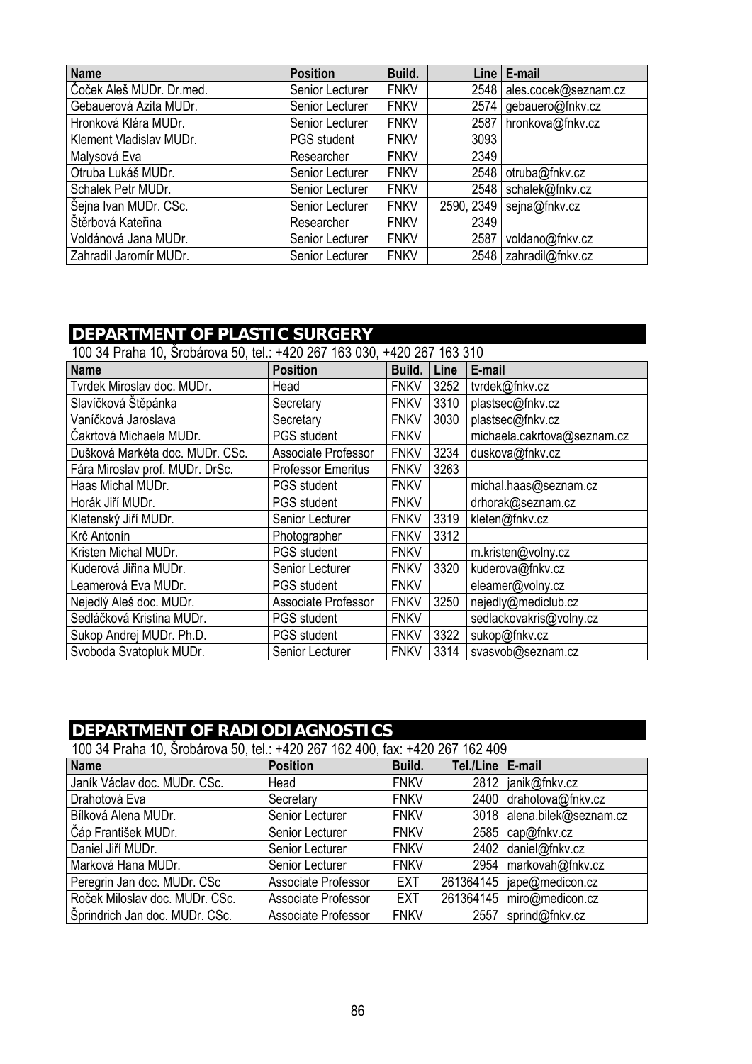| Name | Position | Build. | Line | E-mail |
|---|---|---|---|---|
| Čoček Aleš MUDr. Dr.med. | Senior Lecturer | FNKV | 2548 | ales.cocek@seznam.cz |
| Gebauerová Azita MUDr. | Senior Lecturer | FNKV | 2574 | gebauero@fnkv.cz |
| Hronková Klára MUDr. | Senior Lecturer | FNKV | 2587 | hronkova@fnkv.cz |
| Klement Vladislav MUDr. | PGS student | FNKV | 3093 | |
| Malysová Eva | Researcher | FNKV | 2349 | |
| Otruba Lukáš MUDr. | Senior Lecturer | FNKV | 2548 | otruba@fnkv.cz |
| Schalek Petr MUDr. | Senior Lecturer | FNKV | 2548 | schalek@fnkv.cz |
| Šejna Ivan MUDr. CSc. | Senior Lecturer | FNKV | 2590, 2349 | sejna@fnkv.cz |
| Štěrbová Kateřina | Researcher | FNKV | 2349 | |
| Voldánová Jana MUDr. | Senior Lecturer | FNKV | 2587 | voldano@fnkv.cz |
| Zahradil Jaromír MUDr. | Senior Lecturer | FNKV | 2548 | zahradil@fnkv.cz |

## DEPARTMENT OF PLASTIC SURGERY

100 34 Praha 10, Šrobárova 50, tel.: +420 267 163 030, +420 267 163 310

| Name | Position | Build. | Line | E-mail |
|---|---|---|---|---|
| Tvrdek Miroslav doc. MUDr. | Head | FNKV | 3252 | tvrdek@fnkv.cz |
| Slavíčková Štěpánka | Secretary | FNKV | 3310 | plastsec@fnkv.cz |
| Vaníčková Jaroslava | Secretary | FNKV | 3030 | plastsec@fnkv.cz |
| Čakrtová Michaela MUDr. | PGS student | FNKV | | michaela.cakrtova@seznam.cz |
| Dušková Markéta doc. MUDr. CSc. | Associate Professor | FNKV | 3234 | duskova@fnkv.cz |
| Fára Miroslav prof. MUDr. DrSc. | Professor Emeritus | FNKV | 3263 | |
| Haas Michal MUDr. | PGS student | FNKV | | michal.haas@seznam.cz |
| Horák Jiří MUDr. | PGS student | FNKV | | drhorak@seznam.cz |
| Kletenský Jiří MUDr. | Senior Lecturer | FNKV | 3319 | kleten@fnkv.cz |
| Krč Antonín | Photographer | FNKV | 3312 | |
| Kristen Michal MUDr. | PGS student | FNKV | | m.kristen@volny.cz |
| Kuderová Jiřina MUDr. | Senior Lecturer | FNKV | 3320 | kuderova@fnkv.cz |
| Leamerová Eva MUDr. | PGS student | FNKV | | eleamer@volny.cz |
| Nejedlý Aleš doc. MUDr. | Associate Professor | FNKV | 3250 | nejedly@mediclub.cz |
| Sedláčková Kristina MUDr. | PGS student | FNKV | | sedlackovakris@volny.cz |
| Sukop Andrej MUDr. Ph.D. | PGS student | FNKV | 3322 | sukop@fnkv.cz |
| Svoboda Svatopluk MUDr. | Senior Lecturer | FNKV | 3314 | svasvob@seznam.cz |

## DEPARTMENT OF RADIODIAGNOSTICS

100 34 Praha 10, Šrobárova 50, tel.: +420 267 162 400, fax: +420 267 162 409

| Name | Position | Build. | Tel./Line | E-mail |
|---|---|---|---|---|
| Janík Václav doc. MUDr. CSc. | Head | FNKV | 2812 | janik@fnkv.cz |
| Drahotová Eva | Secretary | FNKV | 2400 | drahotova@fnkv.cz |
| Bílková Alena MUDr. | Senior Lecturer | FNKV | 3018 | alena.bilek@seznam.cz |
| Čáp František MUDr. | Senior Lecturer | FNKV | 2585 | cap@fnkv.cz |
| Daniel Jiří MUDr. | Senior Lecturer | FNKV | 2402 | daniel@fnkv.cz |
| Marková Hana MUDr. | Senior Lecturer | FNKV | 2954 | markovah@fnkv.cz |
| Peregrin Jan doc. MUDr. CSc | Associate Professor | EXT | 261364145 | jape@medicon.cz |
| Roček Miloslav doc. MUDr. CSc. | Associate Professor | EXT | 261364145 | miro@medicon.cz |
| Šprindrich Jan doc. MUDr. CSc. | Associate Professor | FNKV | 2557 | sprind@fnkv.cz |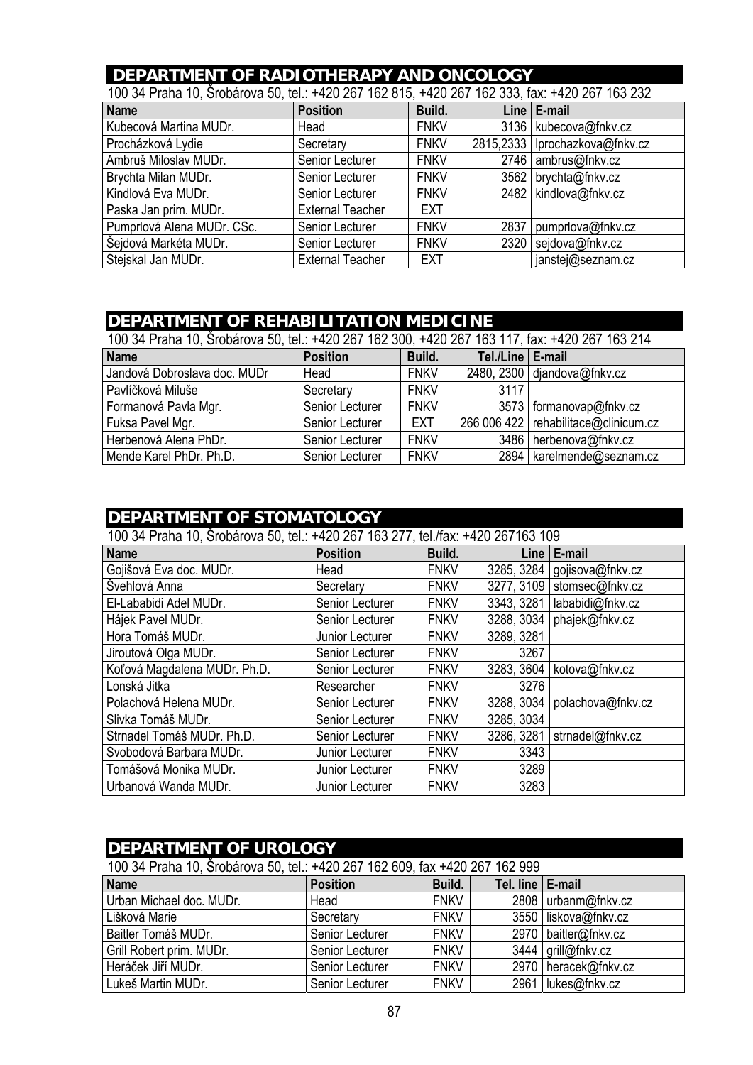## DEPARTMENT OF RADIOTHERAPY AND ONCOLOGY

100 34 Praha 10, Šrobárova 50, tel.: +420 267 162 815, +420 267 162 333, fax: +420 267 163 232

| Name | Position | Build. | Line | E-mail |
|---|---|---|---|---|
| Kubecová Martina MUDr. | Head | FNKV | 3136 | kubecova@fnkv.cz |
| Procházková Lydie | Secretary | FNKV | 2815,2333 | lprochazkova@fnkv.cz |
| Ambruš Miloslav MUDr. | Senior Lecturer | FNKV | 2746 | ambrus@fnkv.cz |
| Brychta Milan MUDr. | Senior Lecturer | FNKV | 3562 | brychta@fnkv.cz |
| Kindlová Eva MUDr. | Senior Lecturer | FNKV | 2482 | kindlova@fnkv.cz |
| Paska Jan prim. MUDr. | External Teacher | EXT | | |
| Pumprlová Alena MUDr. CSc. | Senior Lecturer | FNKV | 2837 | pumprlova@fnkv.cz |
| Šejdová Markéta MUDr. | Senior Lecturer | FNKV | 2320 | sejdova@fnkv.cz |
| Stejskal Jan MUDr. | External Teacher | EXT | | janstej@seznam.cz |

## DEPARTMENT OF REHABILITATION MEDICINE

100 34 Praha 10, Šrobárova 50, tel.: +420 267 162 300, +420 267 163 117, fax: +420 267 163 214

| Name | Position | Build. | Tel./Line | E-mail |
|---|---|---|---|---|
| Jandová Dobroslava doc. MUDr | Head | FNKV | 2480, 2300 | djandova@fnkv.cz |
| Pavlíčková Miluše | Secretary | FNKV | 3117 | |
| Formanová Pavla Mgr. | Senior Lecturer | FNKV | 3573 | formanovap@fnkv.cz |
| Fuksa Pavel Mgr. | Senior Lecturer | EXT | 266 006 422 | rehabilitace@clinicum.cz |
| Herbenová Alena PhDr. | Senior Lecturer | FNKV | 3486 | herbenova@fnkv.cz |
| Mende Karel PhDr. Ph.D. | Senior Lecturer | FNKV | 2894 | karelmende@seznam.cz |

## DEPARTMENT OF STOMATOLOGY

100 34 Praha 10, Šrobárova 50, tel.: +420 267 163 277, tel./fax: +420 267163 109

| Name | Position | Build. | Line | E-mail |
|---|---|---|---|---|
| Gojišová Eva doc. MUDr. | Head | FNKV | 3285, 3284 | gojisova@fnkv.cz |
| Švehlová Anna | Secretary | FNKV | 3277, 3109 | stomsec@fnkv.cz |
| El-Lababidi Adel MUDr. | Senior Lecturer | FNKV | 3343, 3281 | lababidi@fnkv.cz |
| Hájek Pavel MUDr. | Senior Lecturer | FNKV | 3288, 3034 | phajek@fnkv.cz |
| Hora Tomáš MUDr. | Junior Lecturer | FNKV | 3289, 3281 | |
| Jiroutová Olga MUDr. | Senior Lecturer | FNKV | 3267 | |
| Koťová Magdalena MUDr. Ph.D. | Senior Lecturer | FNKV | 3283, 3604 | kotova@fnkv.cz |
| Lonská Jitka | Researcher | FNKV | 3276 | |
| Polachová Helena MUDr. | Senior Lecturer | FNKV | 3288, 3034 | polachova@fnkv.cz |
| Slivka Tomáš MUDr. | Senior Lecturer | FNKV | 3285, 3034 | |
| Strnadel Tomáš MUDr. Ph.D. | Senior Lecturer | FNKV | 3286, 3281 | strnadel@fnkv.cz |
| Svobodová Barbara MUDr. | Junior Lecturer | FNKV | 3343 | |
| Tomášová Monika MUDr. | Junior Lecturer | FNKV | 3289 | |
| Urbanová Wanda MUDr. | Junior Lecturer | FNKV | 3283 | |

## DEPARTMENT OF UROLOGY

100 34 Praha 10, Šrobárova 50, tel.: +420 267 162 609, fax +420 267 162 999

| Name | Position | Build. | Tel. line | E-mail |
|---|---|---|---|---|
| Urban Michael doc. MUDr. | Head | FNKV | 2808 | urbanm@fnkv.cz |
| Lišková Marie | Secretary | FNKV | 3550 | liskova@fnkv.cz |
| Baitler Tomáš MUDr. | Senior Lecturer | FNKV | 2970 | baitler@fnkv.cz |
| Grill Robert prim. MUDr. | Senior Lecturer | FNKV | 3444 | grill@fnkv.cz |
| Heráček Jiří MUDr. | Senior Lecturer | FNKV | 2970 | heracek@fnkv.cz |
| Lukeš Martin MUDr. | Senior Lecturer | FNKV | 2961 | lukes@fnkv.cz |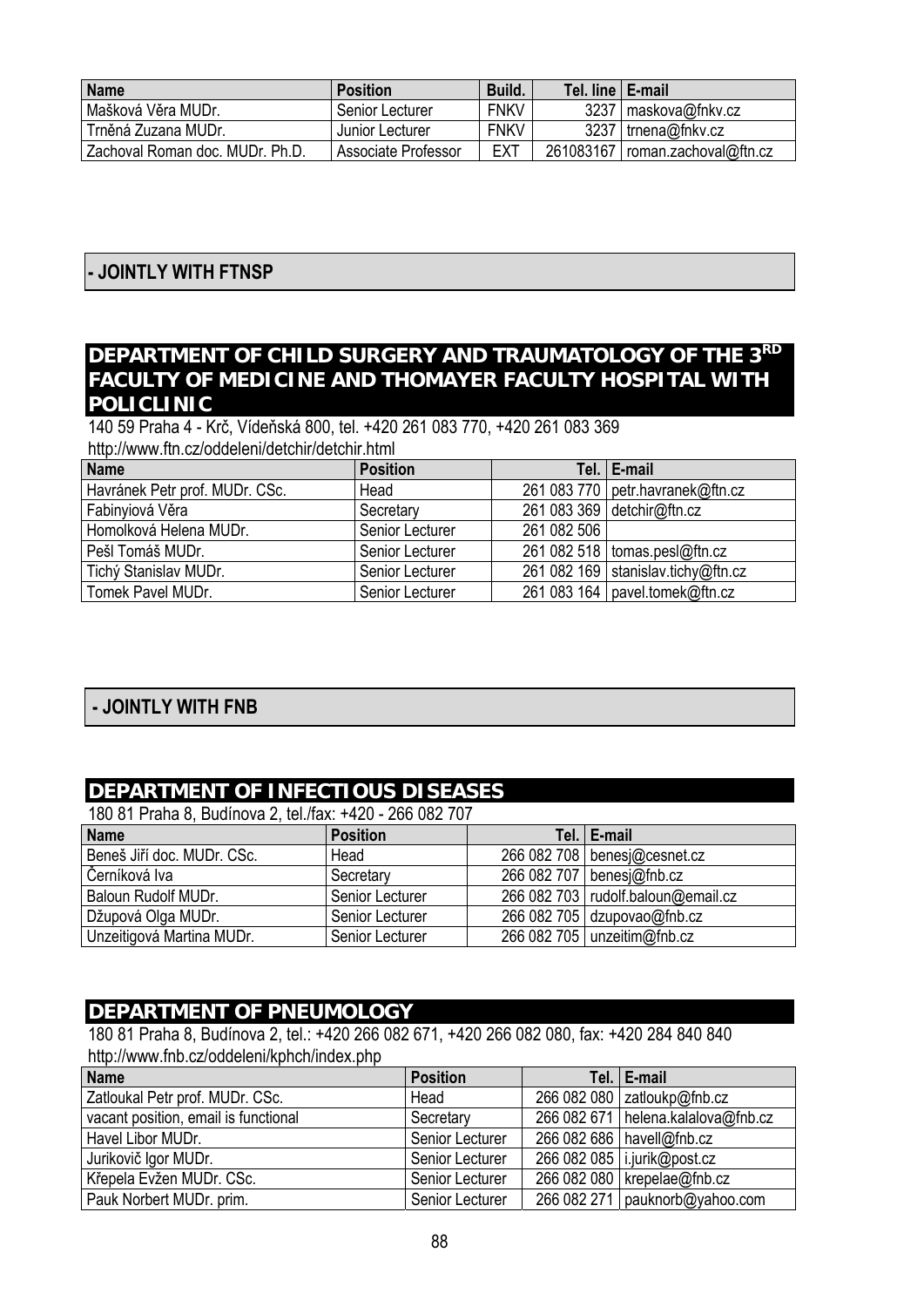| Name | Position | Build. | Tel. line | E-mail |
|---|---|---|---|---|
| Mašková Věra MUDr. | Senior Lecturer | FNKV | 3237 | maskova@fnkv.cz |
| Trněná Zuzana MUDr. | Junior Lecturer | FNKV | 3237 | trnena@fnkv.cz |
| Zachoval Roman doc. MUDr. Ph.D. | Associate Professor | EXT | 261083167 | roman.zachoval@ftn.cz |

## - JOINTLY WITH FTNSP

## DEPARTMENT OF CHILD SURGERY AND TRAUMATOLOGY OF THE 3RD FACULTY OF MEDICINE AND THOMAYER FACULTY HOSPITAL WITH POLICLINIC

140 59 Praha 4 - Krč, Vídeňská 800, tel. +420 261 083 770, +420 261 083 369
http://www.ftn.cz/oddeleni/detchir/detchir.html

| Name | Position | Tel. | E-mail |
|---|---|---|---|
| Havránek Petr prof. MUDr. CSc. | Head | 261 083 770 | petr.havranek@ftn.cz |
| Fabinyiová Věra | Secretary | 261 083 369 | detchir@ftn.cz |
| Homolková Helena MUDr. | Senior Lecturer | 261 082 506 | |
| Pešl Tomáš MUDr. | Senior Lecturer | 261 082 518 | tomas.pesl@ftn.cz |
| Tichý Stanislav MUDr. | Senior Lecturer | 261 082 169 | stanislav.tichy@ftn.cz |
| Tomek Pavel MUDr. | Senior Lecturer | 261 083 164 | pavel.tomek@ftn.cz |

## - JOINTLY WITH FNB

## DEPARTMENT OF INFECTIOUS DISEASES

180 81 Praha 8, Budínova 2, tel./fax: +420 - 266 082 707

| Name | Position | Tel. | E-mail |
|---|---|---|---|
| Beneš Jiří doc. MUDr. CSc. | Head | 266 082 708 | benesj@cesnet.cz |
| Černíková Iva | Secretary | 266 082 707 | benesj@fnb.cz |
| Baloun Rudolf MUDr. | Senior Lecturer | 266 082 703 | rudolf.baloun@email.cz |
| Džupová Olga MUDr. | Senior Lecturer | 266 082 705 | dzupovao@fnb.cz |
| Unzeitigová Martina MUDr. | Senior Lecturer | 266 082 705 | unzeitim@fnb.cz |

## DEPARTMENT OF PNEUMOLOGY

180 81 Praha 8, Budínova 2, tel.: +420 266 082 671, +420 266 082 080, fax: +420 284 840 840
http://www.fnb.cz/oddeleni/kphch/index.php

| Name | Position | Tel. | E-mail |
|---|---|---|---|
| Zatloukal Petr prof. MUDr. CSc. | Head | 266 082 080 | zatloukp@fnb.cz |
| vacant position, email is functional | Secretary | 266 082 671 | helena.kalalova@fnb.cz |
| Havel Libor MUDr. | Senior Lecturer | 266 082 686 | havell@fnb.cz |
| Jurikovič Igor MUDr. | Senior Lecturer | 266 082 085 | i.jurik@post.cz |
| Křepela Evžen MUDr. CSc. | Senior Lecturer | 266 082 080 | krepelae@fnb.cz |
| Pauk Norbert MUDr. prim. | Senior Lecturer | 266 082 271 | pauknorb@yahoo.com |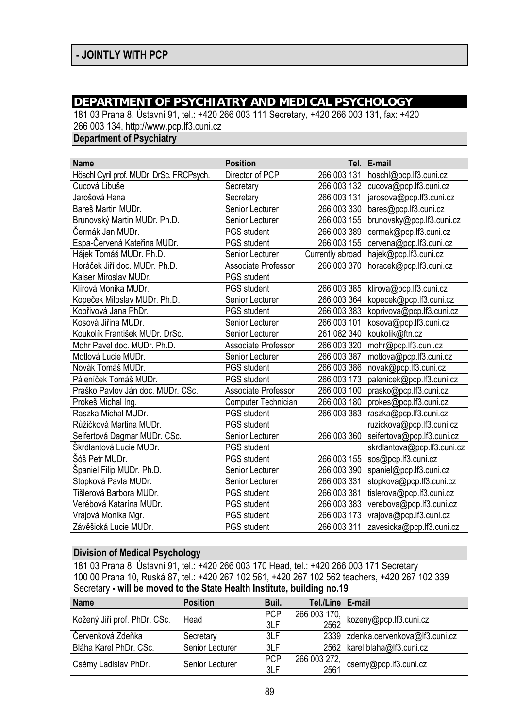## - JOINTLY WITH PCP

# DEPARTMENT OF PSYCHIATRY AND MEDICAL PSYCHOLOGY

181 03 Praha 8, Ústavní 91, tel.: +420 266 003 111 Secretary, +420 266 003 131, fax: +420 266 003 134, http://www.pcp.lf3.cuni.cz

### Department of Psychiatry

| Name | Position | Tel. | E-mail |
|---|---|---|---|
| Höschl Cyril prof. MUDr. DrSc. FRCPsych. | Director of PCP | 266 003 131 | hoschl@pcp.lf3.cuni.cz |
| Cucová Libuše | Secretary | 266 003 132 | cucova@pcp.lf3.cuni.cz |
| Jarošová Hana | Secretary | 266 003 131 | jarosova@pcp.lf3.cuni.cz |
| Bareš Martin MUDr. | Senior Lecturer | 266 003 330 | bares@pcp.lf3.cuni.cz |
| Brunovský Martin MUDr. Ph.D. | Senior Lecturer | 266 003 155 | brunovsky@pcp.lf3.cuni.cz |
| Čermák Jan MUDr. | PGS student | 266 003 389 | cermak@pcp.lf3.cuni.cz |
| Espa-Červená Kateřina MUDr. | PGS student | 266 003 155 | cervena@pcp.lf3.cuni.cz |
| Hájek Tomáš MUDr. Ph.D. | Senior Lecturer | Currently abroad | hajek@pcp.lf3.cuni.cz |
| Horáček Jiří doc. MUDr. Ph.D. | Associate Professor | 266 003 370 | horacek@pcp.lf3.cuni.cz |
| Kaiser Miroslav MUDr. | PGS student | | |
| Klírová Monika MUDr. | PGS student | 266 003 385 | klirova@pcp.lf3.cuni.cz |
| Kopeček Miloslav MUDr. Ph.D. | Senior Lecturer | 266 003 364 | kopecek@pcp.lf3.cuni.cz |
| Kopřivová Jana PhDr. | PGS student | 266 003 383 | koprivova@pcp.lf3.cuni.cz |
| Kosová Jiřina MUDr. | Senior Lecturer | 266 003 101 | kosova@pcp.lf3.cuni.cz |
| Koukolík František MUDr. DrSc. | Senior Lecturer | 261 082 340 | koukolik@ftn.cz |
| Mohr Pavel doc. MUDr. Ph.D. | Associate Professor | 266 003 320 | mohr@pcp.lf3.cuni.cz |
| Motlová Lucie MUDr. | Senior Lecturer | 266 003 387 | motlova@pcp.lf3.cuni.cz |
| Novák Tomáš MUDr. | PGS student | 266 003 386 | novak@pcp.lf3.cuni.cz |
| Páleníček Tomáš MUDr. | PGS student | 266 003 173 | palenicek@pcp.lf3.cuni.cz |
| Praško Pavlov Ján doc. MUDr. CSc. | Associate Professor | 266 003 100 | prasko@pcp.lf3.cuni.cz |
| Prokeš Michal Ing. | Computer Technician | 266 003 180 | prokes@pcp.lf3.cuni.cz |
| Raszka Michal MUDr. | PGS student | 266 003 383 | raszka@pcp.lf3.cuni.cz |
| Růžičková Martina MUDr. | PGS student | | ruzickova@pcp.lf3.cuni.cz |
| Seifertová Dagmar MUDr. CSc. | Senior Lecturer | 266 003 360 | seifertova@pcp.lf3.cuni.cz |
| Škrdlantová Lucie MUDr. | PGS student | | skrdlantova@pcp.lf3.cuni.cz |
| Šóš Petr MUDr. | PGS student | 266 003 155 | sos@pcp.lf3.cuni.cz |
| Španiel Filip MUDr. Ph.D. | Senior Lecturer | 266 003 390 | spaniel@pcp.lf3.cuni.cz |
| Stopková Pavla MUDr. | Senior Lecturer | 266 003 331 | stopkova@pcp.lf3.cuni.cz |
| Tišlerová Barbora MUDr. | PGS student | 266 003 381 | tislerova@pcp.lf3.cuni.cz |
| Verébová Katarína MUDr. | PGS student | 266 003 383 | verebova@pcp.lf3.cuni.cz |
| Vrajová Monika Mgr. | PGS student | 266 003 173 | vrajova@pcp.lf3.cuni.cz |
| Závěšická Lucie MUDr. | PGS student | 266 003 311 | zavesicka@pcp.lf3.cuni.cz |

### Division of Medical Psychology

181 03 Praha 8, Ústavní 91, tel.: +420 266 003 170 Head, tel.: +420 266 003 171 Secretary
100 00 Praha 10, Ruská 87, tel.: +420 267 102 561, +420 267 102 562 teachers, +420 267 102 339 Secretary **- will be moved to the State Health Institute, building no.19**

| Name | Position | Buil. | Tel./Line | E-mail |
|---|---|---|---|---|
| Kožený Jiří prof. PhDr. CSc. | Head | PCP 3LF | 266 003 170, 2562 | kozeny@pcp.lf3.cuni.cz |
| Červenková Zdeňka | Secretary | 3LF | 2339 | zdenka.cervenkova@lf3.cuni.cz |
| Bláha Karel PhDr. CSc. | Senior Lecturer | 3LF | 2562 | karel.blaha@lf3.cuni.cz |
| Csémy Ladislav PhDr. | Senior Lecturer | PCP 3LF | 266 003 272, 2561 | csemy@pcp.lf3.cuni.cz |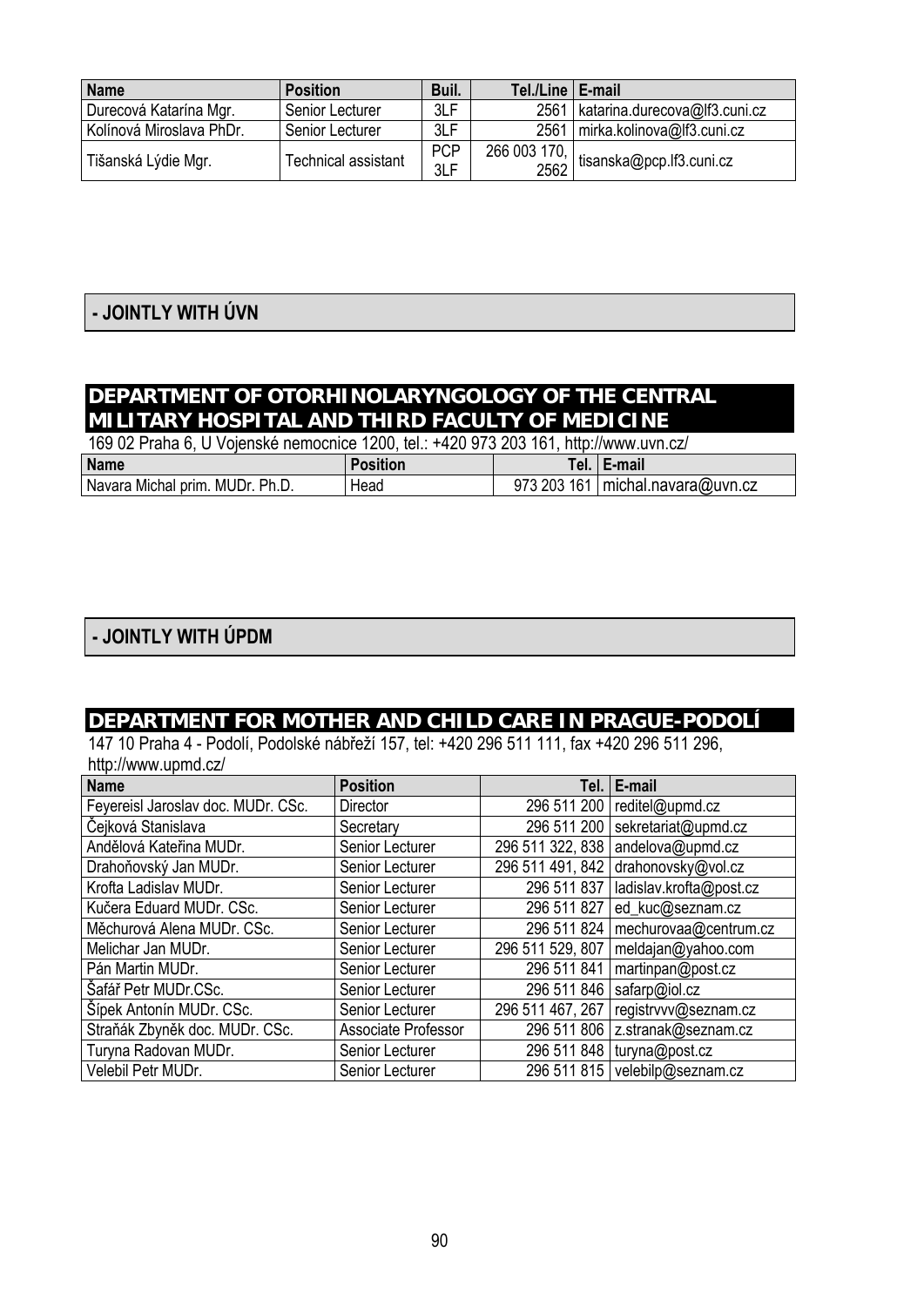| Name | Position | Buil. | Tel./Line | E-mail |
|---|---|---|---|---|
| Durecová Katarína Mgr. | Senior Lecturer | 3LF | 2561 | katarina.durecova@lf3.cuni.cz |
| Kolínová Miroslava PhDr. | Senior Lecturer | 3LF | 2561 | mirka.kolinova@lf3.cuni.cz |
| Tišanská Lýdie Mgr. | Technical assistant | PCP 3LF | 266 003 170, 2562 | tisanska@pcp.lf3.cuni.cz |

## - JOINTLY WITH ÚVN

## DEPARTMENT OF OTORHINOLARYNGOLOGY OF THE CENTRAL MILITARY HOSPITAL AND THIRD FACULTY OF MEDICINE

169 02 Praha 6, U Vojenské nemocnice 1200, tel.: +420 973 203 161, http://www.uvn.cz/

| Name | Position | Tel. | E-mail |
|---|---|---|---|
| Navara Michal prim. MUDr. Ph.D. | Head | 973 203 161 | michal.navara@uvn.cz |

## - JOINTLY WITH ÚPDM

## DEPARTMENT FOR MOTHER AND CHILD CARE IN PRAGUE-PODOLÍ

147 10 Praha 4 - Podolí, Podolské nábřeží 157, tel: +420 296 511 111, fax +420 296 511 296, http://www.upmd.cz/

| Name | Position | Tel. | E-mail |
|---|---|---|---|
| Feyereisl Jaroslav doc. MUDr. CSc. | Director | 296 511 200 | reditel@upmd.cz |
| Čejková Stanislava | Secretary | 296 511 200 | sekretariat@upmd.cz |
| Andělová Kateřina MUDr. | Senior Lecturer | 296 511 322, 838 | andelova@upmd.cz |
| Drahoňovský Jan MUDr. | Senior Lecturer | 296 511 491, 842 | drahonovsky@vol.cz |
| Krofta Ladislav MUDr. | Senior Lecturer | 296 511 837 | ladislav.krofta@post.cz |
| Kučera Eduard MUDr. CSc. | Senior Lecturer | 296 511 827 | ed_kuc@seznam.cz |
| Měchurová Alena MUDr. CSc. | Senior Lecturer | 296 511 824 | mechurovaa@centrum.cz |
| Melichar Jan MUDr. | Senior Lecturer | 296 511 529, 807 | meldajan@yahoo.com |
| Pán Martin MUDr. | Senior Lecturer | 296 511 841 | martinpan@post.cz |
| Šafář Petr MUDr.CSc. | Senior Lecturer | 296 511 846 | safarp@iol.cz |
| Šípek Antonín MUDr. CSc. | Senior Lecturer | 296 511 467, 267 | registrvvv@seznam.cz |
| Straňák Zbyněk doc. MUDr. CSc. | Associate Professor | 296 511 806 | z.stranak@seznam.cz |
| Turyna Radovan MUDr. | Senior Lecturer | 296 511 848 | turyna@post.cz |
| Velebil Petr MUDr. | Senior Lecturer | 296 511 815 | velebilp@seznam.cz |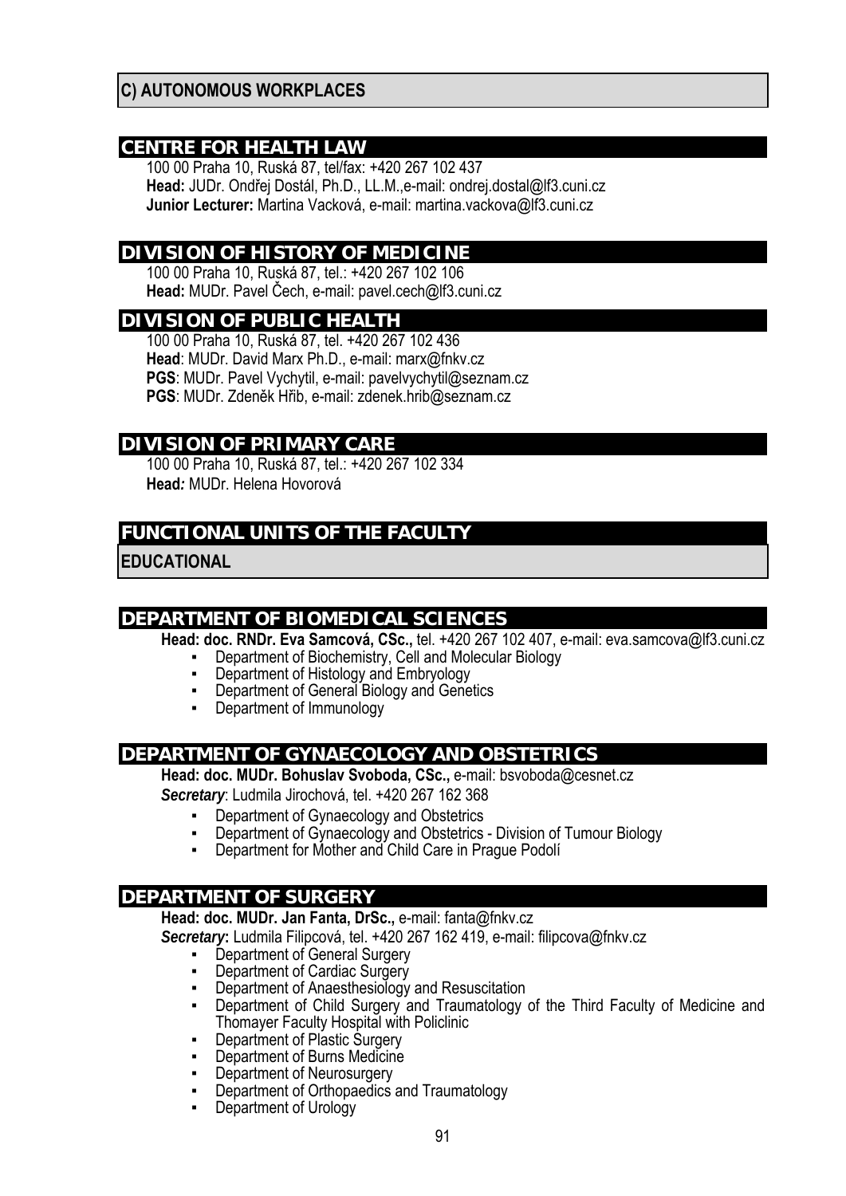## C) AUTONOMOUS WORKPLACES

### CENTRE FOR HEALTH LAW

100 00 Praha 10, Ruská 87, tel/fax: +420 267 102 437
**Head:** JUDr. Ondřej Dostál, Ph.D., LL.M.,e-mail: ondrej.dostal@lf3.cuni.cz
**Junior Lecturer:** Martina Vacková, e-mail: martina.vackova@lf3.cuni.cz

### DIVISION OF HISTORY OF MEDICINE

100 00 Praha 10, Ruská 87, tel.: +420 267 102 106
**Head:** MUDr. Pavel Čech, e-mail: pavel.cech@lf3.cuni.cz

### DIVISION OF PUBLIC HEALTH

100 00 Praha 10, Ruská 87, tel. +420 267 102 436
**Head**: MUDr. David Marx Ph.D., e-mail: marx@fnkv.cz
**PGS**: MUDr. Pavel Vychytil, e-mail: pavelvychytil@seznam.cz
**PGS**: MUDr. Zdeněk Hřib, e-mail: zdenek.hrib@seznam.cz

### DIVISION OF PRIMARY CARE

100 00 Praha 10, Ruská 87, tel.: +420 267 102 334
**Head:** MUDr. Helena Hovorová

## FUNCTIONAL UNITS OF THE FACULTY

## EDUCATIONAL

### DEPARTMENT OF BIOMEDICAL SCIENCES

**Head: doc. RNDr. Eva Samcová, CSc.,** tel. +420 267 102 407, e-mail: eva.samcova@lf3.cuni.cz

- Department of Biochemistry, Cell and Molecular Biology
- Department of Histology and Embryology
- Department of General Biology and Genetics
- Department of Immunology

### DEPARTMENT OF GYNAECOLOGY AND OBSTETRICS

**Head: doc. MUDr. Bohuslav Svoboda, CSc.,** e-mail: bsvoboda@cesnet.cz
***Secretary***: Ludmila Jirochová, tel. +420 267 162 368

- Department of Gynaecology and Obstetrics
- Department of Gynaecology and Obstetrics - Division of Tumour Biology
- Department for Mother and Child Care in Prague Podolí

### DEPARTMENT OF SURGERY

**Head: doc. MUDr. Jan Fanta, DrSc.,** e-mail: fanta@fnkv.cz
***Secretary*:** Ludmila Filipcová, tel. +420 267 162 419, e-mail: filipcova@fnkv.cz

- Department of General Surgery
- Department of Cardiac Surgery
- Department of Anaesthesiology and Resuscitation
- Department of Child Surgery and Traumatology of the Third Faculty of Medicine and Thomayer Faculty Hospital with Policlinic
- Department of Plastic Surgery
- Department of Burns Medicine
- Department of Neurosurgery
- Department of Orthopaedics and Traumatology
- Department of Urology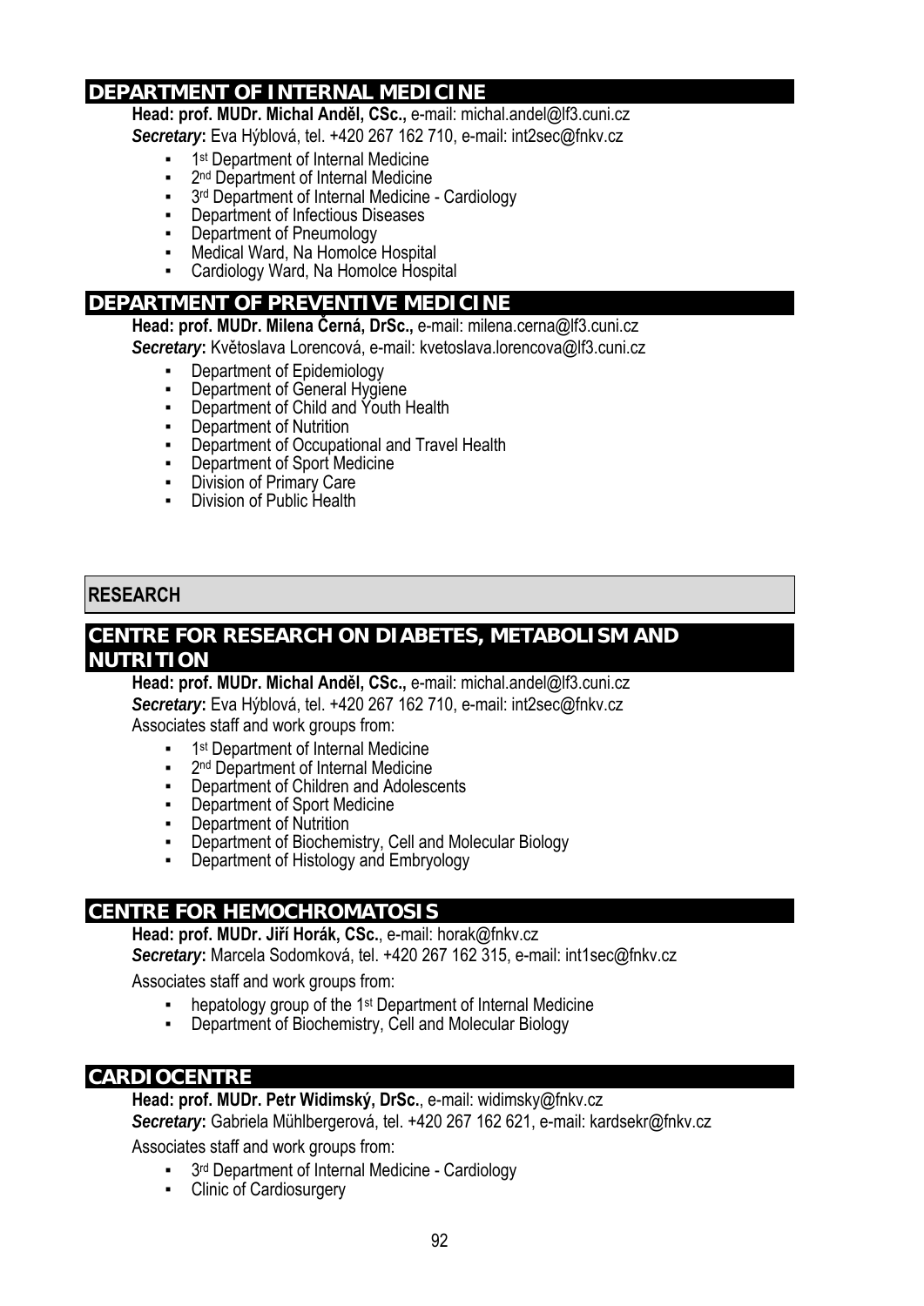## DEPARTMENT OF INTERNAL MEDICINE

**Head: prof. MUDr. Michal Anděl, CSc.,** e-mail: michal.andel@lf3.cuni.cz
***Secretary*:** Eva Hýblová, tel. +420 267 162 710, e-mail: int2sec@fnkv.cz

- 1st Department of Internal Medicine
- 2nd Department of Internal Medicine
- 3rd Department of Internal Medicine - Cardiology
- Department of Infectious Diseases
- Department of Pneumology
- Medical Ward, Na Homolce Hospital
- Cardiology Ward, Na Homolce Hospital

## DEPARTMENT OF PREVENTIVE MEDICINE

**Head: prof. MUDr. Milena Černá, DrSc.,** e-mail: milena.cerna@lf3.cuni.cz
***Secretary*:** Květoslava Lorencová, e-mail: kvetoslava.lorencova@lf3.cuni.cz

- Department of Epidemiology
- Department of General Hygiene
- Department of Child and Youth Health
- Department of Nutrition
- Department of Occupational and Travel Health
- Department of Sport Medicine
- Division of Primary Care
- Division of Public Health

# RESEARCH

## CENTRE FOR RESEARCH ON DIABETES, METABOLISM AND NUTRITION

**Head: prof. MUDr. Michal Anděl, CSc.,** e-mail: michal.andel@lf3.cuni.cz
***Secretary*:** Eva Hýblová, tel. +420 267 162 710, e-mail: int2sec@fnkv.cz
Associates staff and work groups from:

- 1st Department of Internal Medicine
- 2nd Department of Internal Medicine
- Department of Children and Adolescents
- Department of Sport Medicine
- Department of Nutrition
- Department of Biochemistry, Cell and Molecular Biology
- Department of Histology and Embryology

## CENTRE FOR HEMOCHROMATOSIS

**Head: prof. MUDr. Jiří Horák, CSc.**, e-mail: horak@fnkv.cz
***Secretary*:** Marcela Sodomková, tel. +420 267 162 315, e-mail: int1sec@fnkv.cz

Associates staff and work groups from:

- hepatology group of the 1st Department of Internal Medicine
- Department of Biochemistry, Cell and Molecular Biology

## CARDIOCENTRE

**Head: prof. MUDr. Petr Widimský, DrSc.**, e-mail: widimsky@fnkv.cz
***Secretary*:** Gabriela Mühlbergerová, tel. +420 267 162 621, e-mail: kardsekr@fnkv.cz

Associates staff and work groups from:

- 3rd Department of Internal Medicine - Cardiology
- Clinic of Cardiosurgery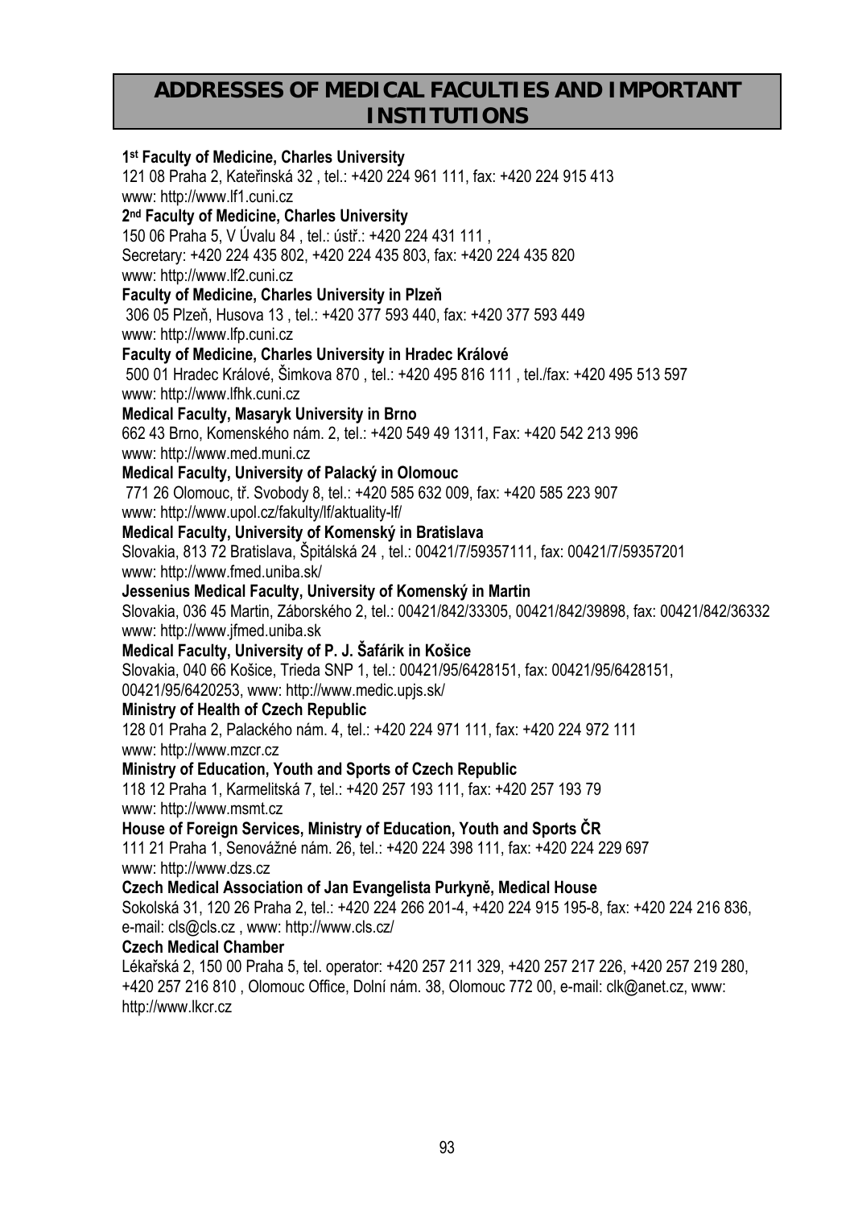# ADDRESSES OF MEDICAL FACULTIES AND IMPORTANT INSTITUTIONS

**1st Faculty of Medicine, Charles University**
121 08 Praha 2, Kateřinská 32 , tel.: +420 224 961 111, fax: +420 224 915 413
www: http://www.lf1.cuni.cz

**2nd Faculty of Medicine, Charles University**
150 06 Praha 5, V Úvalu 84 , tel.: ústř.: +420 224 431 111 ,
Secretary: +420 224 435 802, +420 224 435 803, fax: +420 224 435 820
www: http://www.lf2.cuni.cz

**Faculty of Medicine, Charles University in Plzeň**
306 05 Plzeň, Husova 13 , tel.: +420 377 593 440, fax: +420 377 593 449
www: http://www.lfp.cuni.cz

**Faculty of Medicine, Charles University in Hradec Králové**
500 01 Hradec Králové, Šimkova 870 , tel.: +420 495 816 111 , tel./fax: +420 495 513 597
www: http://www.lfhk.cuni.cz

**Medical Faculty, Masaryk University in Brno**
662 43 Brno, Komenského nám. 2, tel.: +420 549 49 1311, Fax: +420 542 213 996
www: http://www.med.muni.cz

**Medical Faculty, University of Palacký in Olomouc**
771 26 Olomouc, tř. Svobody 8, tel.: +420 585 632 009, fax: +420 585 223 907
www: http://www.upol.cz/fakulty/lf/aktuality-lf/

**Medical Faculty, University of Komenský in Bratislava**
Slovakia, 813 72 Bratislava, Špitálská 24 , tel.: 00421/7/59357111, fax: 00421/7/59357201
www: http://www.fmed.uniba.sk/

**Jessenius Medical Faculty, University of Komenský in Martin**
Slovakia, 036 45 Martin, Záborského 2, tel.: 00421/842/33305, 00421/842/39898, fax: 00421/842/36332
www: http://www.jfmed.uniba.sk

**Medical Faculty, University of P. J. Šafárik in Košice**
Slovakia, 040 66 Košice, Trieda SNP 1, tel.: 00421/95/6428151, fax: 00421/95/6428151,
00421/95/6420253, www: http://www.medic.upjs.sk/

**Ministry of Health of Czech Republic**
128 01 Praha 2, Palackého nám. 4, tel.: +420 224 971 111, fax: +420 224 972 111
www: http://www.mzcr.cz

**Ministry of Education, Youth and Sports of Czech Republic**
118 12 Praha 1, Karmelitská 7, tel.: +420 257 193 111, fax: +420 257 193 79
www: http://www.msmt.cz

**House of Foreign Services, Ministry of Education, Youth and Sports ČR**
111 21 Praha 1, Senovážné nám. 26, tel.: +420 224 398 111, fax: +420 224 229 697
www: http://www.dzs.cz

**Czech Medical Association of Jan Evangelista Purkyně, Medical House**
Sokolská 31, 120 26 Praha 2, tel.: +420 224 266 201-4, +420 224 915 195-8, fax: +420 224 216 836,
e-mail: cls@cls.cz , www: http://www.cls.cz/

**Czech Medical Chamber**
Lékařská 2, 150 00 Praha 5, tel. operator: +420 257 211 329, +420 257 217 226, +420 257 219 280,
+420 257 216 810 , Olomouc Office, Dolní nám. 38, Olomouc 772 00, e-mail: clk@anet.cz, www:
http://www.lkcr.cz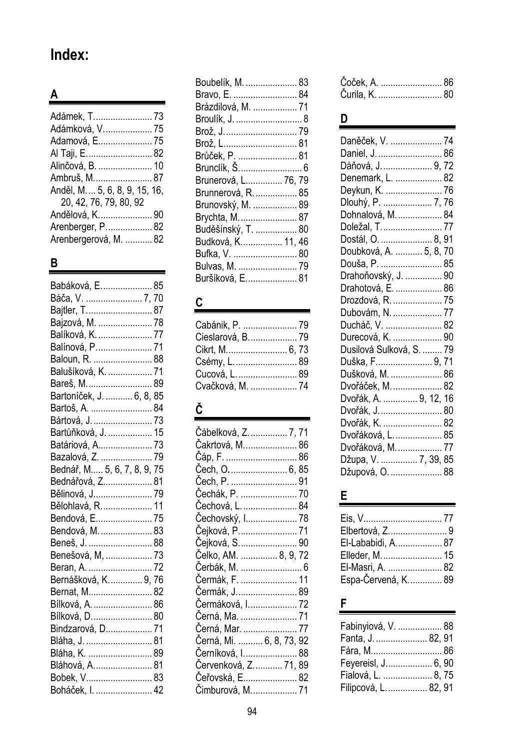# Index:

## A

Adámek, T. ........................ 73
Adámková, V. .................... 75
Adamová, E. ...................... 75
Al Taji, E. .......................... 82
Alinčová, B. ...................... 10
Ambruš, M. ........................ 87
Anděl, M. ... 5, 6, 8, 9, 15, 16, 20, 42, 76, 79, 80, 92
Andělová, K. ...................... 90
Arenberger, P. .................. 82
Arenbergerová, M. ........... 82

## B

Babáková, E. ..................... 85
Báča, V. ....................... 7, 70
Bajtler, T. .......................... 87
Bajzová, M. ...................... 78
Balíková, K. ...................... 77
Balínová, P. ...................... 71
Baloun, R. ........................ 88
Balušíková, K. .................. 71
Bareš, M. .......................... 89
Bartoníček, J. ........... 6, 8, 85
Bartoš, A. ......................... 84
Bártová, J. ........................ 73
Bartůňková, J. .................. 15
Batáriová, A. ..................... 73
Bazalová, Z. ..................... 79
Bednář, M. .... 5, 6, 7, 8, 9, 75
Bednářová, Z. ................... 81
Bělinová, J. ....................... 79
Bělohlavá, R. .................... 11
Bendová, E. ...................... 75
Bendová, M. ..................... 83
Beneš, J. .......................... 88
Benešová, M, ................... 73
Beran, A. .......................... 72
Bernášková, K. ............. 9, 76
Bernat, M. ......................... 82
Bílková, A. ........................ 86
Bílková, D. ........................ 80
Bindzarová, D. .................. 71
Bláha, J. ........................... 81
Bláha, K. .......................... 89
Bláhová, A. ....................... 81
Bobek, V. .......................... 83
Boháček, I. ....................... 42
Boubelík, M. ..................... 83
Bravo, E. .......................... 84
Brázdilová, M. .................. 71
Broulík, J. ........................... 8
Brož, J. ............................. 79
Brož, L. ............................. 81
Brůček, P. ........................ 81
Brunclík, Š. ......................... 6
Brunerová, L. .............. 76, 79
Brunnerová, R. ................. 85
Brunovský, M. .................. 89
Brychta, M. ....................... 87
Buděšínský, T. ................. 80
Budková, K. ................ 11, 46
Bufka, V. .......................... 80
Bulvas, M. ........................ 79
Buršíková, E. .................... 81

## C

Cabánik, P. ...................... 79
Cieslarová, B. ................... 79
Cikrt, M. ......................... 6, 73
Csémy, L. ......................... 89
Cucová, L. ........................ 89
Cvačková, M. ................... 74

## Č

Čábelková, Z. ............... 7, 71
Čakrtová, M. ..................... 86
Čáp, F. ............................. 86
Čech, O. ....................... 6, 85
Čech, P. ........................... 91
Čechák, P. ....................... 70
Čechová, L. ...................... 84
Čechovský, I. .................... 78
Čejková, P. ....................... 71
Čejková, S. ....................... 90
Čelko, AM. ............... 8, 9, 72
Čerbák, M. ......................... 6
Čermák, F. ....................... 11
Čermák, J. ........................ 89
Čermáková, I. ................... 72
Černá, Ma. ....................... 71
Černá, Mar. ...................... 77
Černá, Mi. .......... 6, 8, 73, 92
Černíková, I. ..................... 88
Červenková, Z. ........... 71, 89
Čeřovská, E. .................... 82
Čimburová, M. .................. 71
Čoček, A. ......................... 86
Čurila, K. .......................... 80

## D

Daněček, V. ..................... 74
Daniel, J. .......................... 86
Dáňová, J. .................... 9, 72
Denemark, L. ................... 82
Deykun, K. ....................... 76
Dlouhý, P. .................... 7, 76
Dohnalová, M. .................. 84
Doležal, T. ........................ 77
Dostál, O. .................... 8, 91
Doubková, A. ........... 5, 8, 70
Douša, P. ......................... 85
Drahoňovský, J. ............... 90
Drahotová, E. ................... 86
Drozdová, R. .................... 75
Dubovám, N. .................... 77
Ducháč, V. ....................... 82
Durecová, K. .................... 90
Dusilová Sulková, S. ........ 79
Duška, F. ...................... 9, 71
Dušková, M. ..................... 86
Dvořáček, M. .................... 82
Dvořák, A. .............. 9, 12, 16
Dvořák, J. ......................... 80
Dvořák, K. ........................ 82
Dvořáková, L. ................... 85
Dvořáková, M. .................. 77
Džupa, V. ............... 7, 39, 85
Džupová, O. ..................... 88

## E

Eis, V. ............................... 77
Elbertová, Z. ....................... 9
El-Lababidi, A. .................. 87
Elleder, M. ........................ 15
El-Masri, A. ...................... 82
Espa-Červená, K. ............. 89

## F

Fabinyiová, V. .................. 88
Fanta, J. ..................... 82, 91
Fára, M. ........................... 86
Feyereisl, J. ................. 6, 90
Fialová, L. .................... 8, 75
Filipcová, L. ................ 82, 91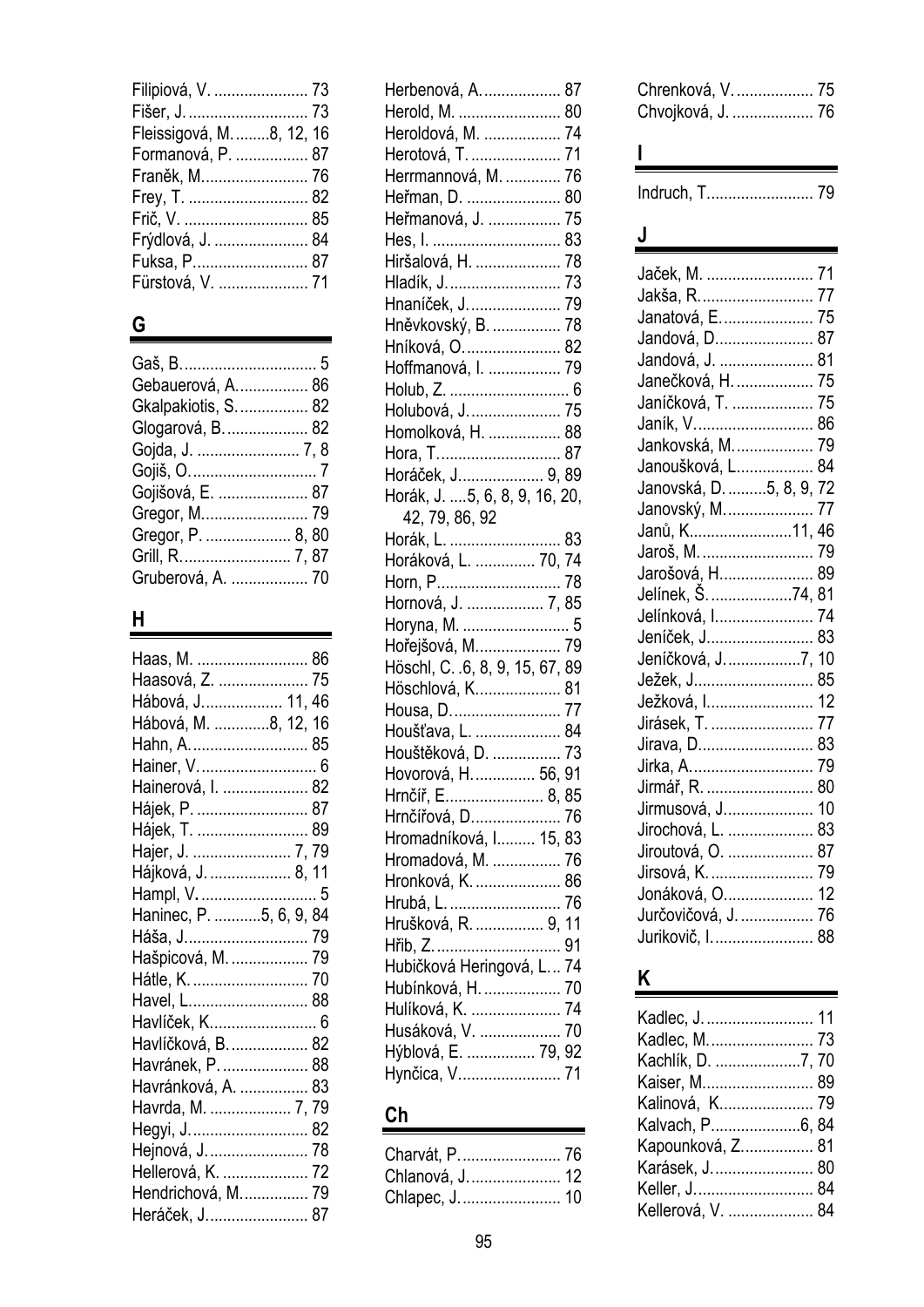Filipiová, V. ...................... 73
Fišer, J. ............................ 73
Fleissigová, M. ........8, 12, 16
Formanová, P. ................. 87
Franěk, M......................... 76
Frey, T. ............................ 82
Frič, V. ............................. 85
Frýdlová, J. ...................... 84
Fuksa, P........................... 87
Fürstová, V. ..................... 71

## G

Gaš, B................................ 5
Gebauerová, A................. 86
Gkalpakiotis, S. ................ 82
Glogarová, B. ................... 82
Gojda, J. ........................ 7, 8
Gojiš, O.............................. 7
Gojišová, E. ..................... 87
Gregor, M......................... 79
Gregor, P. .................... 8, 80
Grill, R......................... 7, 87
Gruberová, A. .................. 70

## H

Haas, M. .......................... 86
Haasová, Z. ..................... 75
Hábová, J................... 11, 46
Hábová, M. .............8, 12, 16
Hahn, A............................ 85
Hainer, V............................ 6
Hainerová, I. .................... 82
Hájek, P. .......................... 87
Hájek, T. .......................... 89
Hajer, J. ...................... 7, 79
Hájková, J. .................. 8, 11
Hampl, V............................ 5
Haninec, P. ...........5, 6, 9, 84
Háša, J............................. 79
Hašpicová, M. .................. 79
Hátle, K. ........................... 70
Havel, L............................ 88
Havlíček, K......................... 6
Havlíčková, B. .................. 82
Havránek, P. .................... 88
Havránková, A. ................ 83
Havrda, M. ................... 7, 79
Hegyi, J............................ 82
Hejnová, J........................ 78
Hellerová, K. .................... 72
Hendrichová, M................ 79
Heráček, J........................ 87
Herbenová, A. .................. 87
Herold, M. ........................ 80
Heroldová, M. .................. 74
Herotová, T. ..................... 71
Herrmannová, M. ............. 76
Heřman, D. ...................... 80
Heřmanová, J. ................. 75
Hes, I. .............................. 83
Hiršalová, H. .................... 78
Hladík, J........................... 73
Hnaníček, J...................... 79
Hněvkovský, B. ................ 78
Hníková, O. ...................... 82
Hoffmanová, I. ................. 79
Holub, Z. ............................ 6
Holubová, J...................... 75
Homolková, H. ................. 88
Hora, T............................. 87
Horáček, J................... 9, 89
Horák, J. ....5, 6, 8, 9, 16, 20, 42, 79, 86, 92
Horák, L. .......................... 83
Horáková, L. .............. 70, 74
Horn, P............................. 78
Hornová, J. .................. 7, 85
Horyna, M. ......................... 5
Hořejšová, M.................... 79
Höschl, C. .6, 8, 9, 15, 67, 89
Höschlová, K.................... 81
Housa, D.......................... 77
Houšťava, L. .................... 84
Houštěková, D. ................ 73
Hovorová, H.............. 56, 91
Hrnčíř, E....................... 8, 85
Hrnčířová, D..................... 76
Hromadníková, I......... 15, 83
Hromadová, M. ................ 76
Hronková, K. .................... 86
Hrubá, L. .......................... 76
Hrušková, R. ................ 9, 11
Hřib, Z. ............................. 91
Hubičková Heringová, L... 74
Hubínková, H. .................. 70
Hulíková, K. ..................... 74
Husáková, V. ................... 70
Hýblová, E. ................ 79, 92
Hynčica, V........................ 71

## Ch

Charvát, P........................ 76
Chlanová, J...................... 12
Chlapec, J........................ 10
Chrenková, V. .................. 75
Chvojková, J. ................... 76

## I

Indruch, T......................... 79

## J

Jaček, M. ......................... 71
Jakša, R........................... 77
Janatová, E...................... 75
Jandová, D....................... 87
Jandová, J. ...................... 81
Janečková, H. .................. 75
Janíčková, T. ................... 75
Janík, V............................ 86
Jankovská, M................... 79
Janoušková, L.................. 84
Janovská, D. .........5, 8, 9, 72
Janovský, M..................... 77
Janů, K........................11, 46
Jaroš, M. .......................... 79
Jarošová, H...................... 89
Jelínek, Š. ...................74, 81
Jelínková, I....................... 74
Jeníček, J......................... 83
Jeníčková, J. .................7, 10
Ježek, J............................ 85
Ježková, I......................... 12
Jirásek, T. ........................ 77
Jirava, D........................... 83
Jirka, A............................. 79
Jirmář, R. ......................... 80
Jirmusová, J..................... 10
Jirochová, L. .................... 83
Jiroutová, O. .................... 87
Jirsová, K. ........................ 79
Jonáková, O..................... 12
Jurčovičová, J. ................. 76
Jurikovič, I. ...................... 88

## K

Kadlec, J. ......................... 11
Kadlec, M......................... 73
Kachlík, D. ....................7, 70
Kaiser, M.......................... 89
Kalinová, K...................... 79
Kalvach, P.....................6, 84
Kapounková, Z................. 81
Karásek, J........................ 80
Keller, J............................ 84
Kellerová, V. .................... 84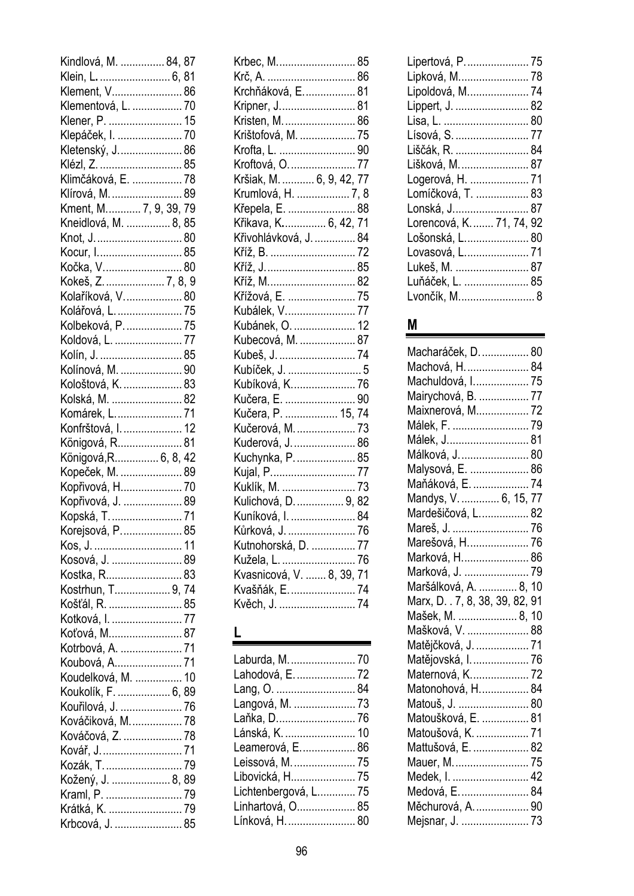Kindlová, M. ............... 84, 87
Klein, L. ......................... 6, 81
Klement, V........................ 86
Klementová, L. ................. 70
Klener, P. ......................... 15
Klepáček, I. ...................... 70
Kletenský, J...................... 86
Klézl, Z. ............................ 85
Klimčáková, E. ................. 78
Klírová, M......................... 89
Kment, M............ 7, 9, 39, 79
Kneidlová, M. ............... 8, 85
Knot, J............................. 80
Kocur, I............................. 85
Kočka, V........................... 80
Kokeš, Z. .................... 7, 8, 9
Kolaříková, V.................... 80
Kolářová, L....................... 75
Kolbeková, P..................... 75
Koldová, L. ....................... 77
Kolín, J. ............................ 85
Kolínová, M. ..................... 90
Kološtová, K. .................... 83
Kolská, M. ........................ 82
Komárek, L....................... 71
Konfrštová, I..................... 12
Königová, R...................... 81
Königová,R............... 6, 8, 42
Kopeček, M. ..................... 89
Kopřivová, H..................... 70
Kopřivová, J. .................... 89
Kopská, T......................... 71
Korejsová, P...................... 85
Kos, J. .............................. 11
Kosová, J. ........................ 89
Kostka, R.......................... 83
Kostrhun, T................... 9, 74
Košťál, R. ......................... 85
Kotková, I. ........................ 77
Koťová, M......................... 87
Kotrbová, A. ..................... 71
Koubová, A....................... 71
Koudelková, M. ................ 10
Koukolík, F. .................. 6, 89
Kouřilová, J. ..................... 76
Kováčiková, M.................. 78
Kováčová, Z. .................... 78
Kovář, J............................ 71
Kozák, T........................... 79
Kožený, J. .................... 8, 89
Kraml, P. .......................... 79
Krátká, K. ......................... 79
Krbcová, J. ....................... 85
Krbec, M........................... 85
Krč, A. .............................. 86
Krchňáková, E................... 81
Kripner, J.......................... 81
Kristen, M......................... 86
Krištofová, M. ................... 75
Krofta, L. .......................... 90
Kroftová, O....................... 77
Kršiak, M. ........... 6, 9, 42, 77
Krumlová, H. .................. 7, 8
Křepela, E. ....................... 88
Křikava, K.............. 6, 42, 71
Křivohlávková, J. .............. 84
Kříž, B. ............................. 72
Kříž, J............................... 85
Kříž, M.............................. 82
Křížová, E. ....................... 75
Kubálek, V........................ 77
Kubánek, O. ..................... 12
Kubecová, M. ................... 87
Kubeš, J. .......................... 74
Kubíček, J. ......................... 5
Kubíková, K...................... 76
Kučera, E. ........................ 90
Kučera, P. .................. 15, 74
Kučerová, M. .................... 73
Kuderová, J...................... 86
Kuchynka, P. .................... 85
Kujal, P............................. 77
Kuklík, M. ......................... 73
Kulichová, D. ................ 9, 82
Kuníková, I. ...................... 84
Kůrková, J. ....................... 76
Kutnohorská, D. ............... 77
Kužela, L. ......................... 76
Kvasnicová, V. ....... 8, 39, 71
Kvašňák, E....................... 74
Kvěch, J. .......................... 74

## L

Laburda, M....................... 70
Lahodová, E..................... 72
Lang, O. ........................... 84
Langová, M. ..................... 73
Laňka, D........................... 76
Lánská, K. ........................ 10
Leamerová, E................... 86
Leissová, M...................... 75
Libovická, H...................... 75
Lichtenbergová, L............. 75
Linhartová, O.................... 85
Línková, H........................ 80
Lipertová, P...................... 75
Lipková, M........................ 78
Lipoldová, M..................... 74
Lippert, J. ......................... 82
Lisa, L. ............................. 80
Lísová, S. ......................... 77
Liščák, R. ......................... 84
Lišková, M........................ 87
Logerová, H. .................... 71
Lomíčková, T. .................. 83
Lonská, J.......................... 87
Lorencová, K. ....... 71, 74, 92
Lošonská, L...................... 80
Lovasová, L...................... 71
Lukeš, M. ......................... 87
Luňáček, L. ...................... 85
Lvončík, M.......................... 8

## M

Macharáček, D. ................ 80
Machová, H. ..................... 84
Machuldová, I................... 75
Mairychová, B. ................. 77
Maixnerová, M.................. 72
Málek, F. .......................... 79
Málek, J............................ 81
Málková, J........................ 80
Malysová, E. .................... 86
Maňáková, E. ................... 74
Mandys, V. ............. 6, 15, 77
Mardešičová, L................. 82
Mareš, J. .......................... 76
Marešová, H..................... 76
Marková, H....................... 86
Marková, J. ...................... 79
Maršálková, A. ............. 8, 10
Marx, D. . 7, 8, 38, 39, 82, 91
Mašek, M. .................... 8, 10
Mašková, V. ..................... 88
Matějčková, J. .................. 71
Matějovská, I. ................... 76
Maternová, K.................... 72
Matonohová, H................. 84
Matouš, J. ........................ 80
Matoušková, E. ................ 81
Matoušová, K. .................. 71
Mattušová, E. ................... 82
Mauer, M.......................... 75
Medek, I. .......................... 42
Medová, E........................ 84
Měchurová, A. .................. 90
Mejsnar, J. ....................... 73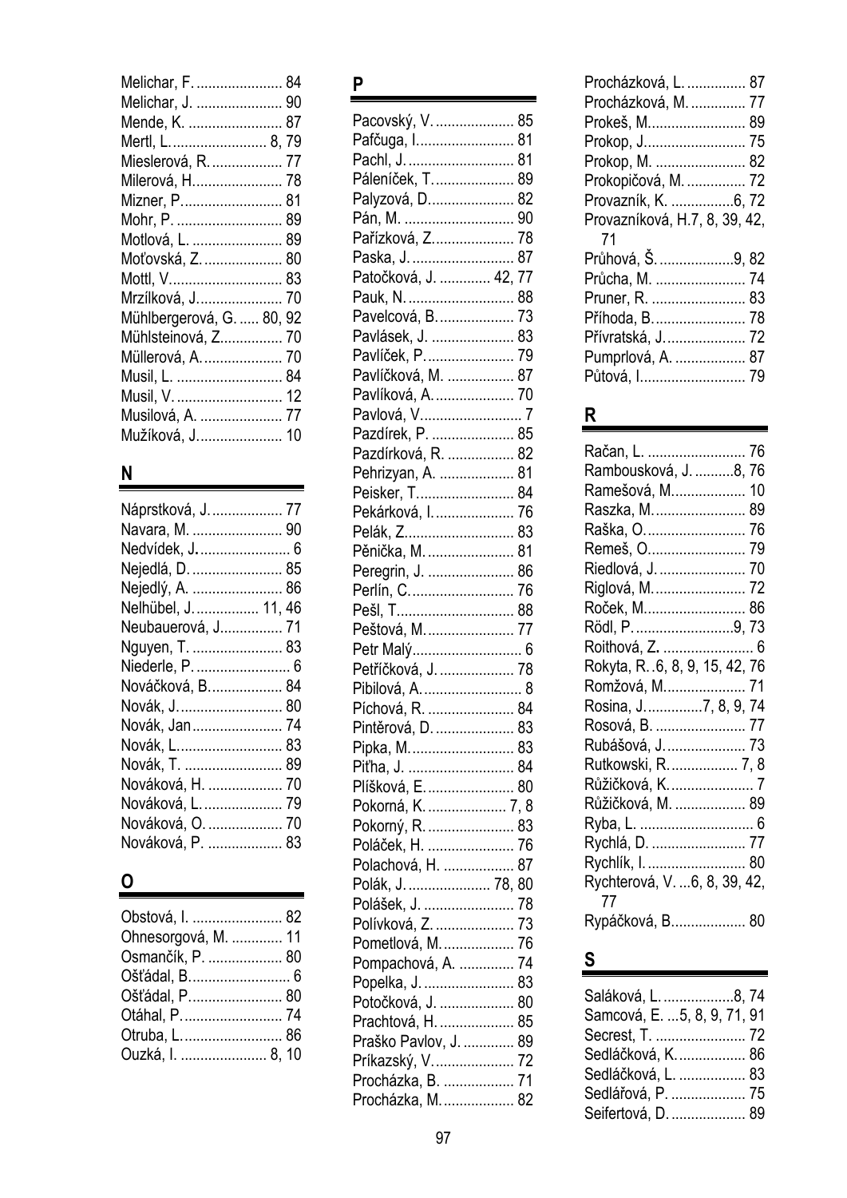Melichar, F. ...................... 84
Melichar, J. ...................... 90
Mende, K. ........................ 87
Mertl, L. ........................ 8, 79
Mieslerová, R. .................. 77
Milerová, H. ...................... 78
Mizner, P. ......................... 81
Mohr, P. ........................... 89
Motlová, L. ....................... 89
Moťovská, Z. .................... 80
Mottl, V. ............................ 83
Mrzílková, J. ..................... 70
Mühlbergerová, G. ..... 80, 92
Mühlsteinová, Z. ............... 70
Müllerová, A. .................... 70
Musil, L. ........................... 84
Musil, V. ........................... 12
Musilová, A. ..................... 77
Mužíková, J. ..................... 10

## N

Náprstková, J. .................. 77
Navara, M. ....................... 90
Nedvídek, J. ....................... 6
Nejedlá, D. ....................... 85
Nejedlý, A. ....................... 86
Nelhübel, J. ................ 11, 46
Neubauerová, J. ............... 71
Nguyen, T. ....................... 83
Niederle, P. ........................ 6
Nováčková, B. .................. 84
Novák, J. .......................... 80
Novák, Jan ....................... 74
Novák, L. .......................... 83
Novák, T. ......................... 89
Nováková, H. ................... 70
Nováková, L. .................... 79
Nováková, O. ................... 70
Nováková, P. ................... 83

## O

Obstová, I. ....................... 82
Ohnesorgová, M. ............. 11
Osmančík, P. ................... 80
Ošťádal, B. ......................... 6
Ošťádal, P. ....................... 80
Otáhal, P. ......................... 74
Otruba, L. ......................... 86
Ouzká, I. ...................... 8, 10

## P

Pacovský, V. .................... 85
Paťčuga, I. ........................ 81
Pachl, J. ........................... 81
Páleníček, T. .................... 89
Palyzová, D. ..................... 82
Pán, M. ............................ 90
Pařízková, Z. .................... 78
Paska, J. .......................... 87
Patočková, J. ............. 42, 77
Pauk, N. ........................... 88
Pavelcová, B. ................... 73
Pavlásek, J. ..................... 83
Pavlíček, P. ...................... 79
Pavlíčková, M. ................. 87
Pavlíková, A. .................... 70
Pavlová, V. .......................... 7
Pazdírek, P. ..................... 85
Pazdírková, R. ................. 82
Pehrizyan, A. ................... 81
Peisker, T. ........................ 84
Pekárková, I. .................... 76
Pelák, Z. ........................... 83
Pěnička, M. ...................... 81
Peregrin, J. ...................... 86
Perlín, C. .......................... 76
Pešl, T. ............................. 88
Peštová, M. ...................... 77
Petr Malý ............................ 6
Petříčková, J. ................... 78
Pibilová, A. ......................... 8
Píchová, R. ...................... 84
Pintěrová, D. .................... 83
Pipka, M. .......................... 83
Piťha, J. ........................... 84
Plíšková, E. ...................... 80
Pokorná, K. .................... 7, 8
Pokorný, R. ...................... 83
Poláček, H. ...................... 76
Polachová, H. .................. 87
Polák, J. .................... 78, 80
Polášek, J. ....................... 78
Polívková, Z. .................... 73
Pometlová, M. .................. 76
Pompachová, A. .............. 74
Popelka, J. ....................... 83
Potočková, J. ................... 80
Prachtová, H. ................... 85
Praško Pavlov, J. ............. 89
Príkazský, V. .................... 72
Procházka, B. .................. 71
Procházka, M. .................. 82
Procházková, L. ............... 87
Procházková, M. .............. 77
Prokeš, M. ........................ 89
Prokop, J. ......................... 75
Prokop, M. ....................... 82
Prokopičová, M. ............... 72
Provazník, K. ................6, 72
Provazníková, H. 7, 8, 39, 42, 71
Průhová, Š. ...................9, 82
Průcha, M. ....................... 74
Pruner, R. ........................ 83
Příhoda, B. ....................... 78
Přívratská, J. .................... 72
Pumprlová, A. .................. 87
Půtová, I. .......................... 79

## R

Račan, L. ......................... 76
Rambousková, J. ..........8, 76
Ramešová, M. .................. 10
Raszka, M. ....................... 89
Raška, O. ......................... 76
Remeš, O. ........................ 79
Riedlová, J. ...................... 70
Riglová, M. ....................... 72
Roček, M. ......................... 86
Rödl, P. .........................9, 73
Roithová, Z. ........................ 6
Rokyta, R. .6, 8, 9, 15, 42, 76
Romžová, M. .................... 71
Rosina, J. ..............7, 8, 9, 74
Rosová, B. ....................... 77
Rubášová, J. .................... 73
Rutkowski, R. ................. 7, 8
Růžičková, K. ..................... 7
Růžičková, M. .................. 89
Ryba, L. .............................. 6
Rychlá, D. ........................ 77
Rychlík, I. ......................... 80
Rychterová, V. ...6, 8, 39, 42, 77
Rypáčková, B. .................. 80

## S

Saláková, L. ..................8, 74
Samcová, E. ...5, 8, 9, 71, 91
Secrest, T. ....................... 72
Sedláčková, K. ................. 86
Sedláčková, L. ................. 83
Sedlářová, P. ................... 75
Seifertová, D. ................... 89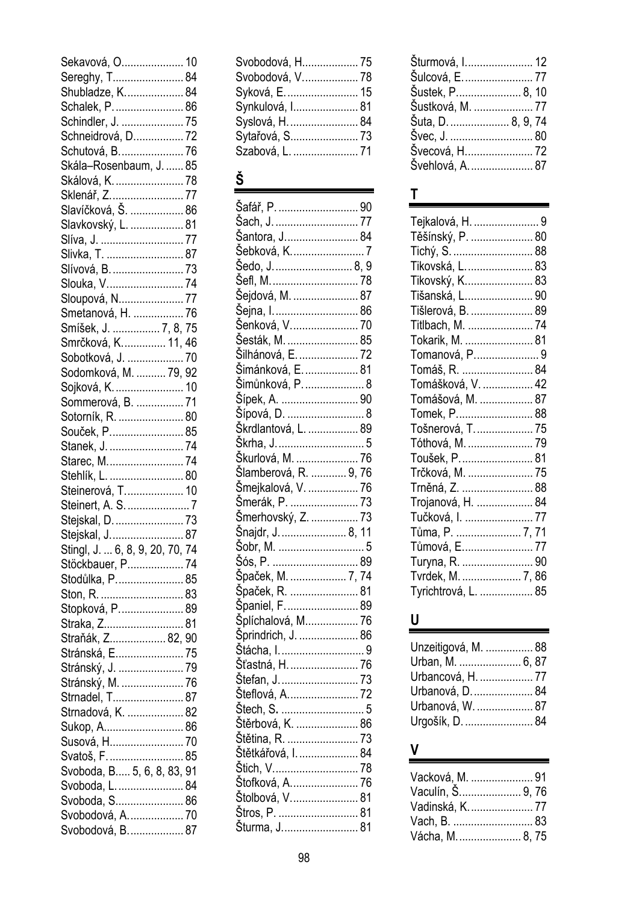Sekavová, O. ..................... 10
Sereghy, T. ........................ 84
Shubladze, K. .................... 84
Schalek, P. ........................ 86
Schindler, J. ...................... 75
Schneidrová, D. ................. 72
Schutová, B. ...................... 76
Skála–Rosenbaum, J. ....... 85
Skálová, K. ........................ 78
Sklenář, Z. ......................... 77
Slavíčková, Š. .................. 86
Slavkovský, L. .................. 81
Slíva, J. ............................ 77
Slivka, T. .......................... 87
Slívová, B. ........................ 73
Slouka, V. ......................... 74
Sloupová, N. ..................... 77
Smetanová, H. ................. 76
Smíšek, J. ................ 7, 8, 75
Smrčková, K. .............. 11, 46
Sobotková, J. ................... 70
Sodomková, M. .......... 79, 92
Sojková, K. ....................... 10
Sommerová, B. ................ 71
Sotorník, R. ...................... 80
Souček, P. ........................ 85
Stanek, J. ......................... 74
Starec, M. ......................... 74
Stehlík, L. ......................... 80
Steinerová, T. ................... 10
Steinert, A. S. ..................... 7
Stejskal, D. ....................... 73
Stejskal, J. ........................ 87
Stingl, J. ... 6, 8, 9, 20, 70, 74
Stöckbauer, P. .................. 74
Stodůlka, P. ...................... 85
Ston, R. ............................ 83
Stopková, P. ..................... 89
Straka, Z. .......................... 81
Straňák, Z. ................. 82, 90
Stránská, E. ..................... 75
Stránský, J. ...................... 79
Stránský, M. ..................... 76
Strnadel, T. ....................... 87
Strnadová, K. ................... 82
Sukop, A. .......................... 86
Susová, H. ........................ 70
Svatoš, F. ......................... 85
Svoboda, B. ..... 5, 6, 8, 83, 91
Svoboda, L. ...................... 84
Svoboda, S. ...................... 86
Svobodová, A. .................. 70
Svobodová, B. .................. 87
Svobodová, H. .................. 75
Svobodová, V. .................. 78
Syková, E. ........................ 15
Synkulová, I. ..................... 81
Syslová, H. ....................... 84
Sytařová, S. ...................... 73
Szabová, L. ...................... 71

## Š

Šafář, P. ........................... 90
Šach, J. ............................ 77
Šantora, J. ........................ 84
Šebková, K. ........................ 7
Šedo, J. ........................ 8, 9
Šefl, M. ............................. 78
Šejdová, M. ...................... 87
Šejna, I. ............................ 86
Šenková, V. ...................... 70
Šesták, M. ........................ 85
Šilhánová, E. .................... 72
Šimánková, E. .................. 81
Šimůnková, P. .................... 8
Šípek, A. .......................... 90
Šípová, D. .......................... 8
Škrdlantová, L. ................. 89
Škrha, J. ............................. 5
Škurlová, M. ..................... 76
Šlamberová, R. ............ 9, 76
Šmejkalová, V. ................. 76
Šmerák, P. ....................... 73
Šmerhovský, Z. ................ 73
Šnajdr, J. ...................... 8, 11
Šobr, M. ............................. 5
Šós, P. ............................. 89
Špaček, M. ................... 7, 74
Špaček, R. ....................... 81
Španiel, F. ........................ 89
Šplíchalová, M. ................. 76
Šprindrich, J. .................... 86
Štácha, I. ............................ 9
Šťastná, H. ....................... 76
Štefan, J. .......................... 73
Šteflová, A. ....................... 72
Štech, S. ............................ 5
Štěrbová, K. ..................... 86
Štětina, R. ........................ 73
Štětkářová, I. .................... 84
Štich, V. ........................... 78
Štofková, A. ...................... 76
Štolbová, V. ...................... 81
Štros, P. ........................... 81
Šturma, J. ......................... 81
Šturmová, I. ...................... 12
Šulcová, E. ....................... 77
Šustek, P. ..................... 8, 10
Šustková, M. .................... 77
Šuta, D. ..................... 8, 9, 74
Švec, J. ............................ 80
Švecová, H. ...................... 72
Švehlová, A. ..................... 87

## T

Tejkalová, H. ...................... 9
Těšínský, P. ..................... 80
Tichý, S. ........................... 88
Tikovská, L. ...................... 83
Tikovský, K. ...................... 83
Tišanská, L. ...................... 90
Tišlerová, B. ..................... 89
Titlbach, M. ...................... 74
Tokarik, M. ....................... 81
Tomanová, P. ..................... 9
Tomáš, R. ........................ 84
Tomášková, V. ................. 42
Tomášová, M. .................. 87
Tomek, P. ......................... 88
Tošnerová, T. ................... 75
Tóthová, M. ...................... 79
Toušek, P. ........................ 81
Trčková, M. ...................... 75
Trněná, Z. ........................ 88
Trojanová, H. ................... 84
Tučková, I. ....................... 77
Tůma, P. ...................... 7, 71
Tůmová, E. ....................... 77
Turyna, R. ........................ 90
Tvrdek, M. .................... 7, 86
Tyrichtrová, L. .................. 85

## U

Unzeitigová, M. ................ 88
Urban, M. ..................... 6, 87
Urbancová, H. .................. 77
Urbanová, D. .................... 84
Urbanová, W. ................... 87
Urgošík, D. ....................... 84

## V

Vacková, M. ..................... 91
Vaculín, Š. .................. 9, 76
Vadinská, K. ..................... 77
Vach, B. ........................... 83
Vácha, M. ................... 8, 75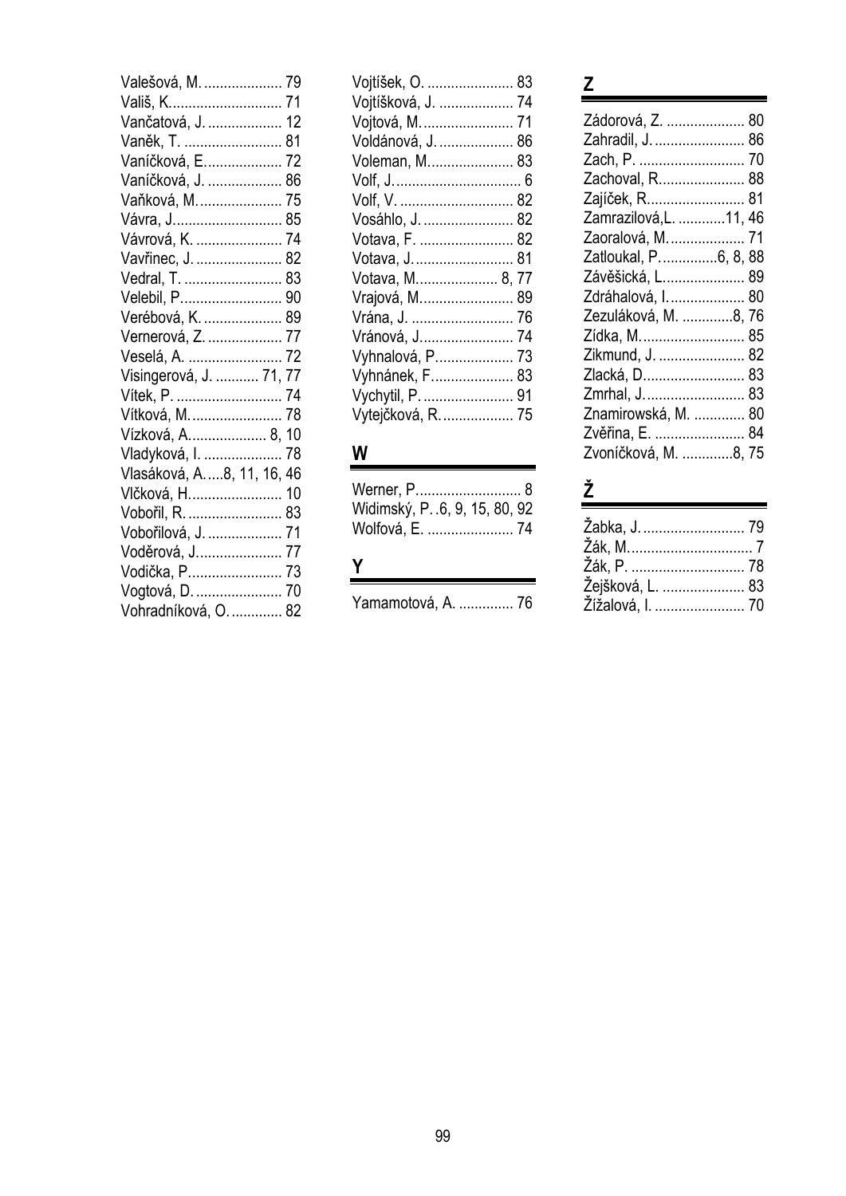Valešová, M. .................... 79
Vališ, K............................ 71
Vančatová, J. ................... 12
Vaněk, T. ......................... 81
Vaníčková, E.................... 72
Vaníčková, J. ................... 86
Vaňková, M...................... 75
Vávra, J............................ 85
Vávrová, K. ...................... 74
Vavřinec, J. ...................... 82
Vedral, T. ......................... 83
Velebil, P.......................... 90
Verébová, K. .................... 89
Vernerová, Z. ................... 77
Veselá, A. ........................ 72
Visingerová, J. ........... 71, 77
Vítek, P. ........................... 74
Vítková, M........................ 78
Vízková, A.................... 8, 10
Vladyková, I. .................... 78
Vlasáková, A.....8, 11, 16, 46
Vlčková, H........................ 10
Vobořil, R. ........................ 83
Vobořilová, J. ................... 71
Voděrová, J...................... 77
Vodička, P........................ 73
Vogtová, D. ...................... 70
Vohradníková, O............. 82
Vojtíšek, O. ...................... 83
Vojtíšková, J. ................... 74
Vojtová, M........................ 71
Voldánová, J. ................... 86
Voleman, M...................... 83
Volf, J................................ 6
Volf, V. ............................. 82
Vosáhlo, J. ....................... 82
Votava, F. ........................ 82
Votava, J.......................... 81
Votava, M.................... 8, 77
Vrajová, M........................ 89
Vrána, J. .......................... 76
Vránová, J........................ 74
Vyhnalová, P.................... 73
Vyhnánek, F..................... 83
Vychytil, P. ....................... 91
Vytejčková, R. .................. 75

## W

Werner, P.......................... 8
Widimský, P. .6, 9, 15, 80, 92
Wolfová, E. ...................... 74

## Y

Yamamotová, A. .............. 76

## Z

Zádorová, Z. .................... 80
Zahradil, J. ....................... 86
Zach, P. ........................... 70
Zachoval, R...................... 88
Zajíček, R......................... 81
Zamrazilová,L. ............11, 46
Zaoralová, M.................... 71
Zatloukal, P..............6, 8, 88
Závěšická, L..................... 89
Zdráhalová, I. ................... 80
Zezuláková, M. .............8, 76
Zídka, M. .......................... 85
Zikmund, J. ...................... 82
Zlacká, D.......................... 83
Zmrhal, J.......................... 83
Znamirowská, M. ............. 80
Zvěřina, E. ....................... 84
Zvoníčková, M. .............8, 75

## Ž

Žabka, J. .......................... 79
Žák, M............................... 7
Žák, P. ............................. 78
Žejšková, L. ..................... 83
Žížalová, I. ....................... 70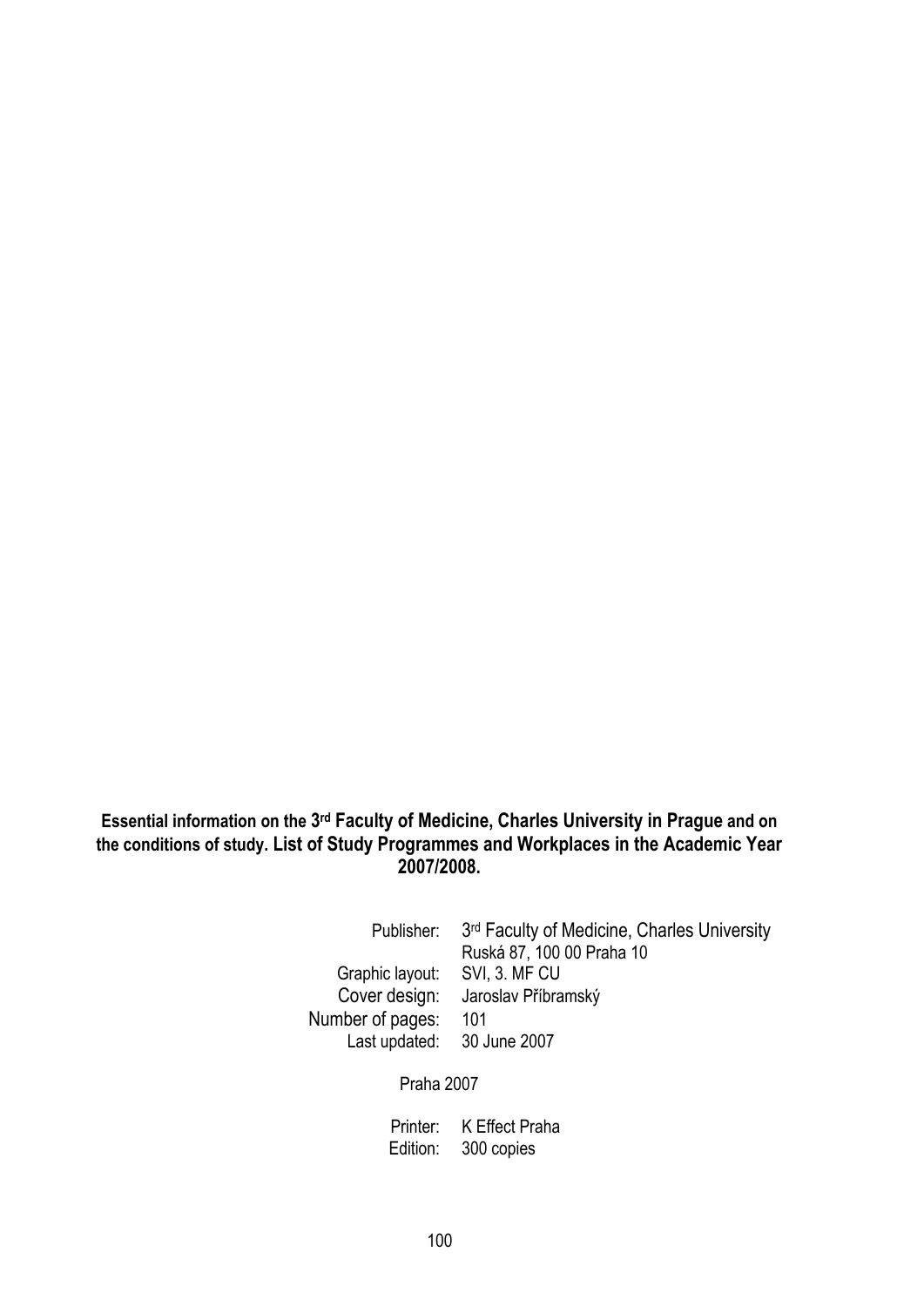**Essential information on the 3rd Faculty of Medicine, Charles University in Prague and on the conditions of study. List of Study Programmes and Workplaces in the Academic Year 2007/2008.**

| | |
|---|---|
| Publisher: | 3rd Faculty of Medicine, Charles University<br>Ruská 87, 100 00 Praha 10 |
| Graphic layout: | SVI, 3. MF CU |
| Cover design: | Jaroslav Příbramský |
| Number of pages: | 101 |
| Last updated: | 30 June 2007 |

Praha 2007

| | |
|---|---|
| Printer: | K Effect Praha |
| Edition: | 300 copies |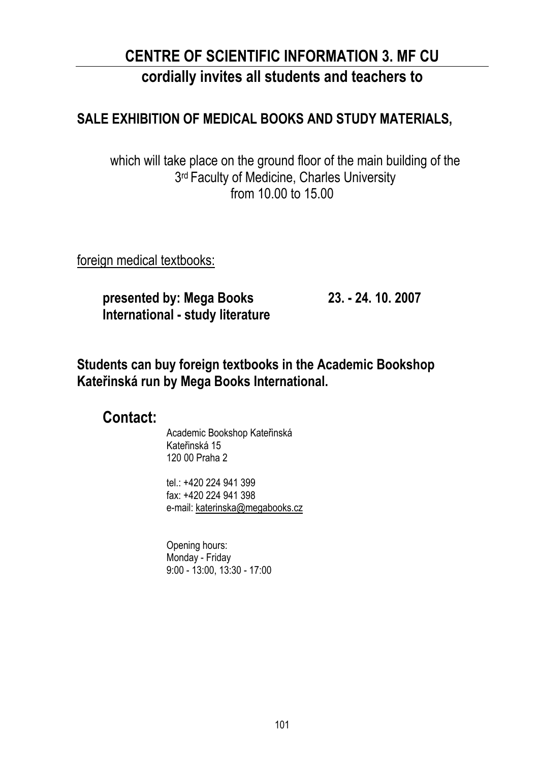# CENTRE OF SCIENTIFIC INFORMATION 3. MF CU

## cordially invites all students and teachers to

### SALE EXHIBITION OF MEDICAL BOOKS AND STUDY MATERIALS,

which will take place on the ground floor of the main building of the 3rd Faculty of Medicine, Charles University from 10.00 to 15.00

foreign medical textbooks:

**presented by: Mega Books International - study literature** **23. - 24. 10. 2007**

**Students can buy foreign textbooks in the Academic Bookshop Kateřinská run by Mega Books International.**

## Contact:

Academic Bookshop Kateřinská
Kateřinská 15
120 00 Praha 2

tel.: +420 224 941 399
fax: +420 224 941 398
e-mail: katerinska@megabooks.cz

Opening hours:
Monday - Friday
9:00 - 13:00, 13:30 - 17:00